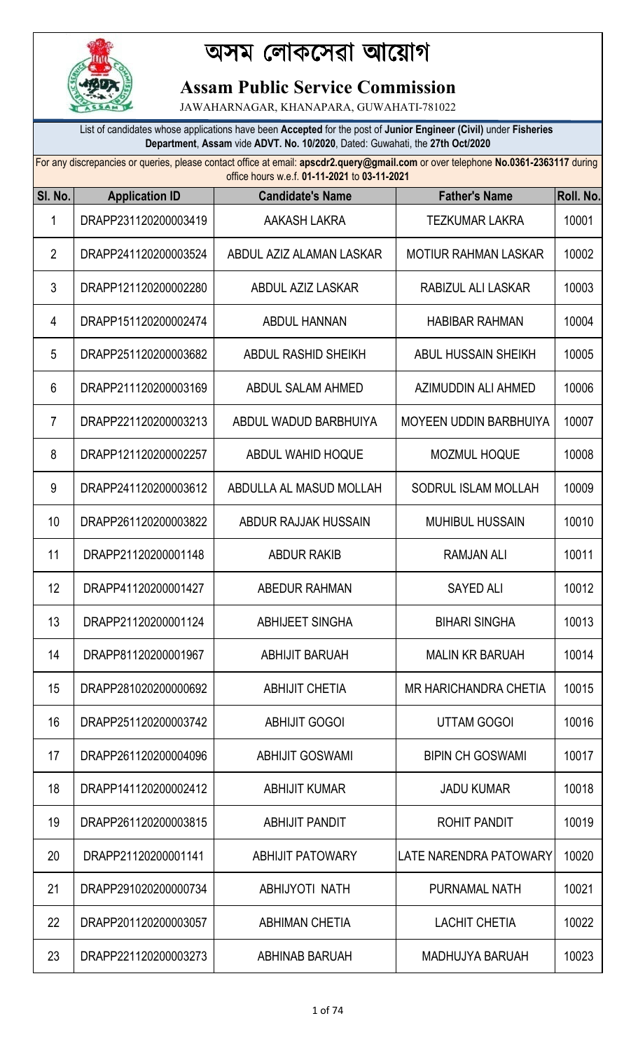# অসম লোকসেৱা আয়োগ

## Assam Public Service Commission

JAWAHARNAGAR, KHANAPARA, GUWAHATI-781022

List of candidates whose applications have been **Accepted** for the post of **Junior Engineer (Civil)** under **Fisheries Department**, **Assam** vide **ADVT. No. 10/2020**, Dated: Guwahati, the **27th Oct/2020**

For any discrepancies or queries, please contact office at email: **apscdr2.query@gmail.com** or over telephone **No.0361-2363117** during office hours w.e.f. **01-11-2021** to **03-11-2021**

| Sl. No. | Application ID | Candidate's Name | Father's Name | Roll. No. |
|---|---|---|---|---|
| 1 | DRAPP231120200003419 | AAKASH LAKRA | TEZKUMAR LAKRA | 10001 |
| 2 | DRAPP241120200003524 | ABDUL AZIZ ALAMAN LASKAR | MOTIUR RAHMAN LASKAR | 10002 |
| 3 | DRAPP121120200002280 | ABDUL AZIZ LASKAR | RABIZUL ALI LASKAR | 10003 |
| 4 | DRAPP151120200002474 | ABDUL HANNAN | HABIBAR RAHMAN | 10004 |
| 5 | DRAPP251120200003682 | ABDUL RASHID SHEIKH | ABUL HUSSAIN SHEIKH | 10005 |
| 6 | DRAPP211120200003169 | ABDUL SALAM AHMED | AZIMUDDIN ALI AHMED | 10006 |
| 7 | DRAPP221120200003213 | ABDUL WADUD BARBHUIYA | MOYEEN UDDIN BARBHUIYA | 10007 |
| 8 | DRAPP121120200002257 | ABDUL WAHID HOQUE | MOZMUL HOQUE | 10008 |
| 9 | DRAPP241120200003612 | ABDULLA AL MASUD MOLLAH | SODRUL ISLAM MOLLAH | 10009 |
| 10 | DRAPP261120200003822 | ABDUR RAJJAK HUSSAIN | MUHIBUL HUSSAIN | 10010 |
| 11 | DRAPP21120200001148 | ABDUR RAKIB | RAMJAN ALI | 10011 |
| 12 | DRAPP41120200001427 | ABEDUR RAHMAN | SAYED ALI | 10012 |
| 13 | DRAPP21120200001124 | ABHIJEET SINGHA | BIHARI SINGHA | 10013 |
| 14 | DRAPP81120200001967 | ABHIJIT BARUAH | MALIN KR BARUAH | 10014 |
| 15 | DRAPP281020200000692 | ABHIJIT CHETIA | MR HARICHANDRA CHETIA | 10015 |
| 16 | DRAPP251120200003742 | ABHIJIT GOGOI | UTTAM GOGOI | 10016 |
| 17 | DRAPP261120200004096 | ABHIJIT GOSWAMI | BIPIN CH GOSWAMI | 10017 |
| 18 | DRAPP141120200002412 | ABHIJIT KUMAR | JADU KUMAR | 10018 |
| 19 | DRAPP261120200003815 | ABHIJIT PANDIT | ROHIT PANDIT | 10019 |
| 20 | DRAPP21120200001141 | ABHIJIT PATOWARY | LATE NARENDRA PATOWARY | 10020 |
| 21 | DRAPP291020200000734 | ABHIJYOTI NATH | PURNAMAL NATH | 10021 |
| 22 | DRAPP201120200003057 | ABHIMAN CHETIA | LACHIT CHETIA | 10022 |
| 23 | DRAPP221120200003273 | ABHINAB BARUAH | MADHUJYA BARUAH | 10023 |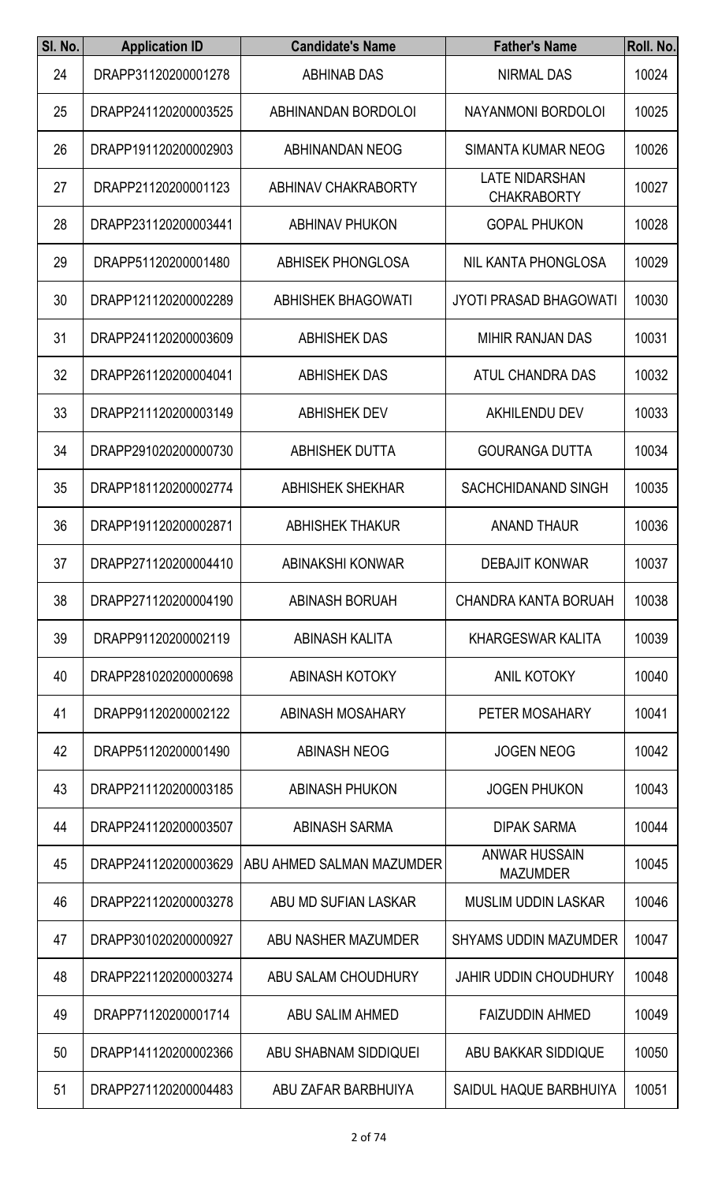| Sl. No. | Application ID | Candidate's Name | Father's Name | Roll. No. |
|---|---|---|---|---|
| 24 | DRAPP31120200001278 | ABHINAB DAS | NIRMAL DAS | 10024 |
| 25 | DRAPP241120200003525 | ABHINANDAN BORDOLOI | NAYANMONI BORDOLOI | 10025 |
| 26 | DRAPP191120200002903 | ABHINANDAN NEOG | SIMANTA KUMAR NEOG | 10026 |
| 27 | DRAPP21120200001123 | ABHINAV CHAKRABORTY | LATE NIDARSHAN CHAKRABORTY | 10027 |
| 28 | DRAPP231120200003441 | ABHINAV PHUKON | GOPAL PHUKON | 10028 |
| 29 | DRAPP51120200001480 | ABHISEK PHONGLOSA | NIL KANTA PHONGLOSA | 10029 |
| 30 | DRAPP121120200002289 | ABHISHEK BHAGOWATI | JYOTI PRASAD BHAGOWATI | 10030 |
| 31 | DRAPP241120200003609 | ABHISHEK DAS | MIHIR RANJAN DAS | 10031 |
| 32 | DRAPP261120200004041 | ABHISHEK DAS | ATUL CHANDRA DAS | 10032 |
| 33 | DRAPP211120200003149 | ABHISHEK DEV | AKHILENDU DEV | 10033 |
| 34 | DRAPP291020200000730 | ABHISHEK DUTTA | GOURANGA DUTTA | 10034 |
| 35 | DRAPP181120200002774 | ABHISHEK SHEKHAR | SACHCHIDANAND SINGH | 10035 |
| 36 | DRAPP191120200002871 | ABHISHEK THAKUR | ANAND THAUR | 10036 |
| 37 | DRAPP271120200004410 | ABINAKSHI KONWAR | DEBAJIT KONWAR | 10037 |
| 38 | DRAPP271120200004190 | ABINASH BORUAH | CHANDRA KANTA BORUAH | 10038 |
| 39 | DRAPP91120200002119 | ABINASH KALITA | KHARGESWAR KALITA | 10039 |
| 40 | DRAPP281020200000698 | ABINASH KOTOKY | ANIL KOTOKY | 10040 |
| 41 | DRAPP91120200002122 | ABINASH MOSAHARY | PETER MOSAHARY | 10041 |
| 42 | DRAPP51120200001490 | ABINASH NEOG | JOGEN NEOG | 10042 |
| 43 | DRAPP211120200003185 | ABINASH PHUKON | JOGEN PHUKON | 10043 |
| 44 | DRAPP241120200003507 | ABINASH SARMA | DIPAK SARMA | 10044 |
| 45 | DRAPP241120200003629 | ABU AHMED SALMAN MAZUMDER | ANWAR HUSSAIN MAZUMDER | 10045 |
| 46 | DRAPP221120200003278 | ABU MD SUFIAN LASKAR | MUSLIM UDDIN LASKAR | 10046 |
| 47 | DRAPP301020200000927 | ABU NASHER MAZUMDER | SHYAMS UDDIN MAZUMDER | 10047 |
| 48 | DRAPP221120200003274 | ABU SALAM CHOUDHURY | JAHIR UDDIN CHOUDHURY | 10048 |
| 49 | DRAPP71120200001714 | ABU SALIM AHMED | FAIZUDDIN AHMED | 10049 |
| 50 | DRAPP141120200002366 | ABU SHABNAM SIDDIQUEI | ABU BAKKAR SIDDIQUE | 10050 |
| 51 | DRAPP271120200004483 | ABU ZAFAR BARBHUIYA | SAIDUL HAQUE BARBHUIYA | 10051 |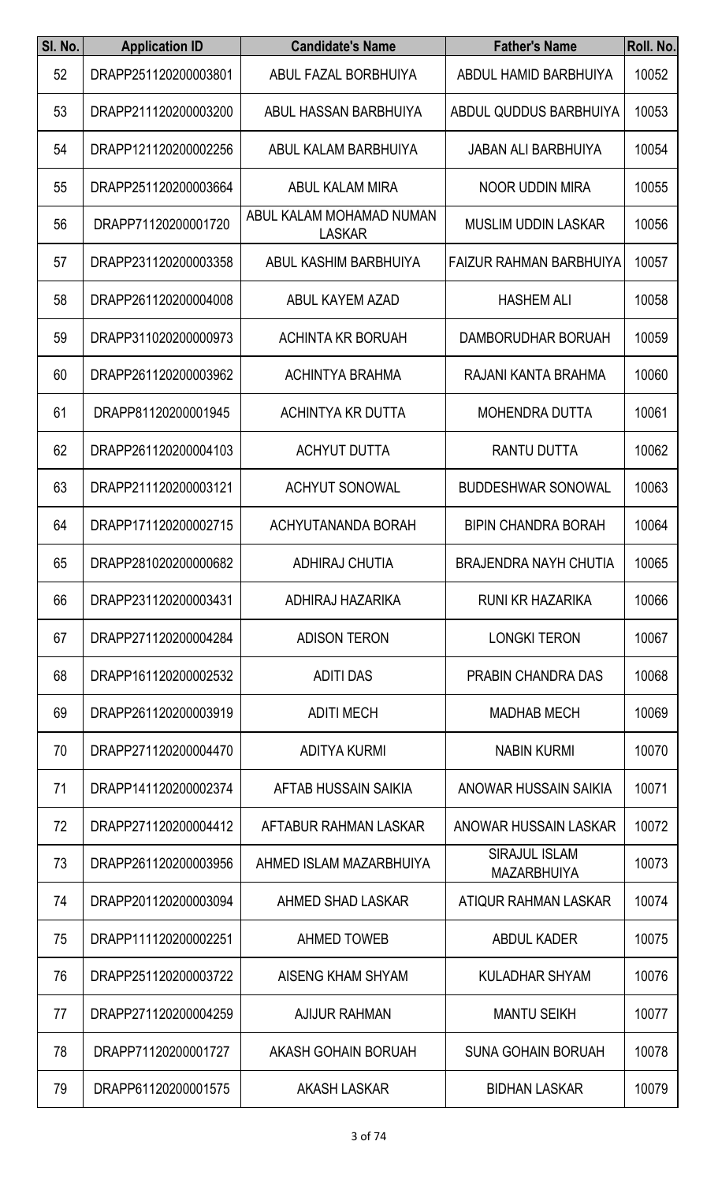| Sl. No. | Application ID | Candidate's Name | Father's Name | Roll. No. |
|---|---|---|---|---|
| 52 | DRAPP251120200003801 | ABUL FAZAL BORBHUIYA | ABDUL HAMID BARBHUIYA | 10052 |
| 53 | DRAPP211120200003200 | ABUL HASSAN BARBHUIYA | ABDUL QUDDUS BARBHUIYA | 10053 |
| 54 | DRAPP121120200002256 | ABUL KALAM BARBHUIYA | JABAN ALI BARBHUIYA | 10054 |
| 55 | DRAPP251120200003664 | ABUL KALAM MIRA | NOOR UDDIN MIRA | 10055 |
| 56 | DRAPP71120200001720 | ABUL KALAM MOHAMAD NUMAN LASKAR | MUSLIM UDDIN LASKAR | 10056 |
| 57 | DRAPP231120200003358 | ABUL KASHIM BARBHUIYA | FAIZUR RAHMAN BARBHUIYA | 10057 |
| 58 | DRAPP261120200004008 | ABUL KAYEM AZAD | HASHEM ALI | 10058 |
| 59 | DRAPP311020200000973 | ACHINTA KR BORUAH | DAMBORUDHAR BORUAH | 10059 |
| 60 | DRAPP261120200003962 | ACHINTYA BRAHMA | RAJANI KANTA BRAHMA | 10060 |
| 61 | DRAPP81120200001945 | ACHINTYA KR DUTTA | MOHENDRA DUTTA | 10061 |
| 62 | DRAPP261120200004103 | ACHYUT DUTTA | RANTU DUTTA | 10062 |
| 63 | DRAPP211120200003121 | ACHYUT SONOWAL | BUDDESHWAR SONOWAL | 10063 |
| 64 | DRAPP171120200002715 | ACHYUTANANDA BORAH | BIPIN CHANDRA BORAH | 10064 |
| 65 | DRAPP281020200000682 | ADHIRAJ CHUTIA | BRAJENDRA NAYH CHUTIA | 10065 |
| 66 | DRAPP231120200003431 | ADHIRAJ HAZARIKA | RUNI KR HAZARIKA | 10066 |
| 67 | DRAPP271120200004284 | ADISON TERON | LONGKI TERON | 10067 |
| 68 | DRAPP161120200002532 | ADITI DAS | PRABIN CHANDRA DAS | 10068 |
| 69 | DRAPP261120200003919 | ADITI MECH | MADHAB MECH | 10069 |
| 70 | DRAPP271120200004470 | ADITYA KURMI | NABIN KURMI | 10070 |
| 71 | DRAPP141120200002374 | AFTAB HUSSAIN SAIKIA | ANOWAR HUSSAIN SAIKIA | 10071 |
| 72 | DRAPP271120200004412 | AFTABUR RAHMAN LASKAR | ANOWAR HUSSAIN LASKAR | 10072 |
| 73 | DRAPP261120200003956 | AHMED ISLAM MAZARBHUIYA | SIRAJUL ISLAM MAZARBHUIYA | 10073 |
| 74 | DRAPP201120200003094 | AHMED SHAD LASKAR | ATIQUR RAHMAN LASKAR | 10074 |
| 75 | DRAPP111120200002251 | AHMED TOWEB | ABDUL KADER | 10075 |
| 76 | DRAPP251120200003722 | AISENG KHAM SHYAM | KULADHAR SHYAM | 10076 |
| 77 | DRAPP271120200004259 | AJIJUR RAHMAN | MANTU SEIKH | 10077 |
| 78 | DRAPP71120200001727 | AKASH GOHAIN BORUAH | SUNA GOHAIN BORUAH | 10078 |
| 79 | DRAPP61120200001575 | AKASH LASKAR | BIDHAN LASKAR | 10079 |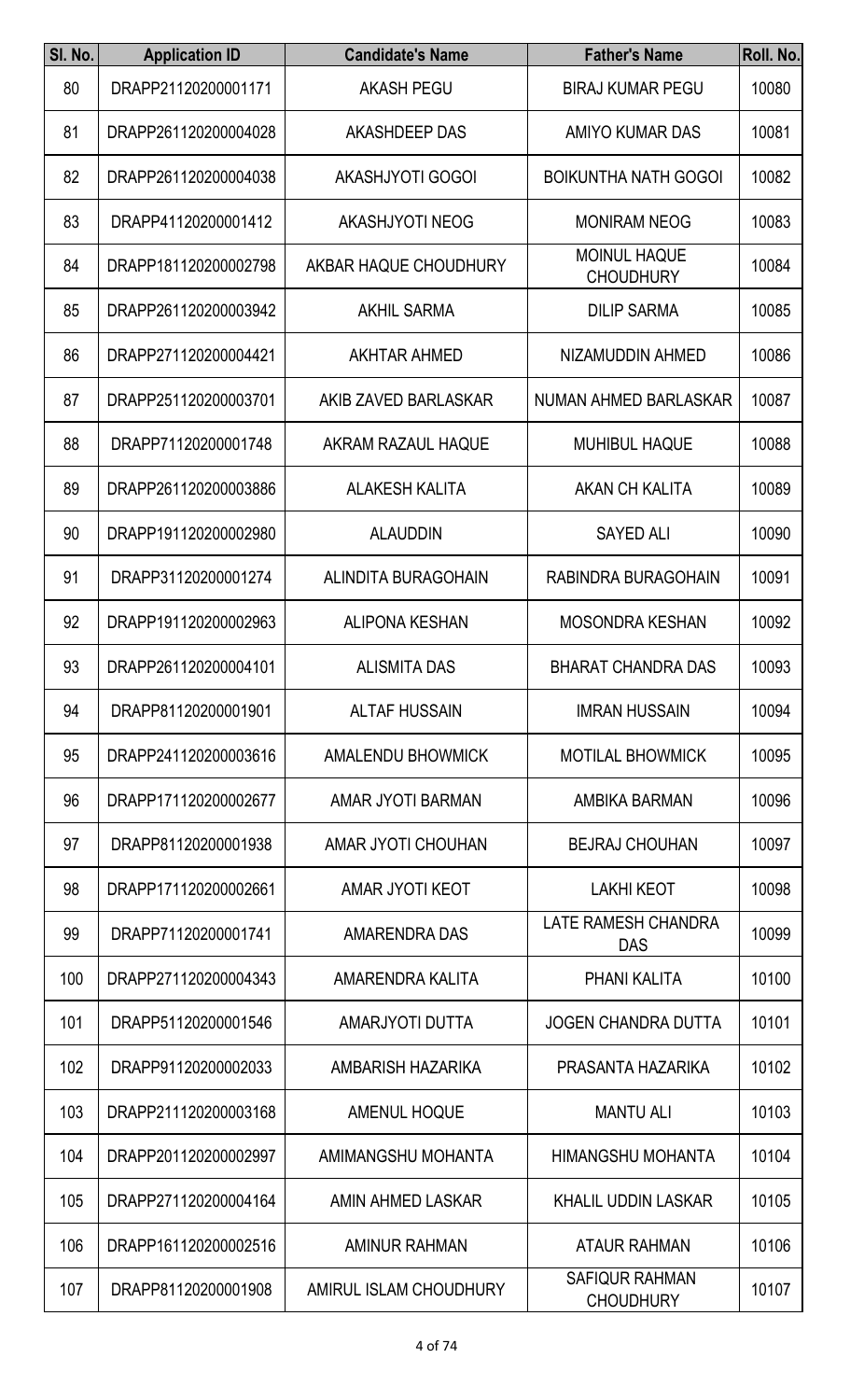| Sl. No. | Application ID | Candidate's Name | Father's Name | Roll. No. |
|---|---|---|---|---|
| 80 | DRAPP21120200001171 | AKASH PEGU | BIRAJ KUMAR PEGU | 10080 |
| 81 | DRAPP261120200004028 | AKASHDEEP DAS | AMIYO KUMAR DAS | 10081 |
| 82 | DRAPP261120200004038 | AKASHJYOTI GOGOI | BOIKUNTHA NATH GOGOI | 10082 |
| 83 | DRAPP41120200001412 | AKASHJYOTI NEOG | MONIRAM NEOG | 10083 |
| 84 | DRAPP181120200002798 | AKBAR HAQUE CHOUDHURY | MOINUL HAQUE CHOUDHURY | 10084 |
| 85 | DRAPP261120200003942 | AKHIL SARMA | DILIP SARMA | 10085 |
| 86 | DRAPP271120200004421 | AKHTAR AHMED | NIZAMUDDIN AHMED | 10086 |
| 87 | DRAPP251120200003701 | AKIB ZAVED BARLASKAR | NUMAN AHMED BARLASKAR | 10087 |
| 88 | DRAPP71120200001748 | AKRAM RAZAUL HAQUE | MUHIBUL HAQUE | 10088 |
| 89 | DRAPP261120200003886 | ALAKESH KALITA | AKAN CH KALITA | 10089 |
| 90 | DRAPP191120200002980 | ALAUDDIN | SAYED ALI | 10090 |
| 91 | DRAPP31120200001274 | ALINDITA BURAGOHAIN | RABINDRA BURAGOHAIN | 10091 |
| 92 | DRAPP191120200002963 | ALIPONA KESHAN | MOSONDRA KESHAN | 10092 |
| 93 | DRAPP261120200004101 | ALISMITA DAS | BHARAT CHANDRA DAS | 10093 |
| 94 | DRAPP81120200001901 | ALTAF HUSSAIN | IMRAN HUSSAIN | 10094 |
| 95 | DRAPP241120200003616 | AMALENDU BHOWMICK | MOTILAL BHOWMICK | 10095 |
| 96 | DRAPP171120200002677 | AMAR JYOTI BARMAN | AMBIKA BARMAN | 10096 |
| 97 | DRAPP81120200001938 | AMAR JYOTI CHOUHAN | BEJRAJ CHOUHAN | 10097 |
| 98 | DRAPP171120200002661 | AMAR JYOTI KEOT | LAKHI KEOT | 10098 |
| 99 | DRAPP71120200001741 | AMARENDRA DAS | LATE RAMESH CHANDRA DAS | 10099 |
| 100 | DRAPP271120200004343 | AMARENDRA KALITA | PHANI KALITA | 10100 |
| 101 | DRAPP51120200001546 | AMARJYOTI DUTTA | JOGEN CHANDRA DUTTA | 10101 |
| 102 | DRAPP91120200002033 | AMBARISH HAZARIKA | PRASANTA HAZARIKA | 10102 |
| 103 | DRAPP211120200003168 | AMENUL HOQUE | MANTU ALI | 10103 |
| 104 | DRAPP201120200002997 | AMIMANGSHU MOHANTA | HIMANGSHU MOHANTA | 10104 |
| 105 | DRAPP271120200004164 | AMIN AHMED LASKAR | KHALIL UDDIN LASKAR | 10105 |
| 106 | DRAPP161120200002516 | AMINUR RAHMAN | ATAUR RAHMAN | 10106 |
| 107 | DRAPP81120200001908 | AMIRUL ISLAM CHOUDHURY | SAFIQUR RAHMAN CHOUDHURY | 10107 |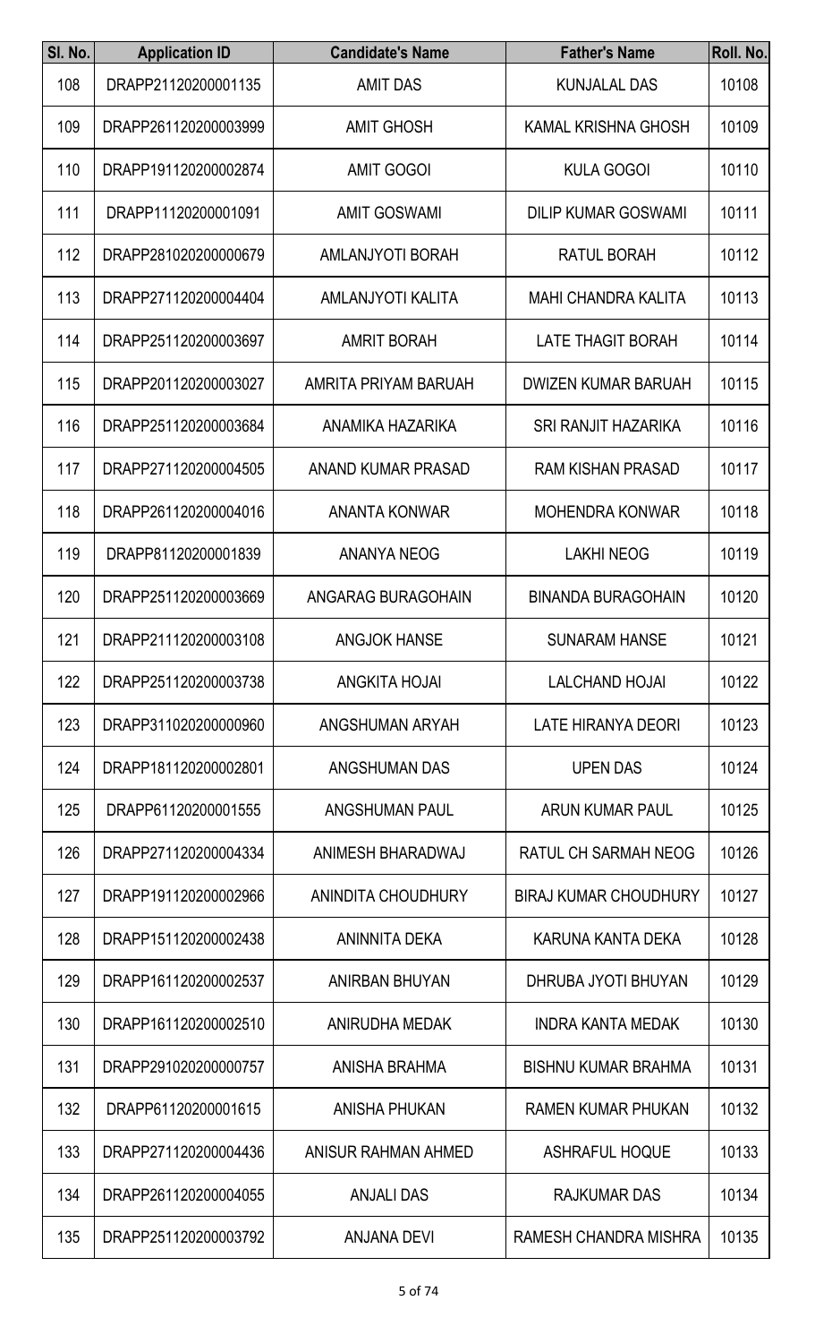| Sl. No. | Application ID | Candidate's Name | Father's Name | Roll. No. |
|---|---|---|---|---|
| 108 | DRAPP21120200001135 | AMIT DAS | KUNJALAL DAS | 10108 |
| 109 | DRAPP261120200003999 | AMIT GHOSH | KAMAL KRISHNA GHOSH | 10109 |
| 110 | DRAPP191120200002874 | AMIT GOGOI | KULA GOGOI | 10110 |
| 111 | DRAPP11120200001091 | AMIT GOSWAMI | DILIP KUMAR GOSWAMI | 10111 |
| 112 | DRAPP281020200000679 | AMLANJYOTI BORAH | RATUL BORAH | 10112 |
| 113 | DRAPP271120200004404 | AMLANJYOTI KALITA | MAHI CHANDRA KALITA | 10113 |
| 114 | DRAPP251120200003697 | AMRIT BORAH | LATE THAGIT BORAH | 10114 |
| 115 | DRAPP201120200003027 | AMRITA PRIYAM BARUAH | DWIZEN KUMAR BARUAH | 10115 |
| 116 | DRAPP251120200003684 | ANAMIKA HAZARIKA | SRI RANJIT HAZARIKA | 10116 |
| 117 | DRAPP271120200004505 | ANAND KUMAR PRASAD | RAM KISHAN PRASAD | 10117 |
| 118 | DRAPP261120200004016 | ANANTA KONWAR | MOHENDRA KONWAR | 10118 |
| 119 | DRAPP81120200001839 | ANANYA NEOG | LAKHI NEOG | 10119 |
| 120 | DRAPP251120200003669 | ANGARAG BURAGOHAIN | BINANDA BURAGOHAIN | 10120 |
| 121 | DRAPP211120200003108 | ANGJOK HANSE | SUNARAM HANSE | 10121 |
| 122 | DRAPP251120200003738 | ANGKITA HOJAI | LALCHAND HOJAI | 10122 |
| 123 | DRAPP311020200000960 | ANGSHUMAN ARYAH | LATE HIRANYA DEORI | 10123 |
| 124 | DRAPP181120200002801 | ANGSHUMAN DAS | UPEN DAS | 10124 |
| 125 | DRAPP61120200001555 | ANGSHUMAN PAUL | ARUN KUMAR PAUL | 10125 |
| 126 | DRAPP271120200004334 | ANIMESH BHARADWAJ | RATUL CH SARMAH NEOG | 10126 |
| 127 | DRAPP191120200002966 | ANINDITA CHOUDHURY | BIRAJ KUMAR CHOUDHURY | 10127 |
| 128 | DRAPP151120200002438 | ANINNITA DEKA | KARUNA KANTA DEKA | 10128 |
| 129 | DRAPP161120200002537 | ANIRBAN BHUYAN | DHRUBA JYOTI BHUYAN | 10129 |
| 130 | DRAPP161120200002510 | ANIRUDHA MEDAK | INDRA KANTA MEDAK | 10130 |
| 131 | DRAPP291020200000757 | ANISHA BRAHMA | BISHNU KUMAR BRAHMA | 10131 |
| 132 | DRAPP61120200001615 | ANISHA PHUKAN | RAMEN KUMAR PHUKAN | 10132 |
| 133 | DRAPP271120200004436 | ANISUR RAHMAN AHMED | ASHRAFUL HOQUE | 10133 |
| 134 | DRAPP261120200004055 | ANJALI DAS | RAJKUMAR DAS | 10134 |
| 135 | DRAPP251120200003792 | ANJANA DEVI | RAMESH CHANDRA MISHRA | 10135 |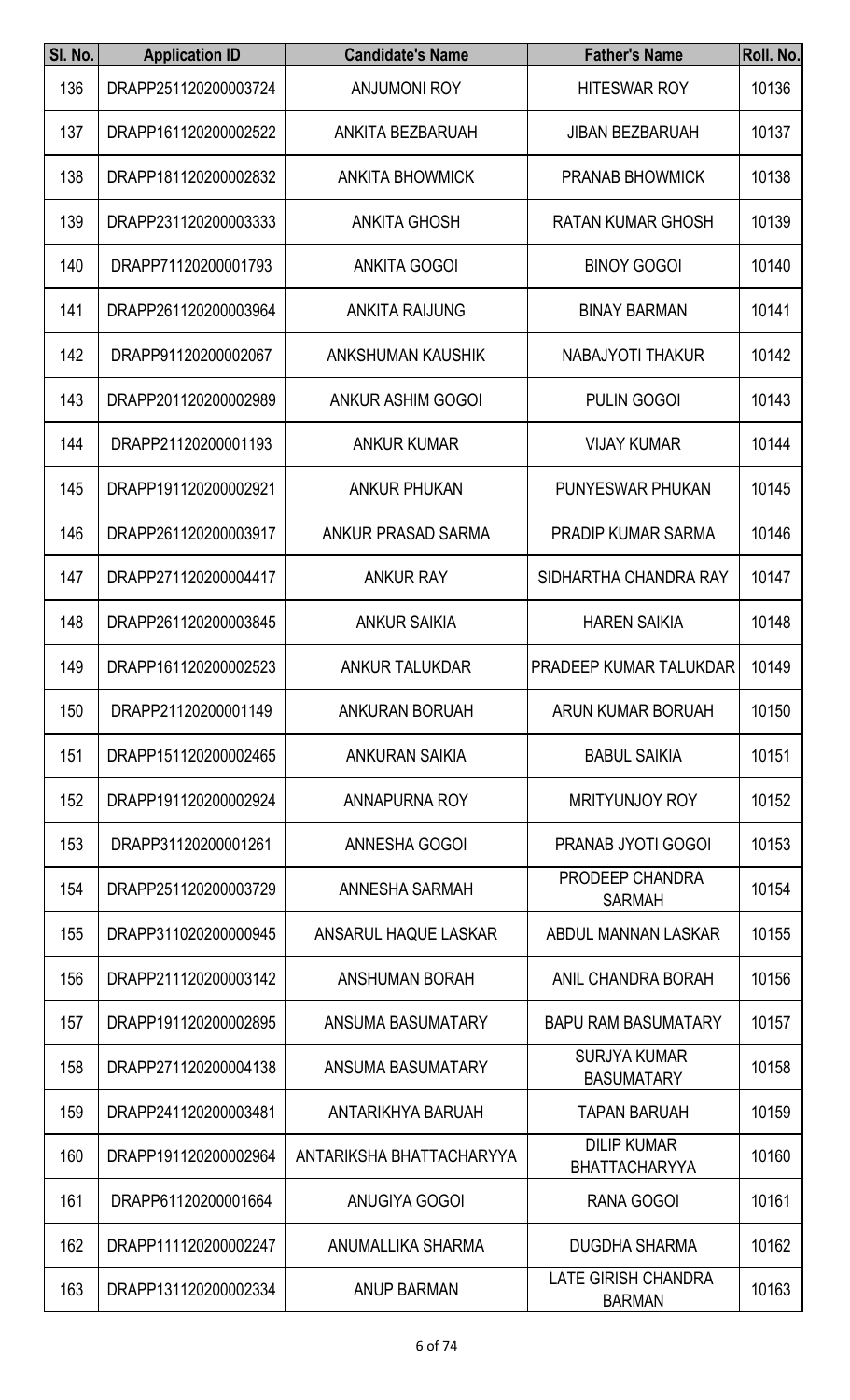| Sl. No. | Application ID | Candidate's Name | Father's Name | Roll. No. |
|---|---|---|---|---|
| 136 | DRAPP251120200003724 | ANJUMONI ROY | HITESWAR ROY | 10136 |
| 137 | DRAPP161120200002522 | ANKITA BEZBARUAH | JIBAN BEZBARUAH | 10137 |
| 138 | DRAPP181120200002832 | ANKITA BHOWMICK | PRANAB BHOWMICK | 10138 |
| 139 | DRAPP231120200003333 | ANKITA GHOSH | RATAN KUMAR GHOSH | 10139 |
| 140 | DRAPP71120200001793 | ANKITA GOGOI | BINOY GOGOI | 10140 |
| 141 | DRAPP261120200003964 | ANKITA RAIJUNG | BINAY BARMAN | 10141 |
| 142 | DRAPP91120200002067 | ANKSHUMAN KAUSHIK | NABAJYOTI THAKUR | 10142 |
| 143 | DRAPP201120200002989 | ANKUR ASHIM GOGOI | PULIN GOGOI | 10143 |
| 144 | DRAPP21120200001193 | ANKUR KUMAR | VIJAY KUMAR | 10144 |
| 145 | DRAPP191120200002921 | ANKUR PHUKAN | PUNYESWAR PHUKAN | 10145 |
| 146 | DRAPP261120200003917 | ANKUR PRASAD SARMA | PRADIP KUMAR SARMA | 10146 |
| 147 | DRAPP271120200004417 | ANKUR RAY | SIDHARTHA CHANDRA RAY | 10147 |
| 148 | DRAPP261120200003845 | ANKUR SAIKIA | HAREN SAIKIA | 10148 |
| 149 | DRAPP161120200002523 | ANKUR TALUKDAR | PRADEEP KUMAR TALUKDAR | 10149 |
| 150 | DRAPP21120200001149 | ANKURAN BORUAH | ARUN KUMAR BORUAH | 10150 |
| 151 | DRAPP151120200002465 | ANKURAN SAIKIA | BABUL SAIKIA | 10151 |
| 152 | DRAPP191120200002924 | ANNAPURNA ROY | MRITYUNJOY ROY | 10152 |
| 153 | DRAPP31120200001261 | ANNESHA GOGOI | PRANAB JYOTI GOGOI | 10153 |
| 154 | DRAPP251120200003729 | ANNESHA SARMAH | PRODEEP CHANDRA SARMAH | 10154 |
| 155 | DRAPP311020200000945 | ANSARUL HAQUE LASKAR | ABDUL MANNAN LASKAR | 10155 |
| 156 | DRAPP211120200003142 | ANSHUMAN BORAH | ANIL CHANDRA BORAH | 10156 |
| 157 | DRAPP191120200002895 | ANSUMA BASUMATARY | BAPU RAM BASUMATARY | 10157 |
| 158 | DRAPP271120200004138 | ANSUMA BASUMATARY | SURJYA KUMAR BASUMATARY | 10158 |
| 159 | DRAPP241120200003481 | ANTARIKHYA BARUAH | TAPAN BARUAH | 10159 |
| 160 | DRAPP191120200002964 | ANTARIKSHA BHATTACHARYYA | DILIP KUMAR BHATTACHARYYA | 10160 |
| 161 | DRAPP61120200001664 | ANUGIYA GOGOI | RANA GOGOI | 10161 |
| 162 | DRAPP111120200002247 | ANUMALLIKA SHARMA | DUGDHA SHARMA | 10162 |
| 163 | DRAPP131120200002334 | ANUP BARMAN | LATE GIRISH CHANDRA BARMAN | 10163 |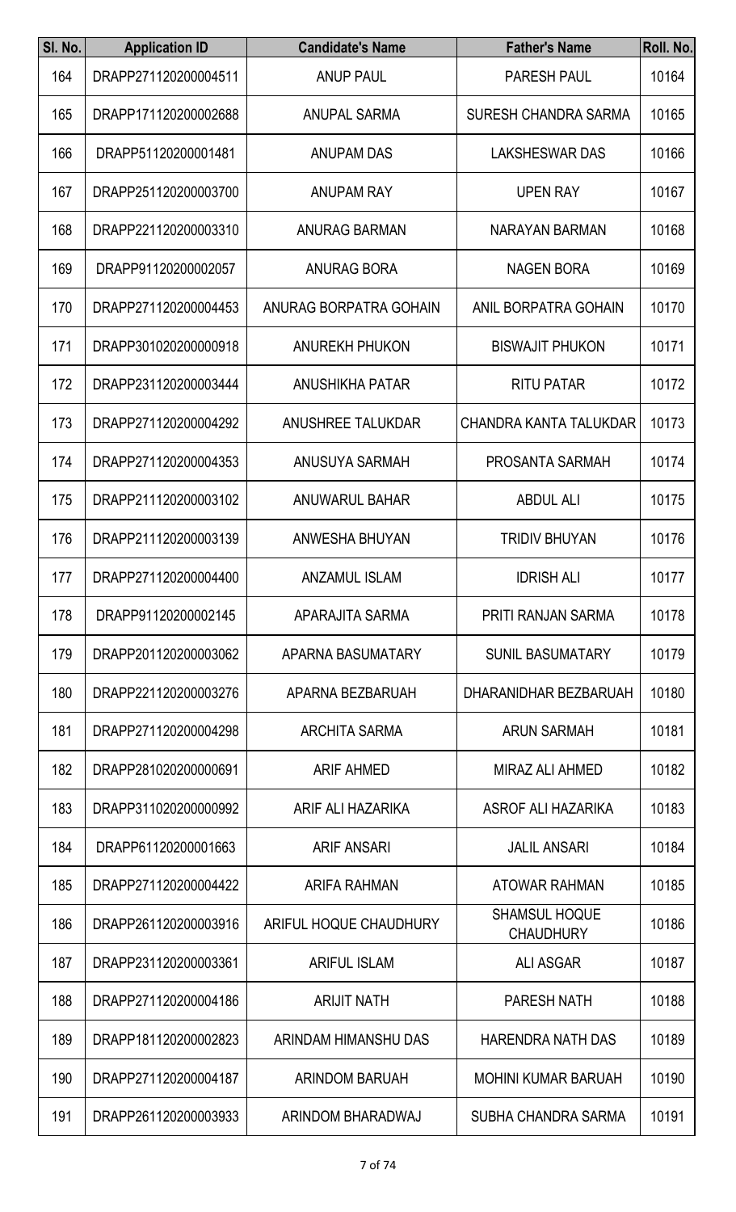| Sl. No. | Application ID | Candidate's Name | Father's Name | Roll. No. |
|---|---|---|---|---|
| 164 | DRAPP271120200004511 | ANUP PAUL | PARESH PAUL | 10164 |
| 165 | DRAPP171120200002688 | ANUPAL SARMA | SURESH CHANDRA SARMA | 10165 |
| 166 | DRAPP51120200001481 | ANUPAM DAS | LAKSHESWAR DAS | 10166 |
| 167 | DRAPP251120200003700 | ANUPAM RAY | UPEN RAY | 10167 |
| 168 | DRAPP221120200003310 | ANURAG BARMAN | NARAYAN BARMAN | 10168 |
| 169 | DRAPP91120200002057 | ANURAG BORA | NAGEN BORA | 10169 |
| 170 | DRAPP271120200004453 | ANURAG BORPATRA GOHAIN | ANIL BORPATRA GOHAIN | 10170 |
| 171 | DRAPP301020200000918 | ANUREKH PHUKON | BISWAJIT PHUKON | 10171 |
| 172 | DRAPP231120200003444 | ANUSHIKHA PATAR | RITU PATAR | 10172 |
| 173 | DRAPP271120200004292 | ANUSHREE TALUKDAR | CHANDRA KANTA TALUKDAR | 10173 |
| 174 | DRAPP271120200004353 | ANUSUYA SARMAH | PROSANTA SARMAH | 10174 |
| 175 | DRAPP211120200003102 | ANUWARUL BAHAR | ABDUL ALI | 10175 |
| 176 | DRAPP211120200003139 | ANWESHA BHUYAN | TRIDIV BHUYAN | 10176 |
| 177 | DRAPP271120200004400 | ANZAMUL ISLAM | IDRISH ALI | 10177 |
| 178 | DRAPP91120200002145 | APARAJITA SARMA | PRITI RANJAN SARMA | 10178 |
| 179 | DRAPP201120200003062 | APARNA BASUMATARY | SUNIL BASUMATARY | 10179 |
| 180 | DRAPP221120200003276 | APARNA BEZBARUAH | DHARANIDHAR BEZBARUAH | 10180 |
| 181 | DRAPP271120200004298 | ARCHITA SARMA | ARUN SARMAH | 10181 |
| 182 | DRAPP281020200000691 | ARIF AHMED | MIRAZ ALI AHMED | 10182 |
| 183 | DRAPP311020200000992 | ARIF ALI HAZARIKA | ASROF ALI HAZARIKA | 10183 |
| 184 | DRAPP61120200001663 | ARIF ANSARI | JALIL ANSARI | 10184 |
| 185 | DRAPP271120200004422 | ARIFA RAHMAN | ATOWAR RAHMAN | 10185 |
| 186 | DRAPP261120200003916 | ARIFUL HOQUE CHAUDHURY | SHAMSUL HOQUE CHAUDHURY | 10186 |
| 187 | DRAPP231120200003361 | ARIFUL ISLAM | ALI ASGAR | 10187 |
| 188 | DRAPP271120200004186 | ARIJIT NATH | PARESH NATH | 10188 |
| 189 | DRAPP181120200002823 | ARINDAM HIMANSHU DAS | HARENDRA NATH DAS | 10189 |
| 190 | DRAPP271120200004187 | ARINDOM BARUAH | MOHINI KUMAR BARUAH | 10190 |
| 191 | DRAPP261120200003933 | ARINDOM BHARADWAJ | SUBHA CHANDRA SARMA | 10191 |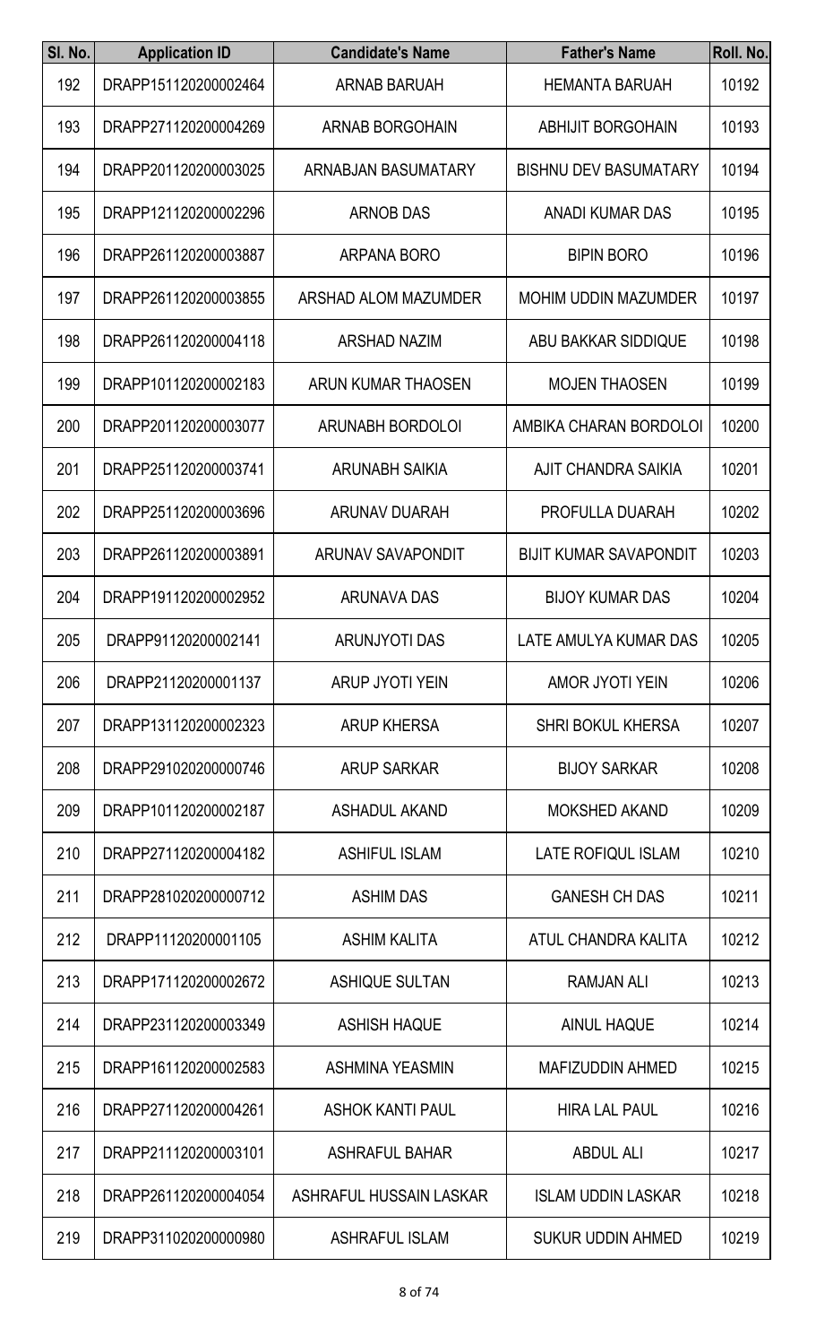| Sl. No. | Application ID | Candidate's Name | Father's Name | Roll. No. |
|---|---|---|---|---|
| 192 | DRAPP151120200002464 | ARNAB BARUAH | HEMANTA BARUAH | 10192 |
| 193 | DRAPP271120200004269 | ARNAB BORGOHAIN | ABHIJIT BORGOHAIN | 10193 |
| 194 | DRAPP201120200003025 | ARNABJAN BASUMATARY | BISHNU DEV BASUMATARY | 10194 |
| 195 | DRAPP121120200002296 | ARNOB DAS | ANADI KUMAR DAS | 10195 |
| 196 | DRAPP261120200003887 | ARPANA BORO | BIPIN BORO | 10196 |
| 197 | DRAPP261120200003855 | ARSHAD ALOM MAZUMDER | MOHIM UDDIN MAZUMDER | 10197 |
| 198 | DRAPP261120200004118 | ARSHAD NAZIM | ABU BAKKAR SIDDIQUE | 10198 |
| 199 | DRAPP101120200002183 | ARUN KUMAR THAOSEN | MOJEN THAOSEN | 10199 |
| 200 | DRAPP201120200003077 | ARUNABH BORDOLOI | AMBIKA CHARAN BORDOLOI | 10200 |
| 201 | DRAPP251120200003741 | ARUNABH SAIKIA | AJIT CHANDRA SAIKIA | 10201 |
| 202 | DRAPP251120200003696 | ARUNAV DUARAH | PROFULLA DUARAH | 10202 |
| 203 | DRAPP261120200003891 | ARUNAV SAVAPONDIT | BIJIT KUMAR SAVAPONDIT | 10203 |
| 204 | DRAPP191120200002952 | ARUNAVA DAS | BIJOY KUMAR DAS | 10204 |
| 205 | DRAPP91120200002141 | ARUNJYOTI DAS | LATE AMULYA KUMAR DAS | 10205 |
| 206 | DRAPP21120200001137 | ARUP JYOTI YEIN | AMOR JYOTI YEIN | 10206 |
| 207 | DRAPP131120200002323 | ARUP KHERSA | SHRI BOKUL KHERSA | 10207 |
| 208 | DRAPP291020200000746 | ARUP SARKAR | BIJOY SARKAR | 10208 |
| 209 | DRAPP101120200002187 | ASHADUL AKAND | MOKSHED AKAND | 10209 |
| 210 | DRAPP271120200004182 | ASHIFUL ISLAM | LATE ROFIQUL ISLAM | 10210 |
| 211 | DRAPP281020200000712 | ASHIM DAS | GANESH CH DAS | 10211 |
| 212 | DRAPP11120200001105 | ASHIM KALITA | ATUL CHANDRA KALITA | 10212 |
| 213 | DRAPP171120200002672 | ASHIQUE SULTAN | RAMJAN ALI | 10213 |
| 214 | DRAPP231120200003349 | ASHISH HAQUE | AINUL HAQUE | 10214 |
| 215 | DRAPP161120200002583 | ASHMINA YEASMIN | MAFIZUDDIN AHMED | 10215 |
| 216 | DRAPP271120200004261 | ASHOK KANTI PAUL | HIRA LAL PAUL | 10216 |
| 217 | DRAPP211120200003101 | ASHRAFUL BAHAR | ABDUL ALI | 10217 |
| 218 | DRAPP261120200004054 | ASHRAFUL HUSSAIN LASKAR | ISLAM UDDIN LASKAR | 10218 |
| 219 | DRAPP311020200000980 | ASHRAFUL ISLAM | SUKUR UDDIN AHMED | 10219 |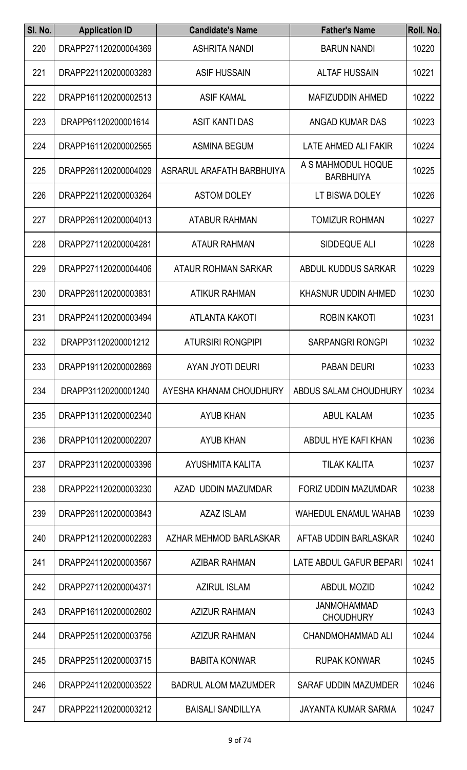| Sl. No. | Application ID | Candidate's Name | Father's Name | Roll. No. |
|---|---|---|---|---|
| 220 | DRAPP271120200004369 | ASHRITA NANDI | BARUN NANDI | 10220 |
| 221 | DRAPP221120200003283 | ASIF HUSSAIN | ALTAF HUSSAIN | 10221 |
| 222 | DRAPP161120200002513 | ASIF KAMAL | MAFIZUDDIN AHMED | 10222 |
| 223 | DRAPP61120200001614 | ASIT KANTI DAS | ANGAD KUMAR DAS | 10223 |
| 224 | DRAPP161120200002565 | ASMINA BEGUM | LATE AHMED ALI FAKIR | 10224 |
| 225 | DRAPP261120200004029 | ASRARUL ARAFATH BARBHUIYA | A S MAHMODUL HOQUE BARBHUIYA | 10225 |
| 226 | DRAPP221120200003264 | ASTOM DOLEY | LT BISWA DOLEY | 10226 |
| 227 | DRAPP261120200004013 | ATABUR RAHMAN | TOMIZUR ROHMAN | 10227 |
| 228 | DRAPP271120200004281 | ATAUR RAHMAN | SIDDEQUE ALI | 10228 |
| 229 | DRAPP271120200004406 | ATAUR ROHMAN SARKAR | ABDUL KUDDUS SARKAR | 10229 |
| 230 | DRAPP261120200003831 | ATIKUR RAHMAN | KHASNUR UDDIN AHMED | 10230 |
| 231 | DRAPP241120200003494 | ATLANTA KAKOTI | ROBIN KAKOTI | 10231 |
| 232 | DRAPP31120200001212 | ATURSIRI RONGPIPI | SARPANGRI RONGPI | 10232 |
| 233 | DRAPP191120200002869 | AYAN JYOTI DEURI | PABAN DEURI | 10233 |
| 234 | DRAPP31120200001240 | AYESHA KHANAM CHOUDHURY | ABDUS SALAM CHOUDHURY | 10234 |
| 235 | DRAPP131120200002340 | AYUB KHAN | ABUL KALAM | 10235 |
| 236 | DRAPP101120200002207 | AYUB KHAN | ABDUL HYE KAFI KHAN | 10236 |
| 237 | DRAPP231120200003396 | AYUSHMITA KALITA | TILAK KALITA | 10237 |
| 238 | DRAPP221120200003230 | AZAD UDDIN MAZUMDAR | FORIZ UDDIN MAZUMDAR | 10238 |
| 239 | DRAPP261120200003843 | AZAZ ISLAM | WAHEDUL ENAMUL WAHAB | 10239 |
| 240 | DRAPP121120200002283 | AZHAR MEHMOD BARLASKAR | AFTAB UDDIN BARLASKAR | 10240 |
| 241 | DRAPP241120200003567 | AZIBAR RAHMAN | LATE ABDUL GAFUR BEPARI | 10241 |
| 242 | DRAPP271120200004371 | AZIRUL ISLAM | ABDUL MOZID | 10242 |
| 243 | DRAPP161120200002602 | AZIZUR RAHMAN | JANMOHAMMAD CHOUDHURY | 10243 |
| 244 | DRAPP251120200003756 | AZIZUR RAHMAN | CHANDMOHAMMAD ALI | 10244 |
| 245 | DRAPP251120200003715 | BABITA KONWAR | RUPAK KONWAR | 10245 |
| 246 | DRAPP241120200003522 | BADRUL ALOM MAZUMDER | SARAF UDDIN MAZUMDER | 10246 |
| 247 | DRAPP221120200003212 | BAISALI SANDILLYA | JAYANTA KUMAR SARMA | 10247 |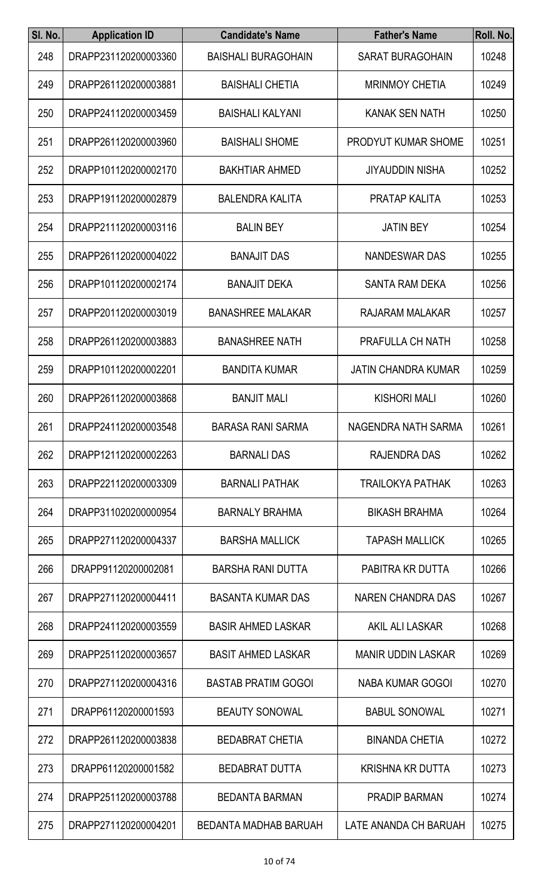| Sl. No. | Application ID | Candidate's Name | Father's Name | Roll. No. |
|---|---|---|---|---|
| 248 | DRAPP231120200003360 | BAISHALI BURAGOHAIN | SARAT BURAGOHAIN | 10248 |
| 249 | DRAPP261120200003881 | BAISHALI CHETIA | MRINMOY CHETIA | 10249 |
| 250 | DRAPP241120200003459 | BAISHALI KALYANI | KANAK SEN NATH | 10250 |
| 251 | DRAPP261120200003960 | BAISHALI SHOME | PRODYUT KUMAR SHOME | 10251 |
| 252 | DRAPP101120200002170 | BAKHTIAR AHMED | JIYAUDDIN NISHA | 10252 |
| 253 | DRAPP191120200002879 | BALENDRA KALITA | PRATAP KALITA | 10253 |
| 254 | DRAPP211120200003116 | BALIN BEY | JATIN BEY | 10254 |
| 255 | DRAPP261120200004022 | BANAJIT DAS | NANDESWAR DAS | 10255 |
| 256 | DRAPP101120200002174 | BANAJIT DEKA | SANTA RAM DEKA | 10256 |
| 257 | DRAPP201120200003019 | BANASHREE MALAKAR | RAJARAM MALAKAR | 10257 |
| 258 | DRAPP261120200003883 | BANASHREE NATH | PRAFULLA CH NATH | 10258 |
| 259 | DRAPP101120200002201 | BANDITA KUMAR | JATIN CHANDRA KUMAR | 10259 |
| 260 | DRAPP261120200003868 | BANJIT MALI | KISHORI MALI | 10260 |
| 261 | DRAPP241120200003548 | BARASA RANI SARMA | NAGENDRA NATH SARMA | 10261 |
| 262 | DRAPP121120200002263 | BARNALI DAS | RAJENDRA DAS | 10262 |
| 263 | DRAPP221120200003309 | BARNALI PATHAK | TRAILOKYA PATHAK | 10263 |
| 264 | DRAPP311020200000954 | BARNALY BRAHMA | BIKASH BRAHMA | 10264 |
| 265 | DRAPP271120200004337 | BARSHA MALLICK | TAPASH MALLICK | 10265 |
| 266 | DRAPP91120200002081 | BARSHA RANI DUTTA | PABITRA KR DUTTA | 10266 |
| 267 | DRAPP271120200004411 | BASANTA KUMAR DAS | NAREN CHANDRA DAS | 10267 |
| 268 | DRAPP241120200003559 | BASIR AHMED LASKAR | AKIL ALI LASKAR | 10268 |
| 269 | DRAPP251120200003657 | BASIT AHMED LASKAR | MANIR UDDIN LASKAR | 10269 |
| 270 | DRAPP271120200004316 | BASTAB PRATIM GOGOI | NABA KUMAR GOGOI | 10270 |
| 271 | DRAPP61120200001593 | BEAUTY SONOWAL | BABUL SONOWAL | 10271 |
| 272 | DRAPP261120200003838 | BEDABRAT CHETIA | BINANDA CHETIA | 10272 |
| 273 | DRAPP61120200001582 | BEDABRAT DUTTA | KRISHNA KR DUTTA | 10273 |
| 274 | DRAPP251120200003788 | BEDANTA BARMAN | PRADIP BARMAN | 10274 |
| 275 | DRAPP271120200004201 | BEDANTA MADHAB BARUAH | LATE ANANDA CH BARUAH | 10275 |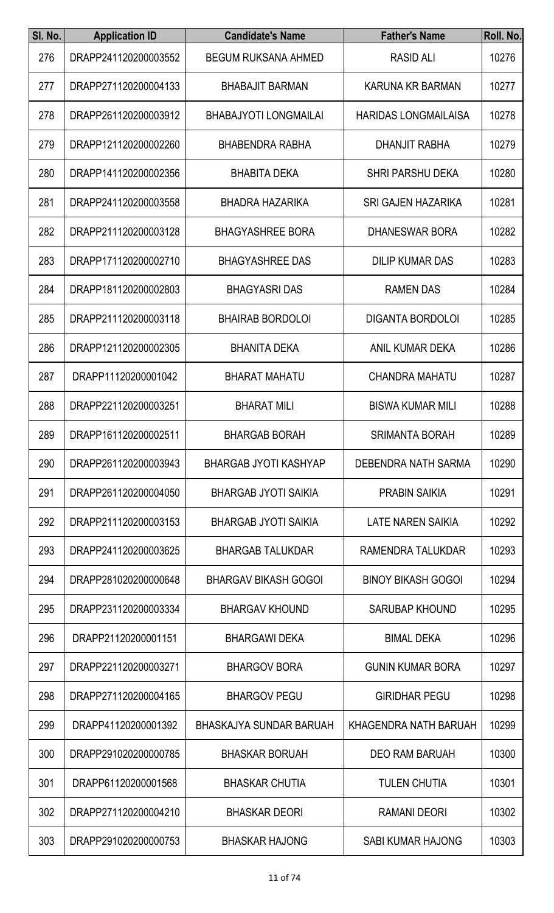| Sl. No. | Application ID | Candidate's Name | Father's Name | Roll. No. |
|---|---|---|---|---|
| 276 | DRAPP241120200003552 | BEGUM RUKSANA AHMED | RASID ALI | 10276 |
| 277 | DRAPP271120200004133 | BHABAJIT BARMAN | KARUNA KR BARMAN | 10277 |
| 278 | DRAPP261120200003912 | BHABAJYOTI LONGMAILAI | HARIDAS LONGMAILAISA | 10278 |
| 279 | DRAPP121120200002260 | BHABENDRA RABHA | DHANJIT RABHA | 10279 |
| 280 | DRAPP141120200002356 | BHABITA DEKA | SHRI PARSHU DEKA | 10280 |
| 281 | DRAPP241120200003558 | BHADRA HAZARIKA | SRI GAJEN HAZARIKA | 10281 |
| 282 | DRAPP211120200003128 | BHAGYASHREE BORA | DHANESWAR BORA | 10282 |
| 283 | DRAPP171120200002710 | BHAGYASHREE DAS | DILIP KUMAR DAS | 10283 |
| 284 | DRAPP181120200002803 | BHAGYASRI DAS | RAMEN DAS | 10284 |
| 285 | DRAPP211120200003118 | BHAIRAB BORDOLOI | DIGANTA BORDOLOI | 10285 |
| 286 | DRAPP121120200002305 | BHANITA DEKA | ANIL KUMAR DEKA | 10286 |
| 287 | DRAPP11120200001042 | BHARAT MAHATU | CHANDRA MAHATU | 10287 |
| 288 | DRAPP221120200003251 | BHARAT MILI | BISWA KUMAR MILI | 10288 |
| 289 | DRAPP161120200002511 | BHARGAB BORAH | SRIMANTA BORAH | 10289 |
| 290 | DRAPP261120200003943 | BHARGAB JYOTI KASHYAP | DEBENDRA NATH SARMA | 10290 |
| 291 | DRAPP261120200004050 | BHARGAB JYOTI SAIKIA | PRABIN SAIKIA | 10291 |
| 292 | DRAPP211120200003153 | BHARGAB JYOTI SAIKIA | LATE NAREN SAIKIA | 10292 |
| 293 | DRAPP241120200003625 | BHARGAB TALUKDAR | RAMENDRA TALUKDAR | 10293 |
| 294 | DRAPP281020200000648 | BHARGAV BIKASH GOGOI | BINOY BIKASH GOGOI | 10294 |
| 295 | DRAPP231120200003334 | BHARGAV KHOUND | SARUBAP KHOUND | 10295 |
| 296 | DRAPP21120200001151 | BHARGAWI DEKA | BIMAL DEKA | 10296 |
| 297 | DRAPP221120200003271 | BHARGOV BORA | GUNIN KUMAR BORA | 10297 |
| 298 | DRAPP271120200004165 | BHARGOV PEGU | GIRIDHAR PEGU | 10298 |
| 299 | DRAPP41120200001392 | BHASKAJYA SUNDAR BARUAH | KHAGENDRA NATH BARUAH | 10299 |
| 300 | DRAPP291020200000785 | BHASKAR BORUAH | DEO RAM BARUAH | 10300 |
| 301 | DRAPP61120200001568 | BHASKAR CHUTIA | TULEN CHUTIA | 10301 |
| 302 | DRAPP271120200004210 | BHASKAR DEORI | RAMANI DEORI | 10302 |
| 303 | DRAPP291020200000753 | BHASKAR HAJONG | SABI KUMAR HAJONG | 10303 |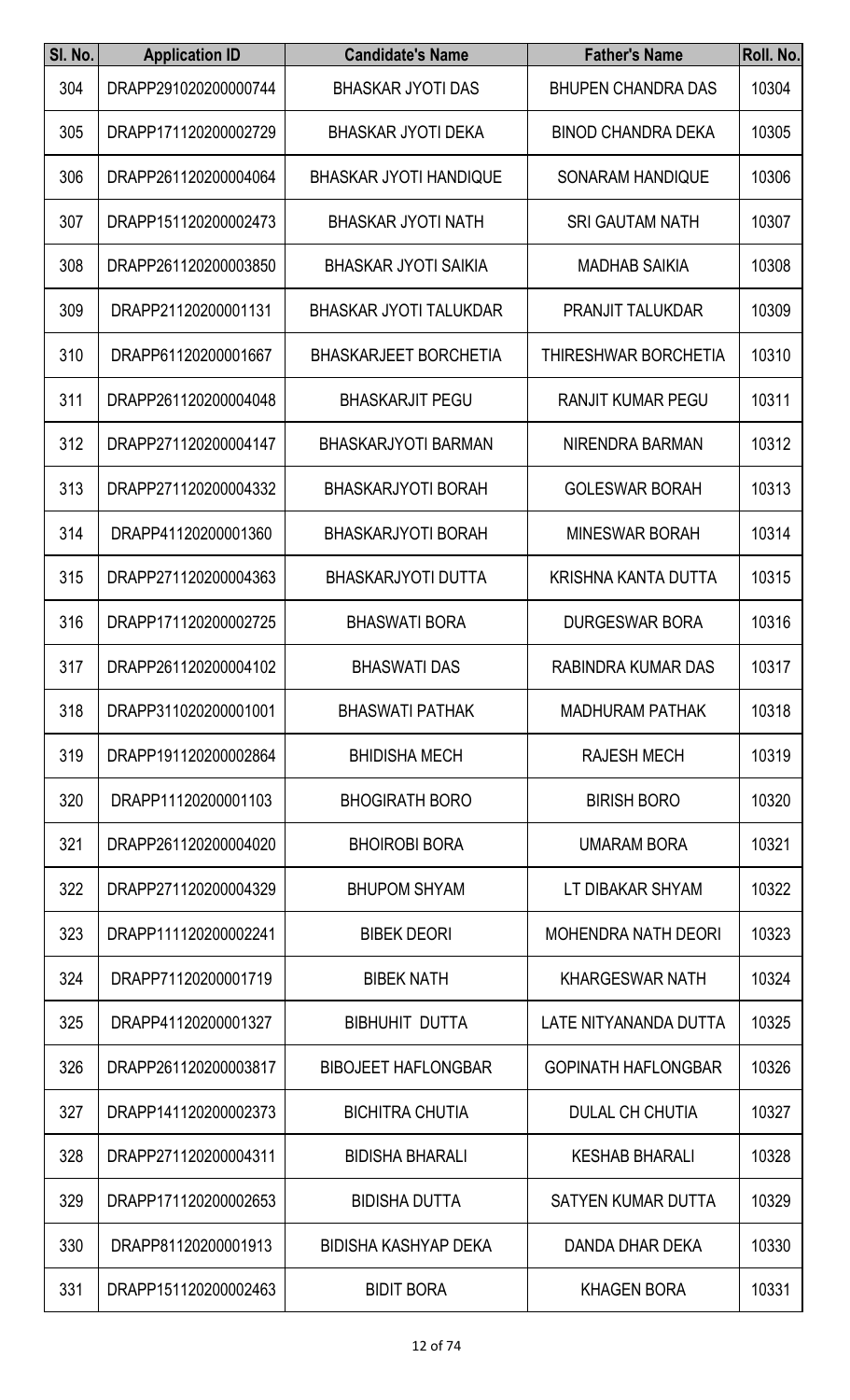| Sl. No. | Application ID | Candidate's Name | Father's Name | Roll. No. |
|---|---|---|---|---|
| 304 | DRAPP291020200000744 | BHASKAR JYOTI DAS | BHUPEN CHANDRA DAS | 10304 |
| 305 | DRAPP171120200002729 | BHASKAR JYOTI DEKA | BINOD CHANDRA DEKA | 10305 |
| 306 | DRAPP261120200004064 | BHASKAR JYOTI HANDIQUE | SONARAM HANDIQUE | 10306 |
| 307 | DRAPP151120200002473 | BHASKAR JYOTI NATH | SRI GAUTAM NATH | 10307 |
| 308 | DRAPP261120200003850 | BHASKAR JYOTI SAIKIA | MADHAB SAIKIA | 10308 |
| 309 | DRAPP21120200001131 | BHASKAR JYOTI TALUKDAR | PRANJIT TALUKDAR | 10309 |
| 310 | DRAPP61120200001667 | BHASKARJEET BORCHETIA | THIRESHWAR BORCHETIA | 10310 |
| 311 | DRAPP261120200004048 | BHASKARJIT PEGU | RANJIT KUMAR PEGU | 10311 |
| 312 | DRAPP271120200004147 | BHASKARJYOTI BARMAN | NIRENDRA BARMAN | 10312 |
| 313 | DRAPP271120200004332 | BHASKARJYOTI BORAH | GOLESWAR BORAH | 10313 |
| 314 | DRAPP41120200001360 | BHASKARJYOTI BORAH | MINESWAR BORAH | 10314 |
| 315 | DRAPP271120200004363 | BHASKARJYOTI DUTTA | KRISHNA KANTA DUTTA | 10315 |
| 316 | DRAPP171120200002725 | BHASWATI BORA | DURGESWAR BORA | 10316 |
| 317 | DRAPP261120200004102 | BHASWATI DAS | RABINDRA KUMAR DAS | 10317 |
| 318 | DRAPP311020200001001 | BHASWATI PATHAK | MADHURAM PATHAK | 10318 |
| 319 | DRAPP191120200002864 | BHIDISHA MECH | RAJESH MECH | 10319 |
| 320 | DRAPP11120200001103 | BHOGIRATH BORO | BIRISH BORO | 10320 |
| 321 | DRAPP261120200004020 | BHOIROBI BORA | UMARAM BORA | 10321 |
| 322 | DRAPP271120200004329 | BHUPOM SHYAM | LT DIBAKAR SHYAM | 10322 |
| 323 | DRAPP111120200002241 | BIBEK DEORI | MOHENDRA NATH DEORI | 10323 |
| 324 | DRAPP71120200001719 | BIBEK NATH | KHARGESWAR NATH | 10324 |
| 325 | DRAPP41120200001327 | BIBHUHIT DUTTA | LATE NITYANANDA DUTTA | 10325 |
| 326 | DRAPP261120200003817 | BIBOJEET HAFLONGBAR | GOPINATH HAFLONGBAR | 10326 |
| 327 | DRAPP141120200002373 | BICHITRA CHUTIA | DULAL CH CHUTIA | 10327 |
| 328 | DRAPP271120200004311 | BIDISHA BHARALI | KESHAB BHARALI | 10328 |
| 329 | DRAPP171120200002653 | BIDISHA DUTTA | SATYEN KUMAR DUTTA | 10329 |
| 330 | DRAPP81120200001913 | BIDISHA KASHYAP DEKA | DANDA DHAR DEKA | 10330 |
| 331 | DRAPP151120200002463 | BIDIT BORA | KHAGEN BORA | 10331 |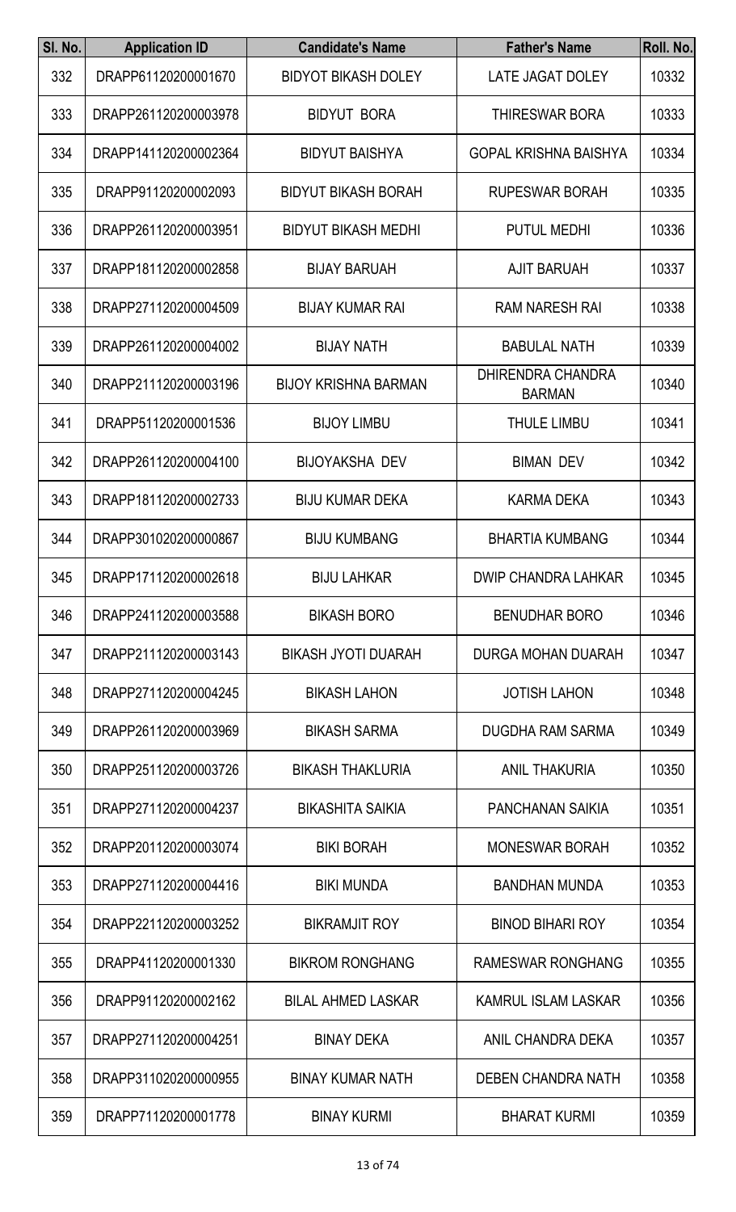| Sl. No. | Application ID | Candidate's Name | Father's Name | Roll. No. |
|---|---|---|---|---|
| 332 | DRAPP61120200001670 | BIDYOT BIKASH DOLEY | LATE JAGAT DOLEY | 10332 |
| 333 | DRAPP261120200003978 | BIDYUT BORA | THIRESWAR BORA | 10333 |
| 334 | DRAPP141120200002364 | BIDYUT BAISHYA | GOPAL KRISHNA BAISHYA | 10334 |
| 335 | DRAPP91120200002093 | BIDYUT BIKASH BORAH | RUPESWAR BORAH | 10335 |
| 336 | DRAPP261120200003951 | BIDYUT BIKASH MEDHI | PUTUL MEDHI | 10336 |
| 337 | DRAPP181120200002858 | BIJAY BARUAH | AJIT BARUAH | 10337 |
| 338 | DRAPP271120200004509 | BIJAY KUMAR RAI | RAM NARESH RAI | 10338 |
| 339 | DRAPP261120200004002 | BIJAY NATH | BABULAL NATH | 10339 |
| 340 | DRAPP211120200003196 | BIJOY KRISHNA BARMAN | DHIRENDRA CHANDRA BARMAN | 10340 |
| 341 | DRAPP51120200001536 | BIJOY LIMBU | THULE LIMBU | 10341 |
| 342 | DRAPP261120200004100 | BIJOYAKSHA DEV | BIMAN DEV | 10342 |
| 343 | DRAPP181120200002733 | BIJU KUMAR DEKA | KARMA DEKA | 10343 |
| 344 | DRAPP301020200000867 | BIJU KUMBANG | BHARTIA KUMBANG | 10344 |
| 345 | DRAPP171120200002618 | BIJU LAHKAR | DWIP CHANDRA LAHKAR | 10345 |
| 346 | DRAPP241120200003588 | BIKASH BORO | BENUDHAR BORO | 10346 |
| 347 | DRAPP211120200003143 | BIKASH JYOTI DUARAH | DURGA MOHAN DUARAH | 10347 |
| 348 | DRAPP271120200004245 | BIKASH LAHON | JOTISH LAHON | 10348 |
| 349 | DRAPP261120200003969 | BIKASH SARMA | DUGDHA RAM SARMA | 10349 |
| 350 | DRAPP251120200003726 | BIKASH THAKLURIA | ANIL THAKURIA | 10350 |
| 351 | DRAPP271120200004237 | BIKASHITA SAIKIA | PANCHANAN SAIKIA | 10351 |
| 352 | DRAPP201120200003074 | BIKI BORAH | MONESWAR BORAH | 10352 |
| 353 | DRAPP271120200004416 | BIKI MUNDA | BANDHAN MUNDA | 10353 |
| 354 | DRAPP221120200003252 | BIKRAMJIT ROY | BINOD BIHARI ROY | 10354 |
| 355 | DRAPP41120200001330 | BIKROM RONGHANG | RAMESWAR RONGHANG | 10355 |
| 356 | DRAPP91120200002162 | BILAL AHMED LASKAR | KAMRUL ISLAM LASKAR | 10356 |
| 357 | DRAPP271120200004251 | BINAY DEKA | ANIL CHANDRA DEKA | 10357 |
| 358 | DRAPP311020200000955 | BINAY KUMAR NATH | DEBEN CHANDRA NATH | 10358 |
| 359 | DRAPP71120200001778 | BINAY KURMI | BHARAT KURMI | 10359 |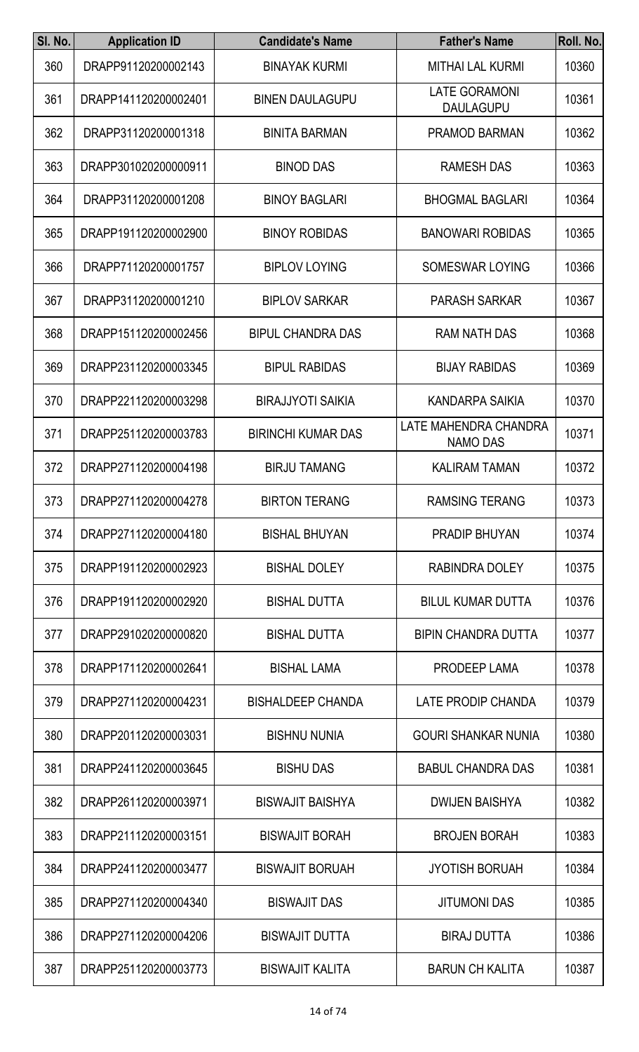| Sl. No. | Application ID | Candidate's Name | Father's Name | Roll. No. |
|---|---|---|---|---|
| 360 | DRAPP91120200002143 | BINAYAK KURMI | MITHAI LAL KURMI | 10360 |
| 361 | DRAPP141120200002401 | BINEN DAULAGUPU | LATE GORAMONI DAULAGUPU | 10361 |
| 362 | DRAPP31120200001318 | BINITA BARMAN | PRAMOD BARMAN | 10362 |
| 363 | DRAPP301020200000911 | BINOD DAS | RAMESH DAS | 10363 |
| 364 | DRAPP31120200001208 | BINOY BAGLARI | BHOGMAL BAGLARI | 10364 |
| 365 | DRAPP191120200002900 | BINOY ROBIDAS | BANOWARI ROBIDAS | 10365 |
| 366 | DRAPP71120200001757 | BIPLOV LOYING | SOMESWAR LOYING | 10366 |
| 367 | DRAPP31120200001210 | BIPLOV SARKAR | PARASH SARKAR | 10367 |
| 368 | DRAPP151120200002456 | BIPUL CHANDRA DAS | RAM NATH DAS | 10368 |
| 369 | DRAPP231120200003345 | BIPUL RABIDAS | BIJAY RABIDAS | 10369 |
| 370 | DRAPP221120200003298 | BIRAJJYOTI SAIKIA | KANDARPA SAIKIA | 10370 |
| 371 | DRAPP251120200003783 | BIRINCHI KUMAR DAS | LATE MAHENDRA CHANDRA NAMO DAS | 10371 |
| 372 | DRAPP271120200004198 | BIRJU TAMANG | KALIRAM TAMAN | 10372 |
| 373 | DRAPP271120200004278 | BIRTON TERANG | RAMSING TERANG | 10373 |
| 374 | DRAPP271120200004180 | BISHAL BHUYAN | PRADIP BHUYAN | 10374 |
| 375 | DRAPP191120200002923 | BISHAL DOLEY | RABINDRA DOLEY | 10375 |
| 376 | DRAPP191120200002920 | BISHAL DUTTA | BILUL KUMAR DUTTA | 10376 |
| 377 | DRAPP291020200000820 | BISHAL DUTTA | BIPIN CHANDRA DUTTA | 10377 |
| 378 | DRAPP171120200002641 | BISHAL LAMA | PRODEEP LAMA | 10378 |
| 379 | DRAPP271120200004231 | BISHALDEEP CHANDA | LATE PRODIP CHANDA | 10379 |
| 380 | DRAPP201120200003031 | BISHNU NUNIA | GOURI SHANKAR NUNIA | 10380 |
| 381 | DRAPP241120200003645 | BISHU DAS | BABUL CHANDRA DAS | 10381 |
| 382 | DRAPP261120200003971 | BISWAJIT BAISHYA | DWIJEN BAISHYA | 10382 |
| 383 | DRAPP211120200003151 | BISWAJIT BORAH | BROJEN BORAH | 10383 |
| 384 | DRAPP241120200003477 | BISWAJIT BORUAH | JYOTISH BORUAH | 10384 |
| 385 | DRAPP271120200004340 | BISWAJIT DAS | JITUMONI DAS | 10385 |
| 386 | DRAPP271120200004206 | BISWAJIT DUTTA | BIRAJ DUTTA | 10386 |
| 387 | DRAPP251120200003773 | BISWAJIT KALITA | BARUN CH KALITA | 10387 |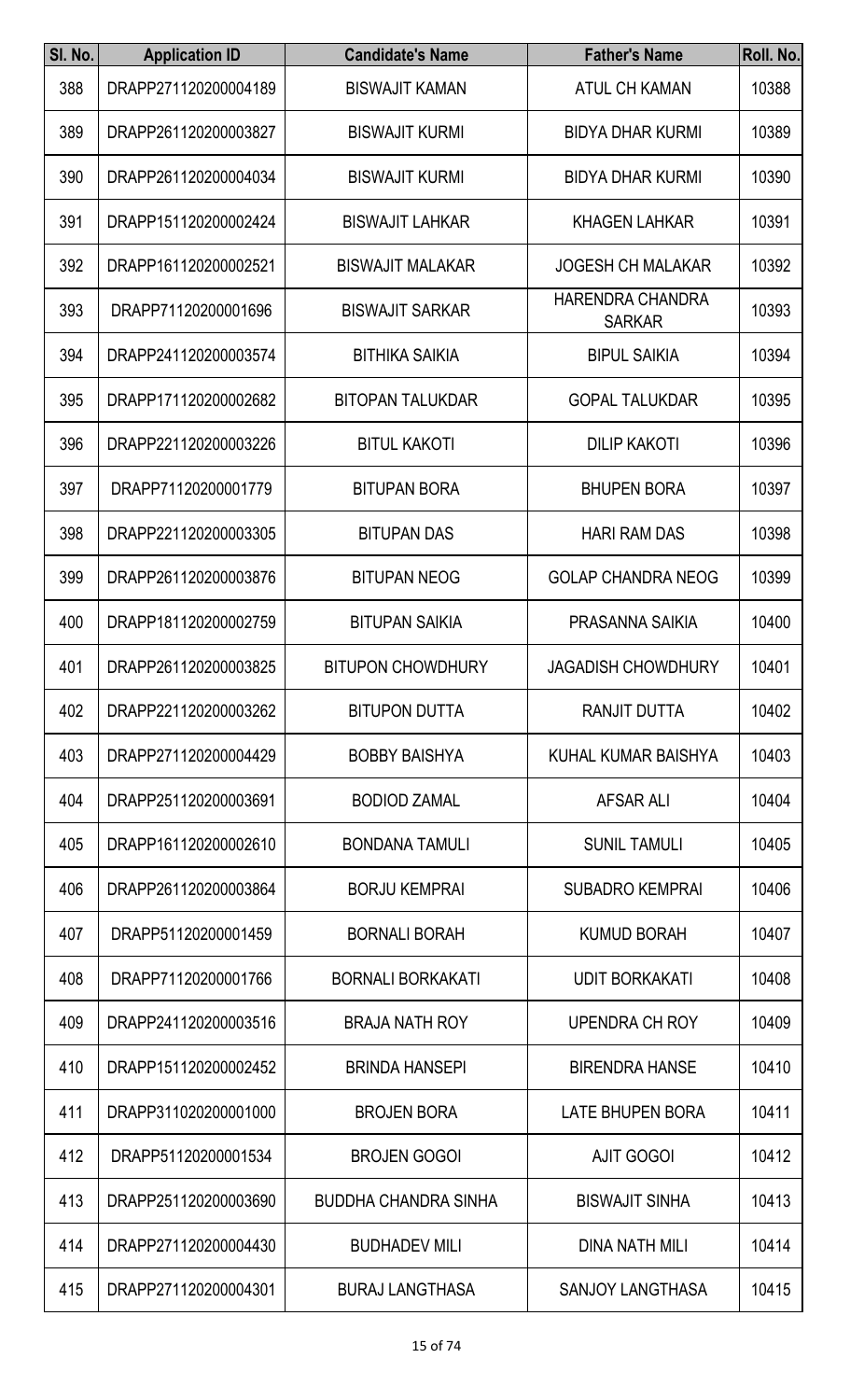| Sl. No. | Application ID | Candidate's Name | Father's Name | Roll. No. |
|---|---|---|---|---|
| 388 | DRAPP271120200004189 | BISWAJIT KAMAN | ATUL CH KAMAN | 10388 |
| 389 | DRAPP261120200003827 | BISWAJIT KURMI | BIDYA DHAR KURMI | 10389 |
| 390 | DRAPP261120200004034 | BISWAJIT KURMI | BIDYA DHAR KURMI | 10390 |
| 391 | DRAPP151120200002424 | BISWAJIT LAHKAR | KHAGEN LAHKAR | 10391 |
| 392 | DRAPP161120200002521 | BISWAJIT MALAKAR | JOGESH CH MALAKAR | 10392 |
| 393 | DRAPP71120200001696 | BISWAJIT SARKAR | HARENDRA CHANDRA SARKAR | 10393 |
| 394 | DRAPP241120200003574 | BITHIKA SAIKIA | BIPUL SAIKIA | 10394 |
| 395 | DRAPP171120200002682 | BITOPAN TALUKDAR | GOPAL TALUKDAR | 10395 |
| 396 | DRAPP221120200003226 | BITUL KAKOTI | DILIP KAKOTI | 10396 |
| 397 | DRAPP71120200001779 | BITUPAN BORA | BHUPEN BORA | 10397 |
| 398 | DRAPP221120200003305 | BITUPAN DAS | HARI RAM DAS | 10398 |
| 399 | DRAPP261120200003876 | BITUPAN NEOG | GOLAP CHANDRA NEOG | 10399 |
| 400 | DRAPP181120200002759 | BITUPAN SAIKIA | PRASANNA SAIKIA | 10400 |
| 401 | DRAPP261120200003825 | BITUPON CHOWDHURY | JAGADISH CHOWDHURY | 10401 |
| 402 | DRAPP221120200003262 | BITUPON DUTTA | RANJIT DUTTA | 10402 |
| 403 | DRAPP271120200004429 | BOBBY BAISHYA | KUHAL KUMAR BAISHYA | 10403 |
| 404 | DRAPP251120200003691 | BODIOD ZAMAL | AFSAR ALI | 10404 |
| 405 | DRAPP161120200002610 | BONDANA TAMULI | SUNIL TAMULI | 10405 |
| 406 | DRAPP261120200003864 | BORJU KEMPRAI | SUBADRO KEMPRAI | 10406 |
| 407 | DRAPP51120200001459 | BORNALI BORAH | KUMUD BORAH | 10407 |
| 408 | DRAPP71120200001766 | BORNALI BORKAKATI | UDIT BORKAKATI | 10408 |
| 409 | DRAPP241120200003516 | BRAJA NATH ROY | UPENDRA CH ROY | 10409 |
| 410 | DRAPP151120200002452 | BRINDA HANSEPI | BIRENDRA HANSE | 10410 |
| 411 | DRAPP311020200001000 | BROJEN BORA | LATE BHUPEN BORA | 10411 |
| 412 | DRAPP51120200001534 | BROJEN GOGOI | AJIT GOGOI | 10412 |
| 413 | DRAPP251120200003690 | BUDDHA CHANDRA SINHA | BISWAJIT SINHA | 10413 |
| 414 | DRAPP271120200004430 | BUDHADEV MILI | DINA NATH MILI | 10414 |
| 415 | DRAPP271120200004301 | BURAJ LANGTHASA | SANJOY LANGTHASA | 10415 |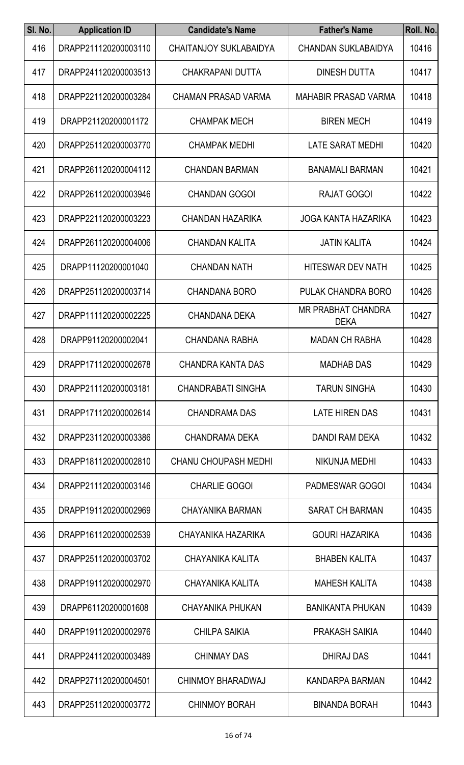| Sl. No. | Application ID | Candidate's Name | Father's Name | Roll. No. |
|---|---|---|---|---|
| 416 | DRAPP211120200003110 | CHAITANJOY SUKLABAIDYA | CHANDAN SUKLABAIDYA | 10416 |
| 417 | DRAPP241120200003513 | CHAKRAPANI DUTTA | DINESH DUTTA | 10417 |
| 418 | DRAPP221120200003284 | CHAMAN PRASAD VARMA | MAHABIR PRASAD VARMA | 10418 |
| 419 | DRAPP21120200001172 | CHAMPAK MECH | BIREN MECH | 10419 |
| 420 | DRAPP251120200003770 | CHAMPAK MEDHI | LATE SARAT MEDHI | 10420 |
| 421 | DRAPP261120200004112 | CHANDAN BARMAN | BANAMALI BARMAN | 10421 |
| 422 | DRAPP261120200003946 | CHANDAN GOGOI | RAJAT GOGOI | 10422 |
| 423 | DRAPP221120200003223 | CHANDAN HAZARIKA | JOGA KANTA HAZARIKA | 10423 |
| 424 | DRAPP261120200004006 | CHANDAN KALITA | JATIN KALITA | 10424 |
| 425 | DRAPP11120200001040 | CHANDAN NATH | HITESWAR DEV NATH | 10425 |
| 426 | DRAPP251120200003714 | CHANDANA BORO | PULAK CHANDRA BORO | 10426 |
| 427 | DRAPP111120200002225 | CHANDANA DEKA | MR PRABHAT CHANDRA DEKA | 10427 |
| 428 | DRAPP91120200002041 | CHANDANA RABHA | MADAN CH RABHA | 10428 |
| 429 | DRAPP171120200002678 | CHANDRA KANTA DAS | MADHAB DAS | 10429 |
| 430 | DRAPP211120200003181 | CHANDRABATI SINGHA | TARUN SINGHA | 10430 |
| 431 | DRAPP171120200002614 | CHANDRAMA DAS | LATE HIREN DAS | 10431 |
| 432 | DRAPP231120200003386 | CHANDRAMA DEKA | DANDI RAM DEKA | 10432 |
| 433 | DRAPP181120200002810 | CHANU CHOUPASH MEDHI | NIKUNJA MEDHI | 10433 |
| 434 | DRAPP211120200003146 | CHARLIE GOGOI | PADMESWAR GOGOI | 10434 |
| 435 | DRAPP191120200002969 | CHAYANIKA BARMAN | SARAT CH BARMAN | 10435 |
| 436 | DRAPP161120200002539 | CHAYANIKA HAZARIKA | GOURI HAZARIKA | 10436 |
| 437 | DRAPP251120200003702 | CHAYANIKA KALITA | BHABEN KALITA | 10437 |
| 438 | DRAPP191120200002970 | CHAYANIKA KALITA | MAHESH KALITA | 10438 |
| 439 | DRAPP61120200001608 | CHAYANIKA PHUKAN | BANIKANTA PHUKAN | 10439 |
| 440 | DRAPP191120200002976 | CHILPA SAIKIA | PRAKASH SAIKIA | 10440 |
| 441 | DRAPP241120200003489 | CHINMAY DAS | DHIRAJ DAS | 10441 |
| 442 | DRAPP271120200004501 | CHINMOY BHARADWAJ | KANDARPA BARMAN | 10442 |
| 443 | DRAPP251120200003772 | CHINMOY BORAH | BINANDA BORAH | 10443 |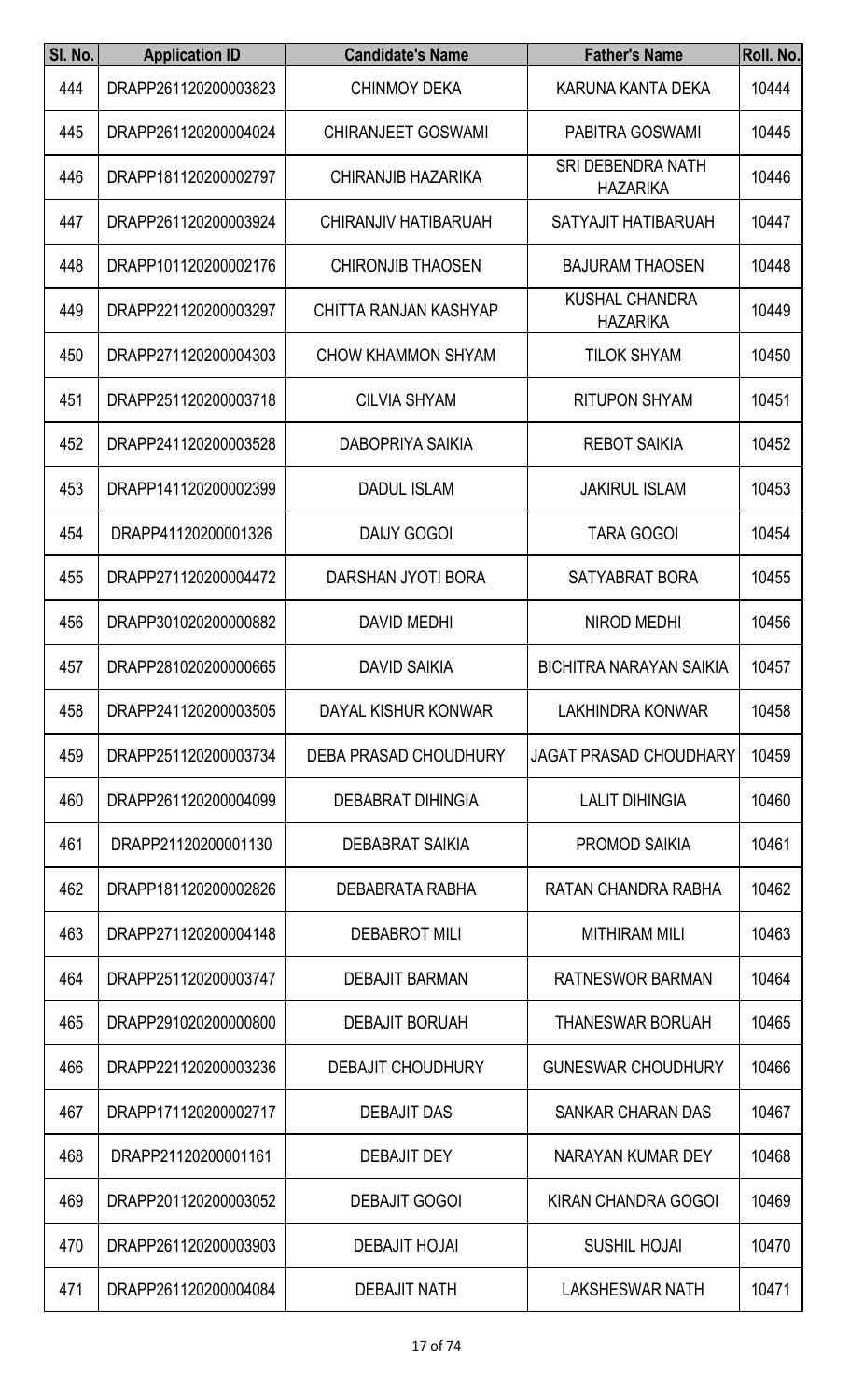| Sl. No. | Application ID | Candidate's Name | Father's Name | Roll. No. |
|---|---|---|---|---|
| 444 | DRAPP261120200003823 | CHINMOY DEKA | KARUNA KANTA DEKA | 10444 |
| 445 | DRAPP261120200004024 | CHIRANJEET GOSWAMI | PABITRA GOSWAMI | 10445 |
| 446 | DRAPP181120200002797 | CHIRANJIB HAZARIKA | SRI DEBENDRA NATH HAZARIKA | 10446 |
| 447 | DRAPP261120200003924 | CHIRANJIV HATIBARUAH | SATYAJIT HATIBARUAH | 10447 |
| 448 | DRAPP101120200002176 | CHIRONJIB THAOSEN | BAJURAM THAOSEN | 10448 |
| 449 | DRAPP221120200003297 | CHITTA RANJAN KASHYAP | KUSHAL CHANDRA HAZARIKA | 10449 |
| 450 | DRAPP271120200004303 | CHOW KHAMMON SHYAM | TILOK SHYAM | 10450 |
| 451 | DRAPP251120200003718 | CILVIA SHYAM | RITUPON SHYAM | 10451 |
| 452 | DRAPP241120200003528 | DABOPRIYA SAIKIA | REBOT SAIKIA | 10452 |
| 453 | DRAPP141120200002399 | DADUL ISLAM | JAKIRUL ISLAM | 10453 |
| 454 | DRAPP41120200001326 | DAIJY GOGOI | TARA GOGOI | 10454 |
| 455 | DRAPP271120200004472 | DARSHAN JYOTI BORA | SATYABRAT BORA | 10455 |
| 456 | DRAPP301020200000882 | DAVID MEDHI | NIROD MEDHI | 10456 |
| 457 | DRAPP281020200000665 | DAVID SAIKIA | BICHITRA NARAYAN SAIKIA | 10457 |
| 458 | DRAPP241120200003505 | DAYAL KISHUR KONWAR | LAKHINDRA KONWAR | 10458 |
| 459 | DRAPP251120200003734 | DEBA PRASAD CHOUDHURY | JAGAT PRASAD CHOUDHARY | 10459 |
| 460 | DRAPP261120200004099 | DEBABRAT DIHINGIA | LALIT DIHINGIA | 10460 |
| 461 | DRAPP21120200001130 | DEBABRAT SAIKIA | PROMOD SAIKIA | 10461 |
| 462 | DRAPP181120200002826 | DEBABRATA RABHA | RATAN CHANDRA RABHA | 10462 |
| 463 | DRAPP271120200004148 | DEBABROT MILI | MITHIRAM MILI | 10463 |
| 464 | DRAPP251120200003747 | DEBAJIT BARMAN | RATNESWOR BARMAN | 10464 |
| 465 | DRAPP291020200000800 | DEBAJIT BORUAH | THANESWAR BORUAH | 10465 |
| 466 | DRAPP221120200003236 | DEBAJIT CHOUDHURY | GUNESWAR CHOUDHURY | 10466 |
| 467 | DRAPP171120200002717 | DEBAJIT DAS | SANKAR CHARAN DAS | 10467 |
| 468 | DRAPP21120200001161 | DEBAJIT DEY | NARAYAN KUMAR DEY | 10468 |
| 469 | DRAPP201120200003052 | DEBAJIT GOGOI | KIRAN CHANDRA GOGOI | 10469 |
| 470 | DRAPP261120200003903 | DEBAJIT HOJAI | SUSHIL HOJAI | 10470 |
| 471 | DRAPP261120200004084 | DEBAJIT NATH | LAKSHESWAR NATH | 10471 |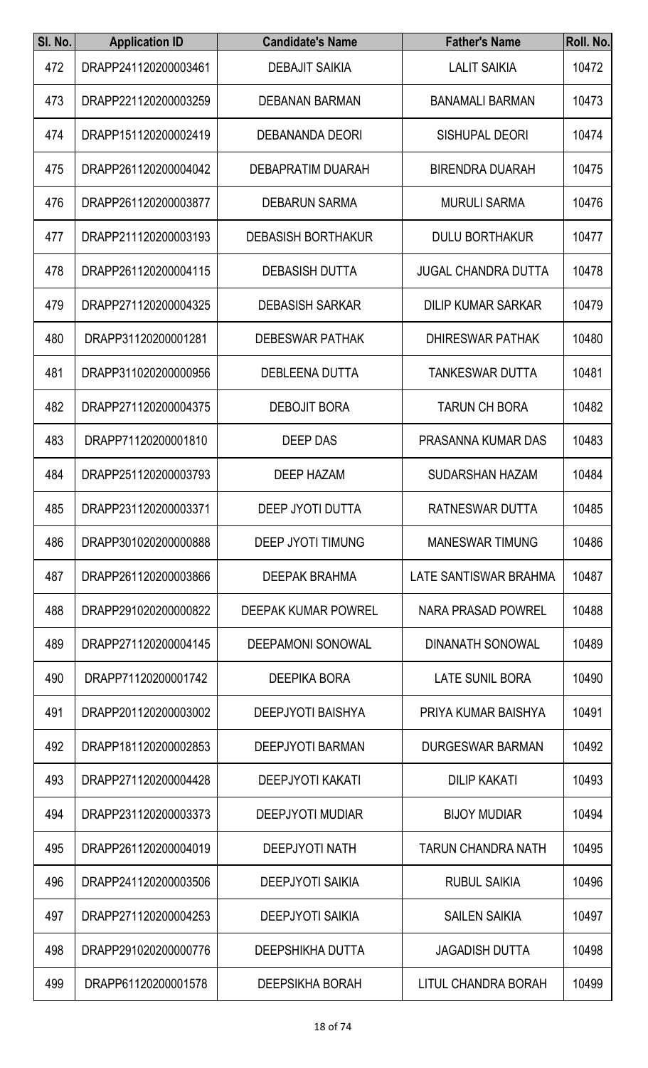| Sl. No. | Application ID | Candidate's Name | Father's Name | Roll. No. |
|---|---|---|---|---|
| 472 | DRAPP241120200003461 | DEBAJIT SAIKIA | LALIT SAIKIA | 10472 |
| 473 | DRAPP221120200003259 | DEBANAN BARMAN | BANAMALI BARMAN | 10473 |
| 474 | DRAPP151120200002419 | DEBANANDA DEORI | SISHUPAL DEORI | 10474 |
| 475 | DRAPP261120200004042 | DEBAPRATIM DUARAH | BIRENDRA DUARAH | 10475 |
| 476 | DRAPP261120200003877 | DEBARUN SARMA | MURULI SARMA | 10476 |
| 477 | DRAPP211120200003193 | DEBASISH BORTHAKUR | DULU BORTHAKUR | 10477 |
| 478 | DRAPP261120200004115 | DEBASISH DUTTA | JUGAL CHANDRA DUTTA | 10478 |
| 479 | DRAPP271120200004325 | DEBASISH SARKAR | DILIP KUMAR SARKAR | 10479 |
| 480 | DRAPP31120200001281 | DEBESWAR PATHAK | DHIRESWAR PATHAK | 10480 |
| 481 | DRAPP311020200000956 | DEBLEENA DUTTA | TANKESWAR DUTTA | 10481 |
| 482 | DRAPP271120200004375 | DEBOJIT BORA | TARUN CH BORA | 10482 |
| 483 | DRAPP71120200001810 | DEEP DAS | PRASANNA KUMAR DAS | 10483 |
| 484 | DRAPP251120200003793 | DEEP HAZAM | SUDARSHAN HAZAM | 10484 |
| 485 | DRAPP231120200003371 | DEEP JYOTI DUTTA | RATNESWAR DUTTA | 10485 |
| 486 | DRAPP301020200000888 | DEEP JYOTI TIMUNG | MANESWAR TIMUNG | 10486 |
| 487 | DRAPP261120200003866 | DEEPAK BRAHMA | LATE SANTISWAR BRAHMA | 10487 |
| 488 | DRAPP291020200000822 | DEEPAK KUMAR POWREL | NARA PRASAD POWREL | 10488 |
| 489 | DRAPP271120200004145 | DEEPAMONI SONOWAL | DINANATH SONOWAL | 10489 |
| 490 | DRAPP71120200001742 | DEEPIKA BORA | LATE SUNIL BORA | 10490 |
| 491 | DRAPP201120200003002 | DEEPJYOTI BAISHYA | PRIYA KUMAR BAISHYA | 10491 |
| 492 | DRAPP181120200002853 | DEEPJYOTI BARMAN | DURGESWAR BARMAN | 10492 |
| 493 | DRAPP271120200004428 | DEEPJYOTI KAKATI | DILIP KAKATI | 10493 |
| 494 | DRAPP231120200003373 | DEEPJYOTI MUDIAR | BIJOY MUDIAR | 10494 |
| 495 | DRAPP261120200004019 | DEEPJYOTI NATH | TARUN CHANDRA NATH | 10495 |
| 496 | DRAPP241120200003506 | DEEPJYOTI SAIKIA | RUBUL SAIKIA | 10496 |
| 497 | DRAPP271120200004253 | DEEPJYOTI SAIKIA | SAILEN SAIKIA | 10497 |
| 498 | DRAPP291020200000776 | DEEPSHIKHA DUTTA | JAGADISH DUTTA | 10498 |
| 499 | DRAPP61120200001578 | DEEPSIKHA BORAH | LITUL CHANDRA BORAH | 10499 |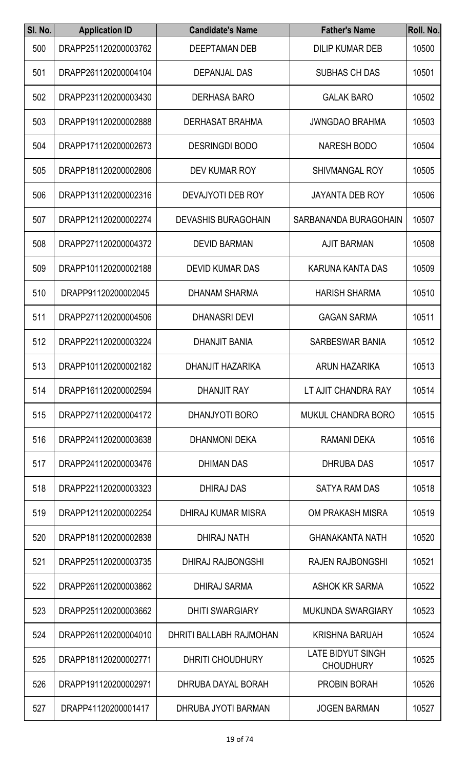| Sl. No. | Application ID | Candidate's Name | Father's Name | Roll. No. |
|---|---|---|---|---|
| 500 | DRAPP251120200003762 | DEEPTAMAN DEB | DILIP KUMAR DEB | 10500 |
| 501 | DRAPP261120200004104 | DEPANJAL DAS | SUBHAS CH DAS | 10501 |
| 502 | DRAPP231120200003430 | DERHASA BARO | GALAK BARO | 10502 |
| 503 | DRAPP191120200002888 | DERHASAT BRAHMA | JWNGDAO BRAHMA | 10503 |
| 504 | DRAPP171120200002673 | DESRINGDI BODO | NARESH BODO | 10504 |
| 505 | DRAPP181120200002806 | DEV KUMAR ROY | SHIVMANGAL ROY | 10505 |
| 506 | DRAPP131120200002316 | DEVAJYOTI DEB ROY | JAYANTA DEB ROY | 10506 |
| 507 | DRAPP121120200002274 | DEVASHIS BURAGOHAIN | SARBANANDA BURAGOHAIN | 10507 |
| 508 | DRAPP271120200004372 | DEVID BARMAN | AJIT BARMAN | 10508 |
| 509 | DRAPP101120200002188 | DEVID KUMAR DAS | KARUNA KANTA DAS | 10509 |
| 510 | DRAPP91120200002045 | DHANAM SHARMA | HARISH SHARMA | 10510 |
| 511 | DRAPP271120200004506 | DHANASRI DEVI | GAGAN SARMA | 10511 |
| 512 | DRAPP221120200003224 | DHANJIT BANIA | SARBESWAR BANIA | 10512 |
| 513 | DRAPP101120200002182 | DHANJIT HAZARIKA | ARUN HAZARIKA | 10513 |
| 514 | DRAPP161120200002594 | DHANJIT RAY | LT AJIT CHANDRA RAY | 10514 |
| 515 | DRAPP271120200004172 | DHANJYOTI BORO | MUKUL CHANDRA BORO | 10515 |
| 516 | DRAPP241120200003638 | DHANMONI DEKA | RAMANI DEKA | 10516 |
| 517 | DRAPP241120200003476 | DHIMAN DAS | DHRUBA DAS | 10517 |
| 518 | DRAPP221120200003323 | DHIRAJ DAS | SATYA RAM DAS | 10518 |
| 519 | DRAPP121120200002254 | DHIRAJ KUMAR MISRA | OM PRAKASH MISRA | 10519 |
| 520 | DRAPP181120200002838 | DHIRAJ NATH | GHANAKANTA NATH | 10520 |
| 521 | DRAPP251120200003735 | DHIRAJ RAJBONGSHI | RAJEN RAJBONGSHI | 10521 |
| 522 | DRAPP261120200003862 | DHIRAJ SARMA | ASHOK KR SARMA | 10522 |
| 523 | DRAPP251120200003662 | DHITI SWARGIARY | MUKUNDA SWARGIARY | 10523 |
| 524 | DRAPP261120200004010 | DHRITI BALLABH RAJMOHAN | KRISHNA BARUAH | 10524 |
| 525 | DRAPP181120200002771 | DHRITI CHOUDHURY | LATE BIDYUT SINGH CHOUDHURY | 10525 |
| 526 | DRAPP191120200002971 | DHRUBA DAYAL BORAH | PROBIN BORAH | 10526 |
| 527 | DRAPP41120200001417 | DHRUBA JYOTI BARMAN | JOGEN BARMAN | 10527 |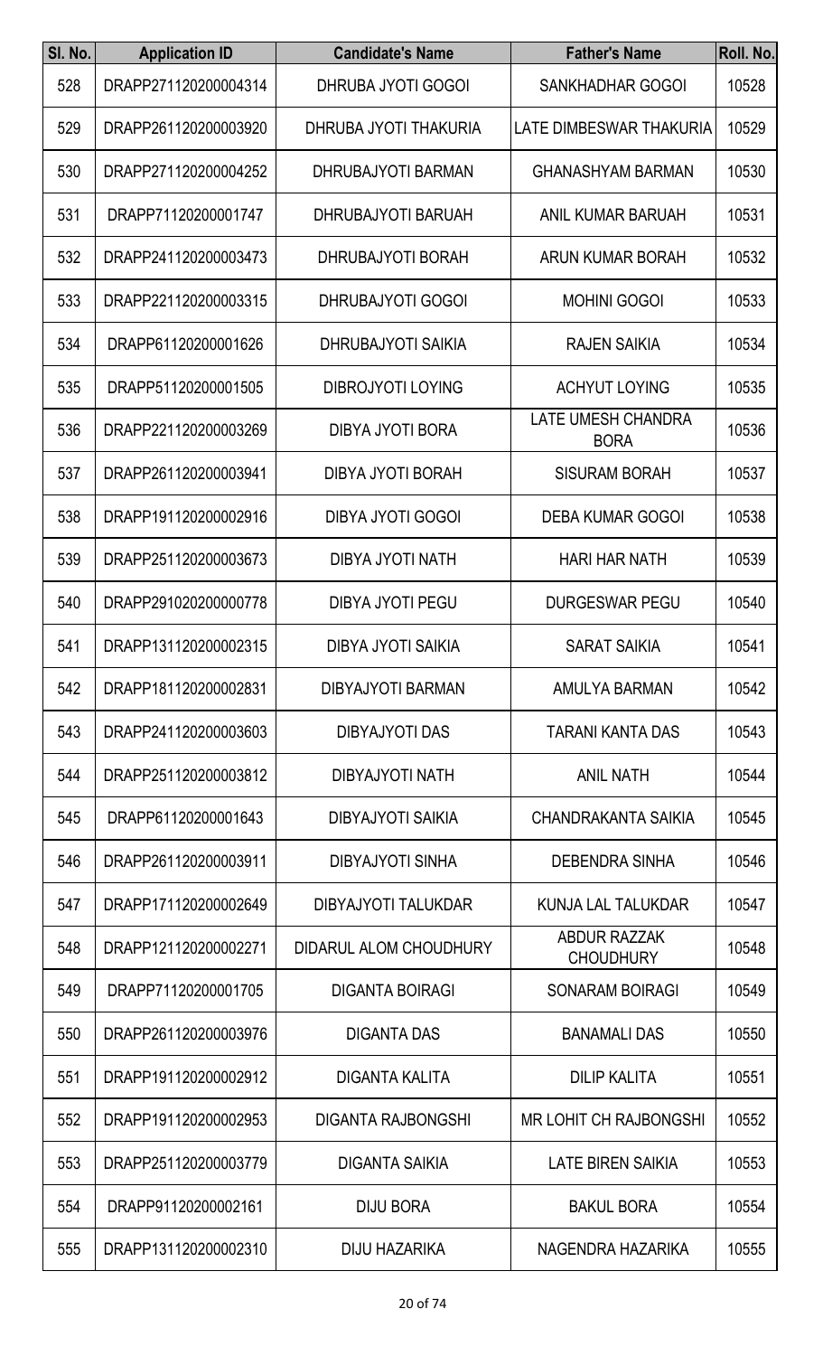| Sl. No. | Application ID | Candidate's Name | Father's Name | Roll. No. |
|---|---|---|---|---|
| 528 | DRAPP271120200004314 | DHRUBA JYOTI GOGOI | SANKHADHAR GOGOI | 10528 |
| 529 | DRAPP261120200003920 | DHRUBA JYOTI THAKURIA | LATE DIMBESWAR THAKURIA | 10529 |
| 530 | DRAPP271120200004252 | DHRUBAJYOTI BARMAN | GHANASHYAM BARMAN | 10530 |
| 531 | DRAPP71120200001747 | DHRUBAJYOTI BARUAH | ANIL KUMAR BARUAH | 10531 |
| 532 | DRAPP241120200003473 | DHRUBAJYOTI BORAH | ARUN KUMAR BORAH | 10532 |
| 533 | DRAPP221120200003315 | DHRUBAJYOTI GOGOI | MOHINI GOGOI | 10533 |
| 534 | DRAPP61120200001626 | DHRUBAJYOTI SAIKIA | RAJEN SAIKIA | 10534 |
| 535 | DRAPP51120200001505 | DIBROJYOTI LOYING | ACHYUT LOYING | 10535 |
| 536 | DRAPP221120200003269 | DIBYA JYOTI BORA | LATE UMESH CHANDRA BORA | 10536 |
| 537 | DRAPP261120200003941 | DIBYA JYOTI BORAH | SISURAM BORAH | 10537 |
| 538 | DRAPP191120200002916 | DIBYA JYOTI GOGOI | DEBA KUMAR GOGOI | 10538 |
| 539 | DRAPP251120200003673 | DIBYA JYOTI NATH | HARI HAR NATH | 10539 |
| 540 | DRAPP291020200000778 | DIBYA JYOTI PEGU | DURGESWAR PEGU | 10540 |
| 541 | DRAPP131120200002315 | DIBYA JYOTI SAIKIA | SARAT SAIKIA | 10541 |
| 542 | DRAPP181120200002831 | DIBYAJYOTI BARMAN | AMULYA BARMAN | 10542 |
| 543 | DRAPP241120200003603 | DIBYAJYOTI DAS | TARANI KANTA DAS | 10543 |
| 544 | DRAPP251120200003812 | DIBYAJYOTI NATH | ANIL NATH | 10544 |
| 545 | DRAPP61120200001643 | DIBYAJYOTI SAIKIA | CHANDRAKANTA SAIKIA | 10545 |
| 546 | DRAPP261120200003911 | DIBYAJYOTI SINHA | DEBENDRA SINHA | 10546 |
| 547 | DRAPP171120200002649 | DIBYAJYOTI TALUKDAR | KUNJA LAL TALUKDAR | 10547 |
| 548 | DRAPP121120200002271 | DIDARUL ALOM CHOUDHURY | ABDUR RAZZAK CHOUDHURY | 10548 |
| 549 | DRAPP71120200001705 | DIGANTA BOIRAGI | SONARAM BOIRAGI | 10549 |
| 550 | DRAPP261120200003976 | DIGANTA DAS | BANAMALI DAS | 10550 |
| 551 | DRAPP191120200002912 | DIGANTA KALITA | DILIP KALITA | 10551 |
| 552 | DRAPP191120200002953 | DIGANTA RAJBONGSHI | MR LOHIT CH RAJBONGSHI | 10552 |
| 553 | DRAPP251120200003779 | DIGANTA SAIKIA | LATE BIREN SAIKIA | 10553 |
| 554 | DRAPP91120200002161 | DIJU BORA | BAKUL BORA | 10554 |
| 555 | DRAPP131120200002310 | DIJU HAZARIKA | NAGENDRA HAZARIKA | 10555 |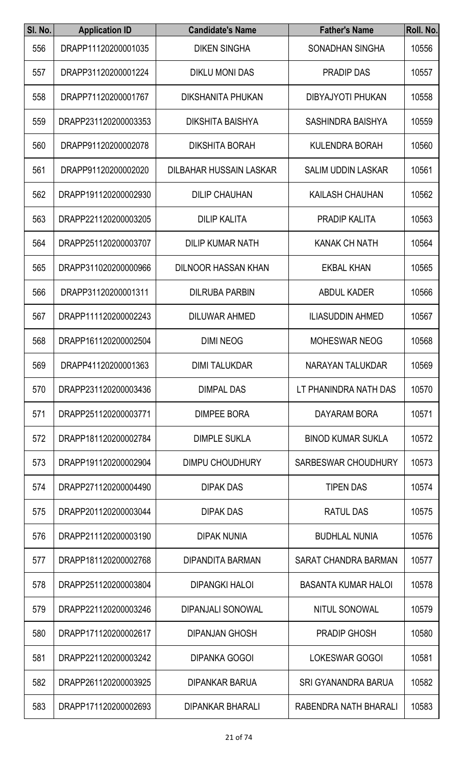| Sl. No. | Application ID | Candidate's Name | Father's Name | Roll. No. |
| --- | --- | --- | --- | --- |
| 556 | DRAPP11120200001035 | DIKEN SINGHA | SONADHAN SINGHA | 10556 |
| 557 | DRAPP31120200001224 | DIKLU MONI DAS | PRADIP DAS | 10557 |
| 558 | DRAPP71120200001767 | DIKSHANITA PHUKAN | DIBYAJYOTI PHUKAN | 10558 |
| 559 | DRAPP231120200003353 | DIKSHITA BAISHYA | SASHINDRA BAISHYA | 10559 |
| 560 | DRAPP91120200002078 | DIKSHITA BORAH | KULENDRA BORAH | 10560 |
| 561 | DRAPP91120200002020 | DILBAHAR HUSSAIN LASKAR | SALIM UDDIN LASKAR | 10561 |
| 562 | DRAPP191120200002930 | DILIP CHAUHAN | KAILASH CHAUHAN | 10562 |
| 563 | DRAPP221120200003205 | DILIP KALITA | PRADIP KALITA | 10563 |
| 564 | DRAPP251120200003707 | DILIP KUMAR NATH | KANAK CH NATH | 10564 |
| 565 | DRAPP311020200000966 | DILNOOR HASSAN KHAN | EKBAL KHAN | 10565 |
| 566 | DRAPP31120200001311 | DILRUBA PARBIN | ABDUL KADER | 10566 |
| 567 | DRAPP111120200002243 | DILUWAR AHMED | ILIASUDDIN AHMED | 10567 |
| 568 | DRAPP161120200002504 | DIMI NEOG | MOHESWAR NEOG | 10568 |
| 569 | DRAPP41120200001363 | DIMI TALUKDAR | NARAYAN TALUKDAR | 10569 |
| 570 | DRAPP231120200003436 | DIMPAL DAS | LT PHANINDRA NATH DAS | 10570 |
| 571 | DRAPP251120200003771 | DIMPEE BORA | DAYARAM BORA | 10571 |
| 572 | DRAPP181120200002784 | DIMPLE SUKLA | BINOD KUMAR SUKLA | 10572 |
| 573 | DRAPP191120200002904 | DIMPU CHOUDHURY | SARBESWAR CHOUDHURY | 10573 |
| 574 | DRAPP271120200004490 | DIPAK DAS | TIPEN DAS | 10574 |
| 575 | DRAPP201120200003044 | DIPAK DAS | RATUL DAS | 10575 |
| 576 | DRAPP211120200003190 | DIPAK NUNIA | BUDHLAL NUNIA | 10576 |
| 577 | DRAPP181120200002768 | DIPANDITA BARMAN | SARAT CHANDRA BARMAN | 10577 |
| 578 | DRAPP251120200003804 | DIPANGKI HALOI | BASANTA KUMAR HALOI | 10578 |
| 579 | DRAPP221120200003246 | DIPANJALI SONOWAL | NITUL SONOWAL | 10579 |
| 580 | DRAPP171120200002617 | DIPANJAN GHOSH | PRADIP GHOSH | 10580 |
| 581 | DRAPP221120200003242 | DIPANKA GOGOI | LOKESWAR GOGOI | 10581 |
| 582 | DRAPP261120200003925 | DIPANKAR BARUA | SRI GYANANDRA BARUA | 10582 |
| 583 | DRAPP171120200002693 | DIPANKAR BHARALI | RABENDRA NATH BHARALI | 10583 |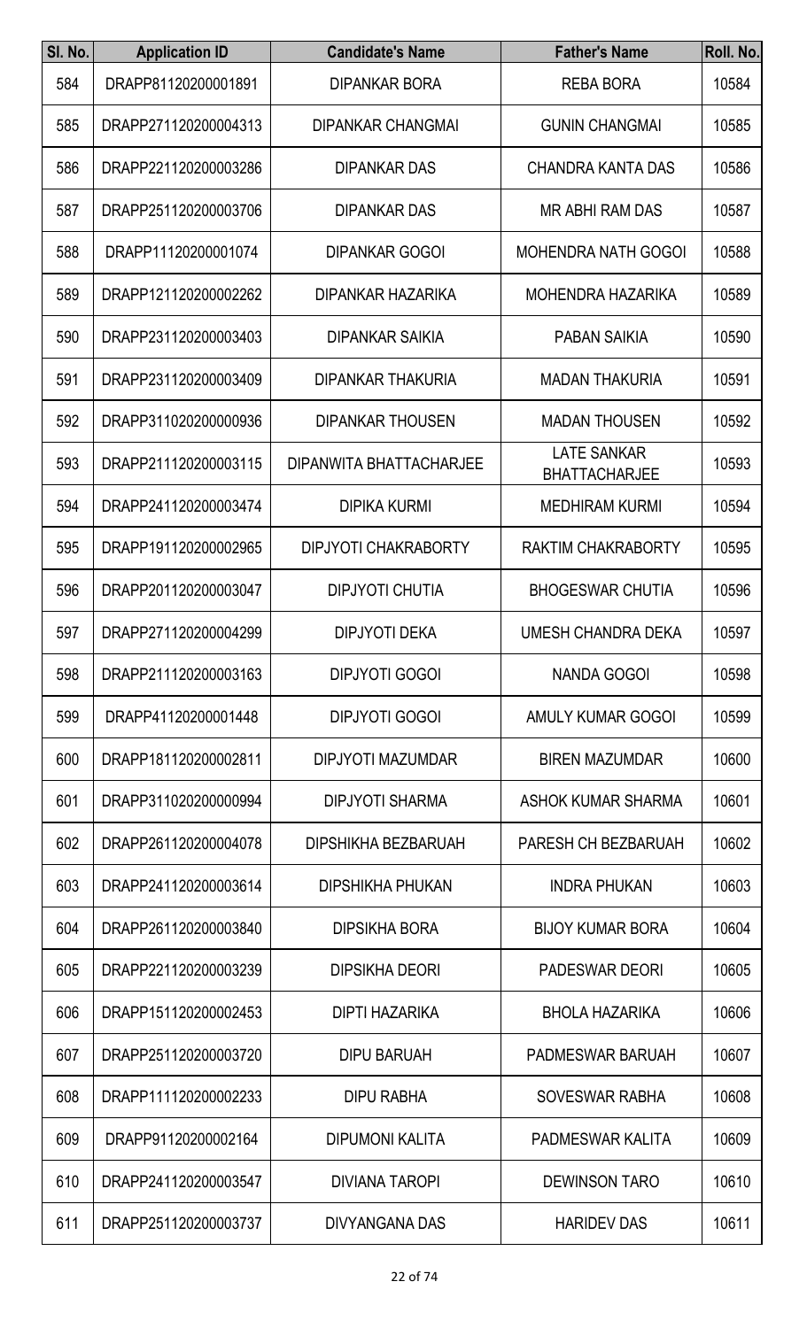| Sl. No. | Application ID | Candidate's Name | Father's Name | Roll. No. |
|---|---|---|---|---|
| 584 | DRAPP81120200001891 | DIPANKAR BORA | REBA BORA | 10584 |
| 585 | DRAPP271120200004313 | DIPANKAR CHANGMAI | GUNIN CHANGMAI | 10585 |
| 586 | DRAPP221120200003286 | DIPANKAR DAS | CHANDRA KANTA DAS | 10586 |
| 587 | DRAPP251120200003706 | DIPANKAR DAS | MR ABHI RAM DAS | 10587 |
| 588 | DRAPP11120200001074 | DIPANKAR GOGOI | MOHENDRA NATH GOGOI | 10588 |
| 589 | DRAPP121120200002262 | DIPANKAR HAZARIKA | MOHENDRA HAZARIKA | 10589 |
| 590 | DRAPP231120200003403 | DIPANKAR SAIKIA | PABAN SAIKIA | 10590 |
| 591 | DRAPP231120200003409 | DIPANKAR THAKURIA | MADAN THAKURIA | 10591 |
| 592 | DRAPP311020200000936 | DIPANKAR THOUSEN | MADAN THOUSEN | 10592 |
| 593 | DRAPP211120200003115 | DIPANWITA BHATTACHARJEE | LATE SANKAR BHATTACHARJEE | 10593 |
| 594 | DRAPP241120200003474 | DIPIKA KURMI | MEDHIRAM KURMI | 10594 |
| 595 | DRAPP191120200002965 | DIPJYOTI CHAKRABORTY | RAKTIM CHAKRABORTY | 10595 |
| 596 | DRAPP201120200003047 | DIPJYOTI CHUTIA | BHOGESWAR CHUTIA | 10596 |
| 597 | DRAPP271120200004299 | DIPJYOTI DEKA | UMESH CHANDRA DEKA | 10597 |
| 598 | DRAPP211120200003163 | DIPJYOTI GOGOI | NANDA GOGOI | 10598 |
| 599 | DRAPP41120200001448 | DIPJYOTI GOGOI | AMULY KUMAR GOGOI | 10599 |
| 600 | DRAPP181120200002811 | DIPJYOTI MAZUMDAR | BIREN MAZUMDAR | 10600 |
| 601 | DRAPP311020200000994 | DIPJYOTI SHARMA | ASHOK KUMAR SHARMA | 10601 |
| 602 | DRAPP261120200004078 | DIPSHIKHA BEZBARUAH | PARESH CH BEZBARUAH | 10602 |
| 603 | DRAPP241120200003614 | DIPSHIKHA PHUKAN | INDRA PHUKAN | 10603 |
| 604 | DRAPP261120200003840 | DIPSIKHA BORA | BIJOY KUMAR BORA | 10604 |
| 605 | DRAPP221120200003239 | DIPSIKHA DEORI | PADESWAR DEORI | 10605 |
| 606 | DRAPP151120200002453 | DIPTI HAZARIKA | BHOLA HAZARIKA | 10606 |
| 607 | DRAPP251120200003720 | DIPU BARUAH | PADMESWAR BARUAH | 10607 |
| 608 | DRAPP111120200002233 | DIPU RABHA | SOVESWAR RABHA | 10608 |
| 609 | DRAPP91120200002164 | DIPUMONI KALITA | PADMESWAR KALITA | 10609 |
| 610 | DRAPP241120200003547 | DIVIANA TAROPI | DEWINSON TARO | 10610 |
| 611 | DRAPP251120200003737 | DIVYANGANA DAS | HARIDEV DAS | 10611 |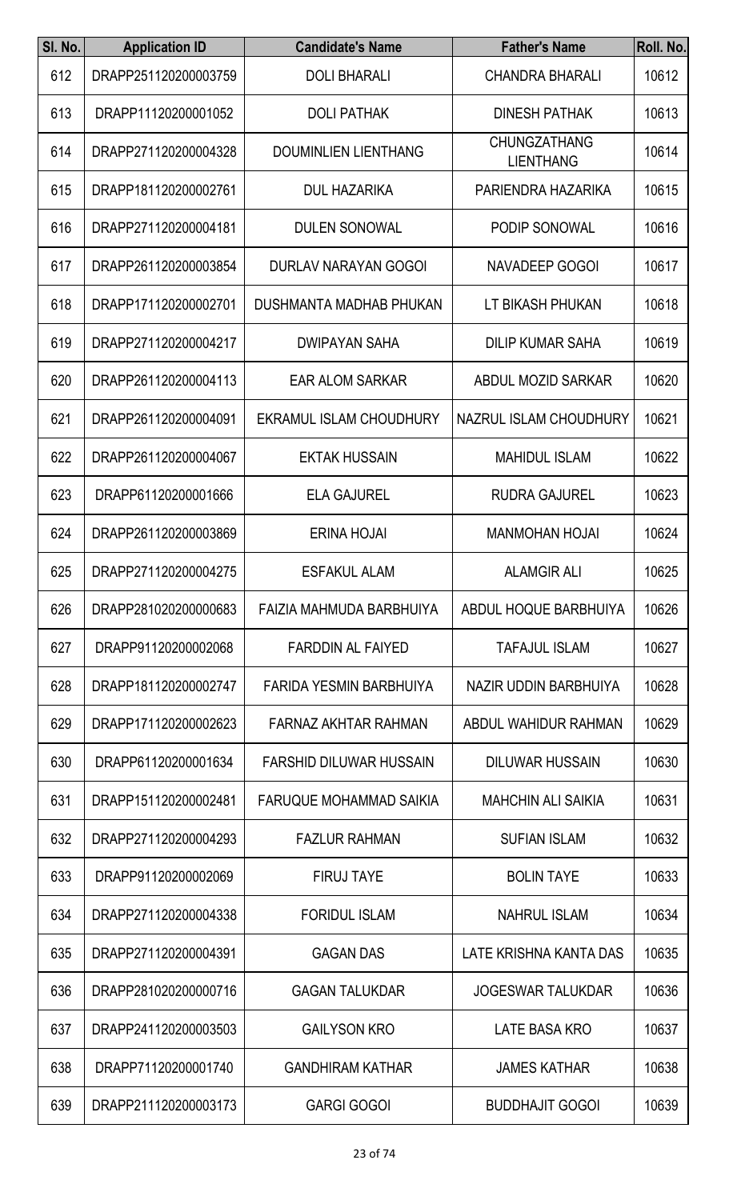| Sl. No. | Application ID | Candidate's Name | Father's Name | Roll. No. |
|---|---|---|---|---|
| 612 | DRAPP251120200003759 | DOLI BHARALI | CHANDRA BHARALI | 10612 |
| 613 | DRAPP11120200001052 | DOLI PATHAK | DINESH PATHAK | 10613 |
| 614 | DRAPP271120200004328 | DOUMINLIEN LIENTHANG | CHUNGZATHANG LIENTHANG | 10614 |
| 615 | DRAPP181120200002761 | DUL HAZARIKA | PARIENDRA HAZARIKA | 10615 |
| 616 | DRAPP271120200004181 | DULEN SONOWAL | PODIP SONOWAL | 10616 |
| 617 | DRAPP261120200003854 | DURLAV NARAYAN GOGOI | NAVADEEP GOGOI | 10617 |
| 618 | DRAPP171120200002701 | DUSHMANTA MADHAB PHUKAN | LT BIKASH PHUKAN | 10618 |
| 619 | DRAPP271120200004217 | DWIPAYAN SAHA | DILIP KUMAR SAHA | 10619 |
| 620 | DRAPP261120200004113 | EAR ALOM SARKAR | ABDUL MOZID SARKAR | 10620 |
| 621 | DRAPP261120200004091 | EKRAMUL ISLAM CHOUDHURY | NAZRUL ISLAM CHOUDHURY | 10621 |
| 622 | DRAPP261120200004067 | EKTAK HUSSAIN | MAHIDUL ISLAM | 10622 |
| 623 | DRAPP61120200001666 | ELA GAJUREL | RUDRA GAJUREL | 10623 |
| 624 | DRAPP261120200003869 | ERINA HOJAI | MANMOHAN HOJAI | 10624 |
| 625 | DRAPP271120200004275 | ESFAKUL ALAM | ALAMGIR ALI | 10625 |
| 626 | DRAPP281020200000683 | FAIZIA MAHMUDA BARBHUIYA | ABDUL HOQUE BARBHUIYA | 10626 |
| 627 | DRAPP91120200002068 | FARDDIN AL FAIYED | TAFAJUL ISLAM | 10627 |
| 628 | DRAPP181120200002747 | FARIDA YESMIN BARBHUIYA | NAZIR UDDIN BARBHUIYA | 10628 |
| 629 | DRAPP171120200002623 | FARNAZ AKHTAR RAHMAN | ABDUL WAHIDUR RAHMAN | 10629 |
| 630 | DRAPP61120200001634 | FARSHID DILUWAR HUSSAIN | DILUWAR HUSSAIN | 10630 |
| 631 | DRAPP151120200002481 | FARUQUE MOHAMMAD SAIKIA | MAHCHIN ALI SAIKIA | 10631 |
| 632 | DRAPP271120200004293 | FAZLUR RAHMAN | SUFIAN ISLAM | 10632 |
| 633 | DRAPP91120200002069 | FIRUJ TAYE | BOLIN TAYE | 10633 |
| 634 | DRAPP271120200004338 | FORIDUL ISLAM | NAHRUL ISLAM | 10634 |
| 635 | DRAPP271120200004391 | GAGAN DAS | LATE KRISHNA KANTA DAS | 10635 |
| 636 | DRAPP281020200000716 | GAGAN TALUKDAR | JOGESWAR TALUKDAR | 10636 |
| 637 | DRAPP241120200003503 | GAILYSON KRO | LATE BASA KRO | 10637 |
| 638 | DRAPP71120200001740 | GANDHIRAM KATHAR | JAMES KATHAR | 10638 |
| 639 | DRAPP211120200003173 | GARGI GOGOI | BUDDHAJIT GOGOI | 10639 |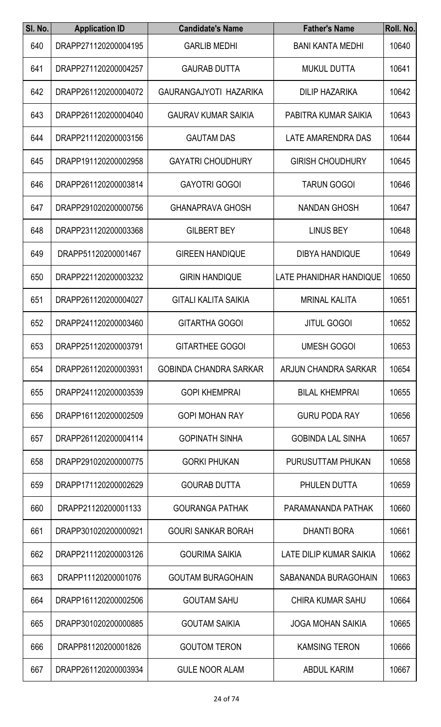| Sl. No. | Application ID | Candidate's Name | Father's Name | Roll. No. |
| --- | --- | --- | --- | --- |
| 640 | DRAPP271120200004195 | GARLIB MEDHI | BANI KANTA MEDHI | 10640 |
| 641 | DRAPP271120200004257 | GAURAB DUTTA | MUKUL DUTTA | 10641 |
| 642 | DRAPP261120200004072 | GAURANGAJYOTI HAZARIKA | DILIP HAZARIKA | 10642 |
| 643 | DRAPP261120200004040 | GAURAV KUMAR SAIKIA | PABITRA KUMAR SAIKIA | 10643 |
| 644 | DRAPP211120200003156 | GAUTAM DAS | LATE AMARENDRA DAS | 10644 |
| 645 | DRAPP191120200002958 | GAYATRI CHOUDHURY | GIRISH CHOUDHURY | 10645 |
| 646 | DRAPP261120200003814 | GAYOTRI GOGOI | TARUN GOGOI | 10646 |
| 647 | DRAPP291020200000756 | GHANAPRAVA GHOSH | NANDAN GHOSH | 10647 |
| 648 | DRAPP231120200003368 | GILBERT BEY | LINUS BEY | 10648 |
| 649 | DRAPP51120200001467 | GIREEN HANDIQUE | DIBYA HANDIQUE | 10649 |
| 650 | DRAPP221120200003232 | GIRIN HANDIQUE | LATE PHANIDHAR HANDIQUE | 10650 |
| 651 | DRAPP261120200004027 | GITALI KALITA SAIKIA | MRINAL KALITA | 10651 |
| 652 | DRAPP241120200003460 | GITARTHA GOGOI | JITUL GOGOI | 10652 |
| 653 | DRAPP251120200003791 | GITARTHEE GOGOI | UMESH GOGOI | 10653 |
| 654 | DRAPP261120200003931 | GOBINDA CHANDRA SARKAR | ARJUN CHANDRA SARKAR | 10654 |
| 655 | DRAPP241120200003539 | GOPI KHEMPRAI | BILAL KHEMPRAI | 10655 |
| 656 | DRAPP161120200002509 | GOPI MOHAN RAY | GURU PODA RAY | 10656 |
| 657 | DRAPP261120200004114 | GOPINATH SINHA | GOBINDA LAL SINHA | 10657 |
| 658 | DRAPP291020200000775 | GORKI PHUKAN | PURUSUTTAM PHUKAN | 10658 |
| 659 | DRAPP171120200002629 | GOURAB DUTTA | PHULEN DUTTA | 10659 |
| 660 | DRAPP21120200001133 | GOURANGA PATHAK | PARAMANANDA PATHAK | 10660 |
| 661 | DRAPP301020200000921 | GOURI SANKAR BORAH | DHANTI BORA | 10661 |
| 662 | DRAPP211120200003126 | GOURIMA SAIKIA | LATE DILIP KUMAR SAIKIA | 10662 |
| 663 | DRAPP11120200001076 | GOUTAM BURAGOHAIN | SABANANDA BURAGOHAIN | 10663 |
| 664 | DRAPP161120200002506 | GOUTAM SAHU | CHIRA KUMAR SAHU | 10664 |
| 665 | DRAPP301020200000885 | GOUTAM SAIKIA | JOGA MOHAN SAIKIA | 10665 |
| 666 | DRAPP81120200001826 | GOUTOM TERON | KAMSING TERON | 10666 |
| 667 | DRAPP261120200003934 | GULE NOOR ALAM | ABDUL KARIM | 10667 |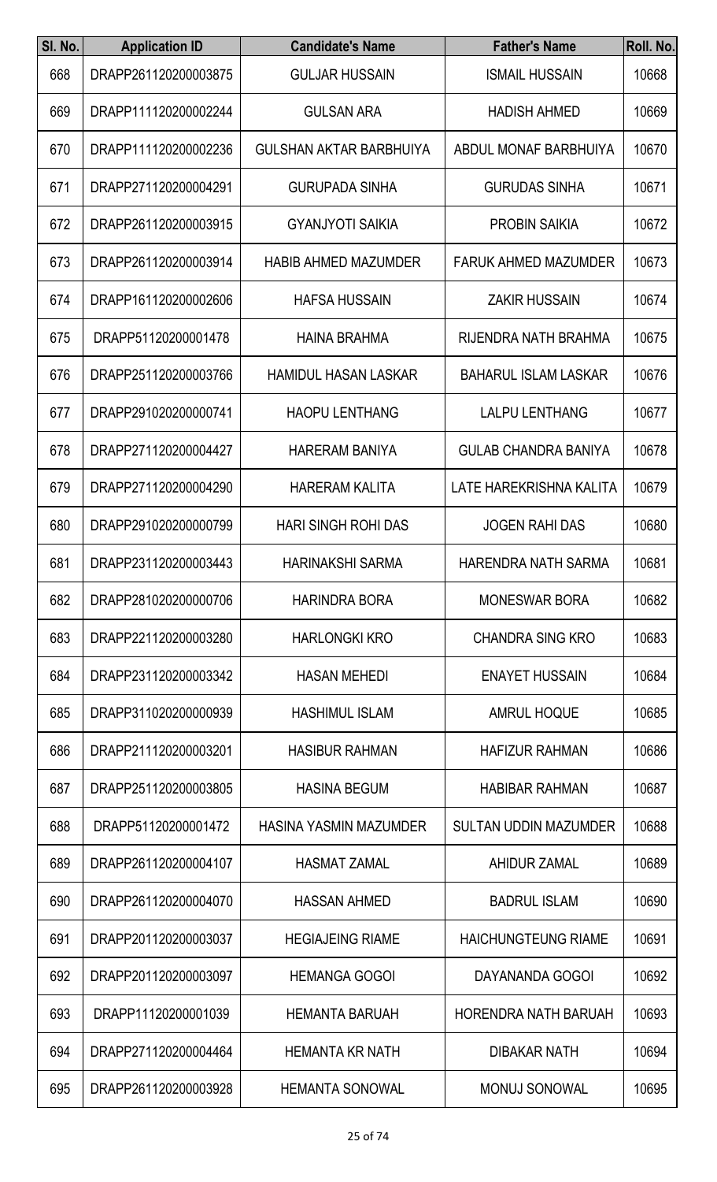| Sl. No. | Application ID | Candidate's Name | Father's Name | Roll. No. |
|---|---|---|---|---|
| 668 | DRAPP261120200003875 | GULJAR HUSSAIN | ISMAIL HUSSAIN | 10668 |
| 669 | DRAPP111120200002244 | GULSAN ARA | HADISH AHMED | 10669 |
| 670 | DRAPP111120200002236 | GULSHAN AKTAR BARBHUIYA | ABDUL MONAF BARBHUIYA | 10670 |
| 671 | DRAPP271120200004291 | GURUPADA SINHA | GURUDAS SINHA | 10671 |
| 672 | DRAPP261120200003915 | GYANJYOTI SAIKIA | PROBIN SAIKIA | 10672 |
| 673 | DRAPP261120200003914 | HABIB AHMED MAZUMDER | FARUK AHMED MAZUMDER | 10673 |
| 674 | DRAPP161120200002606 | HAFSA HUSSAIN | ZAKIR HUSSAIN | 10674 |
| 675 | DRAPP51120200001478 | HAINA BRAHMA | RIJENDRA NATH BRAHMA | 10675 |
| 676 | DRAPP251120200003766 | HAMIDUL HASAN LASKAR | BAHARUL ISLAM LASKAR | 10676 |
| 677 | DRAPP291020200000741 | HAOPU LENTHANG | LALPU LENTHANG | 10677 |
| 678 | DRAPP271120200004427 | HARERAM BANIYA | GULAB CHANDRA BANIYA | 10678 |
| 679 | DRAPP271120200004290 | HARERAM KALITA | LATE HAREKRISHNA KALITA | 10679 |
| 680 | DRAPP291020200000799 | HARI SINGH ROHI DAS | JOGEN RAHI DAS | 10680 |
| 681 | DRAPP231120200003443 | HARINAKSHI SARMA | HARENDRA NATH SARMA | 10681 |
| 682 | DRAPP281020200000706 | HARINDRA BORA | MONESWAR BORA | 10682 |
| 683 | DRAPP221120200003280 | HARLONGKI KRO | CHANDRA SING KRO | 10683 |
| 684 | DRAPP231120200003342 | HASAN MEHEDI | ENAYET HUSSAIN | 10684 |
| 685 | DRAPP311020200000939 | HASHIMUL ISLAM | AMRUL HOQUE | 10685 |
| 686 | DRAPP211120200003201 | HASIBUR RAHMAN | HAFIZUR RAHMAN | 10686 |
| 687 | DRAPP251120200003805 | HASINA BEGUM | HABIBAR RAHMAN | 10687 |
| 688 | DRAPP51120200001472 | HASINA YASMIN MAZUMDER | SULTAN UDDIN MAZUMDER | 10688 |
| 689 | DRAPP261120200004107 | HASMAT ZAMAL | AHIDUR ZAMAL | 10689 |
| 690 | DRAPP261120200004070 | HASSAN AHMED | BADRUL ISLAM | 10690 |
| 691 | DRAPP201120200003037 | HEGIAJEING RIAME | HAICHUNGTEUNG RIAME | 10691 |
| 692 | DRAPP201120200003097 | HEMANGA GOGOI | DAYANANDA GOGOI | 10692 |
| 693 | DRAPP11120200001039 | HEMANTA BARUAH | HORENDRA NATH BARUAH | 10693 |
| 694 | DRAPP271120200004464 | HEMANTA KR NATH | DIBAKAR NATH | 10694 |
| 695 | DRAPP261120200003928 | HEMANTA SONOWAL | MONUJ SONOWAL | 10695 |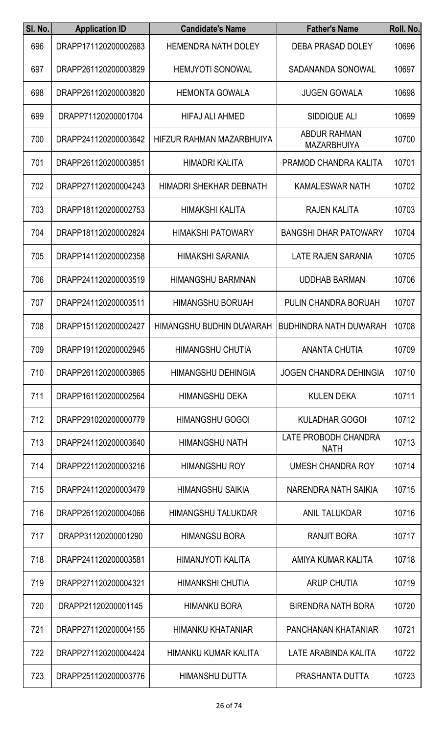| Sl. No. | Application ID | Candidate's Name | Father's Name | Roll. No. |
|---|---|---|---|---|
| 696 | DRAPP171120200002683 | HEMENDRA NATH DOLEY | DEBA PRASAD DOLEY | 10696 |
| 697 | DRAPP261120200003829 | HEMJYOTI SONOWAL | SADANANDA SONOWAL | 10697 |
| 698 | DRAPP261120200003820 | HEMONTA GOWALA | JUGEN GOWALA | 10698 |
| 699 | DRAPP71120200001704 | HIFAJ ALI AHMED | SIDDIQUE ALI | 10699 |
| 700 | DRAPP241120200003642 | HIFZUR RAHMAN MAZARBHUIYA | ABDUR RAHMAN MAZARBHUIYA | 10700 |
| 701 | DRAPP261120200003851 | HIMADRI KALITA | PRAMOD CHANDRA KALITA | 10701 |
| 702 | DRAPP271120200004243 | HIMADRI SHEKHAR DEBNATH | KAMALESWAR NATH | 10702 |
| 703 | DRAPP181120200002753 | HIMAKSHI KALITA | RAJEN KALITA | 10703 |
| 704 | DRAPP181120200002824 | HIMAKSHI PATOWARY | BANGSHI DHAR PATOWARY | 10704 |
| 705 | DRAPP141120200002358 | HIMAKSHI SARANIA | LATE RAJEN SARANIA | 10705 |
| 706 | DRAPP241120200003519 | HIMANGSHU BARMNAN | UDDHAB BARMAN | 10706 |
| 707 | DRAPP241120200003511 | HIMANGSHU BORUAH | PULIN CHANDRA BORUAH | 10707 |
| 708 | DRAPP151120200002427 | HIMANGSHU BUDHIN DUWARAH | BUDHINDRA NATH DUWARAH | 10708 |
| 709 | DRAPP191120200002945 | HIMANGSHU CHUTIA | ANANTA CHUTIA | 10709 |
| 710 | DRAPP261120200003865 | HIMANGSHU DEHINGIA | JOGEN CHANDRA DEHINGIA | 10710 |
| 711 | DRAPP161120200002564 | HIMANGSHU DEKA | KULEN DEKA | 10711 |
| 712 | DRAPP291020200000779 | HIMANGSHU GOGOI | KULADHAR GOGOI | 10712 |
| 713 | DRAPP241120200003640 | HIMANGSHU NATH | LATE PROBODH CHANDRA NATH | 10713 |
| 714 | DRAPP221120200003216 | HIMANGSHU ROY | UMESH CHANDRA ROY | 10714 |
| 715 | DRAPP241120200003479 | HIMANGSHU SAIKIA | NARENDRA NATH SAIKIA | 10715 |
| 716 | DRAPP261120200004066 | HIMANGSHU TALUKDAR | ANIL TALUKDAR | 10716 |
| 717 | DRAPP31120200001290 | HIMANGSU BORA | RANJIT BORA | 10717 |
| 718 | DRAPP241120200003581 | HIMANJYOTI KALITA | AMIYA KUMAR KALITA | 10718 |
| 719 | DRAPP271120200004321 | HIMANKSHI CHUTIA | ARUP CHUTIA | 10719 |
| 720 | DRAPP21120200001145 | HIMANKU BORA | BIRENDRA NATH BORA | 10720 |
| 721 | DRAPP271120200004155 | HIMANKU KHATANIAR | PANCHANAN KHATANIAR | 10721 |
| 722 | DRAPP271120200004424 | HIMANKU KUMAR KALITA | LATE ARABINDA KALITA | 10722 |
| 723 | DRAPP251120200003776 | HIMANSHU DUTTA | PRASHANTA DUTTA | 10723 |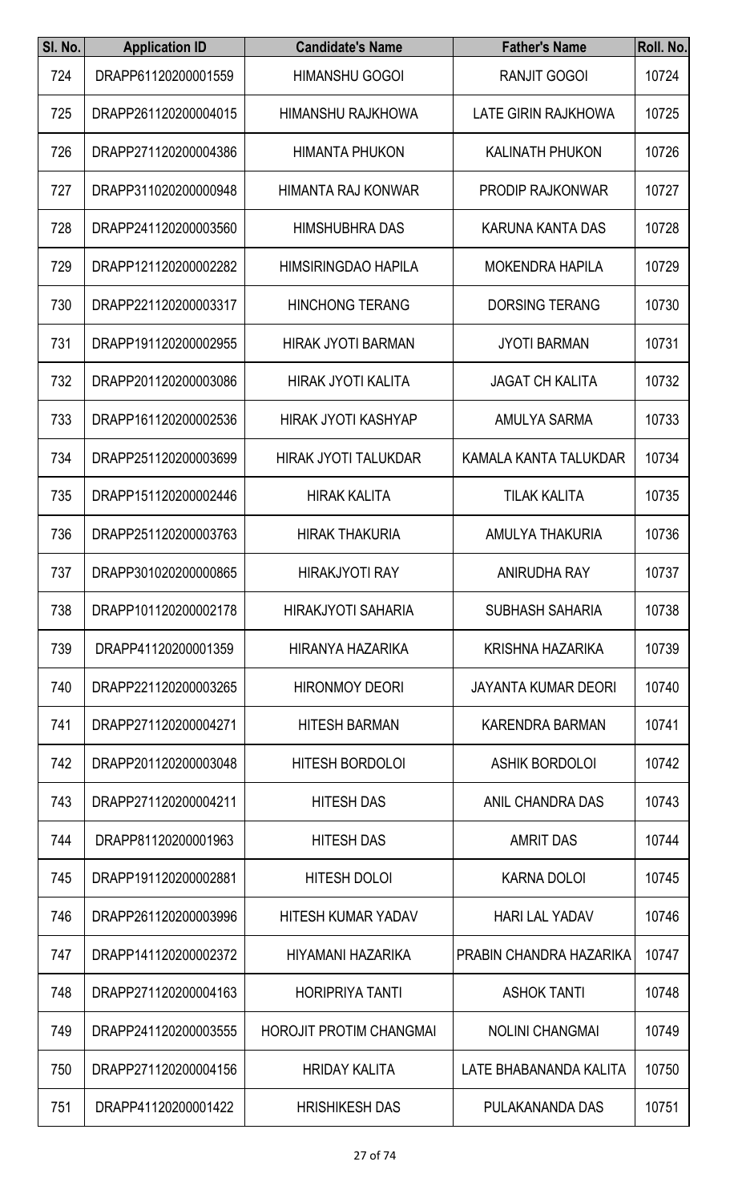| Sl. No. | Application ID | Candidate's Name | Father's Name | Roll. No. |
|---|---|---|---|---|
| 724 | DRAPP61120200001559 | HIMANSHU GOGOI | RANJIT GOGOI | 10724 |
| 725 | DRAPP261120200004015 | HIMANSHU RAJKHOWA | LATE GIRIN RAJKHOWA | 10725 |
| 726 | DRAPP271120200004386 | HIMANTA PHUKON | KALINATH PHUKON | 10726 |
| 727 | DRAPP311020200000948 | HIMANTA RAJ KONWAR | PRODIP RAJKONWAR | 10727 |
| 728 | DRAPP241120200003560 | HIMSHUBHRA DAS | KARUNA KANTA DAS | 10728 |
| 729 | DRAPP121120200002282 | HIMSIRINGDAO HAPILA | MOKENDRA HAPILA | 10729 |
| 730 | DRAPP221120200003317 | HINCHONG TERANG | DORSING TERANG | 10730 |
| 731 | DRAPP191120200002955 | HIRAK JYOTI BARMAN | JYOTI BARMAN | 10731 |
| 732 | DRAPP201120200003086 | HIRAK JYOTI KALITA | JAGAT CH KALITA | 10732 |
| 733 | DRAPP161120200002536 | HIRAK JYOTI KASHYAP | AMULYA SARMA | 10733 |
| 734 | DRAPP251120200003699 | HIRAK JYOTI TALUKDAR | KAMALA KANTA TALUKDAR | 10734 |
| 735 | DRAPP151120200002446 | HIRAK KALITA | TILAK KALITA | 10735 |
| 736 | DRAPP251120200003763 | HIRAK THAKURIA | AMULYA THAKURIA | 10736 |
| 737 | DRAPP301020200000865 | HIRAKJYOTI RAY | ANIRUDHA RAY | 10737 |
| 738 | DRAPP101120200002178 | HIRAKJYOTI SAHARIA | SUBHASH SAHARIA | 10738 |
| 739 | DRAPP41120200001359 | HIRANYA HAZARIKA | KRISHNA HAZARIKA | 10739 |
| 740 | DRAPP221120200003265 | HIRONMOY DEORI | JAYANTA KUMAR DEORI | 10740 |
| 741 | DRAPP271120200004271 | HITESH BARMAN | KARENDRA BARMAN | 10741 |
| 742 | DRAPP201120200003048 | HITESH BORDOLOI | ASHIK BORDOLOI | 10742 |
| 743 | DRAPP271120200004211 | HITESH DAS | ANIL CHANDRA DAS | 10743 |
| 744 | DRAPP81120200001963 | HITESH DAS | AMRIT DAS | 10744 |
| 745 | DRAPP191120200002881 | HITESH DOLOI | KARNA DOLOI | 10745 |
| 746 | DRAPP261120200003996 | HITESH KUMAR YADAV | HARI LAL YADAV | 10746 |
| 747 | DRAPP141120200002372 | HIYAMANI HAZARIKA | PRABIN CHANDRA HAZARIKA | 10747 |
| 748 | DRAPP271120200004163 | HORIPRIYA TANTI | ASHOK TANTI | 10748 |
| 749 | DRAPP241120200003555 | HOROJIT PROTIM CHANGMAI | NOLINI CHANGMAI | 10749 |
| 750 | DRAPP271120200004156 | HRIDAY KALITA | LATE BHABANANDA KALITA | 10750 |
| 751 | DRAPP41120200001422 | HRISHIKESH DAS | PULAKANANDA DAS | 10751 |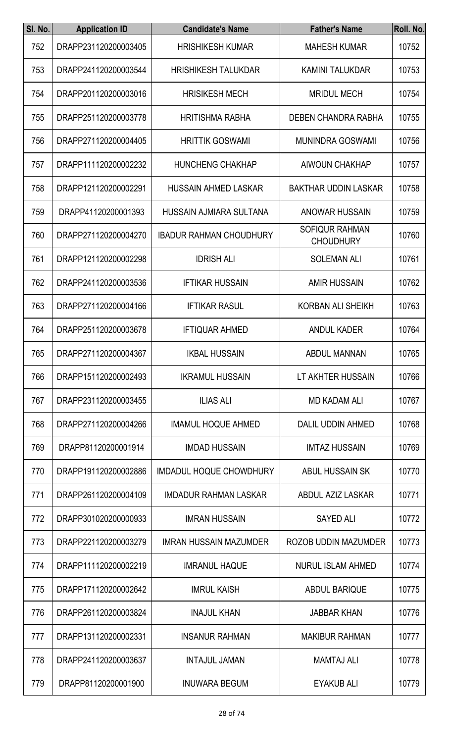| Sl. No. | Application ID | Candidate's Name | Father's Name | Roll. No. |
|---|---|---|---|---|
| 752 | DRAPP231120200003405 | HRISHIKESH KUMAR | MAHESH KUMAR | 10752 |
| 753 | DRAPP241120200003544 | HRISHIKESH TALUKDAR | KAMINI TALUKDAR | 10753 |
| 754 | DRAPP201120200003016 | HRISIKESH MECH | MRIDUL MECH | 10754 |
| 755 | DRAPP251120200003778 | HRITISHMA RABHA | DEBEN CHANDRA RABHA | 10755 |
| 756 | DRAPP271120200004405 | HRITTIK GOSWAMI | MUNINDRA GOSWAMI | 10756 |
| 757 | DRAPP111120200002232 | HUNCHENG CHAKHAP | AIWOUN CHAKHAP | 10757 |
| 758 | DRAPP121120200002291 | HUSSAIN AHMED LASKAR | BAKTHAR UDDIN LASKAR | 10758 |
| 759 | DRAPP41120200001393 | HUSSAIN AJMIARA SULTANA | ANOWAR HUSSAIN | 10759 |
| 760 | DRAPP271120200004270 | IBADUR RAHMAN CHOUDHURY | SOFIQUR RAHMAN CHOUDHURY | 10760 |
| 761 | DRAPP121120200002298 | IDRISH ALI | SOLEMAN ALI | 10761 |
| 762 | DRAPP241120200003536 | IFTIKAR HUSSAIN | AMIR HUSSAIN | 10762 |
| 763 | DRAPP271120200004166 | IFTIKAR RASUL | KORBAN ALI SHEIKH | 10763 |
| 764 | DRAPP251120200003678 | IFTIQUAR AHMED | ANDUL KADER | 10764 |
| 765 | DRAPP271120200004367 | IKBAL HUSSAIN | ABDUL MANNAN | 10765 |
| 766 | DRAPP151120200002493 | IKRAMUL HUSSAIN | LT AKHTER HUSSAIN | 10766 |
| 767 | DRAPP231120200003455 | ILIAS ALI | MD KADAM ALI | 10767 |
| 768 | DRAPP271120200004266 | IMAMUL HOQUE AHMED | DALIL UDDIN AHMED | 10768 |
| 769 | DRAPP81120200001914 | IMDAD HUSSAIN | IMTAZ HUSSAIN | 10769 |
| 770 | DRAPP191120200002886 | IMDADUL HOQUE CHOWDHURY | ABUL HUSSAIN SK | 10770 |
| 771 | DRAPP261120200004109 | IMDADUR RAHMAN LASKAR | ABDUL AZIZ LASKAR | 10771 |
| 772 | DRAPP301020200000933 | IMRAN HUSSAIN | SAYED ALI | 10772 |
| 773 | DRAPP221120200003279 | IMRAN HUSSAIN MAZUMDER | ROZOB UDDIN MAZUMDER | 10773 |
| 774 | DRAPP111120200002219 | IMRANUL HAQUE | NURUL ISLAM AHMED | 10774 |
| 775 | DRAPP171120200002642 | IMRUL KAISH | ABDUL BARIQUE | 10775 |
| 776 | DRAPP261120200003824 | INAJUL KHAN | JABBAR KHAN | 10776 |
| 777 | DRAPP131120200002331 | INSANUR RAHMAN | MAKIBUR RAHMAN | 10777 |
| 778 | DRAPP241120200003637 | INTAJUL JAMAN | MAMTAJ ALI | 10778 |
| 779 | DRAPP81120200001900 | INUWARA BEGUM | EYAKUB ALI | 10779 |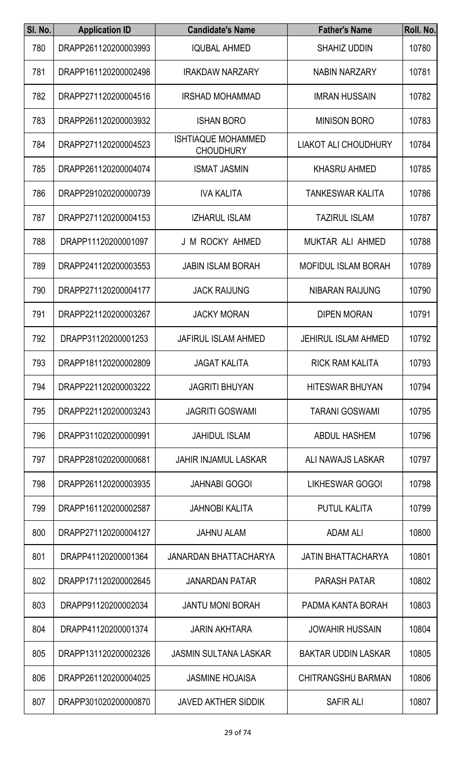| Sl. No. | Application ID | Candidate's Name | Father's Name | Roll. No. |
|---|---|---|---|---|
| 780 | DRAPP261120200003993 | IQUBAL AHMED | SHAHIZ UDDIN | 10780 |
| 781 | DRAPP161120200002498 | IRAKDAW NARZARY | NABIN NARZARY | 10781 |
| 782 | DRAPP271120200004516 | IRSHAD MOHAMMAD | IMRAN HUSSAIN | 10782 |
| 783 | DRAPP261120200003932 | ISHAN BORO | MINISON BORO | 10783 |
| 784 | DRAPP271120200004523 | ISHTIAQUE MOHAMMED CHOUDHURY | LIAKOT ALI CHOUDHURY | 10784 |
| 785 | DRAPP261120200004074 | ISMAT JASMIN | KHASRU AHMED | 10785 |
| 786 | DRAPP291020200000739 | IVA KALITA | TANKESWAR KALITA | 10786 |
| 787 | DRAPP271120200004153 | IZHARUL ISLAM | TAZIRUL ISLAM | 10787 |
| 788 | DRAPP11120200001097 | J M ROCKY AHMED | MUKTAR ALI AHMED | 10788 |
| 789 | DRAPP241120200003553 | JABIN ISLAM BORAH | MOFIDUL ISLAM BORAH | 10789 |
| 790 | DRAPP271120200004177 | JACK RAIJUNG | NIBARAN RAIJUNG | 10790 |
| 791 | DRAPP221120200003267 | JACKY MORAN | DIPEN MORAN | 10791 |
| 792 | DRAPP31120200001253 | JAFIRUL ISLAM AHMED | JEHIRUL ISLAM AHMED | 10792 |
| 793 | DRAPP181120200002809 | JAGAT KALITA | RICK RAM KALITA | 10793 |
| 794 | DRAPP221120200003222 | JAGRITI BHUYAN | HITESWAR BHUYAN | 10794 |
| 795 | DRAPP221120200003243 | JAGRITI GOSWAMI | TARANI GOSWAMI | 10795 |
| 796 | DRAPP311020200000991 | JAHIDUL ISLAM | ABDUL HASHEM | 10796 |
| 797 | DRAPP281020200000681 | JAHIR INJAMUL LASKAR | ALI NAWAJS LASKAR | 10797 |
| 798 | DRAPP261120200003935 | JAHNABI GOGOI | LIKHESWAR GOGOI | 10798 |
| 799 | DRAPP161120200002587 | JAHNOBI KALITA | PUTUL KALITA | 10799 |
| 800 | DRAPP271120200004127 | JAHNU ALAM | ADAM ALI | 10800 |
| 801 | DRAPP41120200001364 | JANARDAN BHATTACHARYA | JATIN BHATTACHARYA | 10801 |
| 802 | DRAPP171120200002645 | JANARDAN PATAR | PARASH PATAR | 10802 |
| 803 | DRAPP91120200002034 | JANTU MONI BORAH | PADMA KANTA BORAH | 10803 |
| 804 | DRAPP41120200001374 | JARIN AKHTARA | JOWAHIR HUSSAIN | 10804 |
| 805 | DRAPP131120200002326 | JASMIN SULTANA LASKAR | BAKTAR UDDIN LASKAR | 10805 |
| 806 | DRAPP261120200004025 | JASMINE HOJAISA | CHITRANGSHU BARMAN | 10806 |
| 807 | DRAPP301020200000870 | JAVED AKTHER SIDDIK | SAFIR ALI | 10807 |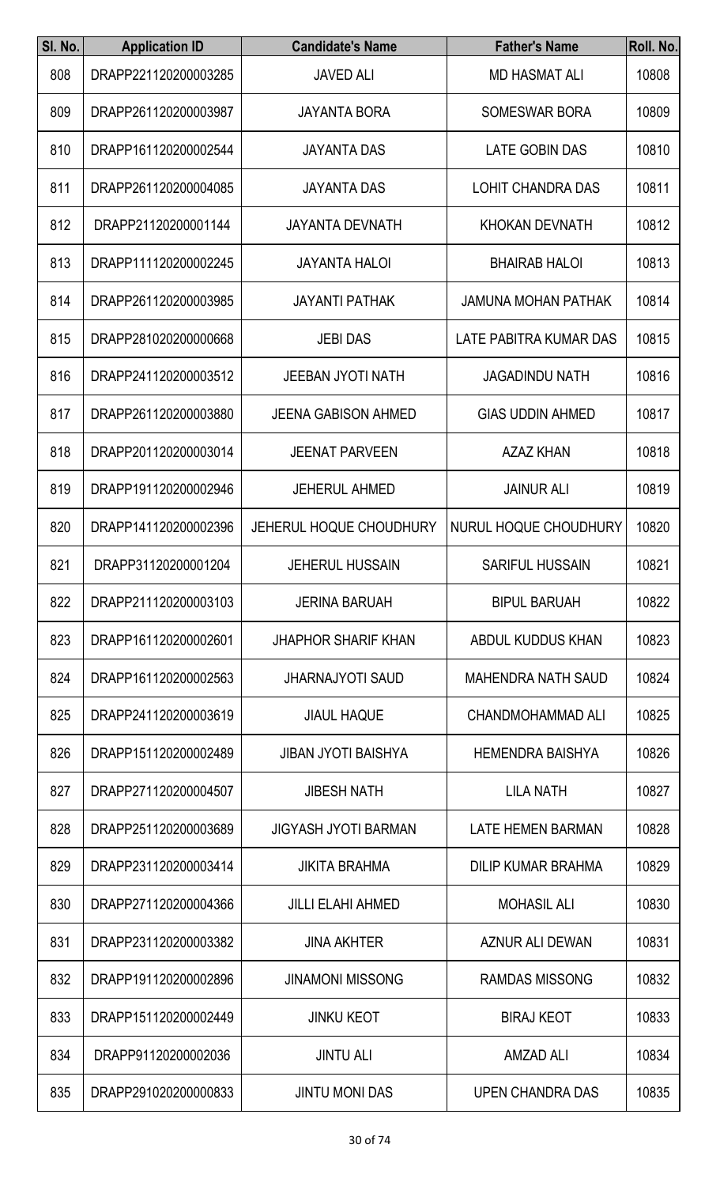| Sl. No. | Application ID | Candidate's Name | Father's Name | Roll. No. |
|---|---|---|---|---|
| 808 | DRAPP221120200003285 | JAVED ALI | MD HASMAT ALI | 10808 |
| 809 | DRAPP261120200003987 | JAYANTA BORA | SOMESWAR BORA | 10809 |
| 810 | DRAPP161120200002544 | JAYANTA DAS | LATE GOBIN DAS | 10810 |
| 811 | DRAPP261120200004085 | JAYANTA DAS | LOHIT CHANDRA DAS | 10811 |
| 812 | DRAPP21120200001144 | JAYANTA DEVNATH | KHOKAN DEVNATH | 10812 |
| 813 | DRAPP111120200002245 | JAYANTA HALOI | BHAIRAB HALOI | 10813 |
| 814 | DRAPP261120200003985 | JAYANTI PATHAK | JAMUNA MOHAN PATHAK | 10814 |
| 815 | DRAPP281020200000668 | JEBI DAS | LATE PABITRA KUMAR DAS | 10815 |
| 816 | DRAPP241120200003512 | JEEBAN JYOTI NATH | JAGADINDU NATH | 10816 |
| 817 | DRAPP261120200003880 | JEENA GABISON AHMED | GIAS UDDIN AHMED | 10817 |
| 818 | DRAPP201120200003014 | JEENAT PARVEEN | AZAZ KHAN | 10818 |
| 819 | DRAPP191120200002946 | JEHERUL AHMED | JAINUR ALI | 10819 |
| 820 | DRAPP141120200002396 | JEHERUL HOQUE CHOUDHURY | NURUL HOQUE CHOUDHURY | 10820 |
| 821 | DRAPP31120200001204 | JEHERUL HUSSAIN | SARIFUL HUSSAIN | 10821 |
| 822 | DRAPP211120200003103 | JERINA BARUAH | BIPUL BARUAH | 10822 |
| 823 | DRAPP161120200002601 | JHAPHOR SHARIF KHAN | ABDUL KUDDUS KHAN | 10823 |
| 824 | DRAPP161120200002563 | JHARNAJYOTI SAUD | MAHENDRA NATH SAUD | 10824 |
| 825 | DRAPP241120200003619 | JIAUL HAQUE | CHANDMOHAMMAD ALI | 10825 |
| 826 | DRAPP151120200002489 | JIBAN JYOTI BAISHYA | HEMENDRA BAISHYA | 10826 |
| 827 | DRAPP271120200004507 | JIBESH NATH | LILA NATH | 10827 |
| 828 | DRAPP251120200003689 | JIGYASH JYOTI BARMAN | LATE HEMEN BARMAN | 10828 |
| 829 | DRAPP231120200003414 | JIKITA BRAHMA | DILIP KUMAR BRAHMA | 10829 |
| 830 | DRAPP271120200004366 | JILLI ELAHI AHMED | MOHASIL ALI | 10830 |
| 831 | DRAPP231120200003382 | JINA AKHTER | AZNUR ALI DEWAN | 10831 |
| 832 | DRAPP191120200002896 | JINAMONI MISSONG | RAMDAS MISSONG | 10832 |
| 833 | DRAPP151120200002449 | JINKU KEOT | BIRAJ KEOT | 10833 |
| 834 | DRAPP91120200002036 | JINTU ALI | AMZAD ALI | 10834 |
| 835 | DRAPP291020200000833 | JINTU MONI DAS | UPEN CHANDRA DAS | 10835 |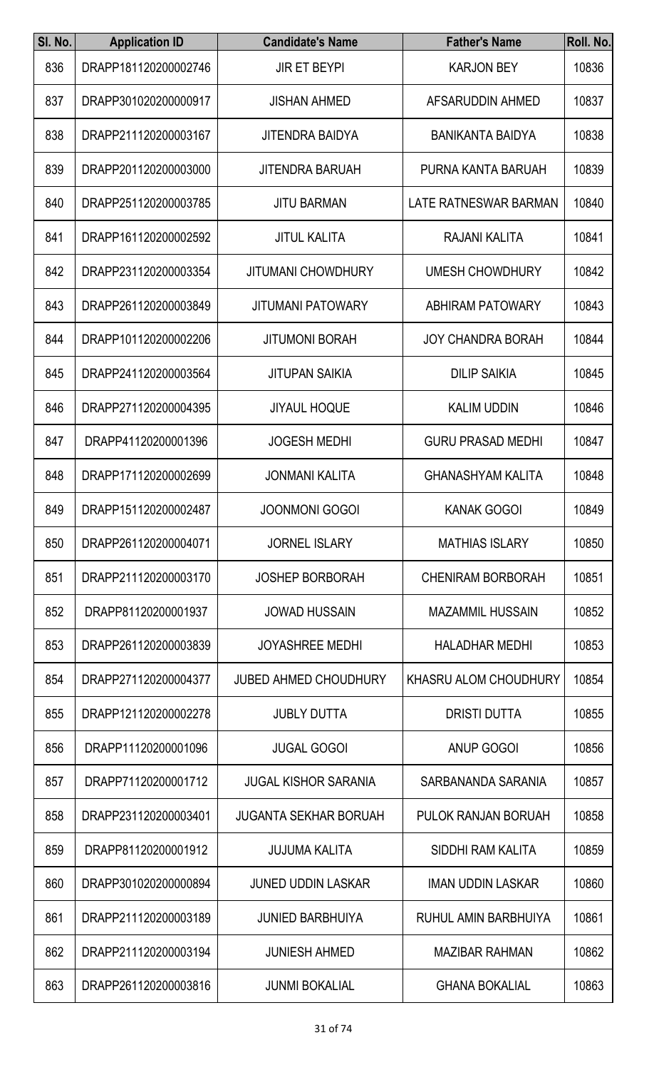| Sl. No. | Application ID | Candidate's Name | Father's Name | Roll. No. |
|---|---|---|---|---|
| 836 | DRAPP181120200002746 | JIR ET BEYPI | KARJON BEY | 10836 |
| 837 | DRAPP301020200000917 | JISHAN AHMED | AFSARUDDIN AHMED | 10837 |
| 838 | DRAPP211120200003167 | JITENDRA BAIDYA | BANIKANTA BAIDYA | 10838 |
| 839 | DRAPP201120200003000 | JITENDRA BARUAH | PURNA KANTA BARUAH | 10839 |
| 840 | DRAPP251120200003785 | JITU BARMAN | LATE RATNESWAR BARMAN | 10840 |
| 841 | DRAPP161120200002592 | JITUL KALITA | RAJANI KALITA | 10841 |
| 842 | DRAPP231120200003354 | JITUMANI CHOWDHURY | UMESH CHOWDHURY | 10842 |
| 843 | DRAPP261120200003849 | JITUMANI PATOWARY | ABHIRAM PATOWARY | 10843 |
| 844 | DRAPP101120200002206 | JITUMONI BORAH | JOY CHANDRA BORAH | 10844 |
| 845 | DRAPP241120200003564 | JITUPAN SAIKIA | DILIP SAIKIA | 10845 |
| 846 | DRAPP271120200004395 | JIYAUL HOQUE | KALIM UDDIN | 10846 |
| 847 | DRAPP41120200001396 | JOGESH MEDHI | GURU PRASAD MEDHI | 10847 |
| 848 | DRAPP171120200002699 | JONMANI KALITA | GHANASHYAM KALITA | 10848 |
| 849 | DRAPP151120200002487 | JOONMONI GOGOI | KANAK GOGOI | 10849 |
| 850 | DRAPP261120200004071 | JORNEL ISLARY | MATHIAS ISLARY | 10850 |
| 851 | DRAPP211120200003170 | JOSHEP BORBORAH | CHENIRAM BORBORAH | 10851 |
| 852 | DRAPP81120200001937 | JOWAD HUSSAIN | MAZAMMIL HUSSAIN | 10852 |
| 853 | DRAPP261120200003839 | JOYASHREE MEDHI | HALADHAR MEDHI | 10853 |
| 854 | DRAPP271120200004377 | JUBED AHMED CHOUDHURY | KHASRU ALOM CHOUDHURY | 10854 |
| 855 | DRAPP121120200002278 | JUBLY DUTTA | DRISTI DUTTA | 10855 |
| 856 | DRAPP11120200001096 | JUGAL GOGOI | ANUP GOGOI | 10856 |
| 857 | DRAPP71120200001712 | JUGAL KISHOR SARANIA | SARBANANDA SARANIA | 10857 |
| 858 | DRAPP231120200003401 | JUGANTA SEKHAR BORUAH | PULOK RANJAN BORUAH | 10858 |
| 859 | DRAPP81120200001912 | JUJUMA KALITA | SIDDHI RAM KALITA | 10859 |
| 860 | DRAPP301020200000894 | JUNED UDDIN LASKAR | IMAN UDDIN LASKAR | 10860 |
| 861 | DRAPP211120200003189 | JUNIED BARBHUIYA | RUHUL AMIN BARBHUIYA | 10861 |
| 862 | DRAPP211120200003194 | JUNIESH AHMED | MAZIBAR RAHMAN | 10862 |
| 863 | DRAPP261120200003816 | JUNMI BOKALIAL | GHANA BOKALIAL | 10863 |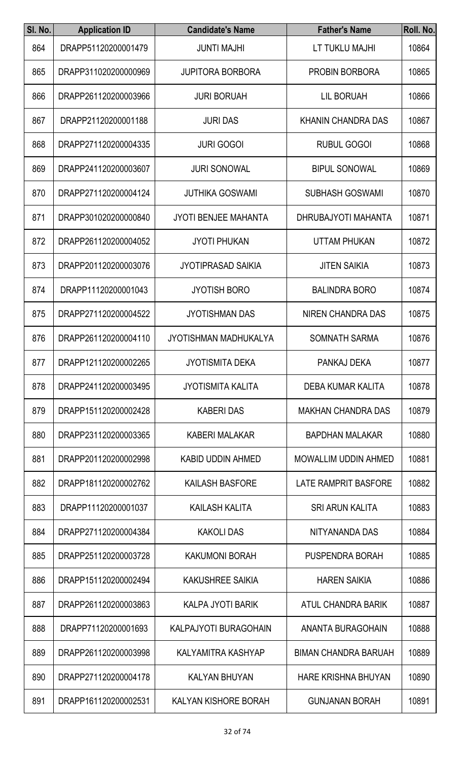| Sl. No. | Application ID | Candidate's Name | Father's Name | Roll. No. |
|---|---|---|---|---|
| 864 | DRAPP51120200001479 | JUNTI MAJHI | LT TUKLU MAJHI | 10864 |
| 865 | DRAPP311020200000969 | JUPITORA BORBORA | PROBIN BORBORA | 10865 |
| 866 | DRAPP261120200003966 | JURI BORUAH | LIL BORUAH | 10866 |
| 867 | DRAPP21120200001188 | JURI DAS | KHANIN CHANDRA DAS | 10867 |
| 868 | DRAPP271120200004335 | JURI GOGOI | RUBUL GOGOI | 10868 |
| 869 | DRAPP241120200003607 | JURI SONOWAL | BIPUL SONOWAL | 10869 |
| 870 | DRAPP271120200004124 | JUTHIKA GOSWAMI | SUBHASH GOSWAMI | 10870 |
| 871 | DRAPP301020200000840 | JYOTI BENJEE MAHANTA | DHRUBAJYOTI MAHANTA | 10871 |
| 872 | DRAPP261120200004052 | JYOTI PHUKAN | UTTAM PHUKAN | 10872 |
| 873 | DRAPP201120200003076 | JYOTIPRASAD SAIKIA | JITEN SAIKIA | 10873 |
| 874 | DRAPP11120200001043 | JYOTISH BORO | BALINDRA BORO | 10874 |
| 875 | DRAPP271120200004522 | JYOTISHMAN DAS | NIREN CHANDRA DAS | 10875 |
| 876 | DRAPP261120200004110 | JYOTISHMAN MADHUKALYA | SOMNATH SARMA | 10876 |
| 877 | DRAPP121120200002265 | JYOTISMITA DEKA | PANKAJ DEKA | 10877 |
| 878 | DRAPP241120200003495 | JYOTISMITA KALITA | DEBA KUMAR KALITA | 10878 |
| 879 | DRAPP151120200002428 | KABERI DAS | MAKHAN CHANDRA DAS | 10879 |
| 880 | DRAPP231120200003365 | KABERI MALAKAR | BAPDHAN MALAKAR | 10880 |
| 881 | DRAPP201120200002998 | KABID UDDIN AHMED | MOWALLIM UDDIN AHMED | 10881 |
| 882 | DRAPP181120200002762 | KAILASH BASFORE | LATE RAMPRIT BASFORE | 10882 |
| 883 | DRAPP11120200001037 | KAILASH KALITA | SRI ARUN KALITA | 10883 |
| 884 | DRAPP271120200004384 | KAKOLI DAS | NITYANANDA DAS | 10884 |
| 885 | DRAPP251120200003728 | KAKUMONI BORAH | PUSPENDRA BORAH | 10885 |
| 886 | DRAPP151120200002494 | KAKUSHREE SAIKIA | HAREN SAIKIA | 10886 |
| 887 | DRAPP261120200003863 | KALPA JYOTI BARIK | ATUL CHANDRA BARIK | 10887 |
| 888 | DRAPP71120200001693 | KALPAJYOTI BURAGOHAIN | ANANTA BURAGOHAIN | 10888 |
| 889 | DRAPP261120200003998 | KALYAMITRA KASHYAP | BIMAN CHANDRA BARUAH | 10889 |
| 890 | DRAPP271120200004178 | KALYAN BHUYAN | HARE KRISHNA BHUYAN | 10890 |
| 891 | DRAPP161120200002531 | KALYAN KISHORE BORAH | GUNJANAN BORAH | 10891 |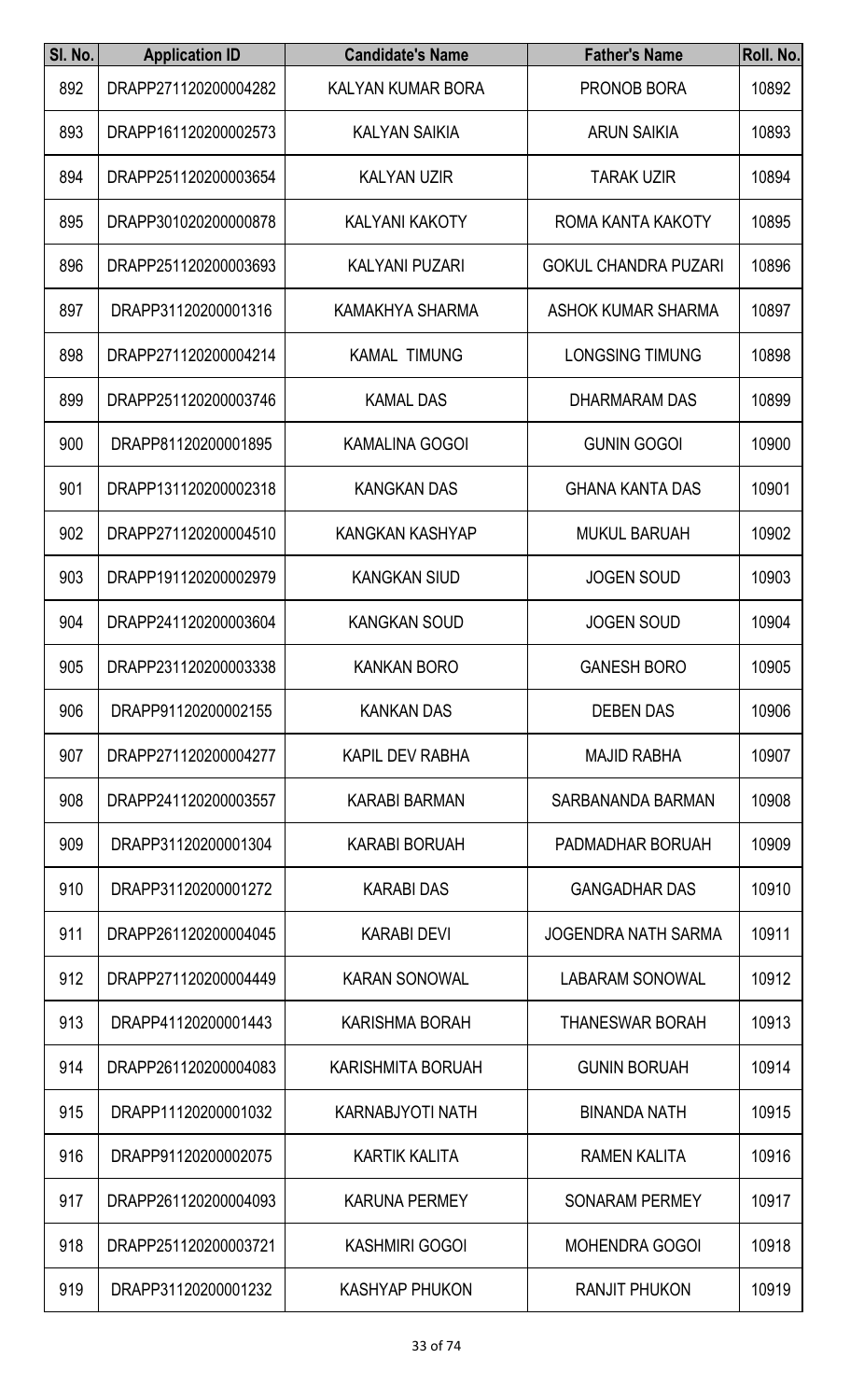| Sl. No. | Application ID | Candidate's Name | Father's Name | Roll. No. |
|---|---|---|---|---|
| 892 | DRAPP271120200004282 | KALYAN KUMAR BORA | PRONOB BORA | 10892 |
| 893 | DRAPP161120200002573 | KALYAN SAIKIA | ARUN SAIKIA | 10893 |
| 894 | DRAPP251120200003654 | KALYAN UZIR | TARAK UZIR | 10894 |
| 895 | DRAPP301020200000878 | KALYANI KAKOTY | ROMA KANTA KAKOTY | 10895 |
| 896 | DRAPP251120200003693 | KALYANI PUZARI | GOKUL CHANDRA PUZARI | 10896 |
| 897 | DRAPP31120200001316 | KAMAKHYA SHARMA | ASHOK KUMAR SHARMA | 10897 |
| 898 | DRAPP271120200004214 | KAMAL TIMUNG | LONGSING TIMUNG | 10898 |
| 899 | DRAPP251120200003746 | KAMAL DAS | DHARMARAM DAS | 10899 |
| 900 | DRAPP81120200001895 | KAMALINA GOGOI | GUNIN GOGOI | 10900 |
| 901 | DRAPP131120200002318 | KANGKAN DAS | GHANA KANTA DAS | 10901 |
| 902 | DRAPP271120200004510 | KANGKAN KASHYAP | MUKUL BARUAH | 10902 |
| 903 | DRAPP191120200002979 | KANGKAN SIUD | JOGEN SOUD | 10903 |
| 904 | DRAPP241120200003604 | KANGKAN SOUD | JOGEN SOUD | 10904 |
| 905 | DRAPP231120200003338 | KANKAN BORO | GANESH BORO | 10905 |
| 906 | DRAPP91120200002155 | KANKAN DAS | DEBEN DAS | 10906 |
| 907 | DRAPP271120200004277 | KAPIL DEV RABHA | MAJID RABHA | 10907 |
| 908 | DRAPP241120200003557 | KARABI BARMAN | SARBANANDA BARMAN | 10908 |
| 909 | DRAPP31120200001304 | KARABI BORUAH | PADMADHAR BORUAH | 10909 |
| 910 | DRAPP31120200001272 | KARABI DAS | GANGADHAR DAS | 10910 |
| 911 | DRAPP261120200004045 | KARABI DEVI | JOGENDRA NATH SARMA | 10911 |
| 912 | DRAPP271120200004449 | KARAN SONOWAL | LABARAM SONOWAL | 10912 |
| 913 | DRAPP41120200001443 | KARISHMA BORAH | THANESWAR BORAH | 10913 |
| 914 | DRAPP261120200004083 | KARISHMITA BORUAH | GUNIN BORUAH | 10914 |
| 915 | DRAPP11120200001032 | KARNABJYOTI NATH | BINANDA NATH | 10915 |
| 916 | DRAPP91120200002075 | KARTIK KALITA | RAMEN KALITA | 10916 |
| 917 | DRAPP261120200004093 | KARUNA PERMEY | SONARAM PERMEY | 10917 |
| 918 | DRAPP251120200003721 | KASHMIRI GOGOI | MOHENDRA GOGOI | 10918 |
| 919 | DRAPP31120200001232 | KASHYAP PHUKON | RANJIT PHUKON | 10919 |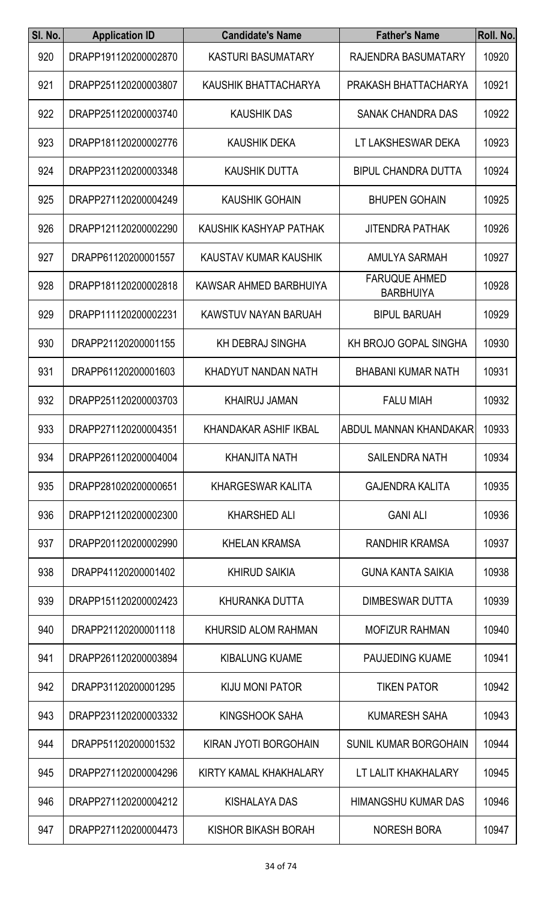| Sl. No. | Application ID | Candidate's Name | Father's Name | Roll. No. |
|---|---|---|---|---|
| 920 | DRAPP191120200002870 | KASTURI BASUMATARY | RAJENDRA BASUMATARY | 10920 |
| 921 | DRAPP251120200003807 | KAUSHIK BHATTACHARYA | PRAKASH BHATTACHARYA | 10921 |
| 922 | DRAPP251120200003740 | KAUSHIK DAS | SANAK CHANDRA DAS | 10922 |
| 923 | DRAPP181120200002776 | KAUSHIK DEKA | LT LAKSHESWAR DEKA | 10923 |
| 924 | DRAPP231120200003348 | KAUSHIK DUTTA | BIPUL CHANDRA DUTTA | 10924 |
| 925 | DRAPP271120200004249 | KAUSHIK GOHAIN | BHUPEN GOHAIN | 10925 |
| 926 | DRAPP121120200002290 | KAUSHIK KASHYAP PATHAK | JITENDRA PATHAK | 10926 |
| 927 | DRAPP61120200001557 | KAUSTAV KUMAR KAUSHIK | AMULYA SARMAH | 10927 |
| 928 | DRAPP181120200002818 | KAWSAR AHMED BARBHUIYA | FARUQUE AHMED BARBHUIYA | 10928 |
| 929 | DRAPP111120200002231 | KAWSTUV NAYAN BARUAH | BIPUL BARUAH | 10929 |
| 930 | DRAPP21120200001155 | KH DEBRAJ SINGHA | KH BROJO GOPAL SINGHA | 10930 |
| 931 | DRAPP61120200001603 | KHADYUT NANDAN NATH | BHABANI KUMAR NATH | 10931 |
| 932 | DRAPP251120200003703 | KHAIRUJ JAMAN | FALU MIAH | 10932 |
| 933 | DRAPP271120200004351 | KHANDAKAR ASHIF IKBAL | ABDUL MANNAN KHANDAKAR | 10933 |
| 934 | DRAPP261120200004004 | KHANJITA NATH | SAILENDRA NATH | 10934 |
| 935 | DRAPP281020200000651 | KHARGESWAR KALITA | GAJENDRA KALITA | 10935 |
| 936 | DRAPP121120200002300 | KHARSHED ALI | GANI ALI | 10936 |
| 937 | DRAPP201120200002990 | KHELAN KRAMSA | RANDHIR KRAMSA | 10937 |
| 938 | DRAPP41120200001402 | KHIRUD SAIKIA | GUNA KANTA SAIKIA | 10938 |
| 939 | DRAPP151120200002423 | KHURANKA DUTTA | DIMBESWAR DUTTA | 10939 |
| 940 | DRAPP21120200001118 | KHURSID ALOM RAHMAN | MOFIZUR RAHMAN | 10940 |
| 941 | DRAPP261120200003894 | KIBALUNG KUAME | PAUJEDING KUAME | 10941 |
| 942 | DRAPP31120200001295 | KIJU MONI PATOR | TIKEN PATOR | 10942 |
| 943 | DRAPP231120200003332 | KINGSHOOK SAHA | KUMARESH SAHA | 10943 |
| 944 | DRAPP51120200001532 | KIRAN JYOTI BORGOHAIN | SUNIL KUMAR BORGOHAIN | 10944 |
| 945 | DRAPP271120200004296 | KIRTY KAMAL KHAKHALARY | LT LALIT KHAKHALARY | 10945 |
| 946 | DRAPP271120200004212 | KISHALAYA DAS | HIMANGSHU KUMAR DAS | 10946 |
| 947 | DRAPP271120200004473 | KISHOR BIKASH BORAH | NORESH BORA | 10947 |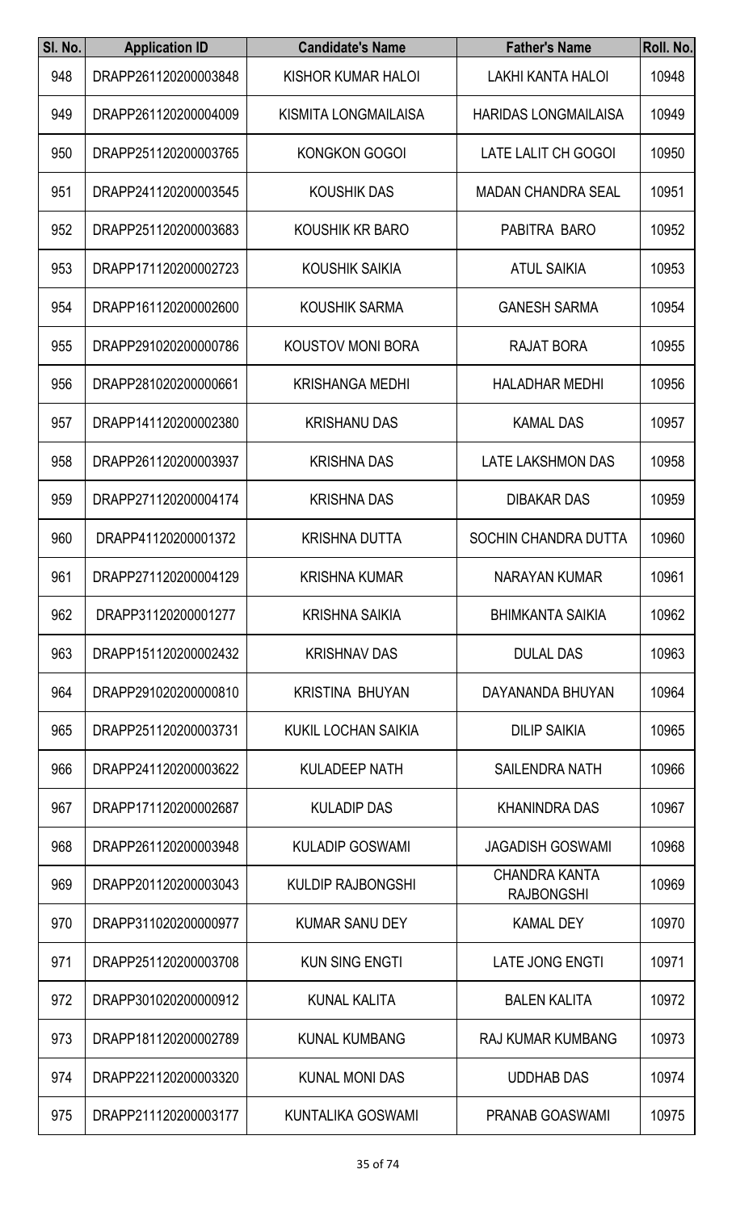| Sl. No. | Application ID | Candidate's Name | Father's Name | Roll. No. |
|---|---|---|---|---|
| 948 | DRAPP261120200003848 | KISHOR KUMAR HALOI | LAKHI KANTA HALOI | 10948 |
| 949 | DRAPP261120200004009 | KISMITA LONGMAILAISA | HARIDAS LONGMAILAISA | 10949 |
| 950 | DRAPP251120200003765 | KONGKON GOGOI | LATE LALIT CH GOGOI | 10950 |
| 951 | DRAPP241120200003545 | KOUSHIK DAS | MADAN CHANDRA SEAL | 10951 |
| 952 | DRAPP251120200003683 | KOUSHIK KR BARO | PABITRA BARO | 10952 |
| 953 | DRAPP171120200002723 | KOUSHIK SAIKIA | ATUL SAIKIA | 10953 |
| 954 | DRAPP161120200002600 | KOUSHIK SARMA | GANESH SARMA | 10954 |
| 955 | DRAPP291020200000786 | KOUSTOV MONI BORA | RAJAT BORA | 10955 |
| 956 | DRAPP281020200000661 | KRISHANGA MEDHI | HALADHAR MEDHI | 10956 |
| 957 | DRAPP141120200002380 | KRISHANU DAS | KAMAL DAS | 10957 |
| 958 | DRAPP261120200003937 | KRISHNA DAS | LATE LAKSHMON DAS | 10958 |
| 959 | DRAPP271120200004174 | KRISHNA DAS | DIBAKAR DAS | 10959 |
| 960 | DRAPP41120200001372 | KRISHNA DUTTA | SOCHIN CHANDRA DUTTA | 10960 |
| 961 | DRAPP271120200004129 | KRISHNA KUMAR | NARAYAN KUMAR | 10961 |
| 962 | DRAPP31120200001277 | KRISHNA SAIKIA | BHIMKANTA SAIKIA | 10962 |
| 963 | DRAPP151120200002432 | KRISHNAV DAS | DULAL DAS | 10963 |
| 964 | DRAPP291020200000810 | KRISTINA BHUYAN | DAYANANDA BHUYAN | 10964 |
| 965 | DRAPP251120200003731 | KUKIL LOCHAN SAIKIA | DILIP SAIKIA | 10965 |
| 966 | DRAPP241120200003622 | KULADEEP NATH | SAILENDRA NATH | 10966 |
| 967 | DRAPP171120200002687 | KULADIP DAS | KHANINDRA DAS | 10967 |
| 968 | DRAPP261120200003948 | KULADIP GOSWAMI | JAGADISH GOSWAMI | 10968 |
| 969 | DRAPP201120200003043 | KULDIP RAJBONGSHI | CHANDRA KANTA RAJBONGSHI | 10969 |
| 970 | DRAPP311020200000977 | KUMAR SANU DEY | KAMAL DEY | 10970 |
| 971 | DRAPP251120200003708 | KUN SING ENGTI | LATE JONG ENGTI | 10971 |
| 972 | DRAPP301020200000912 | KUNAL KALITA | BALEN KALITA | 10972 |
| 973 | DRAPP181120200002789 | KUNAL KUMBANG | RAJ KUMAR KUMBANG | 10973 |
| 974 | DRAPP221120200003320 | KUNAL MONI DAS | UDDHAB DAS | 10974 |
| 975 | DRAPP211120200003177 | KUNTALIKA GOSWAMI | PRANAB GOASWAMI | 10975 |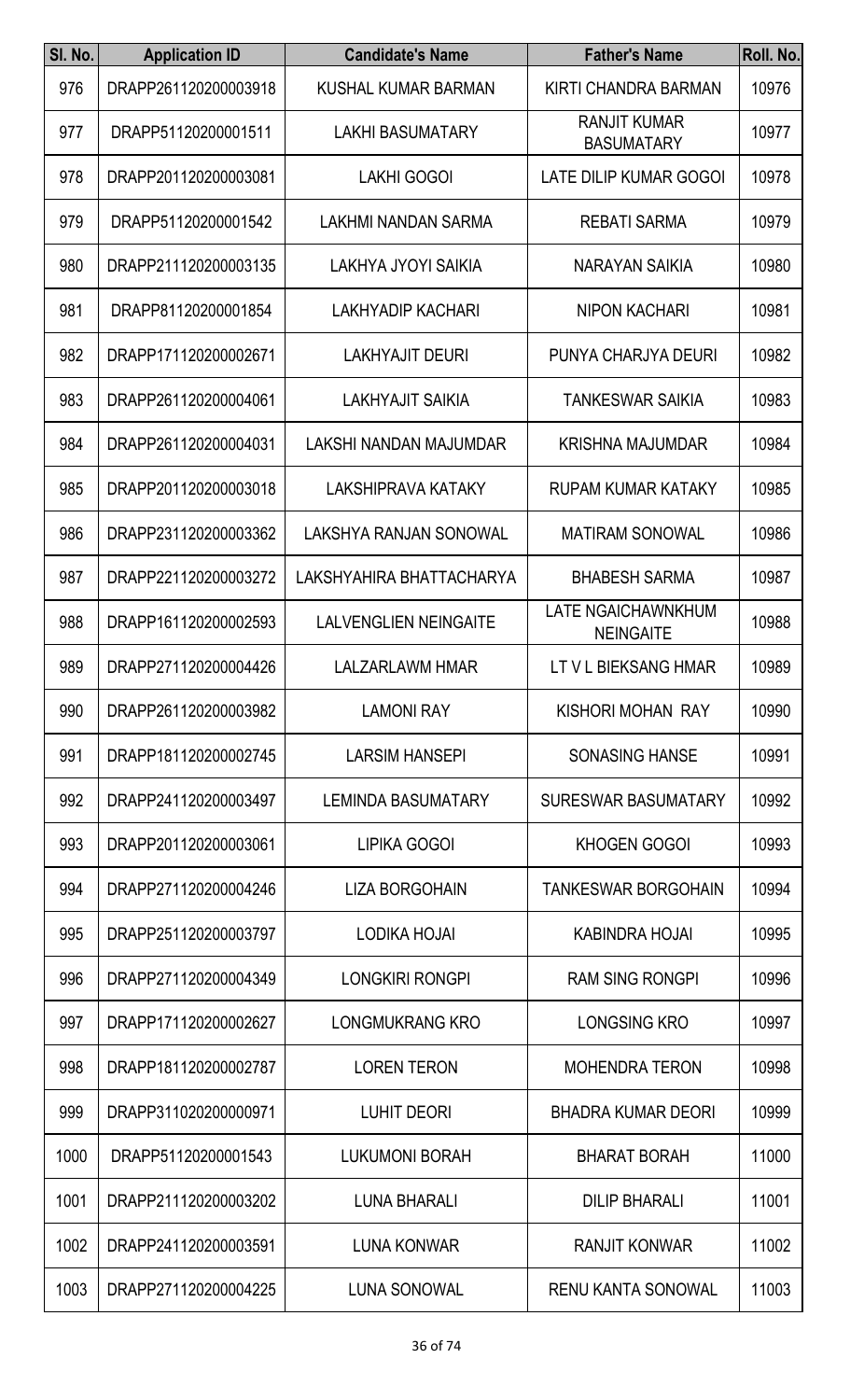| Sl. No. | Application ID | Candidate's Name | Father's Name | Roll. No. |
|---|---|---|---|---|
| 976 | DRAPP261120200003918 | KUSHAL KUMAR BARMAN | KIRTI CHANDRA BARMAN | 10976 |
| 977 | DRAPP51120200001511 | LAKHI BASUMATARY | RANJIT KUMAR BASUMATARY | 10977 |
| 978 | DRAPP201120200003081 | LAKHI GOGOI | LATE DILIP KUMAR GOGOI | 10978 |
| 979 | DRAPP51120200001542 | LAKHMI NANDAN SARMA | REBATI SARMA | 10979 |
| 980 | DRAPP211120200003135 | LAKHYA JYOYI SAIKIA | NARAYAN SAIKIA | 10980 |
| 981 | DRAPP81120200001854 | LAKHYADIP KACHARI | NIPON KACHARI | 10981 |
| 982 | DRAPP171120200002671 | LAKHYAJIT DEURI | PUNYA CHARJYA DEURI | 10982 |
| 983 | DRAPP261120200004061 | LAKHYAJIT SAIKIA | TANKESWAR SAIKIA | 10983 |
| 984 | DRAPP261120200004031 | LAKSHI NANDAN MAJUMDAR | KRISHNA MAJUMDAR | 10984 |
| 985 | DRAPP201120200003018 | LAKSHIPRAVA KATAKY | RUPAM KUMAR KATAKY | 10985 |
| 986 | DRAPP231120200003362 | LAKSHYA RANJAN SONOWAL | MATIRAM SONOWAL | 10986 |
| 987 | DRAPP221120200003272 | LAKSHYAHIRA BHATTACHARYA | BHABESH SARMA | 10987 |
| 988 | DRAPP161120200002593 | LALVENGLIEN NEINGAITE | LATE NGAICHAWNKHUM NEINGAITE | 10988 |
| 989 | DRAPP271120200004426 | LALZARLAWM HMAR | LT V L BIEKSANG HMAR | 10989 |
| 990 | DRAPP261120200003982 | LAMONI RAY | KISHORI MOHAN RAY | 10990 |
| 991 | DRAPP181120200002745 | LARSIM HANSEPI | SONASING HANSE | 10991 |
| 992 | DRAPP241120200003497 | LEMINDA BASUMATARY | SURESWAR BASUMATARY | 10992 |
| 993 | DRAPP201120200003061 | LIPIKA GOGOI | KHOGEN GOGOI | 10993 |
| 994 | DRAPP271120200004246 | LIZA BORGOHAIN | TANKESWAR BORGOHAIN | 10994 |
| 995 | DRAPP251120200003797 | LODIKA HOJAI | KABINDRA HOJAI | 10995 |
| 996 | DRAPP271120200004349 | LONGKIRI RONGPI | RAM SING RONGPI | 10996 |
| 997 | DRAPP171120200002627 | LONGMUKRANG KRO | LONGSING KRO | 10997 |
| 998 | DRAPP181120200002787 | LOREN TERON | MOHENDRA TERON | 10998 |
| 999 | DRAPP311020200000971 | LUHIT DEORI | BHADRA KUMAR DEORI | 10999 |
| 1000 | DRAPP51120200001543 | LUKUMONI BORAH | BHARAT BORAH | 11000 |
| 1001 | DRAPP211120200003202 | LUNA BHARALI | DILIP BHARALI | 11001 |
| 1002 | DRAPP241120200003591 | LUNA KONWAR | RANJIT KONWAR | 11002 |
| 1003 | DRAPP271120200004225 | LUNA SONOWAL | RENU KANTA SONOWAL | 11003 |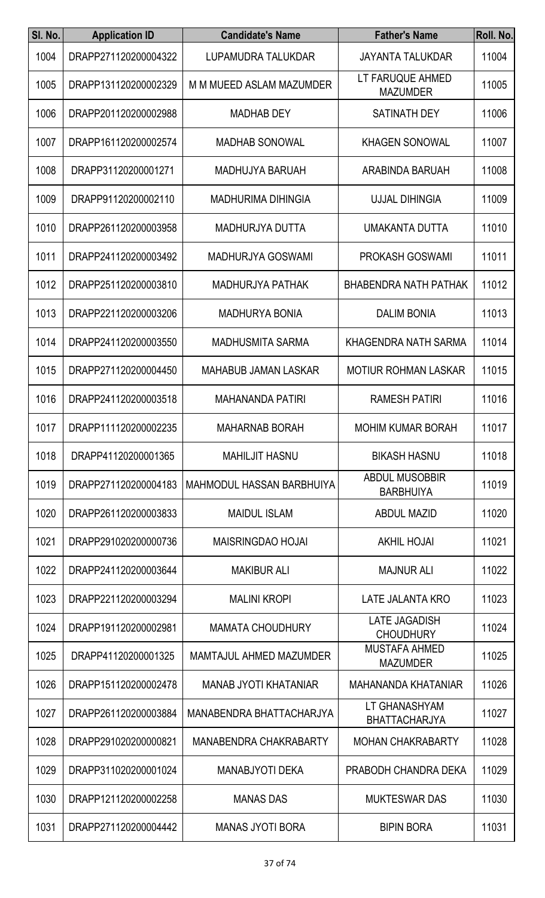| Sl. No. | Application ID | Candidate's Name | Father's Name | Roll. No. |
|---|---|---|---|---|
| 1004 | DRAPP271120200004322 | LUPAMUDRA TALUKDAR | JAYANTA TALUKDAR | 11004 |
| 1005 | DRAPP131120200002329 | M M MUEED ASLAM MAZUMDER | LT FARUQUE AHMED MAZUMDER | 11005 |
| 1006 | DRAPP201120200002988 | MADHAB DEY | SATINATH DEY | 11006 |
| 1007 | DRAPP161120200002574 | MADHAB SONOWAL | KHAGEN SONOWAL | 11007 |
| 1008 | DRAPP31120200001271 | MADHUJYA BARUAH | ARABINDA BARUAH | 11008 |
| 1009 | DRAPP91120200002110 | MADHURIMA DIHINGIA | UJJAL DIHINGIA | 11009 |
| 1010 | DRAPP261120200003958 | MADHURJYA DUTTA | UMAKANTA DUTTA | 11010 |
| 1011 | DRAPP241120200003492 | MADHURJYA GOSWAMI | PROKASH GOSWAMI | 11011 |
| 1012 | DRAPP251120200003810 | MADHURJYA PATHAK | BHABENDRA NATH PATHAK | 11012 |
| 1013 | DRAPP221120200003206 | MADHURYA BONIA | DALIM BONIA | 11013 |
| 1014 | DRAPP241120200003550 | MADHUSMITA SARMA | KHAGENDRA NATH SARMA | 11014 |
| 1015 | DRAPP271120200004450 | MAHABUB JAMAN LASKAR | MOTIUR ROHMAN LASKAR | 11015 |
| 1016 | DRAPP241120200003518 | MAHANANDA PATIRI | RAMESH PATIRI | 11016 |
| 1017 | DRAPP111120200002235 | MAHARNAB BORAH | MOHIM KUMAR BORAH | 11017 |
| 1018 | DRAPP41120200001365 | MAHILJIT HASNU | BIKASH HASNU | 11018 |
| 1019 | DRAPP271120200004183 | MAHMODUL HASSAN BARBHUIYA | ABDUL MUSOBBIR BARBHUIYA | 11019 |
| 1020 | DRAPP261120200003833 | MAIDUL ISLAM | ABDUL MAZID | 11020 |
| 1021 | DRAPP291020200000736 | MAISRINGDAO HOJAI | AKHIL HOJAI | 11021 |
| 1022 | DRAPP241120200003644 | MAKIBUR ALI | MAJNUR ALI | 11022 |
| 1023 | DRAPP221120200003294 | MALINI KROPI | LATE JALANTA KRO | 11023 |
| 1024 | DRAPP191120200002981 | MAMATA CHOUDHURY | LATE JAGADISH CHOUDHURY | 11024 |
| 1025 | DRAPP41120200001325 | MAMTAJUL AHMED MAZUMDER | MUSTAFA AHMED MAZUMDER | 11025 |
| 1026 | DRAPP151120200002478 | MANAB JYOTI KHATANIAR | MAHANANDA KHATANIAR | 11026 |
| 1027 | DRAPP261120200003884 | MANABENDRA BHATTACHARJYA | LT GHANASHYAM BHATTACHARJYA | 11027 |
| 1028 | DRAPP291020200000821 | MANABENDRA CHAKRABARTY | MOHAN CHAKRABARTY | 11028 |
| 1029 | DRAPP311020200001024 | MANABJYOTI DEKA | PRABODH CHANDRA DEKA | 11029 |
| 1030 | DRAPP121120200002258 | MANAS DAS | MUKTESWAR DAS | 11030 |
| 1031 | DRAPP271120200004442 | MANAS JYOTI BORA | BIPIN BORA | 11031 |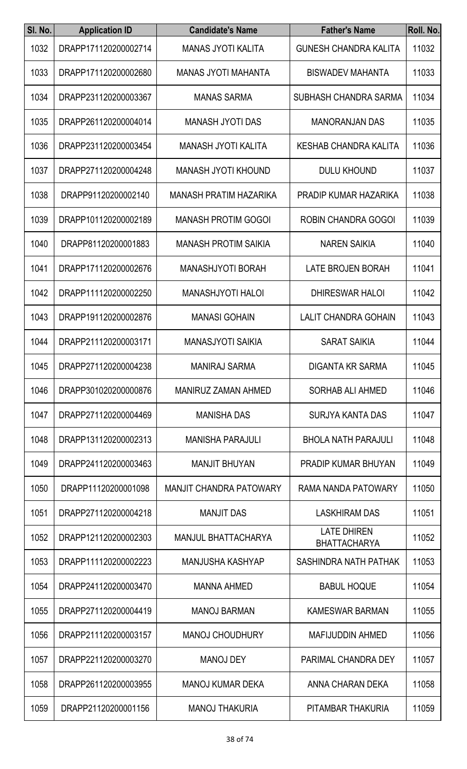| Sl. No. | Application ID | Candidate's Name | Father's Name | Roll. No. |
|---|---|---|---|---|
| 1032 | DRAPP171120200002714 | MANAS JYOTI KALITA | GUNESH CHANDRA KALITA | 11032 |
| 1033 | DRAPP171120200002680 | MANAS JYOTI MAHANTA | BISWADEV MAHANTA | 11033 |
| 1034 | DRAPP231120200003367 | MANAS SARMA | SUBHASH CHANDRA SARMA | 11034 |
| 1035 | DRAPP261120200004014 | MANASH JYOTI DAS | MANORANJAN DAS | 11035 |
| 1036 | DRAPP231120200003454 | MANASH JYOTI KALITA | KESHAB CHANDRA KALITA | 11036 |
| 1037 | DRAPP271120200004248 | MANASH JYOTI KHOUND | DULU KHOUND | 11037 |
| 1038 | DRAPP91120200002140 | MANASH PRATIM HAZARIKA | PRADIP KUMAR HAZARIKA | 11038 |
| 1039 | DRAPP101120200002189 | MANASH PROTIM GOGOI | ROBIN CHANDRA GOGOI | 11039 |
| 1040 | DRAPP81120200001883 | MANASH PROTIM SAIKIA | NAREN SAIKIA | 11040 |
| 1041 | DRAPP171120200002676 | MANASHJYOTI BORAH | LATE BROJEN BORAH | 11041 |
| 1042 | DRAPP111120200002250 | MANASHJYOTI HALOI | DHIRESWAR HALOI | 11042 |
| 1043 | DRAPP191120200002876 | MANASI GOHAIN | LALIT CHANDRA GOHAIN | 11043 |
| 1044 | DRAPP211120200003171 | MANASJYOTI SAIKIA | SARAT SAIKIA | 11044 |
| 1045 | DRAPP271120200004238 | MANIRAJ SARMA | DIGANTA KR SARMA | 11045 |
| 1046 | DRAPP301020200000876 | MANIRUZ ZAMAN AHMED | SORHAB ALI AHMED | 11046 |
| 1047 | DRAPP271120200004469 | MANISHA DAS | SURJYA KANTA DAS | 11047 |
| 1048 | DRAPP131120200002313 | MANISHA PARAJULI | BHOLA NATH PARAJULI | 11048 |
| 1049 | DRAPP241120200003463 | MANJIT BHUYAN | PRADIP KUMAR BHUYAN | 11049 |
| 1050 | DRAPP11120200001098 | MANJIT CHANDRA PATOWARY | RAMA NANDA PATOWARY | 11050 |
| 1051 | DRAPP271120200004218 | MANJIT DAS | LASKHIRAM DAS | 11051 |
| 1052 | DRAPP121120200002303 | MANJUL BHATTACHARYA | LATE DHIREN BHATTACHARYA | 11052 |
| 1053 | DRAPP111120200002223 | MANJUSHA KASHYAP | SASHINDRA NATH PATHAK | 11053 |
| 1054 | DRAPP241120200003470 | MANNA AHMED | BABUL HOQUE | 11054 |
| 1055 | DRAPP271120200004419 | MANOJ BARMAN | KAMESWAR BARMAN | 11055 |
| 1056 | DRAPP211120200003157 | MANOJ CHOUDHURY | MAFIJUDDIN AHMED | 11056 |
| 1057 | DRAPP221120200003270 | MANOJ DEY | PARIMAL CHANDRA DEY | 11057 |
| 1058 | DRAPP261120200003955 | MANOJ KUMAR DEKA | ANNA CHARAN DEKA | 11058 |
| 1059 | DRAPP21120200001156 | MANOJ THAKURIA | PITAMBAR THAKURIA | 11059 |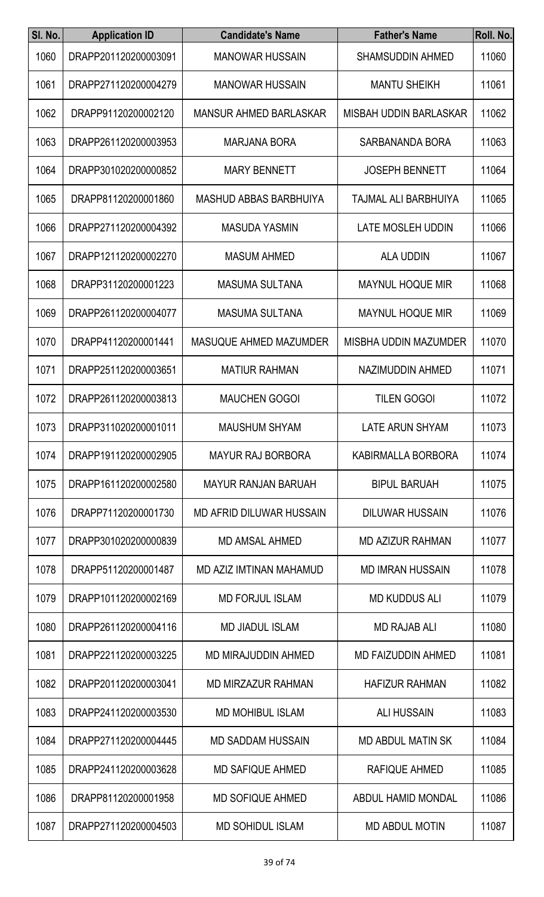| Sl. No. | Application ID | Candidate's Name | Father's Name | Roll. No. |
|---|---|---|---|---|
| 1060 | DRAPP201120200003091 | MANOWAR HUSSAIN | SHAMSUDDIN AHMED | 11060 |
| 1061 | DRAPP271120200004279 | MANOWAR HUSSAIN | MANTU SHEIKH | 11061 |
| 1062 | DRAPP91120200002120 | MANSUR AHMED BARLASKAR | MISBAH UDDIN BARLASKAR | 11062 |
| 1063 | DRAPP261120200003953 | MARJANA BORA | SARBANANDA BORA | 11063 |
| 1064 | DRAPP301020200000852 | MARY BENNETT | JOSEPH BENNETT | 11064 |
| 1065 | DRAPP81120200001860 | MASHUD ABBAS BARBHUIYA | TAJMAL ALI BARBHUIYA | 11065 |
| 1066 | DRAPP271120200004392 | MASUDA YASMIN | LATE MOSLEH UDDIN | 11066 |
| 1067 | DRAPP121120200002270 | MASUM AHMED | ALA UDDIN | 11067 |
| 1068 | DRAPP31120200001223 | MASUMA SULTANA | MAYNUL HOQUE MIR | 11068 |
| 1069 | DRAPP261120200004077 | MASUMA SULTANA | MAYNUL HOQUE MIR | 11069 |
| 1070 | DRAPP41120200001441 | MASUQUE AHMED MAZUMDER | MISBHA UDDIN MAZUMDER | 11070 |
| 1071 | DRAPP251120200003651 | MATIUR RAHMAN | NAZIMUDDIN AHMED | 11071 |
| 1072 | DRAPP261120200003813 | MAUCHEN GOGOI | TILEN GOGOI | 11072 |
| 1073 | DRAPP311020200001011 | MAUSHUM SHYAM | LATE ARUN SHYAM | 11073 |
| 1074 | DRAPP191120200002905 | MAYUR RAJ BORBORA | KABIRMALLA BORBORA | 11074 |
| 1075 | DRAPP161120200002580 | MAYUR RANJAN BARUAH | BIPUL BARUAH | 11075 |
| 1076 | DRAPP71120200001730 | MD AFRID DILUWAR HUSSAIN | DILUWAR HUSSAIN | 11076 |
| 1077 | DRAPP301020200000839 | MD AMSAL AHMED | MD AZIZUR RAHMAN | 11077 |
| 1078 | DRAPP51120200001487 | MD AZIZ IMTINAN MAHAMUD | MD IMRAN HUSSAIN | 11078 |
| 1079 | DRAPP101120200002169 | MD FORJUL ISLAM | MD KUDDUS ALI | 11079 |
| 1080 | DRAPP261120200004116 | MD JIADUL ISLAM | MD RAJAB ALI | 11080 |
| 1081 | DRAPP221120200003225 | MD MIRAJUDDIN AHMED | MD FAIZUDDIN AHMED | 11081 |
| 1082 | DRAPP201120200003041 | MD MIRZAZUR RAHMAN | HAFIZUR RAHMAN | 11082 |
| 1083 | DRAPP241120200003530 | MD MOHIBUL ISLAM | ALI HUSSAIN | 11083 |
| 1084 | DRAPP271120200004445 | MD SADDAM HUSSAIN | MD ABDUL MATIN SK | 11084 |
| 1085 | DRAPP241120200003628 | MD SAFIQUE AHMED | RAFIQUE AHMED | 11085 |
| 1086 | DRAPP81120200001958 | MD SOFIQUE AHMED | ABDUL HAMID MONDAL | 11086 |
| 1087 | DRAPP271120200004503 | MD SOHIDUL ISLAM | MD ABDUL MOTIN | 11087 |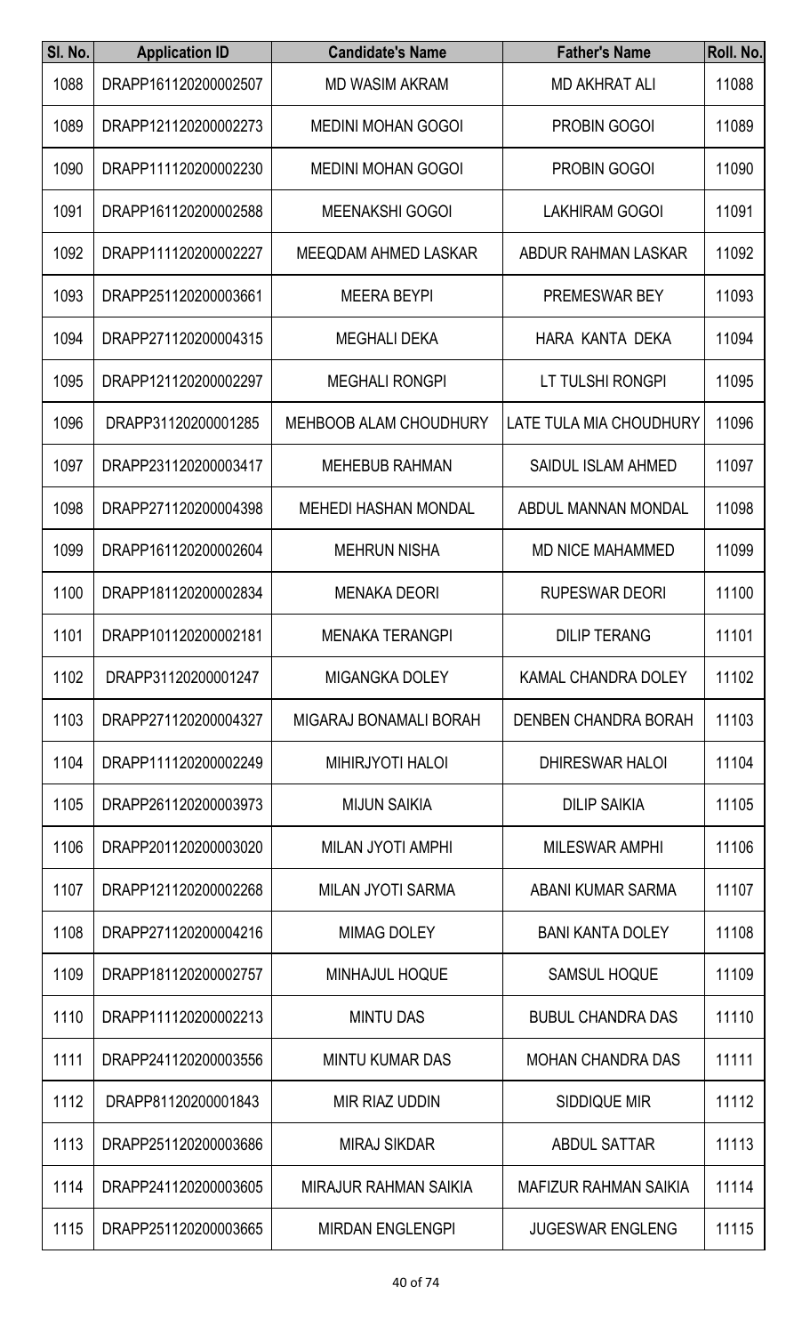| Sl. No. | Application ID | Candidate's Name | Father's Name | Roll. No. |
|---|---|---|---|---|
| 1088 | DRAPP161120200002507 | MD WASIM AKRAM | MD AKHRAT ALI | 11088 |
| 1089 | DRAPP121120200002273 | MEDINI MOHAN GOGOI | PROBIN GOGOI | 11089 |
| 1090 | DRAPP111120200002230 | MEDINI MOHAN GOGOI | PROBIN GOGOI | 11090 |
| 1091 | DRAPP161120200002588 | MEENAKSHI GOGOI | LAKHIRAM GOGOI | 11091 |
| 1092 | DRAPP111120200002227 | MEEQDAM AHMED LASKAR | ABDUR RAHMAN LASKAR | 11092 |
| 1093 | DRAPP251120200003661 | MEERA BEYPI | PREMESWAR BEY | 11093 |
| 1094 | DRAPP271120200004315 | MEGHALI DEKA | HARA KANTA DEKA | 11094 |
| 1095 | DRAPP121120200002297 | MEGHALI RONGPI | LT TULSHI RONGPI | 11095 |
| 1096 | DRAPP31120200001285 | MEHBOOB ALAM CHOUDHURY | LATE TULA MIA CHOUDHURY | 11096 |
| 1097 | DRAPP231120200003417 | MEHEBUB RAHMAN | SAIDUL ISLAM AHMED | 11097 |
| 1098 | DRAPP271120200004398 | MEHEDI HASHAN MONDAL | ABDUL MANNAN MONDAL | 11098 |
| 1099 | DRAPP161120200002604 | MEHRUN NISHA | MD NICE MAHAMMED | 11099 |
| 1100 | DRAPP181120200002834 | MENAKA DEORI | RUPESWAR DEORI | 11100 |
| 1101 | DRAPP101120200002181 | MENAKA TERANGPI | DILIP TERANG | 11101 |
| 1102 | DRAPP31120200001247 | MIGANGKA DOLEY | KAMAL CHANDRA DOLEY | 11102 |
| 1103 | DRAPP271120200004327 | MIGARAJ BONAMALI BORAH | DENBEN CHANDRA BORAH | 11103 |
| 1104 | DRAPP111120200002249 | MIHIRJYOTI HALOI | DHIRESWAR HALOI | 11104 |
| 1105 | DRAPP261120200003973 | MIJUN SAIKIA | DILIP SAIKIA | 11105 |
| 1106 | DRAPP201120200003020 | MILAN JYOTI AMPHI | MILESWAR AMPHI | 11106 |
| 1107 | DRAPP121120200002268 | MILAN JYOTI SARMA | ABANI KUMAR SARMA | 11107 |
| 1108 | DRAPP271120200004216 | MIMAG DOLEY | BANI KANTA DOLEY | 11108 |
| 1109 | DRAPP181120200002757 | MINHAJUL HOQUE | SAMSUL HOQUE | 11109 |
| 1110 | DRAPP111120200002213 | MINTU DAS | BUBUL CHANDRA DAS | 11110 |
| 1111 | DRAPP241120200003556 | MINTU KUMAR DAS | MOHAN CHANDRA DAS | 11111 |
| 1112 | DRAPP81120200001843 | MIR RIAZ UDDIN | SIDDIQUE MIR | 11112 |
| 1113 | DRAPP251120200003686 | MIRAJ SIKDAR | ABDUL SATTAR | 11113 |
| 1114 | DRAPP241120200003605 | MIRAJUR RAHMAN SAIKIA | MAFIZUR RAHMAN SAIKIA | 11114 |
| 1115 | DRAPP251120200003665 | MIRDAN ENGLENGPI | JUGESWAR ENGLENG | 11115 |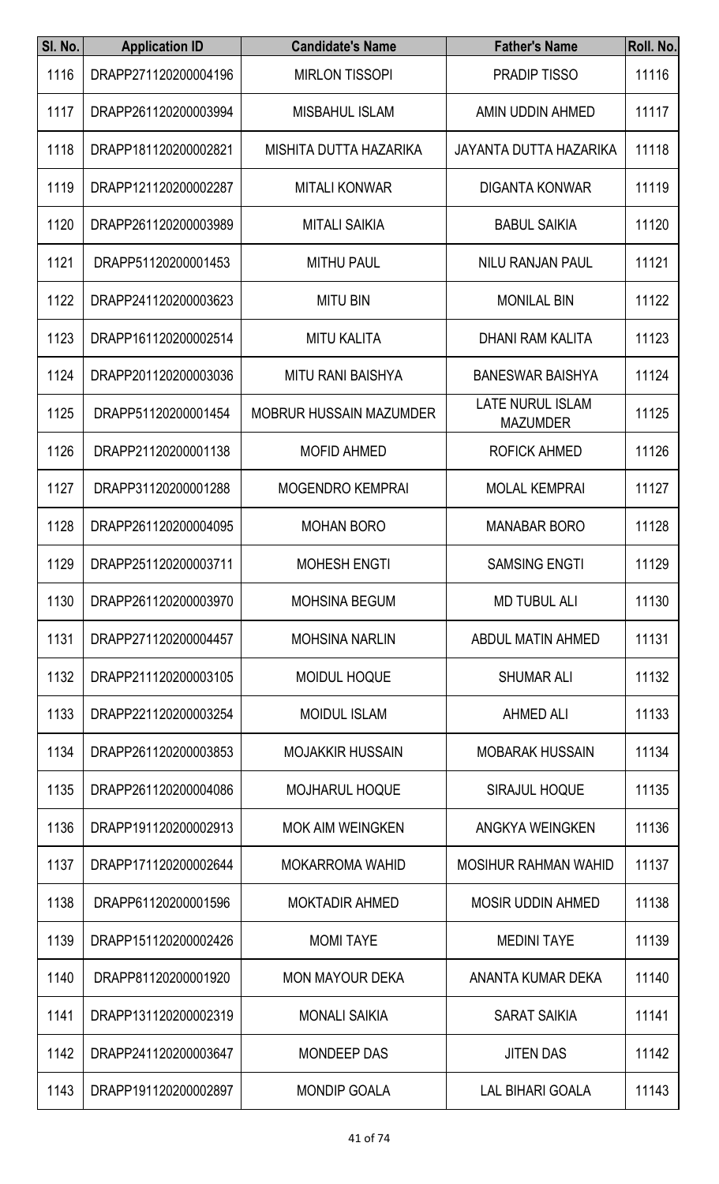| Sl. No. | Application ID | Candidate's Name | Father's Name | Roll. No. |
|---|---|---|---|---|
| 1116 | DRAPP271120200004196 | MIRLON TISSOPI | PRADIP TISSO | 11116 |
| 1117 | DRAPP261120200003994 | MISBAHUL ISLAM | AMIN UDDIN AHMED | 11117 |
| 1118 | DRAPP181120200002821 | MISHITA DUTTA HAZARIKA | JAYANTA DUTTA HAZARIKA | 11118 |
| 1119 | DRAPP121120200002287 | MITALI KONWAR | DIGANTA KONWAR | 11119 |
| 1120 | DRAPP261120200003989 | MITALI SAIKIA | BABUL SAIKIA | 11120 |
| 1121 | DRAPP51120200001453 | MITHU PAUL | NILU RANJAN PAUL | 11121 |
| 1122 | DRAPP241120200003623 | MITU BIN | MONILAL BIN | 11122 |
| 1123 | DRAPP161120200002514 | MITU KALITA | DHANI RAM KALITA | 11123 |
| 1124 | DRAPP201120200003036 | MITU RANI BAISHYA | BANESWAR BAISHYA | 11124 |
| 1125 | DRAPP51120200001454 | MOBRUR HUSSAIN MAZUMDER | LATE NURUL ISLAM MAZUMDER | 11125 |
| 1126 | DRAPP21120200001138 | MOFID AHMED | ROFICK AHMED | 11126 |
| 1127 | DRAPP31120200001288 | MOGENDRO KEMPRAI | MOLAL KEMPRAI | 11127 |
| 1128 | DRAPP261120200004095 | MOHAN BORO | MANABAR BORO | 11128 |
| 1129 | DRAPP251120200003711 | MOHESH ENGTI | SAMSING ENGTI | 11129 |
| 1130 | DRAPP261120200003970 | MOHSINA BEGUM | MD TUBUL ALI | 11130 |
| 1131 | DRAPP271120200004457 | MOHSINA NARLIN | ABDUL MATIN AHMED | 11131 |
| 1132 | DRAPP211120200003105 | MOIDUL HOQUE | SHUMAR ALI | 11132 |
| 1133 | DRAPP221120200003254 | MOIDUL ISLAM | AHMED ALI | 11133 |
| 1134 | DRAPP261120200003853 | MOJAKKIR HUSSAIN | MOBARAK HUSSAIN | 11134 |
| 1135 | DRAPP261120200004086 | MOJHARUL HOQUE | SIRAJUL HOQUE | 11135 |
| 1136 | DRAPP191120200002913 | MOK AIM WEINGKEN | ANGKYA WEINGKEN | 11136 |
| 1137 | DRAPP171120200002644 | MOKARROMA WAHID | MOSIHUR RAHMAN WAHID | 11137 |
| 1138 | DRAPP61120200001596 | MOKTADIR AHMED | MOSIR UDDIN AHMED | 11138 |
| 1139 | DRAPP151120200002426 | MOMI TAYE | MEDINI TAYE | 11139 |
| 1140 | DRAPP81120200001920 | MON MAYOUR DEKA | ANANTA KUMAR DEKA | 11140 |
| 1141 | DRAPP131120200002319 | MONALI SAIKIA | SARAT SAIKIA | 11141 |
| 1142 | DRAPP241120200003647 | MONDEEP DAS | JITEN DAS | 11142 |
| 1143 | DRAPP191120200002897 | MONDIP GOALA | LAL BIHARI GOALA | 11143 |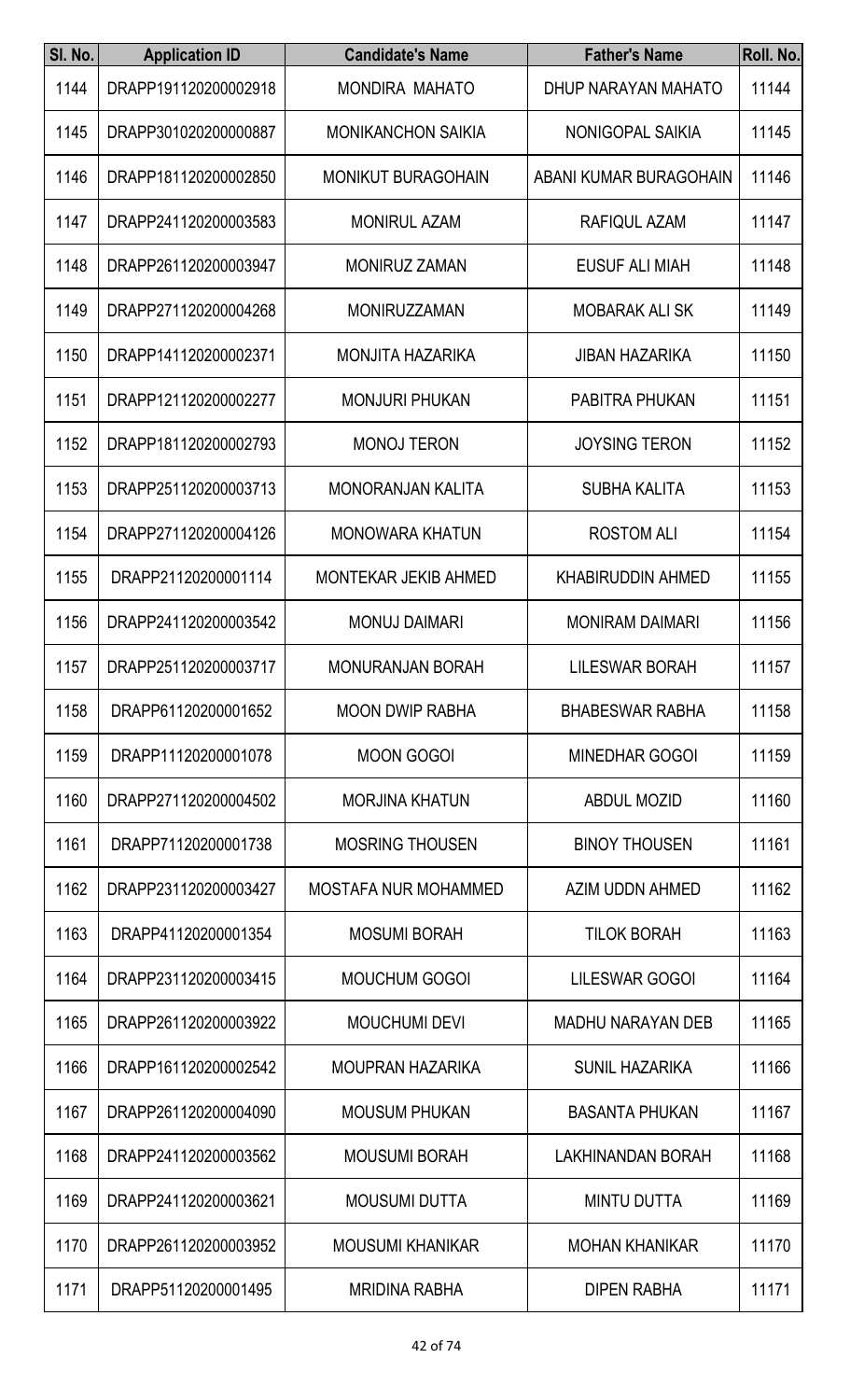| Sl. No. | Application ID | Candidate's Name | Father's Name | Roll. No. |
|---|---|---|---|---|
| 1144 | DRAPP191120200002918 | MONDIRA MAHATO | DHUP NARAYAN MAHATO | 11144 |
| 1145 | DRAPP301020200000887 | MONIKANCHON SAIKIA | NONIGOPAL SAIKIA | 11145 |
| 1146 | DRAPP181120200002850 | MONIKUT BURAGOHAIN | ABANI KUMAR BURAGOHAIN | 11146 |
| 1147 | DRAPP241120200003583 | MONIRUL AZAM | RAFIQUL AZAM | 11147 |
| 1148 | DRAPP261120200003947 | MONIRUZ ZAMAN | EUSUF ALI MIAH | 11148 |
| 1149 | DRAPP271120200004268 | MONIRUZZAMAN | MOBARAK ALI SK | 11149 |
| 1150 | DRAPP141120200002371 | MONJITA HAZARIKA | JIBAN HAZARIKA | 11150 |
| 1151 | DRAPP121120200002277 | MONJURI PHUKAN | PABITRA PHUKAN | 11151 |
| 1152 | DRAPP181120200002793 | MONOJ TERON | JOYSING TERON | 11152 |
| 1153 | DRAPP251120200003713 | MONORANJAN KALITA | SUBHA KALITA | 11153 |
| 1154 | DRAPP271120200004126 | MONOWARA KHATUN | ROSTOM ALI | 11154 |
| 1155 | DRAPP21120200001114 | MONTEKAR JEKIB AHMED | KHABIRUDDIN AHMED | 11155 |
| 1156 | DRAPP241120200003542 | MONUJ DAIMARI | MONIRAM DAIMARI | 11156 |
| 1157 | DRAPP251120200003717 | MONURANJAN BORAH | LILESWAR BORAH | 11157 |
| 1158 | DRAPP61120200001652 | MOON DWIP RABHA | BHABESWAR RABHA | 11158 |
| 1159 | DRAPP11120200001078 | MOON GOGOI | MINEDHAR GOGOI | 11159 |
| 1160 | DRAPP271120200004502 | MORJINA KHATUN | ABDUL MOZID | 11160 |
| 1161 | DRAPP71120200001738 | MOSRING THOUSEN | BINOY THOUSEN | 11161 |
| 1162 | DRAPP231120200003427 | MOSTAFA NUR MOHAMMED | AZIM UDDN AHMED | 11162 |
| 1163 | DRAPP41120200001354 | MOSUMI BORAH | TILOK BORAH | 11163 |
| 1164 | DRAPP231120200003415 | MOUCHUM GOGOI | LILESWAR GOGOI | 11164 |
| 1165 | DRAPP261120200003922 | MOUCHUMI DEVI | MADHU NARAYAN DEB | 11165 |
| 1166 | DRAPP161120200002542 | MOUPRAN HAZARIKA | SUNIL HAZARIKA | 11166 |
| 1167 | DRAPP261120200004090 | MOUSUM PHUKAN | BASANTA PHUKAN | 11167 |
| 1168 | DRAPP241120200003562 | MOUSUMI BORAH | LAKHINANDAN BORAH | 11168 |
| 1169 | DRAPP241120200003621 | MOUSUMI DUTTA | MINTU DUTTA | 11169 |
| 1170 | DRAPP261120200003952 | MOUSUMI KHANIKAR | MOHAN KHANIKAR | 11170 |
| 1171 | DRAPP51120200001495 | MRIDINA RABHA | DIPEN RABHA | 11171 |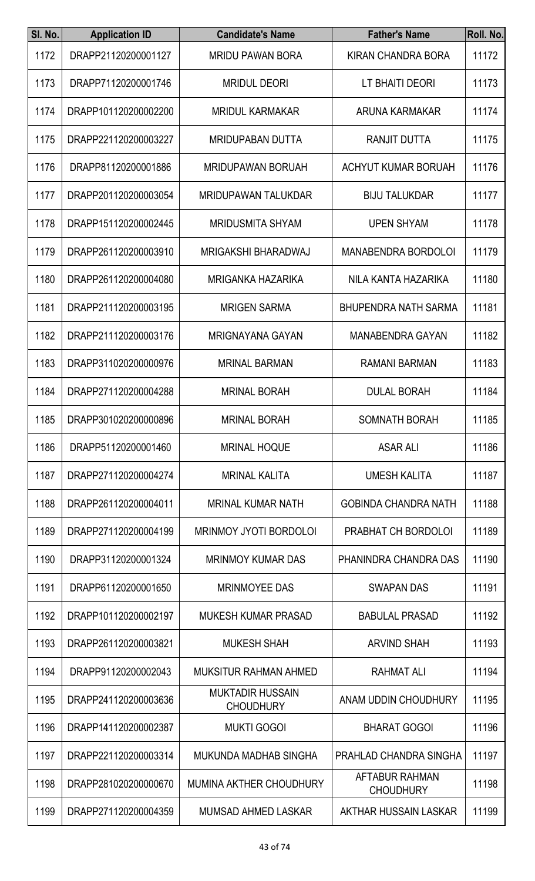| Sl. No. | Application ID | Candidate's Name | Father's Name | Roll. No. |
|---|---|---|---|---|
| 1172 | DRAPP21120200001127 | MRIDU PAWAN BORA | KIRAN CHANDRA BORA | 11172 |
| 1173 | DRAPP71120200001746 | MRIDUL DEORI | LT BHAITI DEORI | 11173 |
| 1174 | DRAPP101120200002200 | MRIDUL KARMAKAR | ARUNA KARMAKAR | 11174 |
| 1175 | DRAPP221120200003227 | MRIDUPABAN DUTTA | RANJIT DUTTA | 11175 |
| 1176 | DRAPP81120200001886 | MRIDUPAWAN BORUAH | ACHYUT KUMAR BORUAH | 11176 |
| 1177 | DRAPP201120200003054 | MRIDUPAWAN TALUKDAR | BIJU TALUKDAR | 11177 |
| 1178 | DRAPP151120200002445 | MRIDUSMITA SHYAM | UPEN SHYAM | 11178 |
| 1179 | DRAPP261120200003910 | MRIGAKSHI BHARADWAJ | MANABENDRA BORDOLOI | 11179 |
| 1180 | DRAPP261120200004080 | MRIGANKA HAZARIKA | NILA KANTA HAZARIKA | 11180 |
| 1181 | DRAPP211120200003195 | MRIGEN SARMA | BHUPENDRA NATH SARMA | 11181 |
| 1182 | DRAPP211120200003176 | MRIGNAYANA GAYAN | MANABENDRA GAYAN | 11182 |
| 1183 | DRAPP311020200000976 | MRINAL BARMAN | RAMANI BARMAN | 11183 |
| 1184 | DRAPP271120200004288 | MRINAL BORAH | DULAL BORAH | 11184 |
| 1185 | DRAPP301020200000896 | MRINAL BORAH | SOMNATH BORAH | 11185 |
| 1186 | DRAPP51120200001460 | MRINAL HOQUE | ASAR ALI | 11186 |
| 1187 | DRAPP271120200004274 | MRINAL KALITA | UMESH KALITA | 11187 |
| 1188 | DRAPP261120200004011 | MRINAL KUMAR NATH | GOBINDA CHANDRA NATH | 11188 |
| 1189 | DRAPP271120200004199 | MRINMOY JYOTI BORDOLOI | PRABHAT CH BORDOLOI | 11189 |
| 1190 | DRAPP31120200001324 | MRINMOY KUMAR DAS | PHANINDRA CHANDRA DAS | 11190 |
| 1191 | DRAPP61120200001650 | MRINMOYEE DAS | SWAPAN DAS | 11191 |
| 1192 | DRAPP101120200002197 | MUKESH KUMAR PRASAD | BABULAL PRASAD | 11192 |
| 1193 | DRAPP261120200003821 | MUKESH SHAH | ARVIND SHAH | 11193 |
| 1194 | DRAPP91120200002043 | MUKSITUR RAHMAN AHMED | RAHMAT ALI | 11194 |
| 1195 | DRAPP241120200003636 | MUKTADIR HUSSAIN CHOUDHURY | ANAM UDDIN CHOUDHURY | 11195 |
| 1196 | DRAPP141120200002387 | MUKTI GOGOI | BHARAT GOGOI | 11196 |
| 1197 | DRAPP221120200003314 | MUKUNDA MADHAB SINGHA | PRAHLAD CHANDRA SINGHA | 11197 |
| 1198 | DRAPP281020200000670 | MUMINA AKTHER CHOUDHURY | AFTABUR RAHMAN CHOUDHURY | 11198 |
| 1199 | DRAPP271120200004359 | MUMSAD AHMED LASKAR | AKTHAR HUSSAIN LASKAR | 11199 |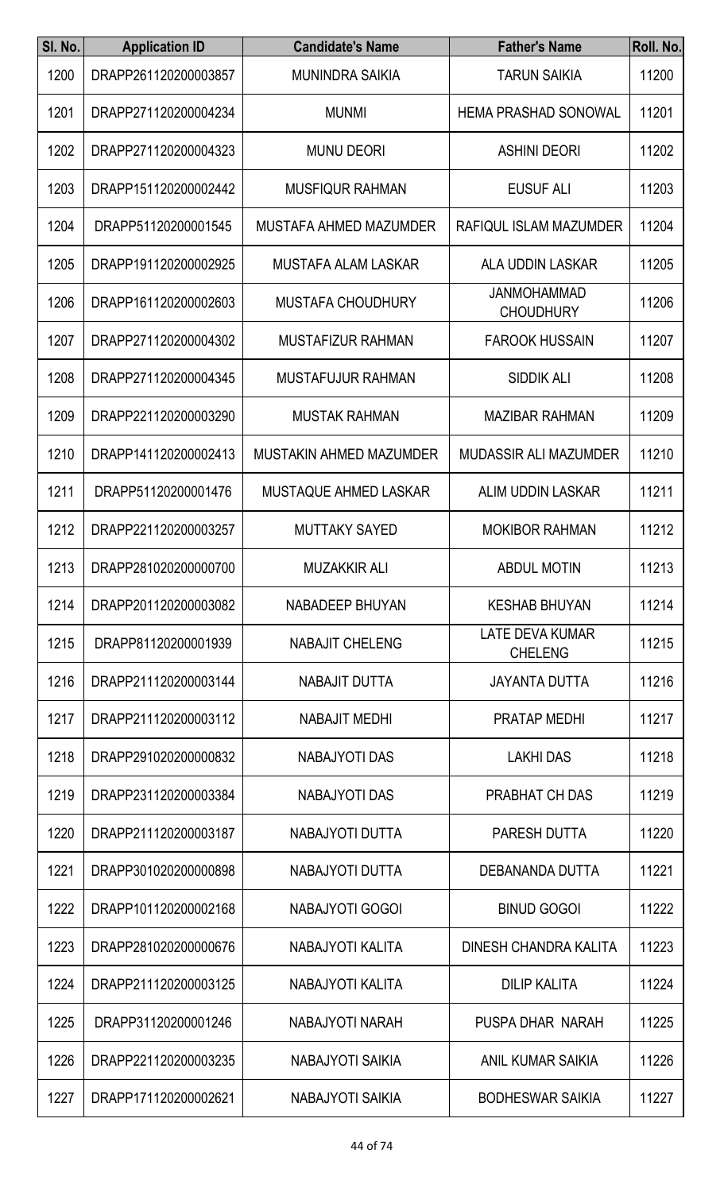| Sl. No. | Application ID | Candidate's Name | Father's Name | Roll. No. |
|---|---|---|---|---|
| 1200 | DRAPP261120200003857 | MUNINDRA SAIKIA | TARUN SAIKIA | 11200 |
| 1201 | DRAPP271120200004234 | MUNMI | HEMA PRASHAD SONOWAL | 11201 |
| 1202 | DRAPP271120200004323 | MUNU DEORI | ASHINI DEORI | 11202 |
| 1203 | DRAPP151120200002442 | MUSFIQUR RAHMAN | EUSUF ALI | 11203 |
| 1204 | DRAPP51120200001545 | MUSTAFA AHMED MAZUMDER | RAFIQUL ISLAM MAZUMDER | 11204 |
| 1205 | DRAPP191120200002925 | MUSTAFA ALAM LASKAR | ALA UDDIN LASKAR | 11205 |
| 1206 | DRAPP161120200002603 | MUSTAFA CHOUDHURY | JANMOHAMMAD CHOUDHURY | 11206 |
| 1207 | DRAPP271120200004302 | MUSTAFIZUR RAHMAN | FAROOK HUSSAIN | 11207 |
| 1208 | DRAPP271120200004345 | MUSTAFUJUR RAHMAN | SIDDIK ALI | 11208 |
| 1209 | DRAPP221120200003290 | MUSTAK RAHMAN | MAZIBAR RAHMAN | 11209 |
| 1210 | DRAPP141120200002413 | MUSTAKIN AHMED MAZUMDER | MUDASSIR ALI MAZUMDER | 11210 |
| 1211 | DRAPP51120200001476 | MUSTAQUE AHMED LASKAR | ALIM UDDIN LASKAR | 11211 |
| 1212 | DRAPP221120200003257 | MUTTAKY SAYED | MOKIBOR RAHMAN | 11212 |
| 1213 | DRAPP281020200000700 | MUZAKKIR ALI | ABDUL MOTIN | 11213 |
| 1214 | DRAPP201120200003082 | NABADEEP BHUYAN | KESHAB BHUYAN | 11214 |
| 1215 | DRAPP81120200001939 | NABAJIT CHELENG | LATE DEVA KUMAR CHELENG | 11215 |
| 1216 | DRAPP211120200003144 | NABAJIT DUTTA | JAYANTA DUTTA | 11216 |
| 1217 | DRAPP211120200003112 | NABAJIT MEDHI | PRATAP MEDHI | 11217 |
| 1218 | DRAPP291020200000832 | NABAJYOTI DAS | LAKHI DAS | 11218 |
| 1219 | DRAPP231120200003384 | NABAJYOTI DAS | PRABHAT CH DAS | 11219 |
| 1220 | DRAPP211120200003187 | NABAJYOTI DUTTA | PARESH DUTTA | 11220 |
| 1221 | DRAPP301020200000898 | NABAJYOTI DUTTA | DEBANANDA DUTTA | 11221 |
| 1222 | DRAPP101120200002168 | NABAJYOTI GOGOI | BINUD GOGOI | 11222 |
| 1223 | DRAPP281020200000676 | NABAJYOTI KALITA | DINESH CHANDRA KALITA | 11223 |
| 1224 | DRAPP211120200003125 | NABAJYOTI KALITA | DILIP KALITA | 11224 |
| 1225 | DRAPP31120200001246 | NABAJYOTI NARAH | PUSPA DHAR NARAH | 11225 |
| 1226 | DRAPP221120200003235 | NABAJYOTI SAIKIA | ANIL KUMAR SAIKIA | 11226 |
| 1227 | DRAPP171120200002621 | NABAJYOTI SAIKIA | BODHESWAR SAIKIA | 11227 |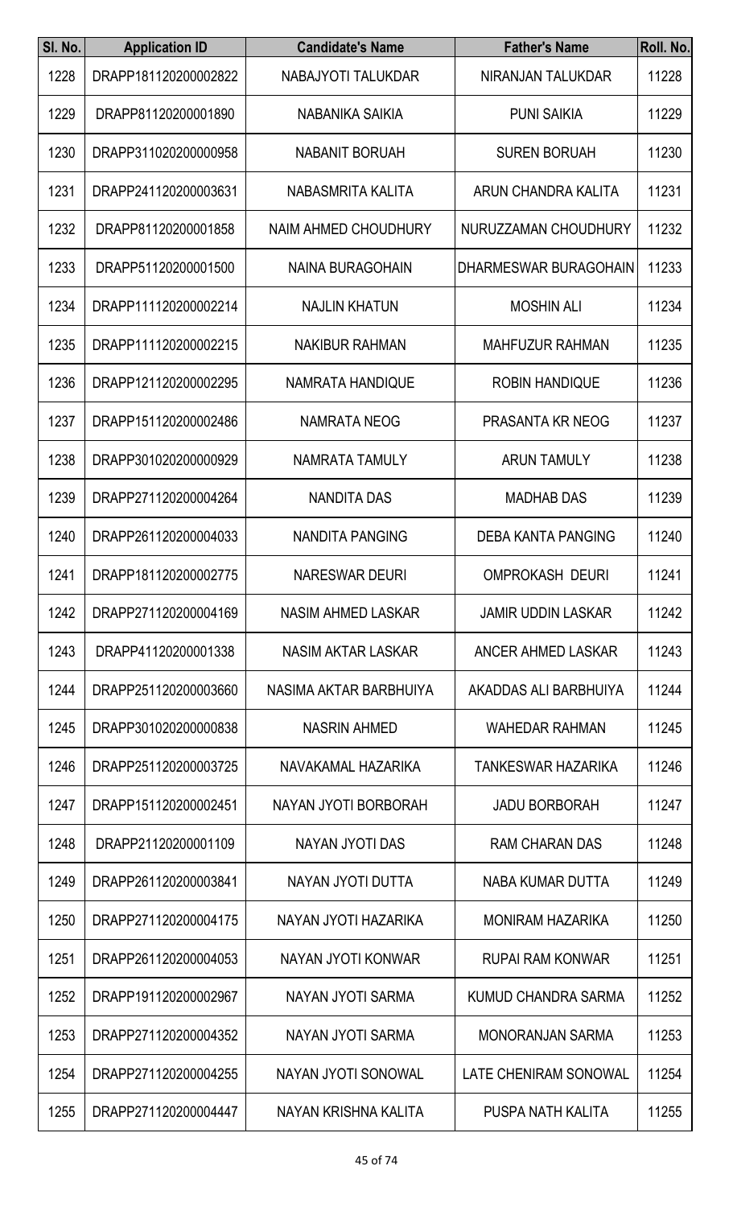| Sl. No. | Application ID | Candidate's Name | Father's Name | Roll. No. |
|---|---|---|---|---|
| 1228 | DRAPP181120200002822 | NABAJYOTI TALUKDAR | NIRANJAN TALUKDAR | 11228 |
| 1229 | DRAPP81120200001890 | NABANIKA SAIKIA | PUNI SAIKIA | 11229 |
| 1230 | DRAPP311020200000958 | NABANIT BORUAH | SUREN BORUAH | 11230 |
| 1231 | DRAPP241120200003631 | NABASMRITA KALITA | ARUN CHANDRA KALITA | 11231 |
| 1232 | DRAPP81120200001858 | NAIM AHMED CHOUDHURY | NURUZZAMAN CHOUDHURY | 11232 |
| 1233 | DRAPP51120200001500 | NAINA BURAGOHAIN | DHARMESWAR BURAGOHAIN | 11233 |
| 1234 | DRAPP111120200002214 | NAJLIN KHATUN | MOSHIN ALI | 11234 |
| 1235 | DRAPP111120200002215 | NAKIBUR RAHMAN | MAHFUZUR RAHMAN | 11235 |
| 1236 | DRAPP121120200002295 | NAMRATA HANDIQUE | ROBIN HANDIQUE | 11236 |
| 1237 | DRAPP151120200002486 | NAMRATA NEOG | PRASANTA KR NEOG | 11237 |
| 1238 | DRAPP301020200000929 | NAMRATA TAMULY | ARUN TAMULY | 11238 |
| 1239 | DRAPP271120200004264 | NANDITA DAS | MADHAB DAS | 11239 |
| 1240 | DRAPP261120200004033 | NANDITA PANGING | DEBA KANTA PANGING | 11240 |
| 1241 | DRAPP181120200002775 | NARESWAR DEURI | OMPROKASH DEURI | 11241 |
| 1242 | DRAPP271120200004169 | NASIM AHMED LASKAR | JAMIR UDDIN LASKAR | 11242 |
| 1243 | DRAPP41120200001338 | NASIM AKTAR LASKAR | ANCER AHMED LASKAR | 11243 |
| 1244 | DRAPP251120200003660 | NASIMA AKTAR BARBHUIYA | AKADDAS ALI BARBHUIYA | 11244 |
| 1245 | DRAPP301020200000838 | NASRIN AHMED | WAHEDAR RAHMAN | 11245 |
| 1246 | DRAPP251120200003725 | NAVAKAMAL HAZARIKA | TANKESWAR HAZARIKA | 11246 |
| 1247 | DRAPP151120200002451 | NAYAN JYOTI BORBORAH | JADU BORBORAH | 11247 |
| 1248 | DRAPP21120200001109 | NAYAN JYOTI DAS | RAM CHARAN DAS | 11248 |
| 1249 | DRAPP261120200003841 | NAYAN JYOTI DUTTA | NABA KUMAR DUTTA | 11249 |
| 1250 | DRAPP271120200004175 | NAYAN JYOTI HAZARIKA | MONIRAM HAZARIKA | 11250 |
| 1251 | DRAPP261120200004053 | NAYAN JYOTI KONWAR | RUPAI RAM KONWAR | 11251 |
| 1252 | DRAPP191120200002967 | NAYAN JYOTI SARMA | KUMUD CHANDRA SARMA | 11252 |
| 1253 | DRAPP271120200004352 | NAYAN JYOTI SARMA | MONORANJAN SARMA | 11253 |
| 1254 | DRAPP271120200004255 | NAYAN JYOTI SONOWAL | LATE CHENIRAM SONOWAL | 11254 |
| 1255 | DRAPP271120200004447 | NAYAN KRISHNA KALITA | PUSPA NATH KALITA | 11255 |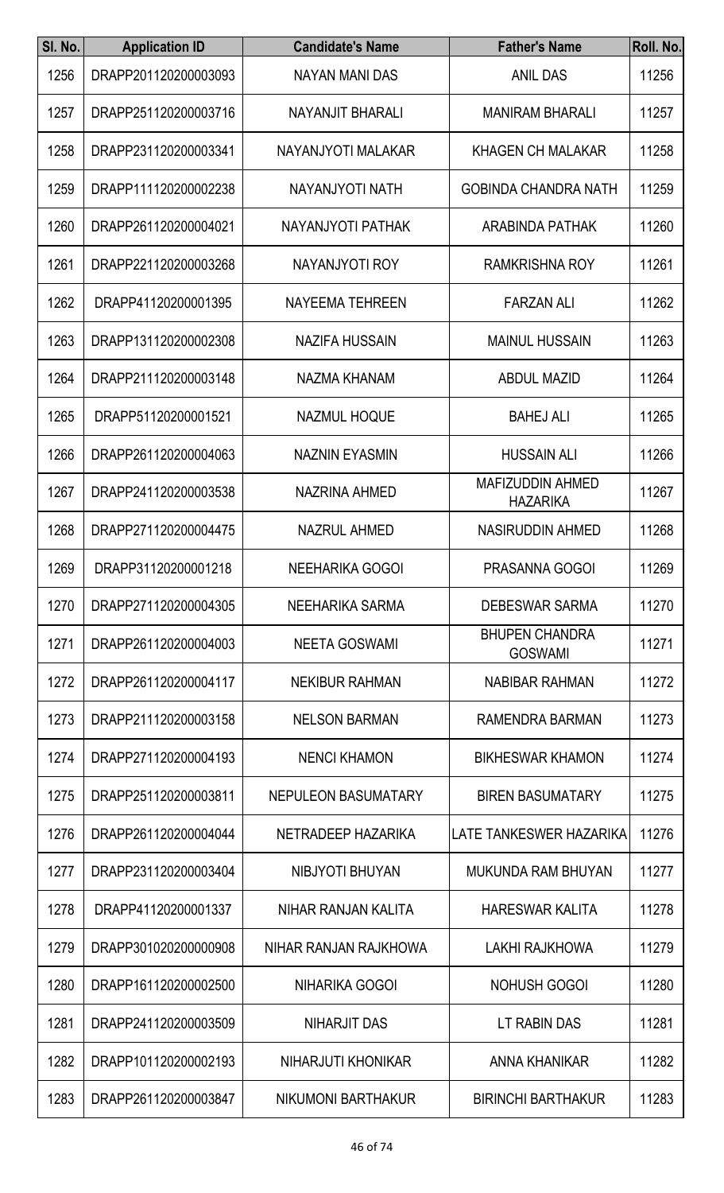| Sl. No. | Application ID | Candidate's Name | Father's Name | Roll. No. |
|---|---|---|---|---|
| 1256 | DRAPP201120200003093 | NAYAN MANI DAS | ANIL DAS | 11256 |
| 1257 | DRAPP251120200003716 | NAYANJIT BHARALI | MANIRAM BHARALI | 11257 |
| 1258 | DRAPP231120200003341 | NAYANJYOTI MALAKAR | KHAGEN CH MALAKAR | 11258 |
| 1259 | DRAPP111120200002238 | NAYANJYOTI NATH | GOBINDA CHANDRA NATH | 11259 |
| 1260 | DRAPP261120200004021 | NAYANJYOTI PATHAK | ARABINDA PATHAK | 11260 |
| 1261 | DRAPP221120200003268 | NAYANJYOTI ROY | RAMKRISHNA ROY | 11261 |
| 1262 | DRAPP41120200001395 | NAYEEMA TEHREEN | FARZAN ALI | 11262 |
| 1263 | DRAPP131120200002308 | NAZIFA HUSSAIN | MAINUL HUSSAIN | 11263 |
| 1264 | DRAPP211120200003148 | NAZMA KHANAM | ABDUL MAZID | 11264 |
| 1265 | DRAPP51120200001521 | NAZMUL HOQUE | BAHEJ ALI | 11265 |
| 1266 | DRAPP261120200004063 | NAZNIN EYASMIN | HUSSAIN ALI | 11266 |
| 1267 | DRAPP241120200003538 | NAZRINA AHMED | MAFIZUDDIN AHMED HAZARIKA | 11267 |
| 1268 | DRAPP271120200004475 | NAZRUL AHMED | NASIRUDDIN AHMED | 11268 |
| 1269 | DRAPP31120200001218 | NEEHARIKA GOGOI | PRASANNA GOGOI | 11269 |
| 1270 | DRAPP271120200004305 | NEEHARIKA SARMA | DEBESWAR SARMA | 11270 |
| 1271 | DRAPP261120200004003 | NEETA GOSWAMI | BHUPEN CHANDRA GOSWAMI | 11271 |
| 1272 | DRAPP261120200004117 | NEKIBUR RAHMAN | NABIBAR RAHMAN | 11272 |
| 1273 | DRAPP211120200003158 | NELSON BARMAN | RAMENDRA BARMAN | 11273 |
| 1274 | DRAPP271120200004193 | NENCI KHAMON | BIKHESWAR KHAMON | 11274 |
| 1275 | DRAPP251120200003811 | NEPULEON BASUMATARY | BIREN BASUMATARY | 11275 |
| 1276 | DRAPP261120200004044 | NETRADEEP HAZARIKA | LATE TANKESWER HAZARIKA | 11276 |
| 1277 | DRAPP231120200003404 | NIBJYOTI BHUYAN | MUKUNDA RAM BHUYAN | 11277 |
| 1278 | DRAPP41120200001337 | NIHAR RANJAN KALITA | HARESWAR KALITA | 11278 |
| 1279 | DRAPP301020200000908 | NIHAR RANJAN RAJKHOWA | LAKHI RAJKHOWA | 11279 |
| 1280 | DRAPP161120200002500 | NIHARIKA GOGOI | NOHUSH GOGOI | 11280 |
| 1281 | DRAPP241120200003509 | NIHARJIT DAS | LT RABIN DAS | 11281 |
| 1282 | DRAPP101120200002193 | NIHARJUTI KHONIKAR | ANNA KHANIKAR | 11282 |
| 1283 | DRAPP261120200003847 | NIKUMONI BARTHAKUR | BIRINCHI BARTHAKUR | 11283 |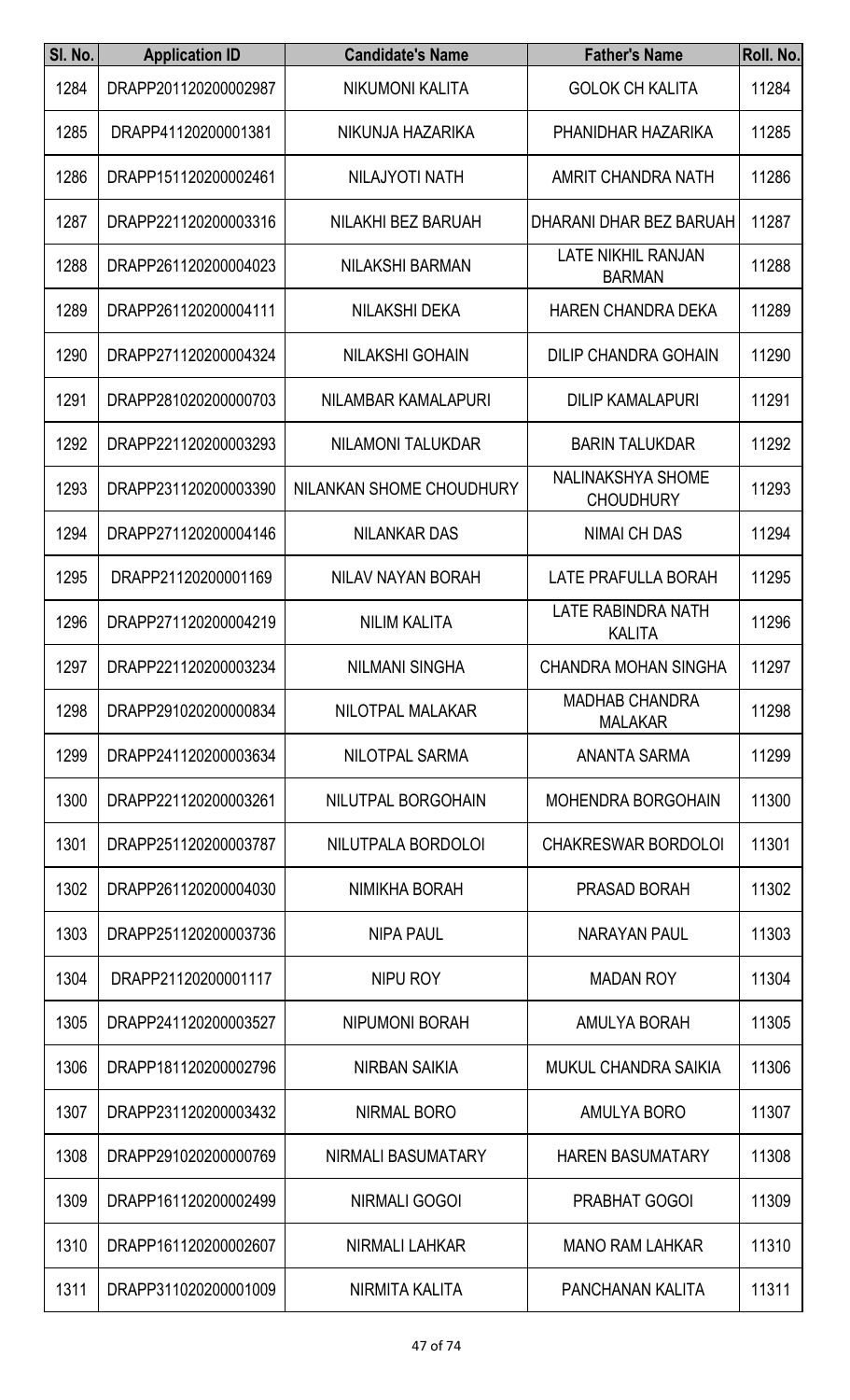| Sl. No. | Application ID | Candidate's Name | Father's Name | Roll. No. |
|---|---|---|---|---|
| 1284 | DRAPP201120200002987 | NIKUMONI KALITA | GOLOK CH KALITA | 11284 |
| 1285 | DRAPP41120200001381 | NIKUNJA HAZARIKA | PHANIDHAR HAZARIKA | 11285 |
| 1286 | DRAPP151120200002461 | NILAJYOTI NATH | AMRIT CHANDRA NATH | 11286 |
| 1287 | DRAPP221120200003316 | NILAKHI BEZ BARUAH | DHARANI DHAR BEZ BARUAH | 11287 |
| 1288 | DRAPP261120200004023 | NILAKSHI BARMAN | LATE NIKHIL RANJAN BARMAN | 11288 |
| 1289 | DRAPP261120200004111 | NILAKSHI DEKA | HAREN CHANDRA DEKA | 11289 |
| 1290 | DRAPP271120200004324 | NILAKSHI GOHAIN | DILIP CHANDRA GOHAIN | 11290 |
| 1291 | DRAPP281020200000703 | NILAMBAR KAMALAPURI | DILIP KAMALAPURI | 11291 |
| 1292 | DRAPP221120200003293 | NILAMONI TALUKDAR | BARIN TALUKDAR | 11292 |
| 1293 | DRAPP231120200003390 | NILANKAN SHOME CHOUDHURY | NALINAKSHYA SHOME CHOUDHURY | 11293 |
| 1294 | DRAPP271120200004146 | NILANKAR DAS | NIMAI CH DAS | 11294 |
| 1295 | DRAPP21120200001169 | NILAV NAYAN BORAH | LATE PRAFULLA BORAH | 11295 |
| 1296 | DRAPP271120200004219 | NILIM KALITA | LATE RABINDRA NATH KALITA | 11296 |
| 1297 | DRAPP221120200003234 | NILMANI SINGHA | CHANDRA MOHAN SINGHA | 11297 |
| 1298 | DRAPP291020200000834 | NILOTPAL MALAKAR | MADHAB CHANDRA MALAKAR | 11298 |
| 1299 | DRAPP241120200003634 | NILOTPAL SARMA | ANANTA SARMA | 11299 |
| 1300 | DRAPP221120200003261 | NILUTPAL BORGOHAIN | MOHENDRA BORGOHAIN | 11300 |
| 1301 | DRAPP251120200003787 | NILUTPALA BORDOLOI | CHAKRESWAR BORDOLOI | 11301 |
| 1302 | DRAPP261120200004030 | NIMIKHA BORAH | PRASAD BORAH | 11302 |
| 1303 | DRAPP251120200003736 | NIPA PAUL | NARAYAN PAUL | 11303 |
| 1304 | DRAPP21120200001117 | NIPU ROY | MADAN ROY | 11304 |
| 1305 | DRAPP241120200003527 | NIPUMONI BORAH | AMULYA BORAH | 11305 |
| 1306 | DRAPP181120200002796 | NIRBAN SAIKIA | MUKUL CHANDRA SAIKIA | 11306 |
| 1307 | DRAPP231120200003432 | NIRMAL BORO | AMULYA BORO | 11307 |
| 1308 | DRAPP291020200000769 | NIRMALI BASUMATARY | HAREN BASUMATARY | 11308 |
| 1309 | DRAPP161120200002499 | NIRMALI GOGOI | PRABHAT GOGOI | 11309 |
| 1310 | DRAPP161120200002607 | NIRMALI LAHKAR | MANO RAM LAHKAR | 11310 |
| 1311 | DRAPP311020200001009 | NIRMITA KALITA | PANCHANAN KALITA | 11311 |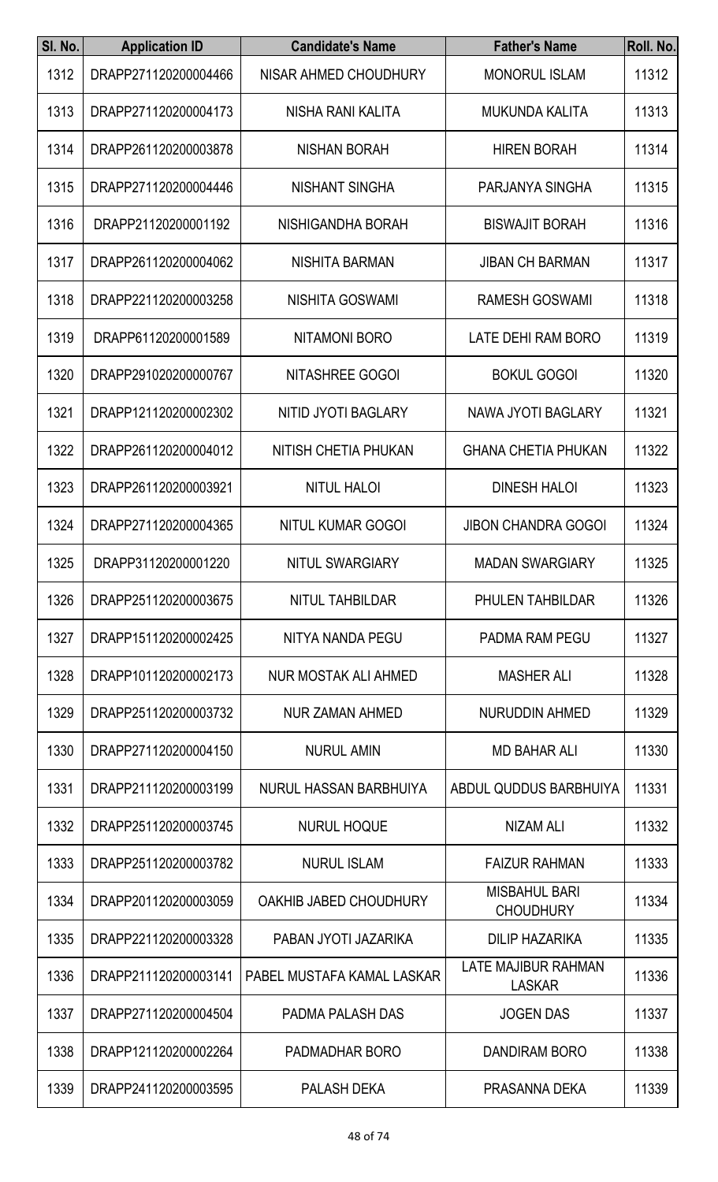| Sl. No. | Application ID | Candidate's Name | Father's Name | Roll. No. |
|---|---|---|---|---|
| 1312 | DRAPP271120200004466 | NISAR AHMED CHOUDHURY | MONORUL ISLAM | 11312 |
| 1313 | DRAPP271120200004173 | NISHA RANI KALITA | MUKUNDA KALITA | 11313 |
| 1314 | DRAPP261120200003878 | NISHAN BORAH | HIREN BORAH | 11314 |
| 1315 | DRAPP271120200004446 | NISHANT SINGHA | PARJANYA SINGHA | 11315 |
| 1316 | DRAPP21120200001192 | NISHIGANDHA BORAH | BISWAJIT BORAH | 11316 |
| 1317 | DRAPP261120200004062 | NISHITA BARMAN | JIBAN CH BARMAN | 11317 |
| 1318 | DRAPP221120200003258 | NISHITA GOSWAMI | RAMESH GOSWAMI | 11318 |
| 1319 | DRAPP61120200001589 | NITAMONI BORO | LATE DEHI RAM BORO | 11319 |
| 1320 | DRAPP291020200000767 | NITASHREE GOGOI | BOKUL GOGOI | 11320 |
| 1321 | DRAPP121120200002302 | NITID JYOTI BAGLARY | NAWA JYOTI BAGLARY | 11321 |
| 1322 | DRAPP261120200004012 | NITISH CHETIA PHUKAN | GHANA CHETIA PHUKAN | 11322 |
| 1323 | DRAPP261120200003921 | NITUL HALOI | DINESH HALOI | 11323 |
| 1324 | DRAPP271120200004365 | NITUL KUMAR GOGOI | JIBON CHANDRA GOGOI | 11324 |
| 1325 | DRAPP31120200001220 | NITUL SWARGIARY | MADAN SWARGIARY | 11325 |
| 1326 | DRAPP251120200003675 | NITUL TAHBILDAR | PHULEN TAHBILDAR | 11326 |
| 1327 | DRAPP151120200002425 | NITYA NANDA PEGU | PADMA RAM PEGU | 11327 |
| 1328 | DRAPP101120200002173 | NUR MOSTAK ALI AHMED | MASHER ALI | 11328 |
| 1329 | DRAPP251120200003732 | NUR ZAMAN AHMED | NURUDDIN AHMED | 11329 |
| 1330 | DRAPP271120200004150 | NURUL AMIN | MD BAHAR ALI | 11330 |
| 1331 | DRAPP211120200003199 | NURUL HASSAN BARBHUIYA | ABDUL QUDDUS BARBHUIYA | 11331 |
| 1332 | DRAPP251120200003745 | NURUL HOQUE | NIZAM ALI | 11332 |
| 1333 | DRAPP251120200003782 | NURUL ISLAM | FAIZUR RAHMAN | 11333 |
| 1334 | DRAPP201120200003059 | OAKHIB JABED CHOUDHURY | MISBAHUL BARI CHOUDHURY | 11334 |
| 1335 | DRAPP221120200003328 | PABAN JYOTI JAZARIKA | DILIP HAZARIKA | 11335 |
| 1336 | DRAPP211120200003141 | PABEL MUSTAFA KAMAL LASKAR | LATE MAJIBUR RAHMAN LASKAR | 11336 |
| 1337 | DRAPP271120200004504 | PADMA PALASH DAS | JOGEN DAS | 11337 |
| 1338 | DRAPP121120200002264 | PADMADHAR BORO | DANDIRAM BORO | 11338 |
| 1339 | DRAPP241120200003595 | PALASH DEKA | PRASANNA DEKA | 11339 |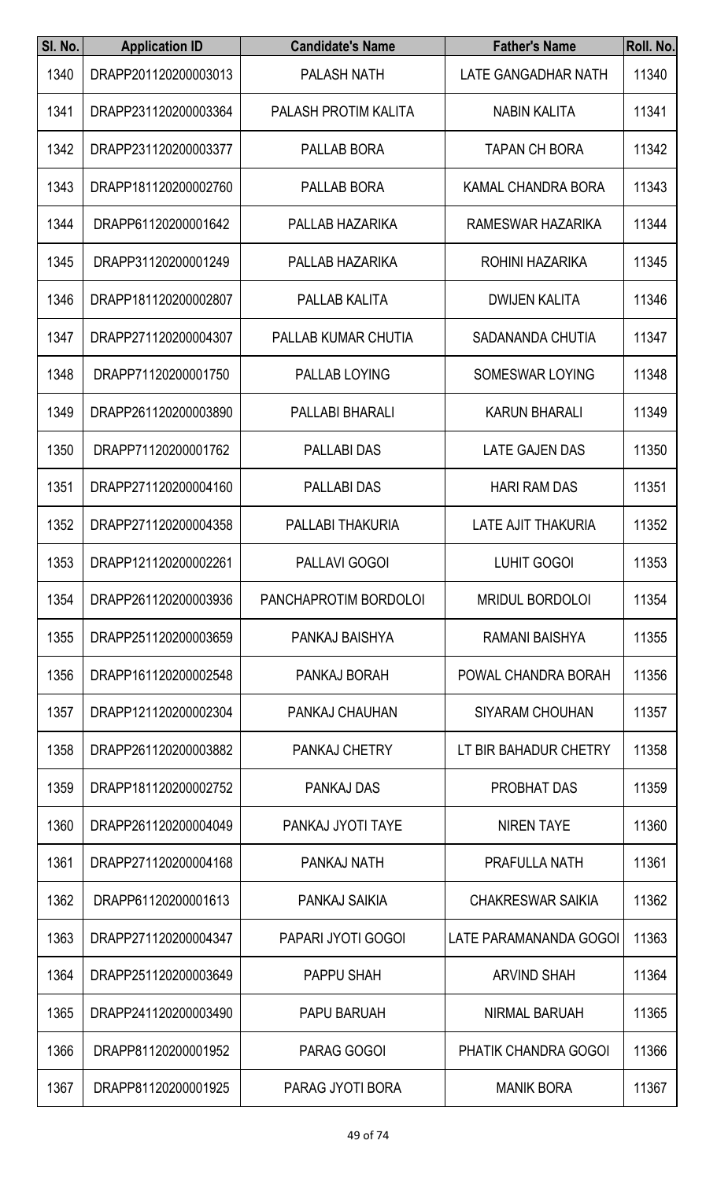| Sl. No. | Application ID | Candidate's Name | Father's Name | Roll. No. |
|---|---|---|---|---|
| 1340 | DRAPP201120200003013 | PALASH NATH | LATE GANGADHAR NATH | 11340 |
| 1341 | DRAPP231120200003364 | PALASH PROTIM KALITA | NABIN KALITA | 11341 |
| 1342 | DRAPP231120200003377 | PALLAB BORA | TAPAN CH BORA | 11342 |
| 1343 | DRAPP181120200002760 | PALLAB BORA | KAMAL CHANDRA BORA | 11343 |
| 1344 | DRAPP61120200001642 | PALLAB HAZARIKA | RAMESWAR HAZARIKA | 11344 |
| 1345 | DRAPP31120200001249 | PALLAB HAZARIKA | ROHINI HAZARIKA | 11345 |
| 1346 | DRAPP181120200002807 | PALLAB KALITA | DWIJEN KALITA | 11346 |
| 1347 | DRAPP271120200004307 | PALLAB KUMAR CHUTIA | SADANANDA CHUTIA | 11347 |
| 1348 | DRAPP71120200001750 | PALLAB LOYING | SOMESWAR LOYING | 11348 |
| 1349 | DRAPP261120200003890 | PALLABI BHARALI | KARUN BHARALI | 11349 |
| 1350 | DRAPP71120200001762 | PALLABI DAS | LATE GAJEN DAS | 11350 |
| 1351 | DRAPP271120200004160 | PALLABI DAS | HARI RAM DAS | 11351 |
| 1352 | DRAPP271120200004358 | PALLABI THAKURIA | LATE AJIT THAKURIA | 11352 |
| 1353 | DRAPP121120200002261 | PALLAVI GOGOI | LUHIT GOGOI | 11353 |
| 1354 | DRAPP261120200003936 | PANCHAPROTIM BORDOLOI | MRIDUL BORDOLOI | 11354 |
| 1355 | DRAPP251120200003659 | PANKAJ BAISHYA | RAMANI BAISHYA | 11355 |
| 1356 | DRAPP161120200002548 | PANKAJ BORAH | POWAL CHANDRA BORAH | 11356 |
| 1357 | DRAPP121120200002304 | PANKAJ CHAUHAN | SIYARAM CHOUHAN | 11357 |
| 1358 | DRAPP261120200003882 | PANKAJ CHETRY | LT BIR BAHADUR CHETRY | 11358 |
| 1359 | DRAPP181120200002752 | PANKAJ DAS | PROBHAT DAS | 11359 |
| 1360 | DRAPP261120200004049 | PANKAJ JYOTI TAYE | NIREN TAYE | 11360 |
| 1361 | DRAPP271120200004168 | PANKAJ NATH | PRAFULLA NATH | 11361 |
| 1362 | DRAPP61120200001613 | PANKAJ SAIKIA | CHAKRESWAR SAIKIA | 11362 |
| 1363 | DRAPP271120200004347 | PAPARI JYOTI GOGOI | LATE PARAMANANDA GOGOI | 11363 |
| 1364 | DRAPP251120200003649 | PAPPU SHAH | ARVIND SHAH | 11364 |
| 1365 | DRAPP241120200003490 | PAPU BARUAH | NIRMAL BARUAH | 11365 |
| 1366 | DRAPP81120200001952 | PARAG GOGOI | PHATIK CHANDRA GOGOI | 11366 |
| 1367 | DRAPP81120200001925 | PARAG JYOTI BORA | MANIK BORA | 11367 |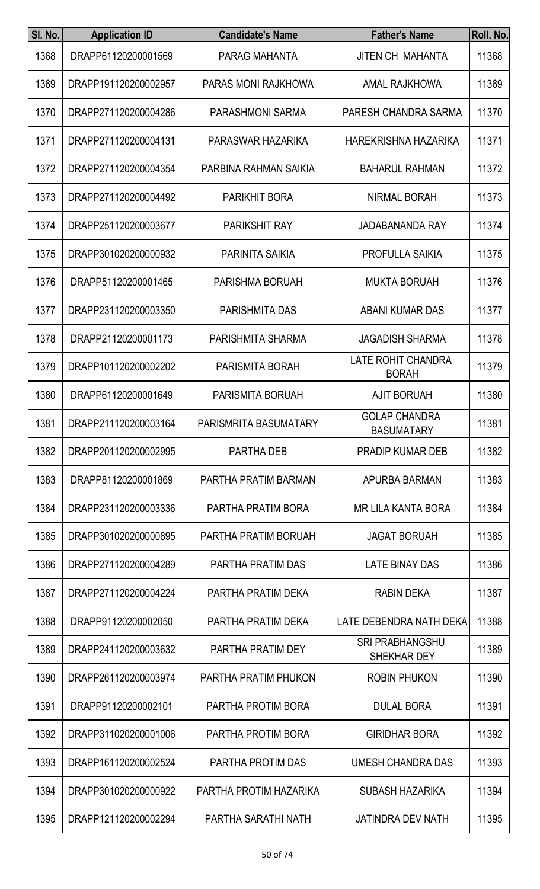| Sl. No. | Application ID | Candidate's Name | Father's Name | Roll. No. |
|---|---|---|---|---|
| 1368 | DRAPP61120200001569 | PARAG MAHANTA | JITEN CH MAHANTA | 11368 |
| 1369 | DRAPP191120200002957 | PARAS MONI RAJKHOWA | AMAL RAJKHOWA | 11369 |
| 1370 | DRAPP271120200004286 | PARASHMONI SARMA | PARESH CHANDRA SARMA | 11370 |
| 1371 | DRAPP271120200004131 | PARASWAR HAZARIKA | HAREKRISHNA HAZARIKA | 11371 |
| 1372 | DRAPP271120200004354 | PARBINA RAHMAN SAIKIA | BAHARUL RAHMAN | 11372 |
| 1373 | DRAPP271120200004492 | PARIKHIT BORA | NIRMAL BORAH | 11373 |
| 1374 | DRAPP251120200003677 | PARIKSHIT RAY | JADABANANDA RAY | 11374 |
| 1375 | DRAPP301020200000932 | PARINITA SAIKIA | PROFULLA SAIKIA | 11375 |
| 1376 | DRAPP51120200001465 | PARISHMA BORUAH | MUKTA BORUAH | 11376 |
| 1377 | DRAPP231120200003350 | PARISHMITA DAS | ABANI KUMAR DAS | 11377 |
| 1378 | DRAPP21120200001173 | PARISHMITA SHARMA | JAGADISH SHARMA | 11378 |
| 1379 | DRAPP101120200002202 | PARISMITA BORAH | LATE ROHIT CHANDRA BORAH | 11379 |
| 1380 | DRAPP61120200001649 | PARISMITA BORUAH | AJIT BORUAH | 11380 |
| 1381 | DRAPP211120200003164 | PARISMRITA BASUMATARY | GOLAP CHANDRA BASUMATARY | 11381 |
| 1382 | DRAPP201120200002995 | PARTHA DEB | PRADIP KUMAR DEB | 11382 |
| 1383 | DRAPP81120200001869 | PARTHA PRATIM BARMAN | APURBA BARMAN | 11383 |
| 1384 | DRAPP231120200003336 | PARTHA PRATIM BORA | MR LILA KANTA BORA | 11384 |
| 1385 | DRAPP301020200000895 | PARTHA PRATIM BORUAH | JAGAT BORUAH | 11385 |
| 1386 | DRAPP271120200004289 | PARTHA PRATIM DAS | LATE BINAY DAS | 11386 |
| 1387 | DRAPP271120200004224 | PARTHA PRATIM DEKA | RABIN DEKA | 11387 |
| 1388 | DRAPP91120200002050 | PARTHA PRATIM DEKA | LATE DEBENDRA NATH DEKA | 11388 |
| 1389 | DRAPP241120200003632 | PARTHA PRATIM DEY | SRI PRABHANGSHU SHEKHAR DEY | 11389 |
| 1390 | DRAPP261120200003974 | PARTHA PRATIM PHUKON | ROBIN PHUKON | 11390 |
| 1391 | DRAPP91120200002101 | PARTHA PROTIM BORA | DULAL BORA | 11391 |
| 1392 | DRAPP311020200001006 | PARTHA PROTIM BORA | GIRIDHAR BORA | 11392 |
| 1393 | DRAPP161120200002524 | PARTHA PROTIM DAS | UMESH CHANDRA DAS | 11393 |
| 1394 | DRAPP301020200000922 | PARTHA PROTIM HAZARIKA | SUBASH HAZARIKA | 11394 |
| 1395 | DRAPP121120200002294 | PARTHA SARATHI NATH | JATINDRA DEV NATH | 11395 |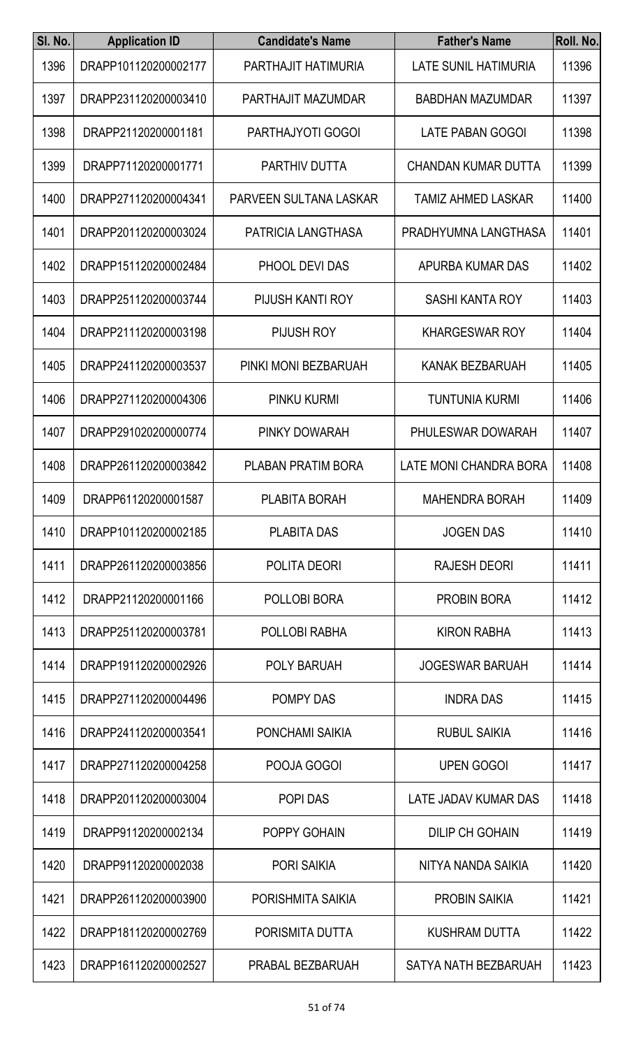| Sl. No. | Application ID | Candidate's Name | Father's Name | Roll. No. |
|---|---|---|---|---|
| 1396 | DRAPP101120200002177 | PARTHAJIT HATIMURIA | LATE SUNIL HATIMURIA | 11396 |
| 1397 | DRAPP231120200003410 | PARTHAJIT MAZUMDAR | BABDHAN MAZUMDAR | 11397 |
| 1398 | DRAPP21120200001181 | PARTHAJYOTI GOGOI | LATE PABAN GOGOI | 11398 |
| 1399 | DRAPP71120200001771 | PARTHIV DUTTA | CHANDAN KUMAR DUTTA | 11399 |
| 1400 | DRAPP271120200004341 | PARVEEN SULTANA LASKAR | TAMIZ AHMED LASKAR | 11400 |
| 1401 | DRAPP201120200003024 | PATRICIA LANGTHASA | PRADHYUMNA LANGTHASA | 11401 |
| 1402 | DRAPP151120200002484 | PHOOL DEVI DAS | APURBA KUMAR DAS | 11402 |
| 1403 | DRAPP251120200003744 | PIJUSH KANTI ROY | SASHI KANTA ROY | 11403 |
| 1404 | DRAPP211120200003198 | PIJUSH ROY | KHARGESWAR ROY | 11404 |
| 1405 | DRAPP241120200003537 | PINKI MONI BEZBARUAH | KANAK BEZBARUAH | 11405 |
| 1406 | DRAPP271120200004306 | PINKU KURMI | TUNTUNIA KURMI | 11406 |
| 1407 | DRAPP291020200000774 | PINKY DOWARAH | PHULESWAR DOWARAH | 11407 |
| 1408 | DRAPP261120200003842 | PLABAN PRATIM BORA | LATE MONI CHANDRA BORA | 11408 |
| 1409 | DRAPP61120200001587 | PLABITA BORAH | MAHENDRA BORAH | 11409 |
| 1410 | DRAPP101120200002185 | PLABITA DAS | JOGEN DAS | 11410 |
| 1411 | DRAPP261120200003856 | POLITA DEORI | RAJESH DEORI | 11411 |
| 1412 | DRAPP21120200001166 | POLLOBI BORA | PROBIN BORA | 11412 |
| 1413 | DRAPP251120200003781 | POLLOBI RABHA | KIRON RABHA | 11413 |
| 1414 | DRAPP191120200002926 | POLY BARUAH | JOGESWAR BARUAH | 11414 |
| 1415 | DRAPP271120200004496 | POMPY DAS | INDRA DAS | 11415 |
| 1416 | DRAPP241120200003541 | PONCHAMI SAIKIA | RUBUL SAIKIA | 11416 |
| 1417 | DRAPP271120200004258 | POOJA GOGOI | UPEN GOGOI | 11417 |
| 1418 | DRAPP201120200003004 | POPI DAS | LATE JADAV KUMAR DAS | 11418 |
| 1419 | DRAPP91120200002134 | POPPY GOHAIN | DILIP CH GOHAIN | 11419 |
| 1420 | DRAPP91120200002038 | PORI SAIKIA | NITYA NANDA SAIKIA | 11420 |
| 1421 | DRAPP261120200003900 | PORISHMITA SAIKIA | PROBIN SAIKIA | 11421 |
| 1422 | DRAPP181120200002769 | PORISMITA DUTTA | KUSHRAM DUTTA | 11422 |
| 1423 | DRAPP161120200002527 | PRABAL BEZBARUAH | SATYA NATH BEZBARUAH | 11423 |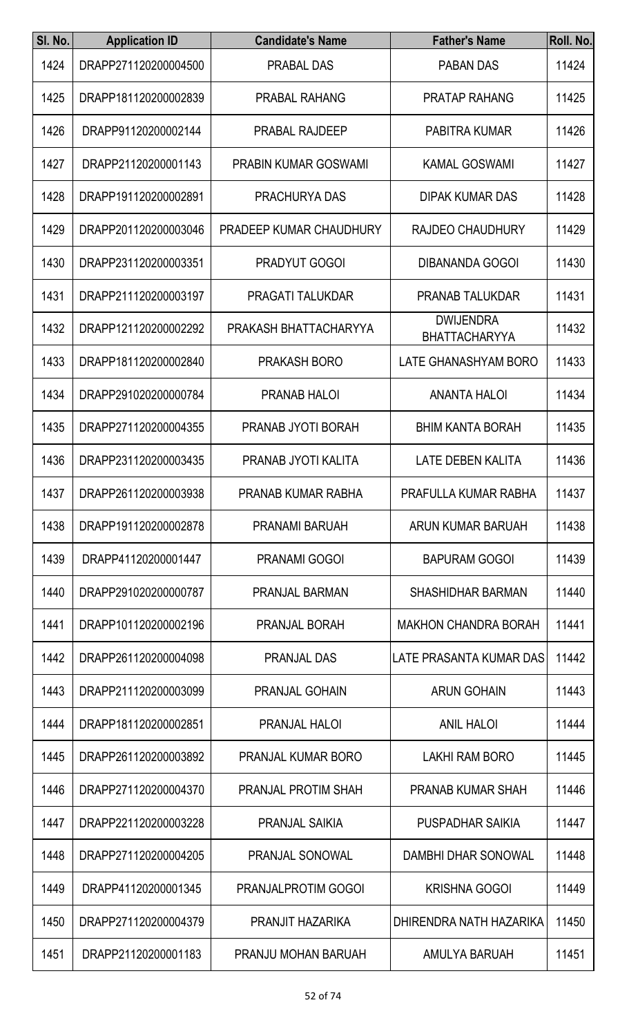| Sl. No. | Application ID | Candidate's Name | Father's Name | Roll. No. |
| --- | --- | --- | --- | --- |
| 1424 | DRAPP271120200004500 | PRABAL DAS | PABAN DAS | 11424 |
| 1425 | DRAPP181120200002839 | PRABAL RAHANG | PRATAP RAHANG | 11425 |
| 1426 | DRAPP91120200002144 | PRABAL RAJDEEP | PABITRA KUMAR | 11426 |
| 1427 | DRAPP21120200001143 | PRABIN KUMAR GOSWAMI | KAMAL GOSWAMI | 11427 |
| 1428 | DRAPP191120200002891 | PRACHURYA DAS | DIPAK KUMAR DAS | 11428 |
| 1429 | DRAPP201120200003046 | PRADEEP KUMAR CHAUDHURY | RAJDEO CHAUDHURY | 11429 |
| 1430 | DRAPP231120200003351 | PRADYUT GOGOI | DIBANANDA GOGOI | 11430 |
| 1431 | DRAPP211120200003197 | PRAGATI TALUKDAR | PRANAB TALUKDAR | 11431 |
| 1432 | DRAPP121120200002292 | PRAKASH BHATTACHARYYA | DWIJENDRA BHATTACHARYYA | 11432 |
| 1433 | DRAPP181120200002840 | PRAKASH BORO | LATE GHANASHYAM BORO | 11433 |
| 1434 | DRAPP291020200000784 | PRANAB HALOI | ANANTA HALOI | 11434 |
| 1435 | DRAPP271120200004355 | PRANAB JYOTI BORAH | BHIM KANTA BORAH | 11435 |
| 1436 | DRAPP231120200003435 | PRANAB JYOTI KALITA | LATE DEBEN KALITA | 11436 |
| 1437 | DRAPP261120200003938 | PRANAB KUMAR RABHA | PRAFULLA KUMAR RABHA | 11437 |
| 1438 | DRAPP191120200002878 | PRANAMI BARUAH | ARUN KUMAR BARUAH | 11438 |
| 1439 | DRAPP41120200001447 | PRANAMI GOGOI | BAPURAM GOGOI | 11439 |
| 1440 | DRAPP291020200000787 | PRANJAL BARMAN | SHASHIDHAR BARMAN | 11440 |
| 1441 | DRAPP101120200002196 | PRANJAL BORAH | MAKHON CHANDRA BORAH | 11441 |
| 1442 | DRAPP261120200004098 | PRANJAL DAS | LATE PRASANTA KUMAR DAS | 11442 |
| 1443 | DRAPP211120200003099 | PRANJAL GOHAIN | ARUN GOHAIN | 11443 |
| 1444 | DRAPP181120200002851 | PRANJAL HALOI | ANIL HALOI | 11444 |
| 1445 | DRAPP261120200003892 | PRANJAL KUMAR BORO | LAKHI RAM BORO | 11445 |
| 1446 | DRAPP271120200004370 | PRANJAL PROTIM SHAH | PRANAB KUMAR SHAH | 11446 |
| 1447 | DRAPP221120200003228 | PRANJAL SAIKIA | PUSPADHAR SAIKIA | 11447 |
| 1448 | DRAPP271120200004205 | PRANJAL SONOWAL | DAMBHI DHAR SONOWAL | 11448 |
| 1449 | DRAPP41120200001345 | PRANJALPROTIM GOGOI | KRISHNA GOGOI | 11449 |
| 1450 | DRAPP271120200004379 | PRANJIT HAZARIKA | DHIRENDRA NATH HAZARIKA | 11450 |
| 1451 | DRAPP21120200001183 | PRANJU MOHAN BARUAH | AMULYA BARUAH | 11451 |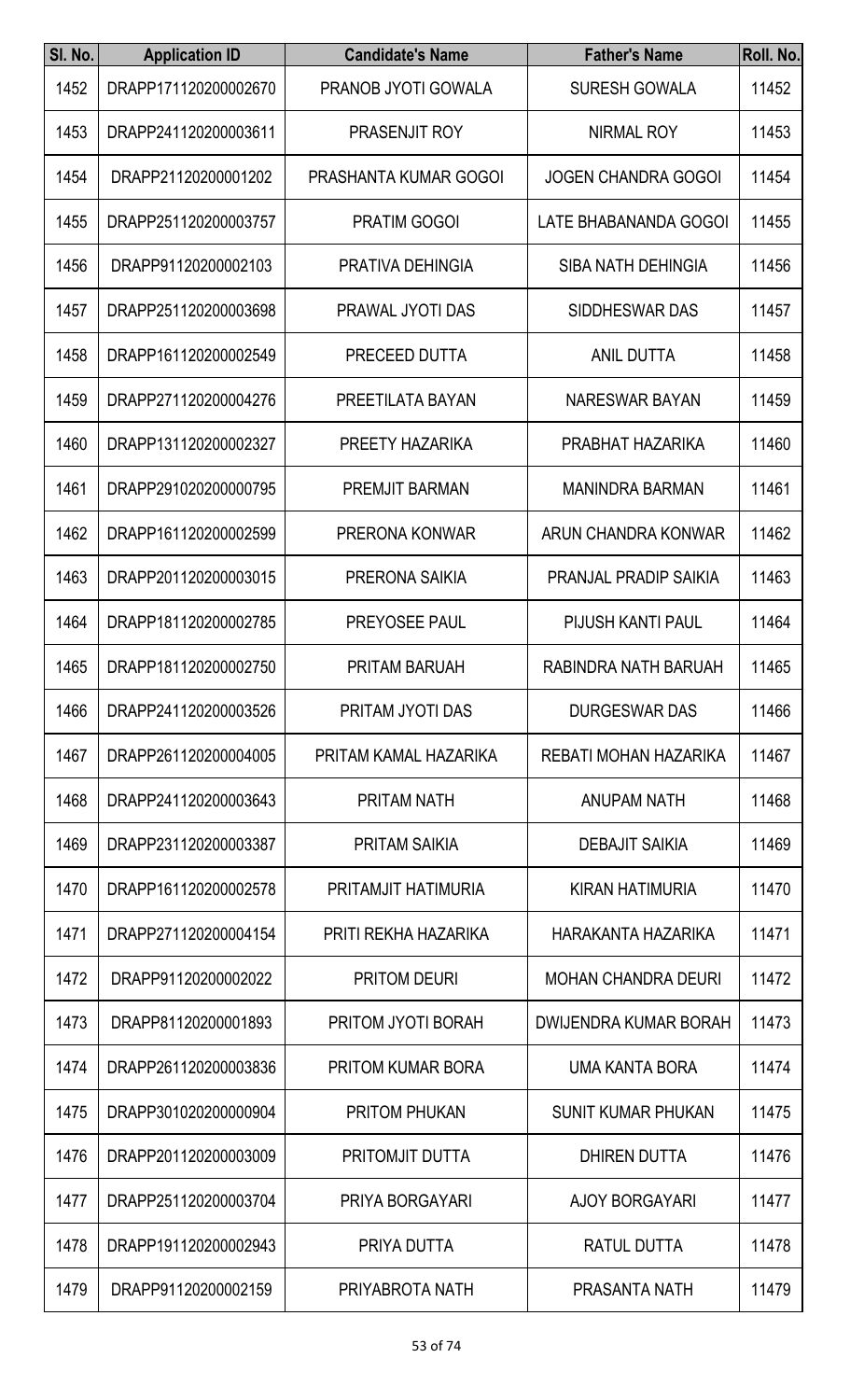| Sl. No. | Application ID | Candidate's Name | Father's Name | Roll. No. |
|---|---|---|---|---|
| 1452 | DRAPP171120200002670 | PRANOB JYOTI GOWALA | SURESH GOWALA | 11452 |
| 1453 | DRAPP241120200003611 | PRASENJIT ROY | NIRMAL ROY | 11453 |
| 1454 | DRAPP21120200001202 | PRASHANTA KUMAR GOGOI | JOGEN CHANDRA GOGOI | 11454 |
| 1455 | DRAPP251120200003757 | PRATIM GOGOI | LATE BHABANANDA GOGOI | 11455 |
| 1456 | DRAPP91120200002103 | PRATIVA DEHINGIA | SIBA NATH DEHINGIA | 11456 |
| 1457 | DRAPP251120200003698 | PRAWAL JYOTI DAS | SIDDHESWAR DAS | 11457 |
| 1458 | DRAPP161120200002549 | PRECEED DUTTA | ANIL DUTTA | 11458 |
| 1459 | DRAPP271120200004276 | PREETILATA BAYAN | NARESWAR BAYAN | 11459 |
| 1460 | DRAPP131120200002327 | PREETY HAZARIKA | PRABHAT HAZARIKA | 11460 |
| 1461 | DRAPP291020200000795 | PREMJIT BARMAN | MANINDRA BARMAN | 11461 |
| 1462 | DRAPP161120200002599 | PRERONA KONWAR | ARUN CHANDRA KONWAR | 11462 |
| 1463 | DRAPP201120200003015 | PRERONA SAIKIA | PRANJAL PRADIP SAIKIA | 11463 |
| 1464 | DRAPP181120200002785 | PREYOSEE PAUL | PIJUSH KANTI PAUL | 11464 |
| 1465 | DRAPP181120200002750 | PRITAM BARUAH | RABINDRA NATH BARUAH | 11465 |
| 1466 | DRAPP241120200003526 | PRITAM JYOTI DAS | DURGESWAR DAS | 11466 |
| 1467 | DRAPP261120200004005 | PRITAM KAMAL HAZARIKA | REBATI MOHAN HAZARIKA | 11467 |
| 1468 | DRAPP241120200003643 | PRITAM NATH | ANUPAM NATH | 11468 |
| 1469 | DRAPP231120200003387 | PRITAM SAIKIA | DEBAJIT SAIKIA | 11469 |
| 1470 | DRAPP161120200002578 | PRITAMJIT HATIMURIA | KIRAN HATIMURIA | 11470 |
| 1471 | DRAPP271120200004154 | PRITI REKHA HAZARIKA | HARAKANTA HAZARIKA | 11471 |
| 1472 | DRAPP91120200002022 | PRITOM DEURI | MOHAN CHANDRA DEURI | 11472 |
| 1473 | DRAPP81120200001893 | PRITOM JYOTI BORAH | DWIJENDRA KUMAR BORAH | 11473 |
| 1474 | DRAPP261120200003836 | PRITOM KUMAR BORA | UMA KANTA BORA | 11474 |
| 1475 | DRAPP301020200000904 | PRITOM PHUKAN | SUNIT KUMAR PHUKAN | 11475 |
| 1476 | DRAPP201120200003009 | PRITOMJIT DUTTA | DHIREN DUTTA | 11476 |
| 1477 | DRAPP251120200003704 | PRIYA BORGAYARI | AJOY BORGAYARI | 11477 |
| 1478 | DRAPP191120200002943 | PRIYA DUTTA | RATUL DUTTA | 11478 |
| 1479 | DRAPP91120200002159 | PRIYABROTA NATH | PRASANTA NATH | 11479 |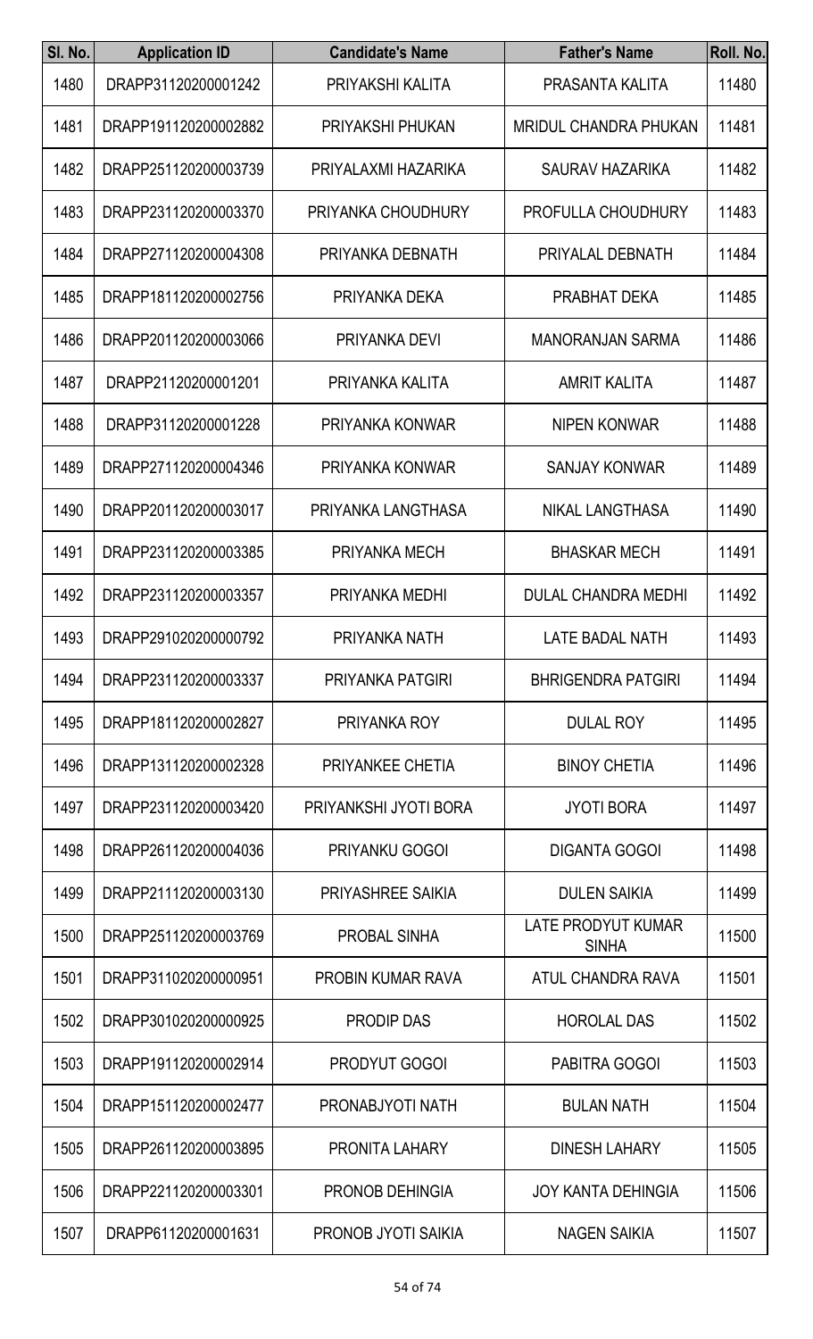| Sl. No. | Application ID | Candidate's Name | Father's Name | Roll. No. |
|---|---|---|---|---|
| 1480 | DRAPP31120200001242 | PRIYAKSHI KALITA | PRASANTA KALITA | 11480 |
| 1481 | DRAPP191120200002882 | PRIYAKSHI PHUKAN | MRIDUL CHANDRA PHUKAN | 11481 |
| 1482 | DRAPP251120200003739 | PRIYALAXMI HAZARIKA | SAURAV HAZARIKA | 11482 |
| 1483 | DRAPP231120200003370 | PRIYANKA CHOUDHURY | PROFULLA CHOUDHURY | 11483 |
| 1484 | DRAPP271120200004308 | PRIYANKA DEBNATH | PRIYALAL DEBNATH | 11484 |
| 1485 | DRAPP181120200002756 | PRIYANKA DEKA | PRABHAT DEKA | 11485 |
| 1486 | DRAPP201120200003066 | PRIYANKA DEVI | MANORANJAN SARMA | 11486 |
| 1487 | DRAPP21120200001201 | PRIYANKA KALITA | AMRIT KALITA | 11487 |
| 1488 | DRAPP31120200001228 | PRIYANKA KONWAR | NIPEN KONWAR | 11488 |
| 1489 | DRAPP271120200004346 | PRIYANKA KONWAR | SANJAY KONWAR | 11489 |
| 1490 | DRAPP201120200003017 | PRIYANKA LANGTHASA | NIKAL LANGTHASA | 11490 |
| 1491 | DRAPP231120200003385 | PRIYANKA MECH | BHASKAR MECH | 11491 |
| 1492 | DRAPP231120200003357 | PRIYANKA MEDHI | DULAL CHANDRA MEDHI | 11492 |
| 1493 | DRAPP291020200000792 | PRIYANKA NATH | LATE BADAL NATH | 11493 |
| 1494 | DRAPP231120200003337 | PRIYANKA PATGIRI | BHRIGENDRA PATGIRI | 11494 |
| 1495 | DRAPP181120200002827 | PRIYANKA ROY | DULAL ROY | 11495 |
| 1496 | DRAPP131120200002328 | PRIYANKEE CHETIA | BINOY CHETIA | 11496 |
| 1497 | DRAPP231120200003420 | PRIYANKSHI JYOTI BORA | JYOTI BORA | 11497 |
| 1498 | DRAPP261120200004036 | PRIYANKU GOGOI | DIGANTA GOGOI | 11498 |
| 1499 | DRAPP211120200003130 | PRIYASHREE SAIKIA | DULEN SAIKIA | 11499 |
| 1500 | DRAPP251120200003769 | PROBAL SINHA | LATE PRODYUT KUMAR SINHA | 11500 |
| 1501 | DRAPP311020200000951 | PROBIN KUMAR RAVA | ATUL CHANDRA RAVA | 11501 |
| 1502 | DRAPP301020200000925 | PRODIP DAS | HOROLAL DAS | 11502 |
| 1503 | DRAPP191120200002914 | PRODYUT GOGOI | PABITRA GOGOI | 11503 |
| 1504 | DRAPP151120200002477 | PRONABJYOTI NATH | BULAN NATH | 11504 |
| 1505 | DRAPP261120200003895 | PRONITA LAHARY | DINESH LAHARY | 11505 |
| 1506 | DRAPP221120200003301 | PRONOB DEHINGIA | JOY KANTA DEHINGIA | 11506 |
| 1507 | DRAPP61120200001631 | PRONOB JYOTI SAIKIA | NAGEN SAIKIA | 11507 |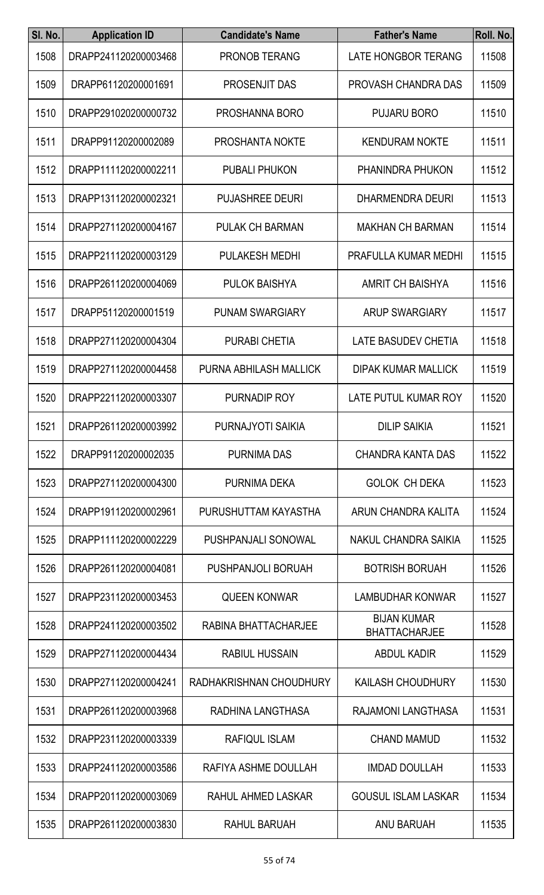| Sl. No. | Application ID | Candidate's Name | Father's Name | Roll. No. |
| --- | --- | --- | --- | --- |
| 1508 | DRAPP241120200003468 | PRONOB TERANG | LATE HONGBOR TERANG | 11508 |
| 1509 | DRAPP61120200001691 | PROSENJIT DAS | PROVASH CHANDRA DAS | 11509 |
| 1510 | DRAPP291020200000732 | PROSHANNA BORO | PUJARU BORO | 11510 |
| 1511 | DRAPP91120200002089 | PROSHANTA NOKTE | KENDURAM NOKTE | 11511 |
| 1512 | DRAPP111120200002211 | PUBALI PHUKON | PHANINDRA PHUKON | 11512 |
| 1513 | DRAPP131120200002321 | PUJASHREE DEURI | DHARMENDRA DEURI | 11513 |
| 1514 | DRAPP271120200004167 | PULAK CH BARMAN | MAKHAN CH BARMAN | 11514 |
| 1515 | DRAPP211120200003129 | PULAKESH MEDHI | PRAFULLA KUMAR MEDHI | 11515 |
| 1516 | DRAPP261120200004069 | PULOK BAISHYA | AMRIT CH BAISHYA | 11516 |
| 1517 | DRAPP51120200001519 | PUNAM SWARGIARY | ARUP SWARGIARY | 11517 |
| 1518 | DRAPP271120200004304 | PURABI CHETIA | LATE BASUDEV CHETIA | 11518 |
| 1519 | DRAPP271120200004458 | PURNA ABHILASH MALLICK | DIPAK KUMAR MALLICK | 11519 |
| 1520 | DRAPP221120200003307 | PURNADIP ROY | LATE PUTUL KUMAR ROY | 11520 |
| 1521 | DRAPP261120200003992 | PURNAJYOTI SAIKIA | DILIP SAIKIA | 11521 |
| 1522 | DRAPP91120200002035 | PURNIMA DAS | CHANDRA KANTA DAS | 11522 |
| 1523 | DRAPP271120200004300 | PURNIMA DEKA | GOLOK CH DEKA | 11523 |
| 1524 | DRAPP191120200002961 | PURUSHUTTAM KAYASTHA | ARUN CHANDRA KALITA | 11524 |
| 1525 | DRAPP111120200002229 | PUSHPANJALI SONOWAL | NAKUL CHANDRA SAIKIA | 11525 |
| 1526 | DRAPP261120200004081 | PUSHPANJOLI BORUAH | BOTRISH BORUAH | 11526 |
| 1527 | DRAPP231120200003453 | QUEEN KONWAR | LAMBUDHAR KONWAR | 11527 |
| 1528 | DRAPP241120200003502 | RABINA BHATTACHARJEE | BIJAN KUMAR BHATTACHARJEE | 11528 |
| 1529 | DRAPP271120200004434 | RABIUL HUSSAIN | ABDUL KADIR | 11529 |
| 1530 | DRAPP271120200004241 | RADHAKRISHNAN CHOUDHURY | KAILASH CHOUDHURY | 11530 |
| 1531 | DRAPP261120200003968 | RADHINA LANGTHASA | RAJAMONI LANGTHASA | 11531 |
| 1532 | DRAPP231120200003339 | RAFIQUL ISLAM | CHAND MAMUD | 11532 |
| 1533 | DRAPP241120200003586 | RAFIYA ASHME DOULLAH | IMDAD DOULLAH | 11533 |
| 1534 | DRAPP201120200003069 | RAHUL AHMED LASKAR | GOUSUL ISLAM LASKAR | 11534 |
| 1535 | DRAPP261120200003830 | RAHUL BARUAH | ANU BARUAH | 11535 |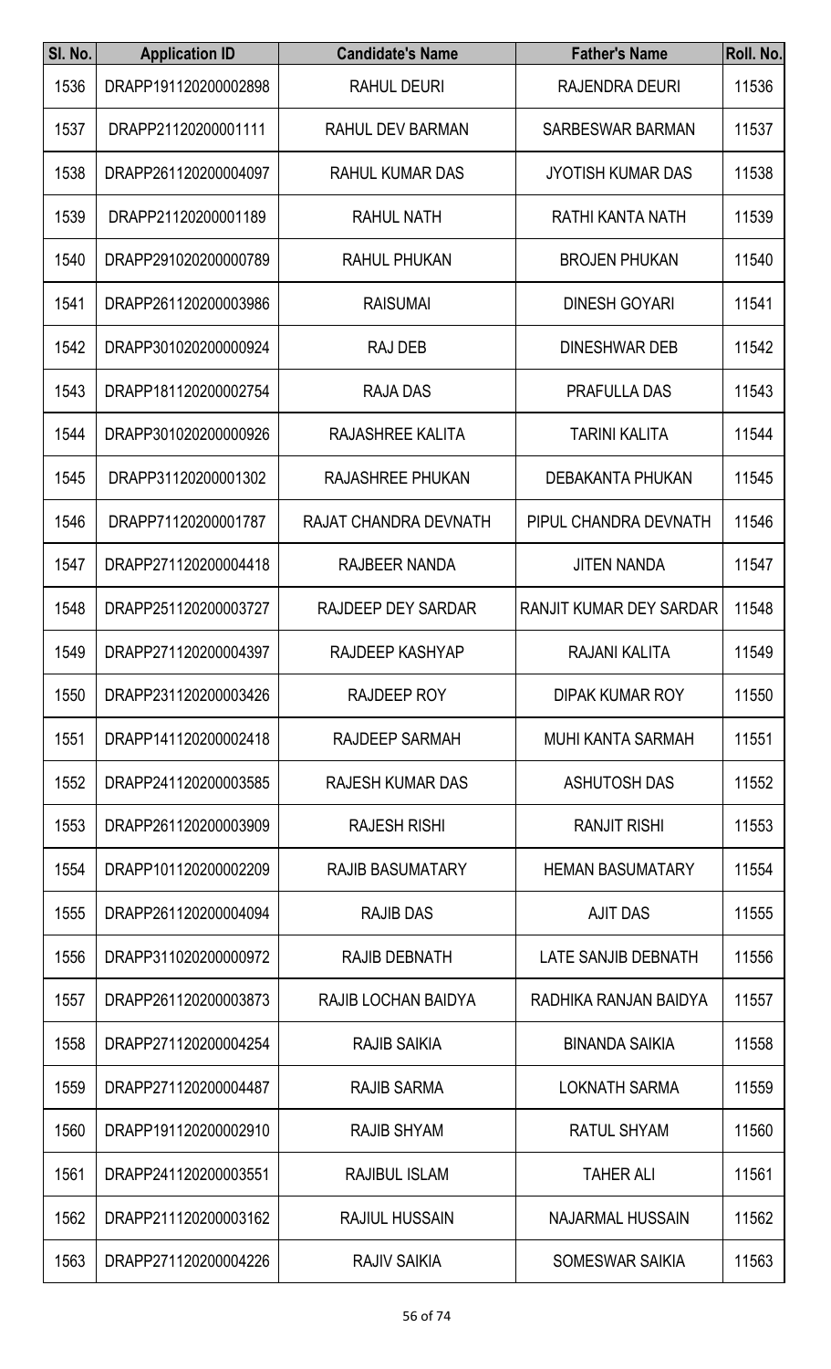| Sl. No. | Application ID | Candidate's Name | Father's Name | Roll. No. |
|---|---|---|---|---|
| 1536 | DRAPP191120200002898 | RAHUL DEURI | RAJENDRA DEURI | 11536 |
| 1537 | DRAPP21120200001111 | RAHUL DEV BARMAN | SARBESWAR BARMAN | 11537 |
| 1538 | DRAPP261120200004097 | RAHUL KUMAR DAS | JYOTISH KUMAR DAS | 11538 |
| 1539 | DRAPP21120200001189 | RAHUL NATH | RATHI KANTA NATH | 11539 |
| 1540 | DRAPP291020200000789 | RAHUL PHUKAN | BROJEN PHUKAN | 11540 |
| 1541 | DRAPP261120200003986 | RAISUMAI | DINESH GOYARI | 11541 |
| 1542 | DRAPP301020200000924 | RAJ DEB | DINESHWAR DEB | 11542 |
| 1543 | DRAPP181120200002754 | RAJA DAS | PRAFULLA DAS | 11543 |
| 1544 | DRAPP301020200000926 | RAJASHREE KALITA | TARINI KALITA | 11544 |
| 1545 | DRAPP31120200001302 | RAJASHREE PHUKAN | DEBAKANTA PHUKAN | 11545 |
| 1546 | DRAPP71120200001787 | RAJAT CHANDRA DEVNATH | PIPUL CHANDRA DEVNATH | 11546 |
| 1547 | DRAPP271120200004418 | RAJBEER NANDA | JITEN NANDA | 11547 |
| 1548 | DRAPP251120200003727 | RAJDEEP DEY SARDAR | RANJIT KUMAR DEY SARDAR | 11548 |
| 1549 | DRAPP271120200004397 | RAJDEEP KASHYAP | RAJANI KALITA | 11549 |
| 1550 | DRAPP231120200003426 | RAJDEEP ROY | DIPAK KUMAR ROY | 11550 |
| 1551 | DRAPP141120200002418 | RAJDEEP SARMAH | MUHI KANTA SARMAH | 11551 |
| 1552 | DRAPP241120200003585 | RAJESH KUMAR DAS | ASHUTOSH DAS | 11552 |
| 1553 | DRAPP261120200003909 | RAJESH RISHI | RANJIT RISHI | 11553 |
| 1554 | DRAPP101120200002209 | RAJIB BASUMATARY | HEMAN BASUMATARY | 11554 |
| 1555 | DRAPP261120200004094 | RAJIB DAS | AJIT DAS | 11555 |
| 1556 | DRAPP311020200000972 | RAJIB DEBNATH | LATE SANJIB DEBNATH | 11556 |
| 1557 | DRAPP261120200003873 | RAJIB LOCHAN BAIDYA | RADHIKA RANJAN BAIDYA | 11557 |
| 1558 | DRAPP271120200004254 | RAJIB SAIKIA | BINANDA SAIKIA | 11558 |
| 1559 | DRAPP271120200004487 | RAJIB SARMA | LOKNATH SARMA | 11559 |
| 1560 | DRAPP191120200002910 | RAJIB SHYAM | RATUL SHYAM | 11560 |
| 1561 | DRAPP241120200003551 | RAJIBUL ISLAM | TAHER ALI | 11561 |
| 1562 | DRAPP211120200003162 | RAJIUL HUSSAIN | NAJARMAL HUSSAIN | 11562 |
| 1563 | DRAPP271120200004226 | RAJIV SAIKIA | SOMESWAR SAIKIA | 11563 |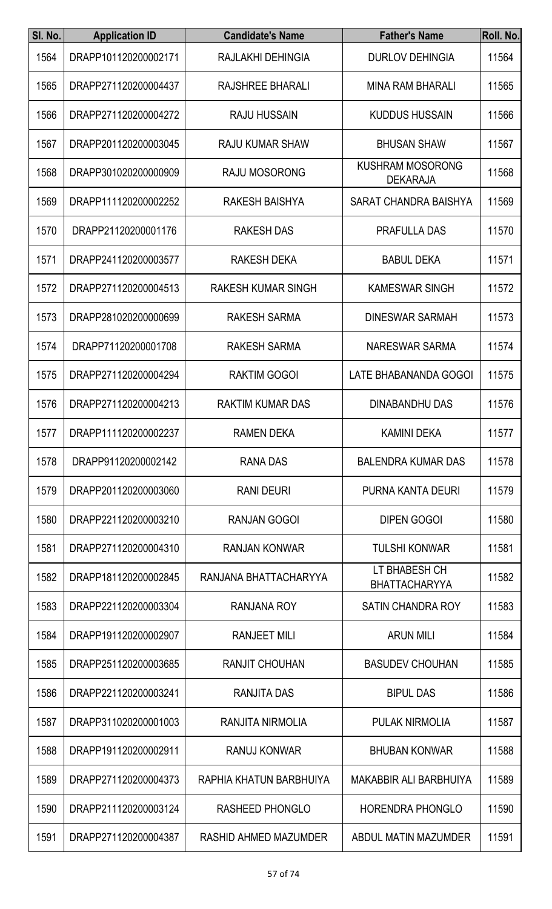| Sl. No. | Application ID | Candidate's Name | Father's Name | Roll. No. |
|---|---|---|---|---|
| 1564 | DRAPP101120200002171 | RAJLAKHI DEHINGIA | DURLOV DEHINGIA | 11564 |
| 1565 | DRAPP271120200004437 | RAJSHREE BHARALI | MINA RAM BHARALI | 11565 |
| 1566 | DRAPP271120200004272 | RAJU HUSSAIN | KUDDUS HUSSAIN | 11566 |
| 1567 | DRAPP201120200003045 | RAJU KUMAR SHAW | BHUSAN SHAW | 11567 |
| 1568 | DRAPP301020200000909 | RAJU MOSORONG | KUSHRAM MOSORONG DEKARAJA | 11568 |
| 1569 | DRAPP111120200002252 | RAKESH BAISHYA | SARAT CHANDRA BAISHYA | 11569 |
| 1570 | DRAPP21120200001176 | RAKESH DAS | PRAFULLA DAS | 11570 |
| 1571 | DRAPP241120200003577 | RAKESH DEKA | BABUL DEKA | 11571 |
| 1572 | DRAPP271120200004513 | RAKESH KUMAR SINGH | KAMESWAR SINGH | 11572 |
| 1573 | DRAPP281020200000699 | RAKESH SARMA | DINESWAR SARMAH | 11573 |
| 1574 | DRAPP71120200001708 | RAKESH SARMA | NARESWAR SARMA | 11574 |
| 1575 | DRAPP271120200004294 | RAKTIM GOGOI | LATE BHABANANDA GOGOI | 11575 |
| 1576 | DRAPP271120200004213 | RAKTIM KUMAR DAS | DINABANDHU DAS | 11576 |
| 1577 | DRAPP111120200002237 | RAMEN DEKA | KAMINI DEKA | 11577 |
| 1578 | DRAPP91120200002142 | RANA DAS | BALENDRA KUMAR DAS | 11578 |
| 1579 | DRAPP201120200003060 | RANI DEURI | PURNA KANTA DEURI | 11579 |
| 1580 | DRAPP221120200003210 | RANJAN GOGOI | DIPEN GOGOI | 11580 |
| 1581 | DRAPP271120200004310 | RANJAN KONWAR | TULSHI KONWAR | 11581 |
| 1582 | DRAPP181120200002845 | RANJANA BHATTACHARYYA | LT BHABESH CH BHATTACHARYYA | 11582 |
| 1583 | DRAPP221120200003304 | RANJANA ROY | SATIN CHANDRA ROY | 11583 |
| 1584 | DRAPP191120200002907 | RANJEET MILI | ARUN MILI | 11584 |
| 1585 | DRAPP251120200003685 | RANJIT CHOUHAN | BASUDEV CHOUHAN | 11585 |
| 1586 | DRAPP221120200003241 | RANJITA DAS | BIPUL DAS | 11586 |
| 1587 | DRAPP311020200001003 | RANJITA NIRMOLIA | PULAK NIRMOLIA | 11587 |
| 1588 | DRAPP191120200002911 | RANUJ KONWAR | BHUBAN KONWAR | 11588 |
| 1589 | DRAPP271120200004373 | RAPHIA KHATUN BARBHUIYA | MAKABBIR ALI BARBHUIYA | 11589 |
| 1590 | DRAPP211120200003124 | RASHEED PHONGLO | HORENDRA PHONGLO | 11590 |
| 1591 | DRAPP271120200004387 | RASHID AHMED MAZUMDER | ABDUL MATIN MAZUMDER | 11591 |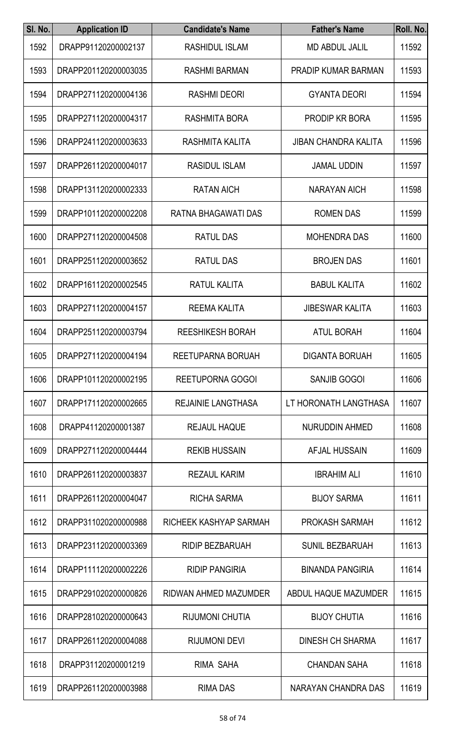| Sl. No. | Application ID | Candidate's Name | Father's Name | Roll. No. |
|---|---|---|---|---|
| 1592 | DRAPP91120200002137 | RASHIDUL ISLAM | MD ABDUL JALIL | 11592 |
| 1593 | DRAPP201120200003035 | RASHMI BARMAN | PRADIP KUMAR BARMAN | 11593 |
| 1594 | DRAPP271120200004136 | RASHMI DEORI | GYANTA DEORI | 11594 |
| 1595 | DRAPP271120200004317 | RASHMITA BORA | PRODIP KR BORA | 11595 |
| 1596 | DRAPP241120200003633 | RASHMITA KALITA | JIBAN CHANDRA KALITA | 11596 |
| 1597 | DRAPP261120200004017 | RASIDUL ISLAM | JAMAL UDDIN | 11597 |
| 1598 | DRAPP131120200002333 | RATAN AICH | NARAYAN AICH | 11598 |
| 1599 | DRAPP101120200002208 | RATNA BHAGAWATI DAS | ROMEN DAS | 11599 |
| 1600 | DRAPP271120200004508 | RATUL DAS | MOHENDRA DAS | 11600 |
| 1601 | DRAPP251120200003652 | RATUL DAS | BROJEN DAS | 11601 |
| 1602 | DRAPP161120200002545 | RATUL KALITA | BABUL KALITA | 11602 |
| 1603 | DRAPP271120200004157 | REEMA KALITA | JIBESWAR KALITA | 11603 |
| 1604 | DRAPP251120200003794 | REESHIKESH BORAH | ATUL BORAH | 11604 |
| 1605 | DRAPP271120200004194 | REETUPARNA BORUAH | DIGANTA BORUAH | 11605 |
| 1606 | DRAPP101120200002195 | REETUPORNA GOGOI | SANJIB GOGOI | 11606 |
| 1607 | DRAPP171120200002665 | REJAINIE LANGTHASA | LT HORONATH LANGTHASA | 11607 |
| 1608 | DRAPP41120200001387 | REJAUL HAQUE | NURUDDIN AHMED | 11608 |
| 1609 | DRAPP271120200004444 | REKIB HUSSAIN | AFJAL HUSSAIN | 11609 |
| 1610 | DRAPP261120200003837 | REZAUL KARIM | IBRAHIM ALI | 11610 |
| 1611 | DRAPP261120200004047 | RICHA SARMA | BIJOY SARMA | 11611 |
| 1612 | DRAPP311020200000988 | RICHEEK KASHYAP SARMAH | PROKASH SARMAH | 11612 |
| 1613 | DRAPP231120200003369 | RIDIP BEZBARUAH | SUNIL BEZBARUAH | 11613 |
| 1614 | DRAPP111120200002226 | RIDIP PANGIRIA | BINANDA PANGIRIA | 11614 |
| 1615 | DRAPP291020200000826 | RIDWAN AHMED MAZUMDER | ABDUL HAQUE MAZUMDER | 11615 |
| 1616 | DRAPP281020200000643 | RIJUMONI CHUTIA | BIJOY CHUTIA | 11616 |
| 1617 | DRAPP261120200004088 | RIJUMONI DEVI | DINESH CH SHARMA | 11617 |
| 1618 | DRAPP31120200001219 | RIMA SAHA | CHANDAN SAHA | 11618 |
| 1619 | DRAPP261120200003988 | RIMA DAS | NARAYAN CHANDRA DAS | 11619 |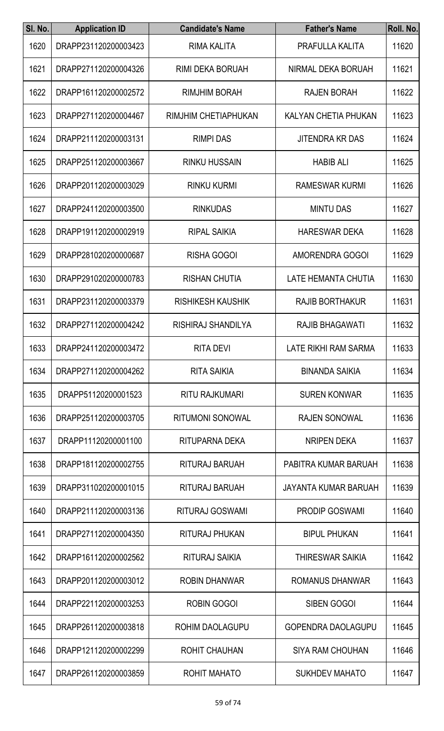| Sl. No. | Application ID | Candidate's Name | Father's Name | Roll. No. |
|---|---|---|---|---|
| 1620 | DRAPP231120200003423 | RIMA KALITA | PRAFULLA KALITA | 11620 |
| 1621 | DRAPP271120200004326 | RIMI DEKA BORUAH | NIRMAL DEKA BORUAH | 11621 |
| 1622 | DRAPP161120200002572 | RIMJHIM BORAH | RAJEN BORAH | 11622 |
| 1623 | DRAPP271120200004467 | RIMJHIM CHETIAPHUKAN | KALYAN CHETIA PHUKAN | 11623 |
| 1624 | DRAPP211120200003131 | RIMPI DAS | JITENDRA KR DAS | 11624 |
| 1625 | DRAPP251120200003667 | RINKU HUSSAIN | HABIB ALI | 11625 |
| 1626 | DRAPP201120200003029 | RINKU KURMI | RAMESWAR KURMI | 11626 |
| 1627 | DRAPP241120200003500 | RINKUDAS | MINTU DAS | 11627 |
| 1628 | DRAPP191120200002919 | RIPAL SAIKIA | HARESWAR DEKA | 11628 |
| 1629 | DRAPP281020200000687 | RISHA GOGOI | AMORENDRA GOGOI | 11629 |
| 1630 | DRAPP291020200000783 | RISHAN CHUTIA | LATE HEMANTA CHUTIA | 11630 |
| 1631 | DRAPP231120200003379 | RISHIKESH KAUSHIK | RAJIB BORTHAKUR | 11631 |
| 1632 | DRAPP271120200004242 | RISHIRAJ SHANDILYA | RAJIB BHAGAWATI | 11632 |
| 1633 | DRAPP241120200003472 | RITA DEVI | LATE RIKHI RAM SARMA | 11633 |
| 1634 | DRAPP271120200004262 | RITA SAIKIA | BINANDA SAIKIA | 11634 |
| 1635 | DRAPP51120200001523 | RITU RAJKUMARI | SUREN KONWAR | 11635 |
| 1636 | DRAPP251120200003705 | RITUMONI SONOWAL | RAJEN SONOWAL | 11636 |
| 1637 | DRAPP11120200001100 | RITUPARNA DEKA | NRIPEN DEKA | 11637 |
| 1638 | DRAPP181120200002755 | RITURAJ BARUAH | PABITRA KUMAR BARUAH | 11638 |
| 1639 | DRAPP311020200001015 | RITURAJ BARUAH | JAYANTA KUMAR BARUAH | 11639 |
| 1640 | DRAPP211120200003136 | RITURAJ GOSWAMI | PRODIP GOSWAMI | 11640 |
| 1641 | DRAPP271120200004350 | RITURAJ PHUKAN | BIPUL PHUKAN | 11641 |
| 1642 | DRAPP161120200002562 | RITURAJ SAIKIA | THIRESWAR SAIKIA | 11642 |
| 1643 | DRAPP201120200003012 | ROBIN DHANWAR | ROMANUS DHANWAR | 11643 |
| 1644 | DRAPP221120200003253 | ROBIN GOGOI | SIBEN GOGOI | 11644 |
| 1645 | DRAPP261120200003818 | ROHIM DAOLAGUPU | GOPENDRA DAOLAGUPU | 11645 |
| 1646 | DRAPP121120200002299 | ROHIT CHAUHAN | SIYA RAM CHOUHAN | 11646 |
| 1647 | DRAPP261120200003859 | ROHIT MAHATO | SUKHDEV MAHATO | 11647 |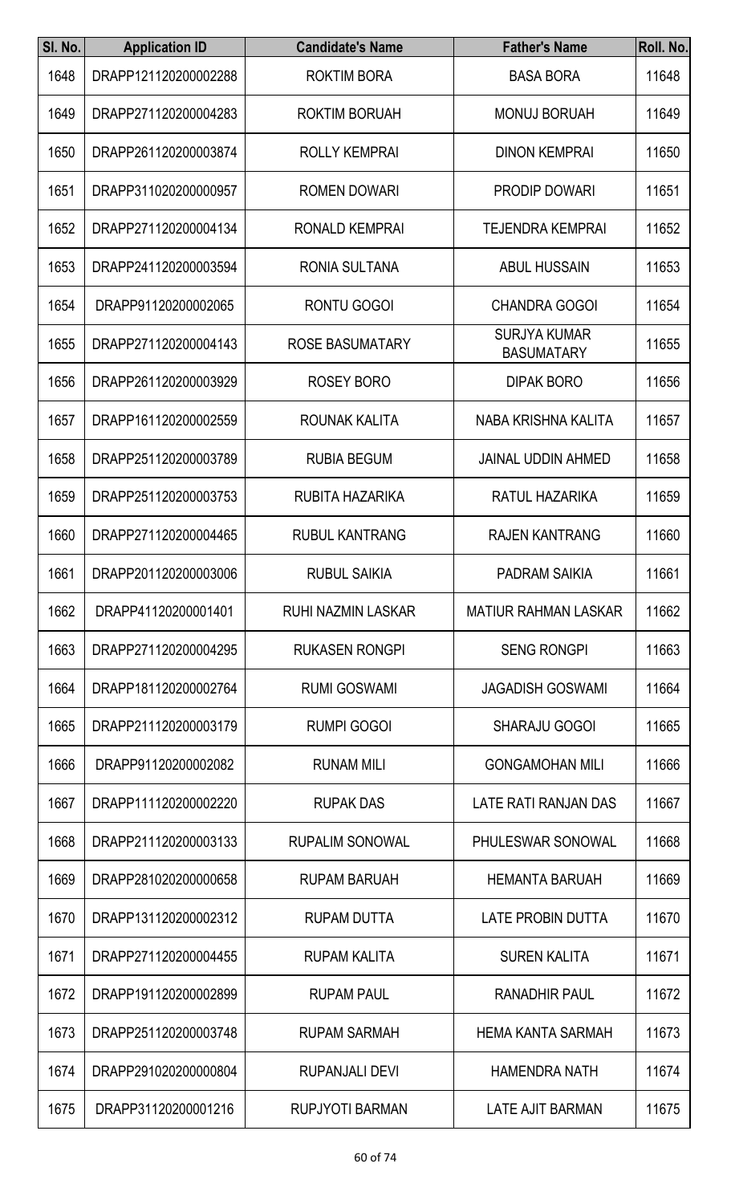| Sl. No. | Application ID | Candidate's Name | Father's Name | Roll. No. |
|---|---|---|---|---|
| 1648 | DRAPP121120200002288 | ROKTIM BORA | BASA BORA | 11648 |
| 1649 | DRAPP271120200004283 | ROKTIM BORUAH | MONUJ BORUAH | 11649 |
| 1650 | DRAPP261120200003874 | ROLLY KEMPRAI | DINON KEMPRAI | 11650 |
| 1651 | DRAPP311020200000957 | ROMEN DOWARI | PRODIP DOWARI | 11651 |
| 1652 | DRAPP271120200004134 | RONALD KEMPRAI | TEJENDRA KEMPRAI | 11652 |
| 1653 | DRAPP241120200003594 | RONIA SULTANA | ABUL HUSSAIN | 11653 |
| 1654 | DRAPP91120200002065 | RONTU GOGOI | CHANDRA GOGOI | 11654 |
| 1655 | DRAPP271120200004143 | ROSE BASUMATARY | SURJYA KUMAR BASUMATARY | 11655 |
| 1656 | DRAPP261120200003929 | ROSEY BORO | DIPAK BORO | 11656 |
| 1657 | DRAPP161120200002559 | ROUNAK KALITA | NABA KRISHNA KALITA | 11657 |
| 1658 | DRAPP251120200003789 | RUBIA BEGUM | JAINAL UDDIN AHMED | 11658 |
| 1659 | DRAPP251120200003753 | RUBITA HAZARIKA | RATUL HAZARIKA | 11659 |
| 1660 | DRAPP271120200004465 | RUBUL KANTRANG | RAJEN KANTRANG | 11660 |
| 1661 | DRAPP201120200003006 | RUBUL SAIKIA | PADRAM SAIKIA | 11661 |
| 1662 | DRAPP41120200001401 | RUHI NAZMIN LASKAR | MATIUR RAHMAN LASKAR | 11662 |
| 1663 | DRAPP271120200004295 | RUKASEN RONGPI | SENG RONGPI | 11663 |
| 1664 | DRAPP181120200002764 | RUMI GOSWAMI | JAGADISH GOSWAMI | 11664 |
| 1665 | DRAPP211120200003179 | RUMPI GOGOI | SHARAJU GOGOI | 11665 |
| 1666 | DRAPP91120200002082 | RUNAM MILI | GONGAMOHAN MILI | 11666 |
| 1667 | DRAPP111120200002220 | RUPAK DAS | LATE RATI RANJAN DAS | 11667 |
| 1668 | DRAPP211120200003133 | RUPALIM SONOWAL | PHULESWAR SONOWAL | 11668 |
| 1669 | DRAPP281020200000658 | RUPAM BARUAH | HEMANTA BARUAH | 11669 |
| 1670 | DRAPP131120200002312 | RUPAM DUTTA | LATE PROBIN DUTTA | 11670 |
| 1671 | DRAPP271120200004455 | RUPAM KALITA | SUREN KALITA | 11671 |
| 1672 | DRAPP191120200002899 | RUPAM PAUL | RANADHIR PAUL | 11672 |
| 1673 | DRAPP251120200003748 | RUPAM SARMAH | HEMA KANTA SARMAH | 11673 |
| 1674 | DRAPP291020200000804 | RUPANJALI DEVI | HAMENDRA NATH | 11674 |
| 1675 | DRAPP31120200001216 | RUPJYOTI BARMAN | LATE AJIT BARMAN | 11675 |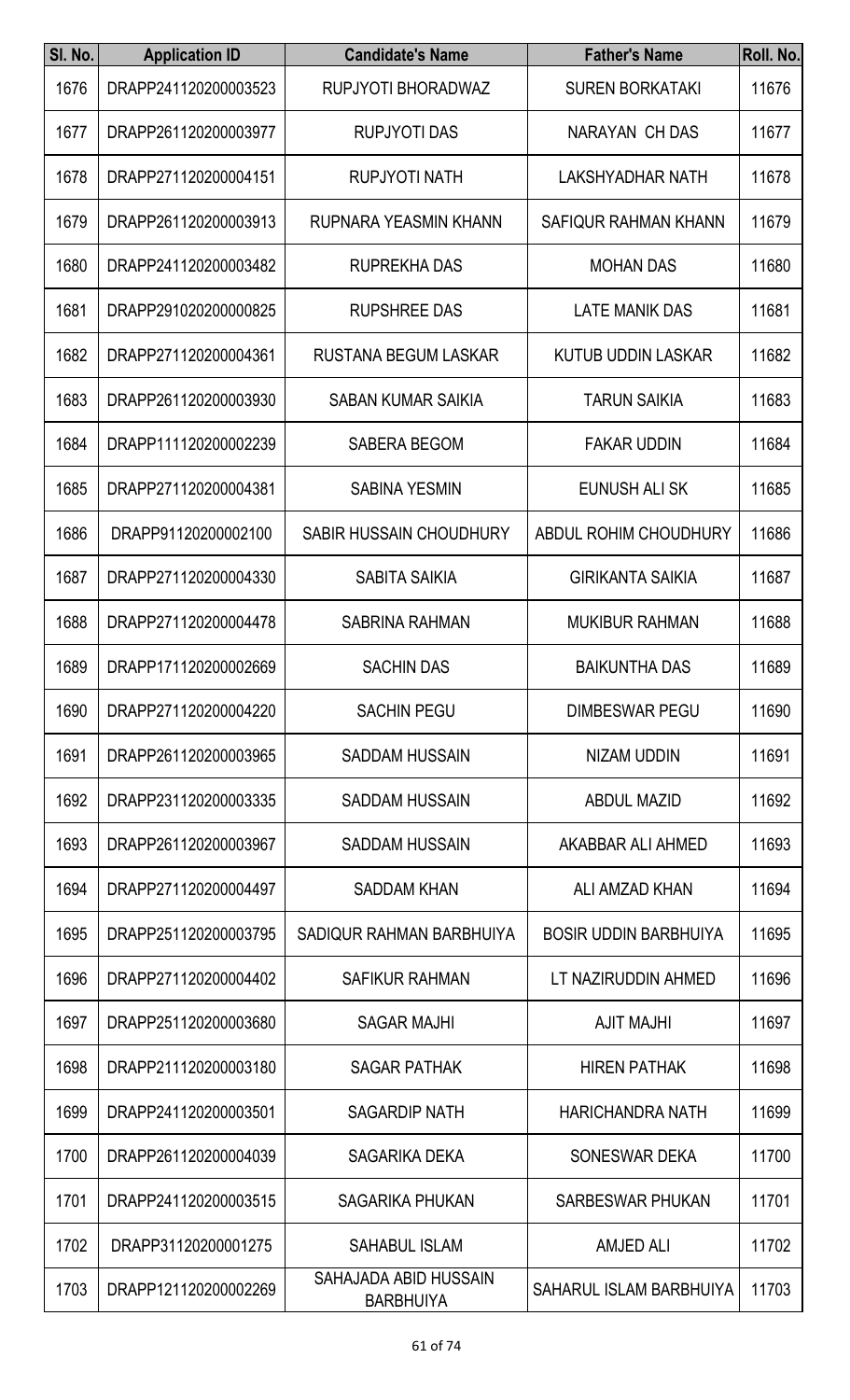| Sl. No. | Application ID | Candidate's Name | Father's Name | Roll. No. |
|---|---|---|---|---|
| 1676 | DRAPP241120200003523 | RUPJYOTI BHORADWAZ | SUREN BORKATAKI | 11676 |
| 1677 | DRAPP261120200003977 | RUPJYOTI DAS | NARAYAN CH DAS | 11677 |
| 1678 | DRAPP271120200004151 | RUPJYOTI NATH | LAKSHYADHAR NATH | 11678 |
| 1679 | DRAPP261120200003913 | RUPNARA YEASMIN KHANN | SAFIQUR RAHMAN KHANN | 11679 |
| 1680 | DRAPP241120200003482 | RUPREKHA DAS | MOHAN DAS | 11680 |
| 1681 | DRAPP291020200000825 | RUPSHREE DAS | LATE MANIK DAS | 11681 |
| 1682 | DRAPP271120200004361 | RUSTANA BEGUM LASKAR | KUTUB UDDIN LASKAR | 11682 |
| 1683 | DRAPP261120200003930 | SABAN KUMAR SAIKIA | TARUN SAIKIA | 11683 |
| 1684 | DRAPP111120200002239 | SABERA BEGOM | FAKAR UDDIN | 11684 |
| 1685 | DRAPP271120200004381 | SABINA YESMIN | EUNUSH ALI SK | 11685 |
| 1686 | DRAPP91120200002100 | SABIR HUSSAIN CHOUDHURY | ABDUL ROHIM CHOUDHURY | 11686 |
| 1687 | DRAPP271120200004330 | SABITA SAIKIA | GIRIKANTA SAIKIA | 11687 |
| 1688 | DRAPP271120200004478 | SABRINA RAHMAN | MUKIBUR RAHMAN | 11688 |
| 1689 | DRAPP171120200002669 | SACHIN DAS | BAIKUNTHA DAS | 11689 |
| 1690 | DRAPP271120200004220 | SACHIN PEGU | DIMBESWAR PEGU | 11690 |
| 1691 | DRAPP261120200003965 | SADDAM HUSSAIN | NIZAM UDDIN | 11691 |
| 1692 | DRAPP231120200003335 | SADDAM HUSSAIN | ABDUL MAZID | 11692 |
| 1693 | DRAPP261120200003967 | SADDAM HUSSAIN | AKABBAR ALI AHMED | 11693 |
| 1694 | DRAPP271120200004497 | SADDAM KHAN | ALI AMZAD KHAN | 11694 |
| 1695 | DRAPP251120200003795 | SADIQUR RAHMAN BARBHUIYA | BOSIR UDDIN BARBHUIYA | 11695 |
| 1696 | DRAPP271120200004402 | SAFIKUR RAHMAN | LT NAZIRUDDIN AHMED | 11696 |
| 1697 | DRAPP251120200003680 | SAGAR MAJHI | AJIT MAJHI | 11697 |
| 1698 | DRAPP211120200003180 | SAGAR PATHAK | HIREN PATHAK | 11698 |
| 1699 | DRAPP241120200003501 | SAGARDIP NATH | HARICHANDRA NATH | 11699 |
| 1700 | DRAPP261120200004039 | SAGARIKA DEKA | SONESWAR DEKA | 11700 |
| 1701 | DRAPP241120200003515 | SAGARIKA PHUKAN | SARBESWAR PHUKAN | 11701 |
| 1702 | DRAPP31120200001275 | SAHABUL ISLAM | AMJED ALI | 11702 |
| 1703 | DRAPP121120200002269 | SAHAJADA ABID HUSSAIN BARBHUIYA | SAHARUL ISLAM BARBHUIYA | 11703 |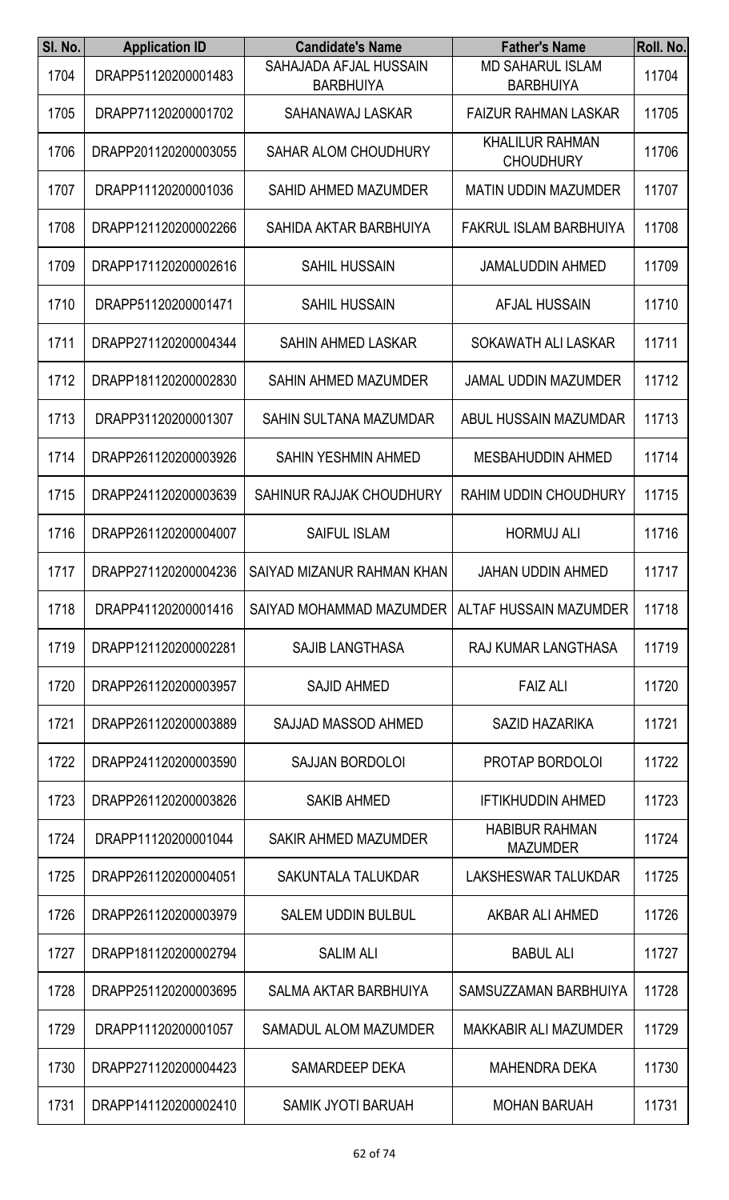| Sl. No. | Application ID | Candidate's Name | Father's Name | Roll. No. |
|---|---|---|---|---|
| 1704 | DRAPP51120200001483 | SAHAJADA AFJAL HUSSAIN BARBHUIYA | MD SAHARUL ISLAM BARBHUIYA | 11704 |
| 1705 | DRAPP71120200001702 | SAHANAWAJ LASKAR | FAIZUR RAHMAN LASKAR | 11705 |
| 1706 | DRAPP201120200003055 | SAHAR ALOM CHOUDHURY | KHALILUR RAHMAN CHOUDHURY | 11706 |
| 1707 | DRAPP11120200001036 | SAHID AHMED MAZUMDER | MATIN UDDIN MAZUMDER | 11707 |
| 1708 | DRAPP121120200002266 | SAHIDA AKTAR BARBHUIYA | FAKRUL ISLAM BARBHUIYA | 11708 |
| 1709 | DRAPP171120200002616 | SAHIL HUSSAIN | JAMALUDDIN AHMED | 11709 |
| 1710 | DRAPP51120200001471 | SAHIL HUSSAIN | AFJAL HUSSAIN | 11710 |
| 1711 | DRAPP271120200004344 | SAHIN AHMED LASKAR | SOKAWATH ALI LASKAR | 11711 |
| 1712 | DRAPP181120200002830 | SAHIN AHMED MAZUMDER | JAMAL UDDIN MAZUMDER | 11712 |
| 1713 | DRAPP31120200001307 | SAHIN SULTANA MAZUMDAR | ABUL HUSSAIN MAZUMDAR | 11713 |
| 1714 | DRAPP261120200003926 | SAHIN YESHMIN AHMED | MESBAHUDDIN AHMED | 11714 |
| 1715 | DRAPP241120200003639 | SAHINUR RAJJAK CHOUDHURY | RAHIM UDDIN CHOUDHURY | 11715 |
| 1716 | DRAPP261120200004007 | SAIFUL ISLAM | HORMUJ ALI | 11716 |
| 1717 | DRAPP271120200004236 | SAIYAD MIZANUR RAHMAN KHAN | JAHAN UDDIN AHMED | 11717 |
| 1718 | DRAPP41120200001416 | SAIYAD MOHAMMAD MAZUMDER | ALTAF HUSSAIN MAZUMDER | 11718 |
| 1719 | DRAPP121120200002281 | SAJIB LANGTHASA | RAJ KUMAR LANGTHASA | 11719 |
| 1720 | DRAPP261120200003957 | SAJID AHMED | FAIZ ALI | 11720 |
| 1721 | DRAPP261120200003889 | SAJJAD MASSOD AHMED | SAZID HAZARIKA | 11721 |
| 1722 | DRAPP241120200003590 | SAJJAN BORDOLOI | PROTAP BORDOLOI | 11722 |
| 1723 | DRAPP261120200003826 | SAKIB AHMED | IFTIKHUDDIN AHMED | 11723 |
| 1724 | DRAPP11120200001044 | SAKIR AHMED MAZUMDER | HABIBUR RAHMAN MAZUMDER | 11724 |
| 1725 | DRAPP261120200004051 | SAKUNTALA TALUKDAR | LAKSHESWAR TALUKDAR | 11725 |
| 1726 | DRAPP261120200003979 | SALEM UDDIN BULBUL | AKBAR ALI AHMED | 11726 |
| 1727 | DRAPP181120200002794 | SALIM ALI | BABUL ALI | 11727 |
| 1728 | DRAPP251120200003695 | SALMA AKTAR BARBHUIYA | SAMSUZZAMAN BARBHUIYA | 11728 |
| 1729 | DRAPP11120200001057 | SAMADUL ALOM MAZUMDER | MAKKABIR ALI MAZUMDER | 11729 |
| 1730 | DRAPP271120200004423 | SAMARDEEP DEKA | MAHENDRA DEKA | 11730 |
| 1731 | DRAPP141120200002410 | SAMIK JYOTI BARUAH | MOHAN BARUAH | 11731 |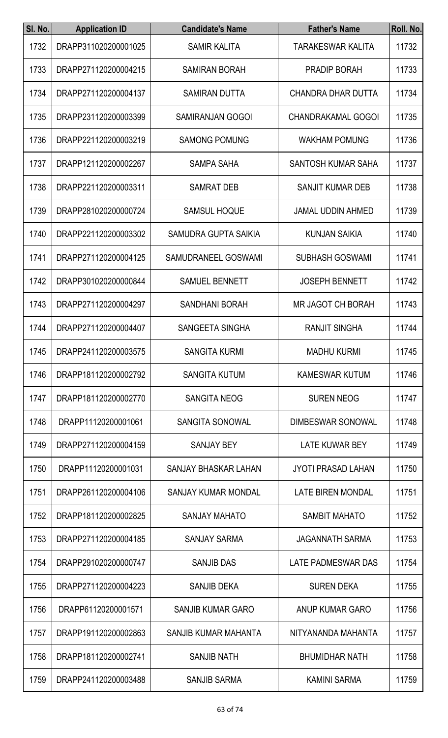| Sl. No. | Application ID | Candidate's Name | Father's Name | Roll. No. |
|---|---|---|---|---|
| 1732 | DRAPP311020200001025 | SAMIR KALITA | TARAKESWAR KALITA | 11732 |
| 1733 | DRAPP271120200004215 | SAMIRAN BORAH | PRADIP BORAH | 11733 |
| 1734 | DRAPP271120200004137 | SAMIRAN DUTTA | CHANDRA DHAR DUTTA | 11734 |
| 1735 | DRAPP231120200003399 | SAMIRANJAN GOGOI | CHANDRAKAMAL GOGOI | 11735 |
| 1736 | DRAPP221120200003219 | SAMONG POMUNG | WAKHAM POMUNG | 11736 |
| 1737 | DRAPP121120200002267 | SAMPA SAHA | SANTOSH KUMAR SAHA | 11737 |
| 1738 | DRAPP221120200003311 | SAMRAT DEB | SANJIT KUMAR DEB | 11738 |
| 1739 | DRAPP281020200000724 | SAMSUL HOQUE | JAMAL UDDIN AHMED | 11739 |
| 1740 | DRAPP221120200003302 | SAMUDRA GUPTA SAIKIA | KUNJAN SAIKIA | 11740 |
| 1741 | DRAPP271120200004125 | SAMUDRANEEL GOSWAMI | SUBHASH GOSWAMI | 11741 |
| 1742 | DRAPP301020200000844 | SAMUEL BENNETT | JOSEPH BENNETT | 11742 |
| 1743 | DRAPP271120200004297 | SANDHANI BORAH | MR JAGOT CH BORAH | 11743 |
| 1744 | DRAPP271120200004407 | SANGEETA SINGHA | RANJIT SINGHA | 11744 |
| 1745 | DRAPP241120200003575 | SANGITA KURMI | MADHU KURMI | 11745 |
| 1746 | DRAPP181120200002792 | SANGITA KUTUM | KAMESWAR KUTUM | 11746 |
| 1747 | DRAPP181120200002770 | SANGITA NEOG | SUREN NEOG | 11747 |
| 1748 | DRAPP11120200001061 | SANGITA SONOWAL | DIMBESWAR SONOWAL | 11748 |
| 1749 | DRAPP271120200004159 | SANJAY BEY | LATE KUWAR BEY | 11749 |
| 1750 | DRAPP11120200001031 | SANJAY BHASKAR LAHAN | JYOTI PRASAD LAHAN | 11750 |
| 1751 | DRAPP261120200004106 | SANJAY KUMAR MONDAL | LATE BIREN MONDAL | 11751 |
| 1752 | DRAPP181120200002825 | SANJAY MAHATO | SAMBIT MAHATO | 11752 |
| 1753 | DRAPP271120200004185 | SANJAY SARMA | JAGANNATH SARMA | 11753 |
| 1754 | DRAPP291020200000747 | SANJIB DAS | LATE PADMESWAR DAS | 11754 |
| 1755 | DRAPP271120200004223 | SANJIB DEKA | SUREN DEKA | 11755 |
| 1756 | DRAPP61120200001571 | SANJIB KUMAR GARO | ANUP KUMAR GARO | 11756 |
| 1757 | DRAPP191120200002863 | SANJIB KUMAR MAHANTA | NITYANANDA MAHANTA | 11757 |
| 1758 | DRAPP181120200002741 | SANJIB NATH | BHUMIDHAR NATH | 11758 |
| 1759 | DRAPP241120200003488 | SANJIB SARMA | KAMINI SARMA | 11759 |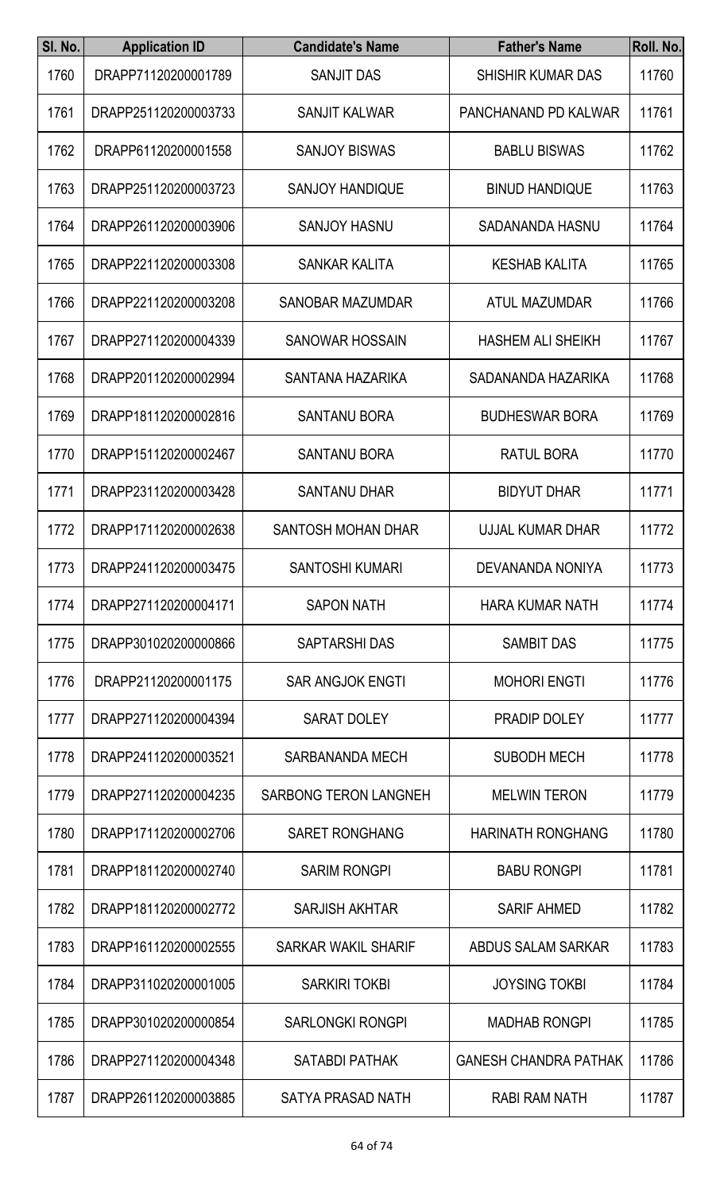| Sl. No. | Application ID | Candidate's Name | Father's Name | Roll. No. |
|---|---|---|---|---|
| 1760 | DRAPP71120200001789 | SANJIT DAS | SHISHIR KUMAR DAS | 11760 |
| 1761 | DRAPP251120200003733 | SANJIT KALWAR | PANCHANAND PD KALWAR | 11761 |
| 1762 | DRAPP61120200001558 | SANJOY BISWAS | BABLU BISWAS | 11762 |
| 1763 | DRAPP251120200003723 | SANJOY HANDIQUE | BINUD HANDIQUE | 11763 |
| 1764 | DRAPP261120200003906 | SANJOY HASNU | SADANANDA HASNU | 11764 |
| 1765 | DRAPP221120200003308 | SANKAR KALITA | KESHAB KALITA | 11765 |
| 1766 | DRAPP221120200003208 | SANOBAR MAZUMDAR | ATUL MAZUMDAR | 11766 |
| 1767 | DRAPP271120200004339 | SANOWAR HOSSAIN | HASHEM ALI SHEIKH | 11767 |
| 1768 | DRAPP201120200002994 | SANTANA HAZARIKA | SADANANDA HAZARIKA | 11768 |
| 1769 | DRAPP181120200002816 | SANTANU BORA | BUDHESWAR BORA | 11769 |
| 1770 | DRAPP151120200002467 | SANTANU BORA | RATUL BORA | 11770 |
| 1771 | DRAPP231120200003428 | SANTANU DHAR | BIDYUT DHAR | 11771 |
| 1772 | DRAPP171120200002638 | SANTOSH MOHAN DHAR | UJJAL KUMAR DHAR | 11772 |
| 1773 | DRAPP241120200003475 | SANTOSHI KUMARI | DEVANANDA NONIYA | 11773 |
| 1774 | DRAPP271120200004171 | SAPON NATH | HARA KUMAR NATH | 11774 |
| 1775 | DRAPP301020200000866 | SAPTARSHI DAS | SAMBIT DAS | 11775 |
| 1776 | DRAPP21120200001175 | SAR ANGJOK ENGTI | MOHORI ENGTI | 11776 |
| 1777 | DRAPP271120200004394 | SARAT DOLEY | PRADIP DOLEY | 11777 |
| 1778 | DRAPP241120200003521 | SARBANANDA MECH | SUBODH MECH | 11778 |
| 1779 | DRAPP271120200004235 | SARBONG TERON LANGNEH | MELWIN TERON | 11779 |
| 1780 | DRAPP171120200002706 | SARET RONGHANG | HARINATH RONGHANG | 11780 |
| 1781 | DRAPP181120200002740 | SARIM RONGPI | BABU RONGPI | 11781 |
| 1782 | DRAPP181120200002772 | SARJISH AKHTAR | SARIF AHMED | 11782 |
| 1783 | DRAPP161120200002555 | SARKAR WAKIL SHARIF | ABDUS SALAM SARKAR | 11783 |
| 1784 | DRAPP311020200001005 | SARKIRI TOKBI | JOYSING TOKBI | 11784 |
| 1785 | DRAPP301020200000854 | SARLONGKI RONGPI | MADHAB RONGPI | 11785 |
| 1786 | DRAPP271120200004348 | SATABDI PATHAK | GANESH CHANDRA PATHAK | 11786 |
| 1787 | DRAPP261120200003885 | SATYA PRASAD NATH | RABI RAM NATH | 11787 |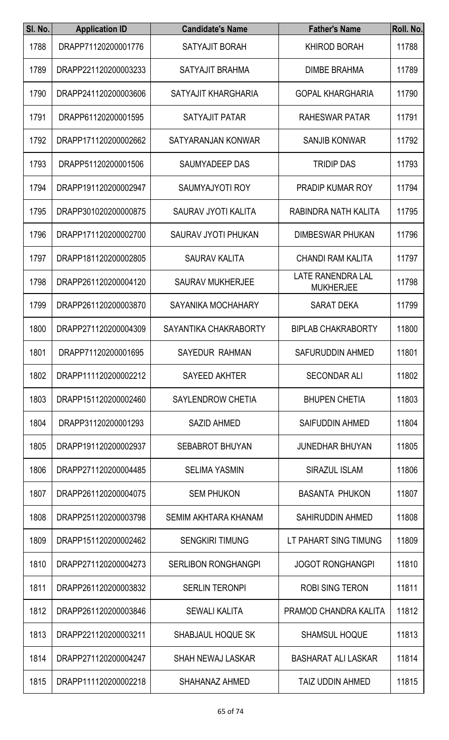| Sl. No. | Application ID | Candidate's Name | Father's Name | Roll. No. |
|---|---|---|---|---|
| 1788 | DRAPP71120200001776 | SATYAJIT BORAH | KHIROD BORAH | 11788 |
| 1789 | DRAPP221120200003233 | SATYAJIT BRAHMA | DIMBE BRAHMA | 11789 |
| 1790 | DRAPP241120200003606 | SATYAJIT KHARGHARIA | GOPAL KHARGHARIA | 11790 |
| 1791 | DRAPP61120200001595 | SATYAJIT PATAR | RAHESWAR PATAR | 11791 |
| 1792 | DRAPP171120200002662 | SATYARANJAN KONWAR | SANJIB KONWAR | 11792 |
| 1793 | DRAPP51120200001506 | SAUMYADEEP DAS | TRIDIP DAS | 11793 |
| 1794 | DRAPP191120200002947 | SAUMYAJYOTI ROY | PRADIP KUMAR ROY | 11794 |
| 1795 | DRAPP301020200000875 | SAURAV JYOTI KALITA | RABINDRA NATH KALITA | 11795 |
| 1796 | DRAPP171120200002700 | SAURAV JYOTI PHUKAN | DIMBESWAR PHUKAN | 11796 |
| 1797 | DRAPP181120200002805 | SAURAV KALITA | CHANDI RAM KALITA | 11797 |
| 1798 | DRAPP261120200004120 | SAURAV MUKHERJEE | LATE RANENDRA LAL MUKHERJEE | 11798 |
| 1799 | DRAPP261120200003870 | SAYANIKA MOCHAHARY | SARAT DEKA | 11799 |
| 1800 | DRAPP271120200004309 | SAYANTIKA CHAKRABORTY | BIPLAB CHAKRABORTY | 11800 |
| 1801 | DRAPP71120200001695 | SAYEDUR RAHMAN | SAFURUDDIN AHMED | 11801 |
| 1802 | DRAPP111120200002212 | SAYEED AKHTER | SECONDAR ALI | 11802 |
| 1803 | DRAPP151120200002460 | SAYLENDROW CHETIA | BHUPEN CHETIA | 11803 |
| 1804 | DRAPP31120200001293 | SAZID AHMED | SAIFUDDIN AHMED | 11804 |
| 1805 | DRAPP191120200002937 | SEBABROT BHUYAN | JUNEDHAR BHUYAN | 11805 |
| 1806 | DRAPP271120200004485 | SELIMA YASMIN | SIRAZUL ISLAM | 11806 |
| 1807 | DRAPP261120200004075 | SEM PHUKON | BASANTA PHUKON | 11807 |
| 1808 | DRAPP251120200003798 | SEMIM AKHTARA KHANAM | SAHIRUDDIN AHMED | 11808 |
| 1809 | DRAPP151120200002462 | SENGKIRI TIMUNG | LT PAHART SING TIMUNG | 11809 |
| 1810 | DRAPP271120200004273 | SERLIBON RONGHANGPI | JOGOT RONGHANGPI | 11810 |
| 1811 | DRAPP261120200003832 | SERLIN TERONPI | ROBI SING TERON | 11811 |
| 1812 | DRAPP261120200003846 | SEWALI KALITA | PRAMOD CHANDRA KALITA | 11812 |
| 1813 | DRAPP221120200003211 | SHABJAUL HOQUE SK | SHAMSUL HOQUE | 11813 |
| 1814 | DRAPP271120200004247 | SHAH NEWAJ LASKAR | BASHARAT ALI LASKAR | 11814 |
| 1815 | DRAPP111120200002218 | SHAHANAZ AHMED | TAIZ UDDIN AHMED | 11815 |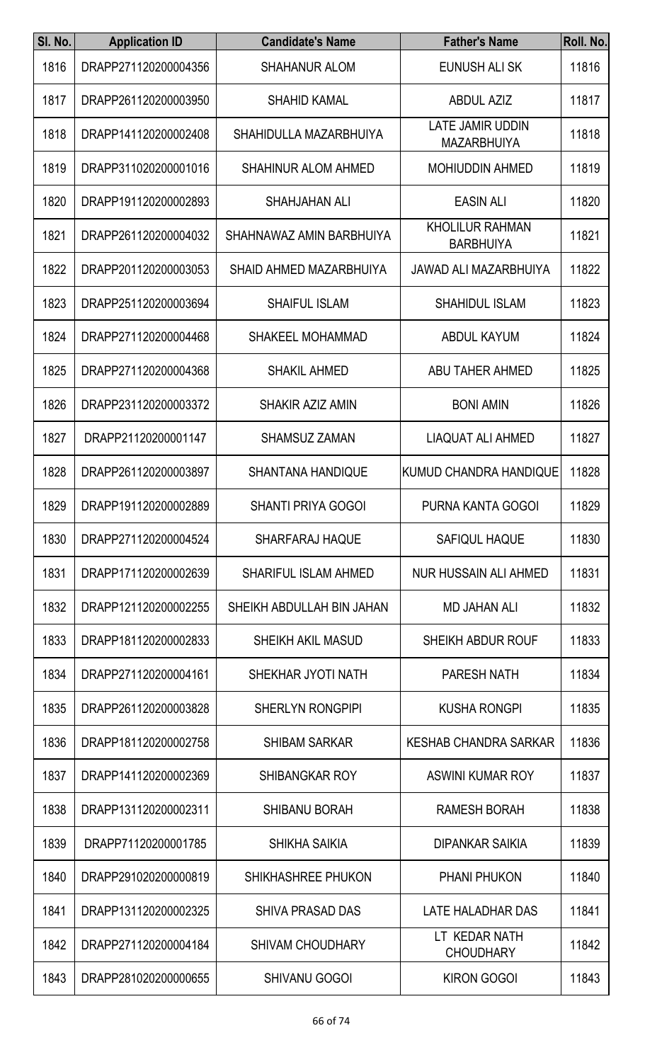| Sl. No. | Application ID | Candidate's Name | Father's Name | Roll. No. |
|---|---|---|---|---|
| 1816 | DRAPP271120200004356 | SHAHANUR ALOM | EUNUSH ALI SK | 11816 |
| 1817 | DRAPP261120200003950 | SHAHID KAMAL | ABDUL AZIZ | 11817 |
| 1818 | DRAPP141120200002408 | SHAHIDULLA MAZARBHUIYA | LATE JAMIR UDDIN MAZARBHUIYA | 11818 |
| 1819 | DRAPP311020200001016 | SHAHINUR ALOM AHMED | MOHIUDDIN AHMED | 11819 |
| 1820 | DRAPP191120200002893 | SHAHJAHAN ALI | EASIN ALI | 11820 |
| 1821 | DRAPP261120200004032 | SHAHNAWAZ AMIN BARBHUIYA | KHOLILUR RAHMAN BARBHUIYA | 11821 |
| 1822 | DRAPP201120200003053 | SHAID AHMED MAZARBHUIYA | JAWAD ALI MAZARBHUIYA | 11822 |
| 1823 | DRAPP251120200003694 | SHAIFUL ISLAM | SHAHIDUL ISLAM | 11823 |
| 1824 | DRAPP271120200004468 | SHAKEEL MOHAMMAD | ABDUL KAYUM | 11824 |
| 1825 | DRAPP271120200004368 | SHAKIL AHMED | ABU TAHER AHMED | 11825 |
| 1826 | DRAPP231120200003372 | SHAKIR AZIZ AMIN | BONI AMIN | 11826 |
| 1827 | DRAPP21120200001147 | SHAMSUZ ZAMAN | LIAQUAT ALI AHMED | 11827 |
| 1828 | DRAPP261120200003897 | SHANTANA HANDIQUE | KUMUD CHANDRA HANDIQUE | 11828 |
| 1829 | DRAPP191120200002889 | SHANTI PRIYA GOGOI | PURNA KANTA GOGOI | 11829 |
| 1830 | DRAPP271120200004524 | SHARFARAJ HAQUE | SAFIQUL HAQUE | 11830 |
| 1831 | DRAPP171120200002639 | SHARIFUL ISLAM AHMED | NUR HUSSAIN ALI AHMED | 11831 |
| 1832 | DRAPP121120200002255 | SHEIKH ABDULLAH BIN JAHAN | MD JAHAN ALI | 11832 |
| 1833 | DRAPP181120200002833 | SHEIKH AKIL MASUD | SHEIKH ABDUR ROUF | 11833 |
| 1834 | DRAPP271120200004161 | SHEKHAR JYOTI NATH | PARESH NATH | 11834 |
| 1835 | DRAPP261120200003828 | SHERLYN RONGPIPI | KUSHA RONGPI | 11835 |
| 1836 | DRAPP181120200002758 | SHIBAM SARKAR | KESHAB CHANDRA SARKAR | 11836 |
| 1837 | DRAPP141120200002369 | SHIBANGKAR ROY | ASWINI KUMAR ROY | 11837 |
| 1838 | DRAPP131120200002311 | SHIBANU BORAH | RAMESH BORAH | 11838 |
| 1839 | DRAPP71120200001785 | SHIKHA SAIKIA | DIPANKAR SAIKIA | 11839 |
| 1840 | DRAPP291020200000819 | SHIKHASHREE PHUKON | PHANI PHUKON | 11840 |
| 1841 | DRAPP131120200002325 | SHIVA PRASAD DAS | LATE HALADHAR DAS | 11841 |
| 1842 | DRAPP271120200004184 | SHIVAM CHOUDHARY | LT KEDAR NATH CHOUDHARY | 11842 |
| 1843 | DRAPP281020200000655 | SHIVANU GOGOI | KIRON GOGOI | 11843 |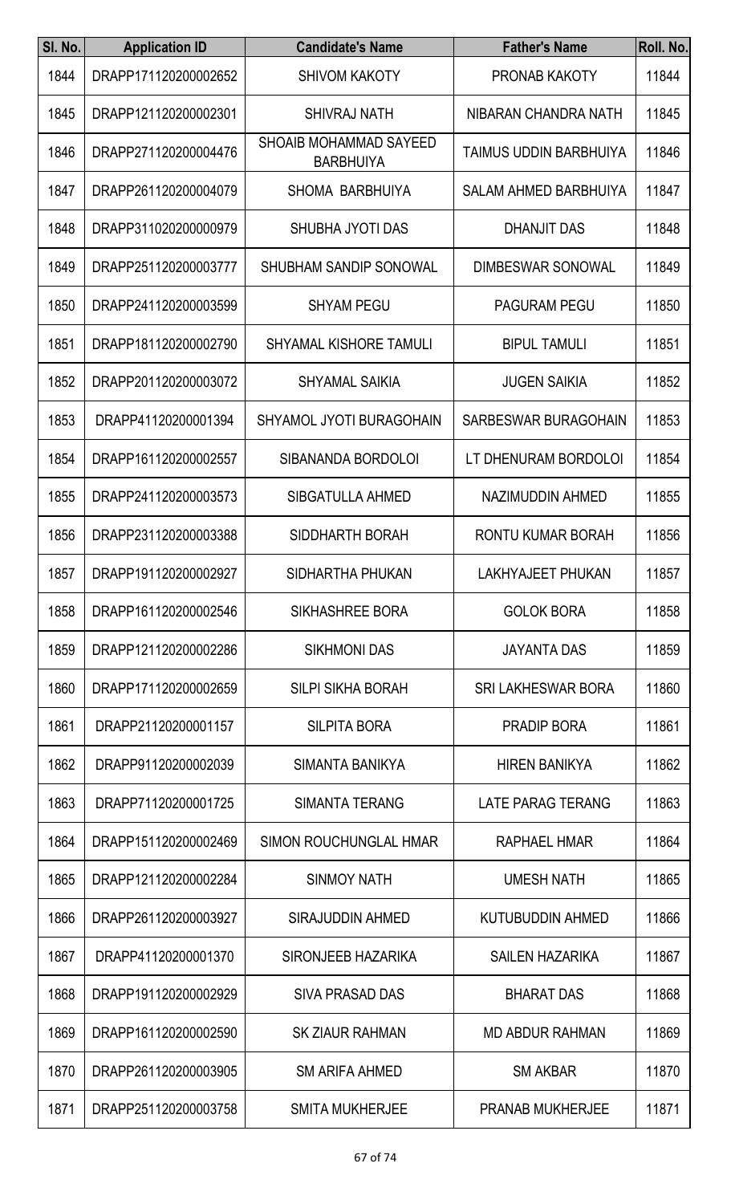| Sl. No. | Application ID | Candidate's Name | Father's Name | Roll. No. |
|---|---|---|---|---|
| 1844 | DRAPP171120200002652 | SHIVOM KAKOTY | PRONAB KAKOTY | 11844 |
| 1845 | DRAPP121120200002301 | SHIVRAJ NATH | NIBARAN CHANDRA NATH | 11845 |
| 1846 | DRAPP271120200004476 | SHOAIB MOHAMMAD SAYEED BARBHUIYA | TAIMUS UDDIN BARBHUIYA | 11846 |
| 1847 | DRAPP261120200004079 | SHOMA BARBHUIYA | SALAM AHMED BARBHUIYA | 11847 |
| 1848 | DRAPP311020200000979 | SHUBHA JYOTI DAS | DHANJIT DAS | 11848 |
| 1849 | DRAPP251120200003777 | SHUBHAM SANDIP SONOWAL | DIMBESWAR SONOWAL | 11849 |
| 1850 | DRAPP241120200003599 | SHYAM PEGU | PAGURAM PEGU | 11850 |
| 1851 | DRAPP181120200002790 | SHYAMAL KISHORE TAMULI | BIPUL TAMULI | 11851 |
| 1852 | DRAPP201120200003072 | SHYAMAL SAIKIA | JUGEN SAIKIA | 11852 |
| 1853 | DRAPP41120200001394 | SHYAMOL JYOTI BURAGOHAIN | SARBESWAR BURAGOHAIN | 11853 |
| 1854 | DRAPP161120200002557 | SIBANANDA BORDOLOI | LT DHENURAM BORDOLOI | 11854 |
| 1855 | DRAPP241120200003573 | SIBGATULLA AHMED | NAZIMUDDIN AHMED | 11855 |
| 1856 | DRAPP231120200003388 | SIDDHARTH BORAH | RONTU KUMAR BORAH | 11856 |
| 1857 | DRAPP191120200002927 | SIDHARTHA PHUKAN | LAKHYAJEET PHUKAN | 11857 |
| 1858 | DRAPP161120200002546 | SIKHASHREE BORA | GOLOK BORA | 11858 |
| 1859 | DRAPP121120200002286 | SIKHMONI DAS | JAYANTA DAS | 11859 |
| 1860 | DRAPP171120200002659 | SILPI SIKHA BORAH | SRI LAKHESWAR BORA | 11860 |
| 1861 | DRAPP21120200001157 | SILPITA BORA | PRADIP BORA | 11861 |
| 1862 | DRAPP91120200002039 | SIMANTA BANIKYA | HIREN BANIKYA | 11862 |
| 1863 | DRAPP71120200001725 | SIMANTA TERANG | LATE PARAG TERANG | 11863 |
| 1864 | DRAPP151120200002469 | SIMON ROUCHUNGLAL HMAR | RAPHAEL HMAR | 11864 |
| 1865 | DRAPP121120200002284 | SINMOY NATH | UMESH NATH | 11865 |
| 1866 | DRAPP261120200003927 | SIRAJUDDIN AHMED | KUTUBUDDIN AHMED | 11866 |
| 1867 | DRAPP41120200001370 | SIRONJEEB HAZARIKA | SAILEN HAZARIKA | 11867 |
| 1868 | DRAPP191120200002929 | SIVA PRASAD DAS | BHARAT DAS | 11868 |
| 1869 | DRAPP161120200002590 | SK ZIAUR RAHMAN | MD ABDUR RAHMAN | 11869 |
| 1870 | DRAPP261120200003905 | SM ARIFA AHMED | SM AKBAR | 11870 |
| 1871 | DRAPP251120200003758 | SMITA MUKHERJEE | PRANAB MUKHERJEE | 11871 |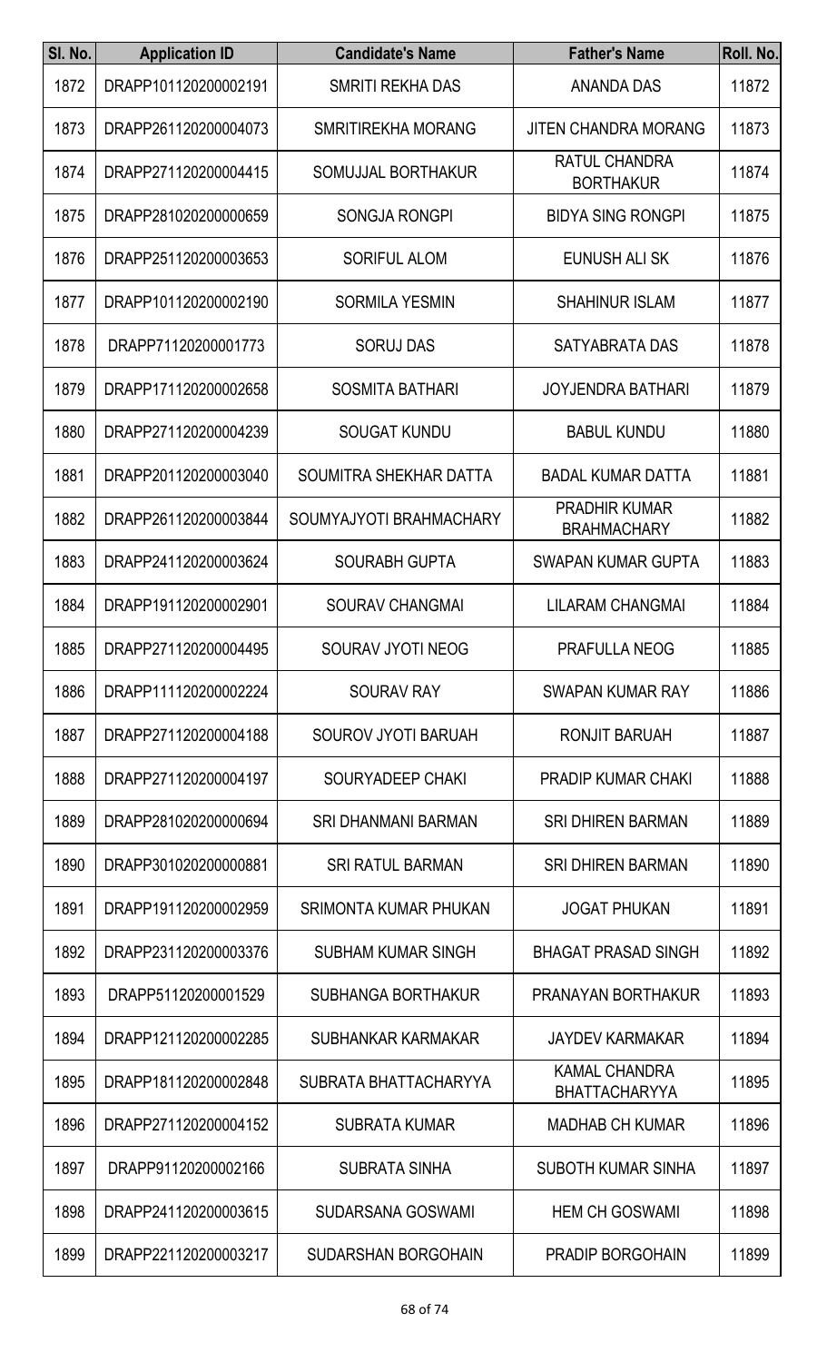| Sl. No. | Application ID | Candidate's Name | Father's Name | Roll. No. |
|---|---|---|---|---|
| 1872 | DRAPP101120200002191 | SMRITI REKHA DAS | ANANDA DAS | 11872 |
| 1873 | DRAPP261120200004073 | SMRITIREKHA MORANG | JITEN CHANDRA MORANG | 11873 |
| 1874 | DRAPP271120200004415 | SOMUJJAL BORTHAKUR | RATUL CHANDRA BORTHAKUR | 11874 |
| 1875 | DRAPP281020200000659 | SONGJA RONGPI | BIDYA SING RONGPI | 11875 |
| 1876 | DRAPP251120200003653 | SORIFUL ALOM | EUNUSH ALI SK | 11876 |
| 1877 | DRAPP101120200002190 | SORMILA YESMIN | SHAHINUR ISLAM | 11877 |
| 1878 | DRAPP71120200001773 | SORUJ DAS | SATYABRATA DAS | 11878 |
| 1879 | DRAPP171120200002658 | SOSMITA BATHARI | JOYJENDRA BATHARI | 11879 |
| 1880 | DRAPP271120200004239 | SOUGAT KUNDU | BABUL KUNDU | 11880 |
| 1881 | DRAPP201120200003040 | SOUMITRA SHEKHAR DATTA | BADAL KUMAR DATTA | 11881 |
| 1882 | DRAPP261120200003844 | SOUMYAJYOTI BRAHMACHARY | PRADHIR KUMAR BRAHMACHARY | 11882 |
| 1883 | DRAPP241120200003624 | SOURABH GUPTA | SWAPAN KUMAR GUPTA | 11883 |
| 1884 | DRAPP191120200002901 | SOURAV CHANGMAI | LILARAM CHANGMAI | 11884 |
| 1885 | DRAPP271120200004495 | SOURAV JYOTI NEOG | PRAFULLA NEOG | 11885 |
| 1886 | DRAPP111120200002224 | SOURAV RAY | SWAPAN KUMAR RAY | 11886 |
| 1887 | DRAPP271120200004188 | SOUROV JYOTI BARUAH | RONJIT BARUAH | 11887 |
| 1888 | DRAPP271120200004197 | SOURYADEEP CHAKI | PRADIP KUMAR CHAKI | 11888 |
| 1889 | DRAPP281020200000694 | SRI DHANMANI BARMAN | SRI DHIREN BARMAN | 11889 |
| 1890 | DRAPP301020200000881 | SRI RATUL BARMAN | SRI DHIREN BARMAN | 11890 |
| 1891 | DRAPP191120200002959 | SRIMONTA KUMAR PHUKAN | JOGAT PHUKAN | 11891 |
| 1892 | DRAPP231120200003376 | SUBHAM KUMAR SINGH | BHAGAT PRASAD SINGH | 11892 |
| 1893 | DRAPP51120200001529 | SUBHANGA BORTHAKUR | PRANAYAN BORTHAKUR | 11893 |
| 1894 | DRAPP121120200002285 | SUBHANKAR KARMAKAR | JAYDEV KARMAKAR | 11894 |
| 1895 | DRAPP181120200002848 | SUBRATA BHATTACHARYYA | KAMAL CHANDRA BHATTACHARYYA | 11895 |
| 1896 | DRAPP271120200004152 | SUBRATA KUMAR | MADHAB CH KUMAR | 11896 |
| 1897 | DRAPP91120200002166 | SUBRATA SINHA | SUBOTH KUMAR SINHA | 11897 |
| 1898 | DRAPP241120200003615 | SUDARSANA GOSWAMI | HEM CH GOSWAMI | 11898 |
| 1899 | DRAPP221120200003217 | SUDARSHAN BORGOHAIN | PRADIP BORGOHAIN | 11899 |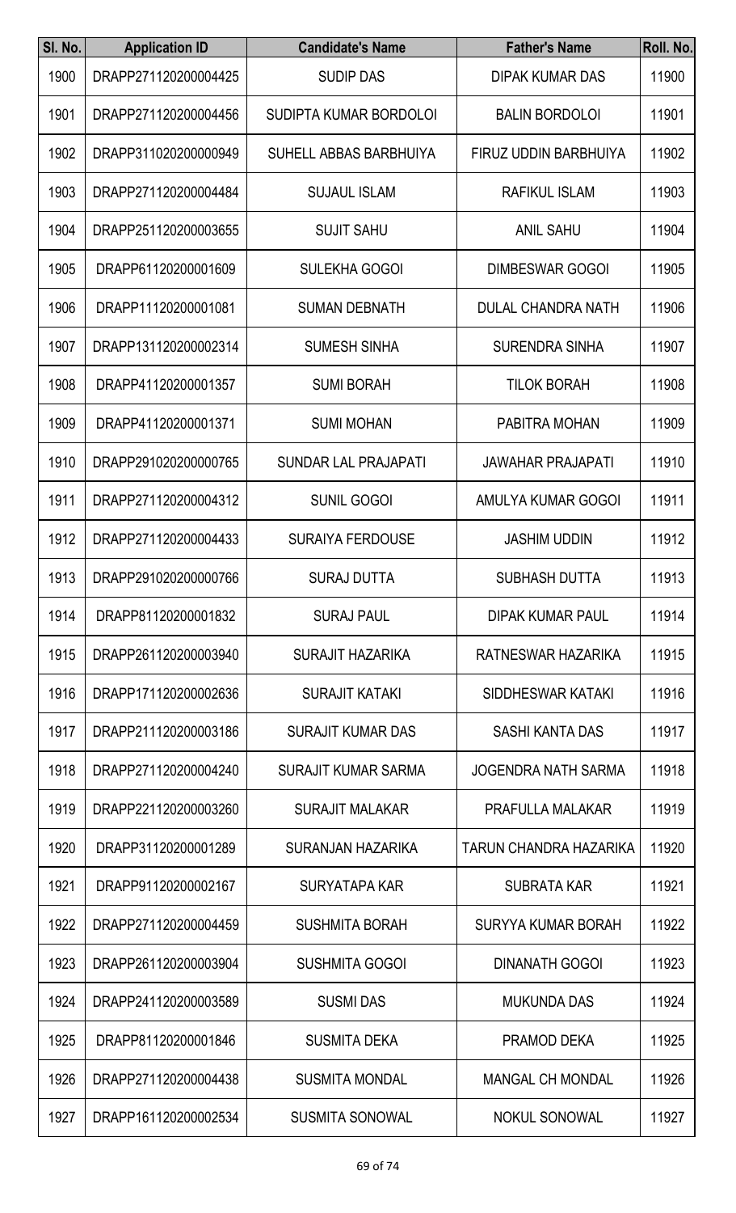| Sl. No. | Application ID | Candidate's Name | Father's Name | Roll. No. |
| --- | --- | --- | --- | --- |
| 1900 | DRAPP271120200004425 | SUDIP DAS | DIPAK KUMAR DAS | 11900 |
| 1901 | DRAPP271120200004456 | SUDIPTA KUMAR BORDOLOI | BALIN BORDOLOI | 11901 |
| 1902 | DRAPP311020200000949 | SUHELL ABBAS BARBHUIYA | FIRUZ UDDIN BARBHUIYA | 11902 |
| 1903 | DRAPP271120200004484 | SUJAUL ISLAM | RAFIKUL ISLAM | 11903 |
| 1904 | DRAPP251120200003655 | SUJIT SAHU | ANIL SAHU | 11904 |
| 1905 | DRAPP61120200001609 | SULEKHA GOGOI | DIMBESWAR GOGOI | 11905 |
| 1906 | DRAPP11120200001081 | SUMAN DEBNATH | DULAL CHANDRA NATH | 11906 |
| 1907 | DRAPP131120200002314 | SUMESH SINHA | SURENDRA SINHA | 11907 |
| 1908 | DRAPP41120200001357 | SUMI BORAH | TILOK BORAH | 11908 |
| 1909 | DRAPP41120200001371 | SUMI MOHAN | PABITRA MOHAN | 11909 |
| 1910 | DRAPP291020200000765 | SUNDAR LAL PRAJAPATI | JAWAHAR PRAJAPATI | 11910 |
| 1911 | DRAPP271120200004312 | SUNIL GOGOI | AMULYA KUMAR GOGOI | 11911 |
| 1912 | DRAPP271120200004433 | SURAIYA FERDOUSE | JASHIM UDDIN | 11912 |
| 1913 | DRAPP291020200000766 | SURAJ DUTTA | SUBHASH DUTTA | 11913 |
| 1914 | DRAPP81120200001832 | SURAJ PAUL | DIPAK KUMAR PAUL | 11914 |
| 1915 | DRAPP261120200003940 | SURAJIT HAZARIKA | RATNESWAR HAZARIKA | 11915 |
| 1916 | DRAPP171120200002636 | SURAJIT KATAKI | SIDDHESWAR KATAKI | 11916 |
| 1917 | DRAPP211120200003186 | SURAJIT KUMAR DAS | SASHI KANTA DAS | 11917 |
| 1918 | DRAPP271120200004240 | SURAJIT KUMAR SARMA | JOGENDRA NATH SARMA | 11918 |
| 1919 | DRAPP221120200003260 | SURAJIT MALAKAR | PRAFULLA MALAKAR | 11919 |
| 1920 | DRAPP31120200001289 | SURANJAN HAZARIKA | TARUN CHANDRA HAZARIKA | 11920 |
| 1921 | DRAPP91120200002167 | SURYATAPA KAR | SUBRATA KAR | 11921 |
| 1922 | DRAPP271120200004459 | SUSHMITA BORAH | SURYYA KUMAR BORAH | 11922 |
| 1923 | DRAPP261120200003904 | SUSHMITA GOGOI | DINANATH GOGOI | 11923 |
| 1924 | DRAPP241120200003589 | SUSMI DAS | MUKUNDA DAS | 11924 |
| 1925 | DRAPP81120200001846 | SUSMITA DEKA | PRAMOD DEKA | 11925 |
| 1926 | DRAPP271120200004438 | SUSMITA MONDAL | MANGAL CH MONDAL | 11926 |
| 1927 | DRAPP161120200002534 | SUSMITA SONOWAL | NOKUL SONOWAL | 11927 |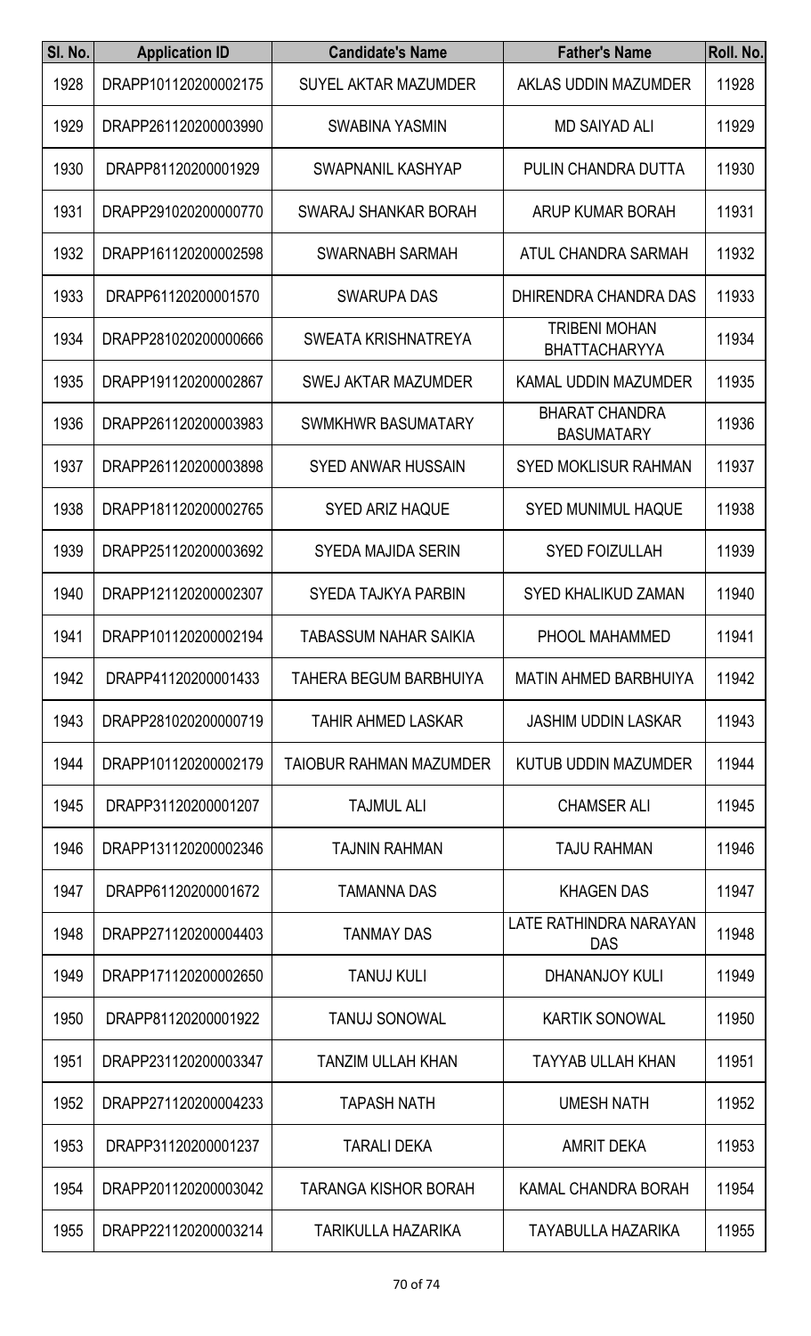| Sl. No. | Application ID | Candidate's Name | Father's Name | Roll. No. |
|---|---|---|---|---|
| 1928 | DRAPP101120200002175 | SUYEL AKTAR MAZUMDER | AKLAS UDDIN MAZUMDER | 11928 |
| 1929 | DRAPP261120200003990 | SWABINA YASMIN | MD SAIYAD ALI | 11929 |
| 1930 | DRAPP81120200001929 | SWAPNANIL KASHYAP | PULIN CHANDRA DUTTA | 11930 |
| 1931 | DRAPP291020200000770 | SWARAJ SHANKAR BORAH | ARUP KUMAR BORAH | 11931 |
| 1932 | DRAPP161120200002598 | SWARNABH SARMAH | ATUL CHANDRA SARMAH | 11932 |
| 1933 | DRAPP61120200001570 | SWARUPA DAS | DHIRENDRA CHANDRA DAS | 11933 |
| 1934 | DRAPP281020200000666 | SWEATA KRISHNATREYA | TRIBENI MOHAN BHATTACHARYYA | 11934 |
| 1935 | DRAPP191120200002867 | SWEJ AKTAR MAZUMDER | KAMAL UDDIN MAZUMDER | 11935 |
| 1936 | DRAPP261120200003983 | SWMKHWR BASUMATARY | BHARAT CHANDRA BASUMATARY | 11936 |
| 1937 | DRAPP261120200003898 | SYED ANWAR HUSSAIN | SYED MOKLISUR RAHMAN | 11937 |
| 1938 | DRAPP181120200002765 | SYED ARIZ HAQUE | SYED MUNIMUL HAQUE | 11938 |
| 1939 | DRAPP251120200003692 | SYEDA MAJIDA SERIN | SYED FOIZULLAH | 11939 |
| 1940 | DRAPP121120200002307 | SYEDA TAJKYA PARBIN | SYED KHALIKUD ZAMAN | 11940 |
| 1941 | DRAPP101120200002194 | TABASSUM NAHAR SAIKIA | PHOOL MAHAMMED | 11941 |
| 1942 | DRAPP41120200001433 | TAHERA BEGUM BARBHUIYA | MATIN AHMED BARBHUIYA | 11942 |
| 1943 | DRAPP281020200000719 | TAHIR AHMED LASKAR | JASHIM UDDIN LASKAR | 11943 |
| 1944 | DRAPP101120200002179 | TAIOBUR RAHMAN MAZUMDER | KUTUB UDDIN MAZUMDER | 11944 |
| 1945 | DRAPP31120200001207 | TAJMUL ALI | CHAMSER ALI | 11945 |
| 1946 | DRAPP131120200002346 | TAJNIN RAHMAN | TAJU RAHMAN | 11946 |
| 1947 | DRAPP61120200001672 | TAMANNA DAS | KHAGEN DAS | 11947 |
| 1948 | DRAPP271120200004403 | TANMAY DAS | LATE RATHINDRA NARAYAN DAS | 11948 |
| 1949 | DRAPP171120200002650 | TANUJ KULI | DHANANJOY KULI | 11949 |
| 1950 | DRAPP81120200001922 | TANUJ SONOWAL | KARTIK SONOWAL | 11950 |
| 1951 | DRAPP231120200003347 | TANZIM ULLAH KHAN | TAYYAB ULLAH KHAN | 11951 |
| 1952 | DRAPP271120200004233 | TAPASH NATH | UMESH NATH | 11952 |
| 1953 | DRAPP31120200001237 | TARALI DEKA | AMRIT DEKA | 11953 |
| 1954 | DRAPP201120200003042 | TARANGA KISHOR BORAH | KAMAL CHANDRA BORAH | 11954 |
| 1955 | DRAPP221120200003214 | TARIKULLA HAZARIKA | TAYABULLA HAZARIKA | 11955 |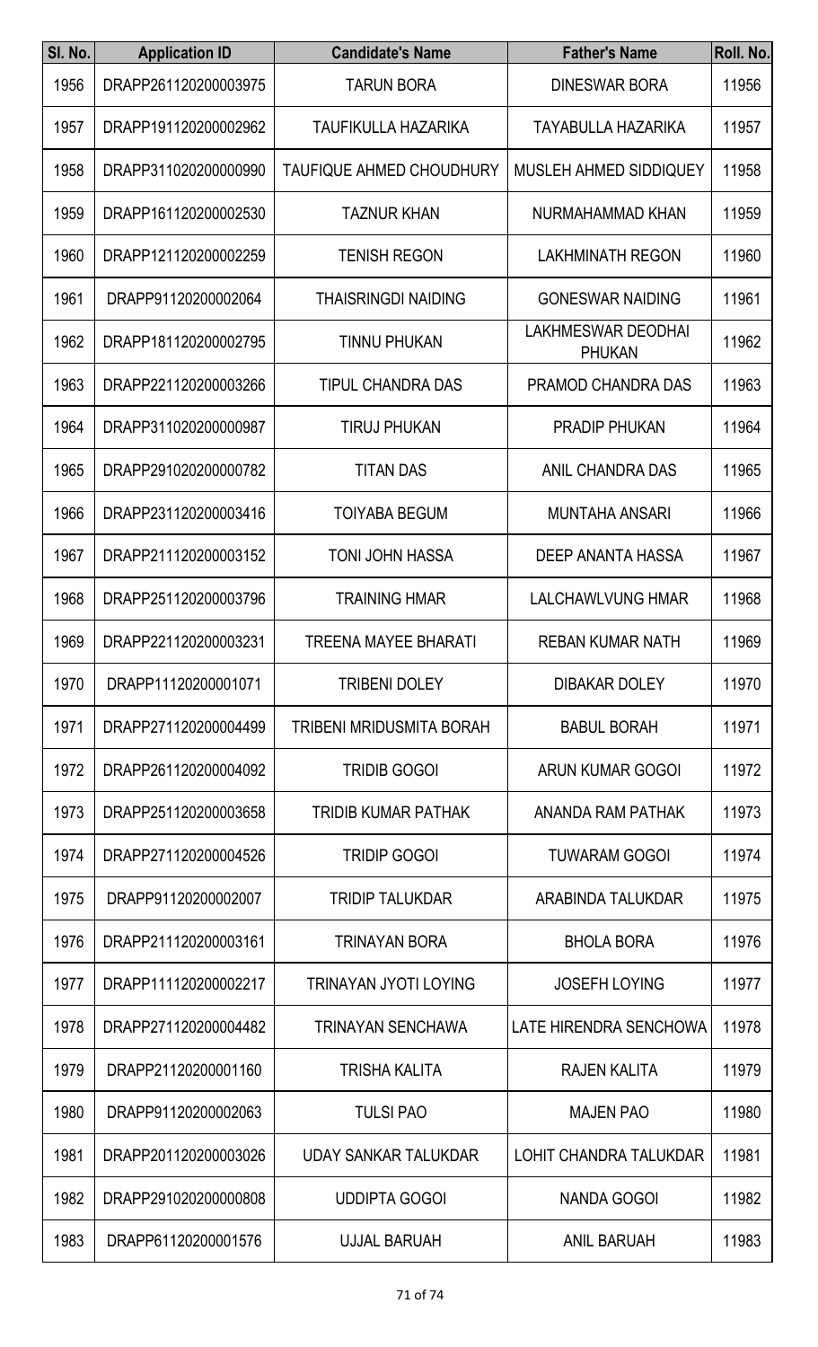| Sl. No. | Application ID | Candidate's Name | Father's Name | Roll. No. |
|---|---|---|---|---|
| 1956 | DRAPP261120200003975 | TARUN BORA | DINESWAR BORA | 11956 |
| 1957 | DRAPP191120200002962 | TAUFIKULLA HAZARIKA | TAYABULLA HAZARIKA | 11957 |
| 1958 | DRAPP311020200000990 | TAUFIQUE AHMED CHOUDHURY | MUSLEH AHMED SIDDIQUEY | 11958 |
| 1959 | DRAPP161120200002530 | TAZNUR KHAN | NURMAHAMMAD KHAN | 11959 |
| 1960 | DRAPP121120200002259 | TENISH REGON | LAKHMINATH REGON | 11960 |
| 1961 | DRAPP91120200002064 | THAISRINGDI NAIDING | GONESWAR NAIDING | 11961 |
| 1962 | DRAPP181120200002795 | TINNU PHUKAN | LAKHMESWAR DEODHAI PHUKAN | 11962 |
| 1963 | DRAPP221120200003266 | TIPUL CHANDRA DAS | PRAMOD CHANDRA DAS | 11963 |
| 1964 | DRAPP311020200000987 | TIRUJ PHUKAN | PRADIP PHUKAN | 11964 |
| 1965 | DRAPP291020200000782 | TITAN DAS | ANIL CHANDRA DAS | 11965 |
| 1966 | DRAPP231120200003416 | TOIYABA BEGUM | MUNTAHA ANSARI | 11966 |
| 1967 | DRAPP211120200003152 | TONI JOHN HASSA | DEEP ANANTA HASSA | 11967 |
| 1968 | DRAPP251120200003796 | TRAINING HMAR | LALCHAWLVUNG HMAR | 11968 |
| 1969 | DRAPP221120200003231 | TREENA MAYEE BHARATI | REBAN KUMAR NATH | 11969 |
| 1970 | DRAPP11120200001071 | TRIBENI DOLEY | DIBAKAR DOLEY | 11970 |
| 1971 | DRAPP271120200004499 | TRIBENI MRIDUSMITA BORAH | BABUL BORAH | 11971 |
| 1972 | DRAPP261120200004092 | TRIDIB GOGOI | ARUN KUMAR GOGOI | 11972 |
| 1973 | DRAPP251120200003658 | TRIDIB KUMAR PATHAK | ANANDA RAM PATHAK | 11973 |
| 1974 | DRAPP271120200004526 | TRIDIP GOGOI | TUWARAM GOGOI | 11974 |
| 1975 | DRAPP91120200002007 | TRIDIP TALUKDAR | ARABINDA TALUKDAR | 11975 |
| 1976 | DRAPP211120200003161 | TRINAYAN BORA | BHOLA BORA | 11976 |
| 1977 | DRAPP111120200002217 | TRINAYAN JYOTI LOYING | JOSEFH LOYING | 11977 |
| 1978 | DRAPP271120200004482 | TRINAYAN SENCHAWA | LATE HIRENDRA SENCHOWA | 11978 |
| 1979 | DRAPP21120200001160 | TRISHA KALITA | RAJEN KALITA | 11979 |
| 1980 | DRAPP91120200002063 | TULSI PAO | MAJEN PAO | 11980 |
| 1981 | DRAPP201120200003026 | UDAY SANKAR TALUKDAR | LOHIT CHANDRA TALUKDAR | 11981 |
| 1982 | DRAPP291020200000808 | UDDIPTA GOGOI | NANDA GOGOI | 11982 |
| 1983 | DRAPP61120200001576 | UJJAL BARUAH | ANIL BARUAH | 11983 |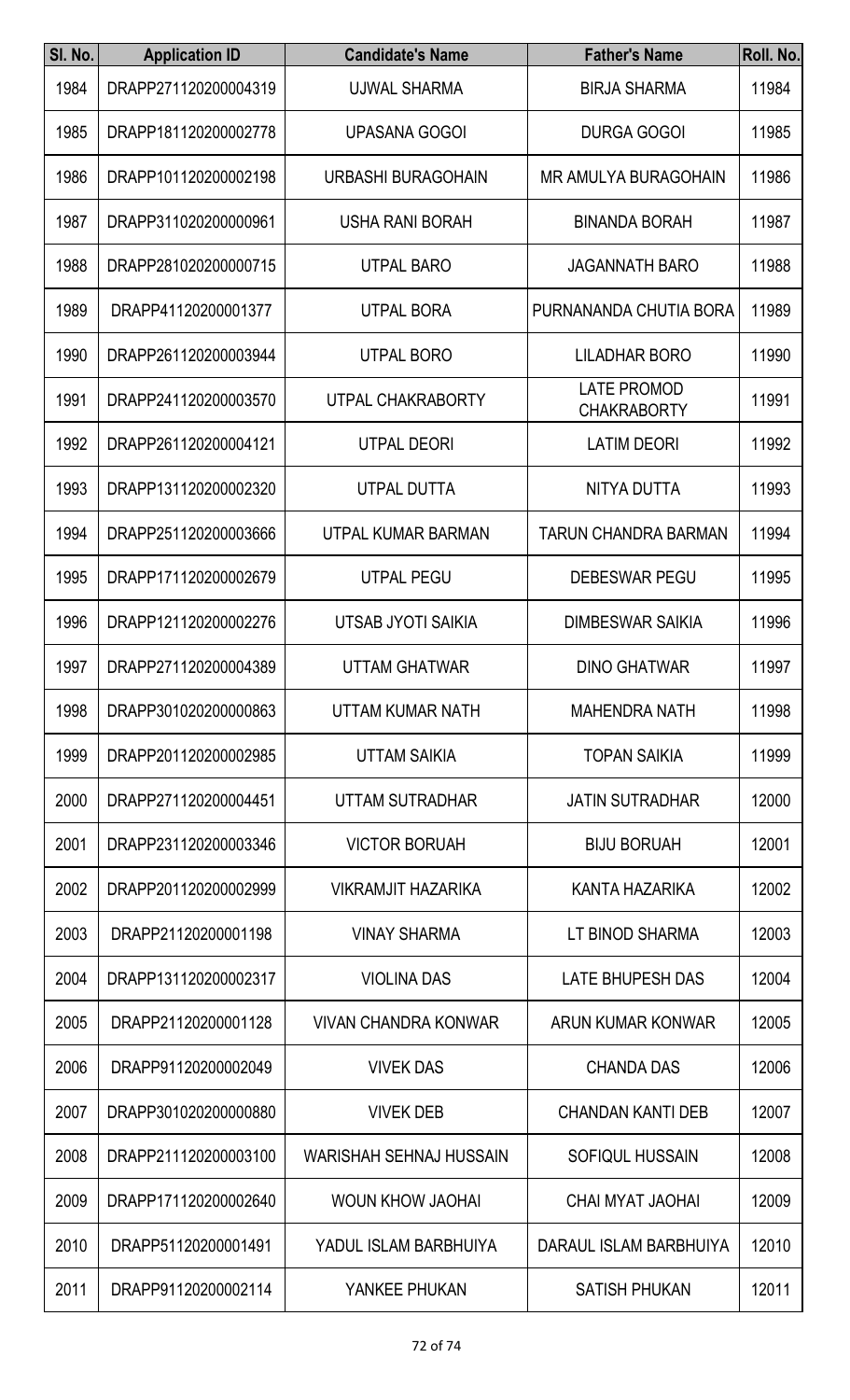| Sl. No. | Application ID | Candidate's Name | Father's Name | Roll. No. |
|---|---|---|---|---|
| 1984 | DRAPP271120200004319 | UJWAL SHARMA | BIRJA SHARMA | 11984 |
| 1985 | DRAPP181120200002778 | UPASANA GOGOI | DURGA GOGOI | 11985 |
| 1986 | DRAPP101120200002198 | URBASHI BURAGOHAIN | MR AMULYA BURAGOHAIN | 11986 |
| 1987 | DRAPP311020200000961 | USHA RANI BORAH | BINANDA BORAH | 11987 |
| 1988 | DRAPP281020200000715 | UTPAL BARO | JAGANNATH BARO | 11988 |
| 1989 | DRAPP41120200001377 | UTPAL BORA | PURNANANDA CHUTIA BORA | 11989 |
| 1990 | DRAPP261120200003944 | UTPAL BORO | LILADHAR BORO | 11990 |
| 1991 | DRAPP241120200003570 | UTPAL CHAKRABORTY | LATE PROMOD CHAKRABORTY | 11991 |
| 1992 | DRAPP261120200004121 | UTPAL DEORI | LATIM DEORI | 11992 |
| 1993 | DRAPP131120200002320 | UTPAL DUTTA | NITYA DUTTA | 11993 |
| 1994 | DRAPP251120200003666 | UTPAL KUMAR BARMAN | TARUN CHANDRA BARMAN | 11994 |
| 1995 | DRAPP171120200002679 | UTPAL PEGU | DEBESWAR PEGU | 11995 |
| 1996 | DRAPP121120200002276 | UTSAB JYOTI SAIKIA | DIMBESWAR SAIKIA | 11996 |
| 1997 | DRAPP271120200004389 | UTTAM GHATWAR | DINO GHATWAR | 11997 |
| 1998 | DRAPP301020200000863 | UTTAM KUMAR NATH | MAHENDRA NATH | 11998 |
| 1999 | DRAPP201120200002985 | UTTAM SAIKIA | TOPAN SAIKIA | 11999 |
| 2000 | DRAPP271120200004451 | UTTAM SUTRADHAR | JATIN SUTRADHAR | 12000 |
| 2001 | DRAPP231120200003346 | VICTOR BORUAH | BIJU BORUAH | 12001 |
| 2002 | DRAPP201120200002999 | VIKRAMJIT HAZARIKA | KANTA HAZARIKA | 12002 |
| 2003 | DRAPP21120200001198 | VINAY SHARMA | LT BINOD SHARMA | 12003 |
| 2004 | DRAPP131120200002317 | VIOLINA DAS | LATE BHUPESH DAS | 12004 |
| 2005 | DRAPP21120200001128 | VIVAN CHANDRA KONWAR | ARUN KUMAR KONWAR | 12005 |
| 2006 | DRAPP91120200002049 | VIVEK DAS | CHANDA DAS | 12006 |
| 2007 | DRAPP301020200000880 | VIVEK DEB | CHANDAN KANTI DEB | 12007 |
| 2008 | DRAPP211120200003100 | WARISHAH SEHNAJ HUSSAIN | SOFIQUL HUSSAIN | 12008 |
| 2009 | DRAPP171120200002640 | WOUN KHOW JAOHAI | CHAI MYAT JAOHAI | 12009 |
| 2010 | DRAPP51120200001491 | YADUL ISLAM BARBHUIYA | DARAUL ISLAM BARBHUIYA | 12010 |
| 2011 | DRAPP91120200002114 | YANKEE PHUKAN | SATISH PHUKAN | 12011 |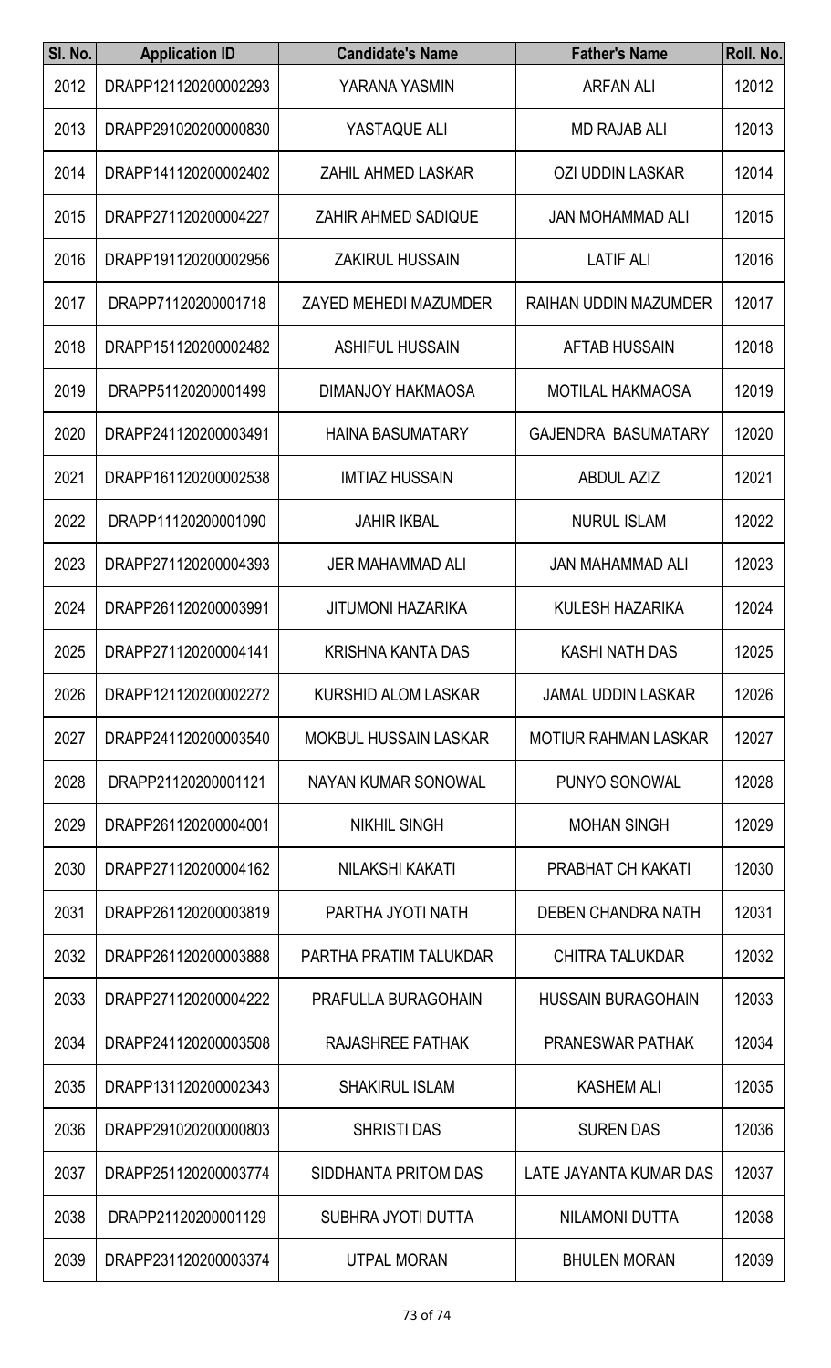| Sl. No. | Application ID | Candidate's Name | Father's Name | Roll. No. |
|---|---|---|---|---|
| 2012 | DRAPP121120200002293 | YARANA YASMIN | ARFAN ALI | 12012 |
| 2013 | DRAPP291020200000830 | YASTAQUE ALI | MD RAJAB ALI | 12013 |
| 2014 | DRAPP141120200002402 | ZAHIL AHMED LASKAR | OZI UDDIN LASKAR | 12014 |
| 2015 | DRAPP271120200004227 | ZAHIR AHMED SADIQUE | JAN MOHAMMAD ALI | 12015 |
| 2016 | DRAPP191120200002956 | ZAKIRUL HUSSAIN | LATIF ALI | 12016 |
| 2017 | DRAPP71120200001718 | ZAYED MEHEDI MAZUMDER | RAIHAN UDDIN MAZUMDER | 12017 |
| 2018 | DRAPP151120200002482 | ASHIFUL HUSSAIN | AFTAB HUSSAIN | 12018 |
| 2019 | DRAPP51120200001499 | DIMANJOY HAKMAOSA | MOTILAL HAKMAOSA | 12019 |
| 2020 | DRAPP241120200003491 | HAINA BASUMATARY | GAJENDRA BASUMATARY | 12020 |
| 2021 | DRAPP161120200002538 | IMTIAZ HUSSAIN | ABDUL AZIZ | 12021 |
| 2022 | DRAPP11120200001090 | JAHIR IKBAL | NURUL ISLAM | 12022 |
| 2023 | DRAPP271120200004393 | JER MAHAMMAD ALI | JAN MAHAMMAD ALI | 12023 |
| 2024 | DRAPP261120200003991 | JITUMONI HAZARIKA | KULESH HAZARIKA | 12024 |
| 2025 | DRAPP271120200004141 | KRISHNA KANTA DAS | KASHI NATH DAS | 12025 |
| 2026 | DRAPP121120200002272 | KURSHID ALOM LASKAR | JAMAL UDDIN LASKAR | 12026 |
| 2027 | DRAPP241120200003540 | MOKBUL HUSSAIN LASKAR | MOTIUR RAHMAN LASKAR | 12027 |
| 2028 | DRAPP21120200001121 | NAYAN KUMAR SONOWAL | PUNYO SONOWAL | 12028 |
| 2029 | DRAPP261120200004001 | NIKHIL SINGH | MOHAN SINGH | 12029 |
| 2030 | DRAPP271120200004162 | NILAKSHI KAKATI | PRABHAT CH KAKATI | 12030 |
| 2031 | DRAPP261120200003819 | PARTHA JYOTI NATH | DEBEN CHANDRA NATH | 12031 |
| 2032 | DRAPP261120200003888 | PARTHA PRATIM TALUKDAR | CHITRA TALUKDAR | 12032 |
| 2033 | DRAPP271120200004222 | PRAFULLA BURAGOHAIN | HUSSAIN BURAGOHAIN | 12033 |
| 2034 | DRAPP241120200003508 | RAJASHREE PATHAK | PRANESWAR PATHAK | 12034 |
| 2035 | DRAPP131120200002343 | SHAKIRUL ISLAM | KASHEM ALI | 12035 |
| 2036 | DRAPP291020200000803 | SHRISTI DAS | SUREN DAS | 12036 |
| 2037 | DRAPP251120200003774 | SIDDHANTA PRITOM DAS | LATE JAYANTA KUMAR DAS | 12037 |
| 2038 | DRAPP21120200001129 | SUBHRA JYOTI DUTTA | NILAMONI DUTTA | 12038 |
| 2039 | DRAPP231120200003374 | UTPAL MORAN | BHULEN MORAN | 12039 |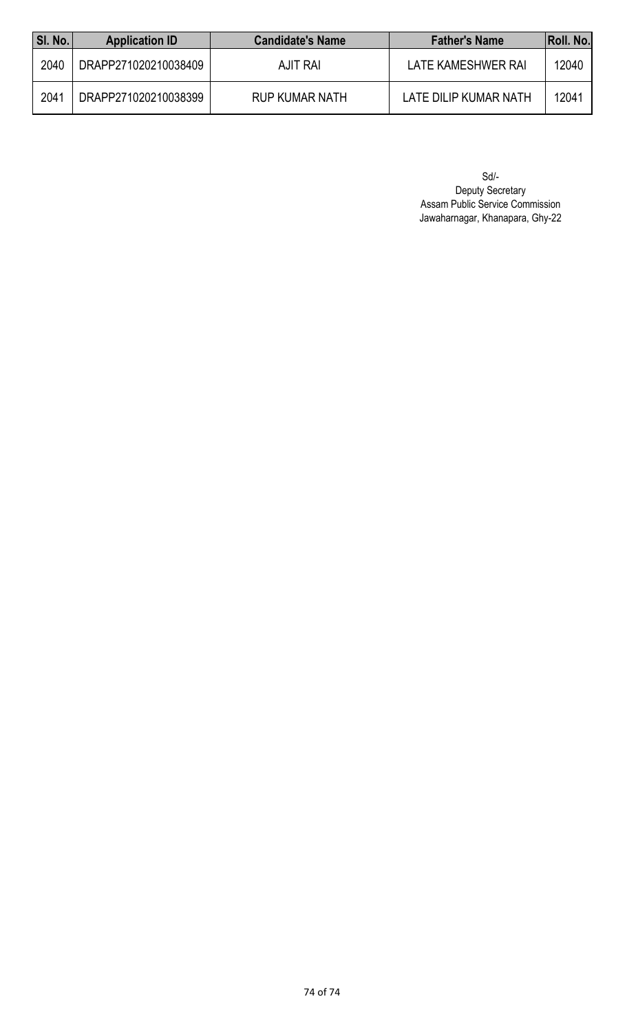| Sl. No. | Application ID | Candidate's Name | Father's Name | Roll. No. |
|---|---|---|---|---|
| 2040 | DRAPP271020210038409 | AJIT RAI | LATE KAMESHWER RAI | 12040 |
| 2041 | DRAPP271020210038399 | RUP KUMAR NATH | LATE DILIP KUMAR NATH | 12041 |

Sd/-
Deputy Secretary
Assam Public Service Commission
Jawaharnagar, Khanapara, Ghy-22